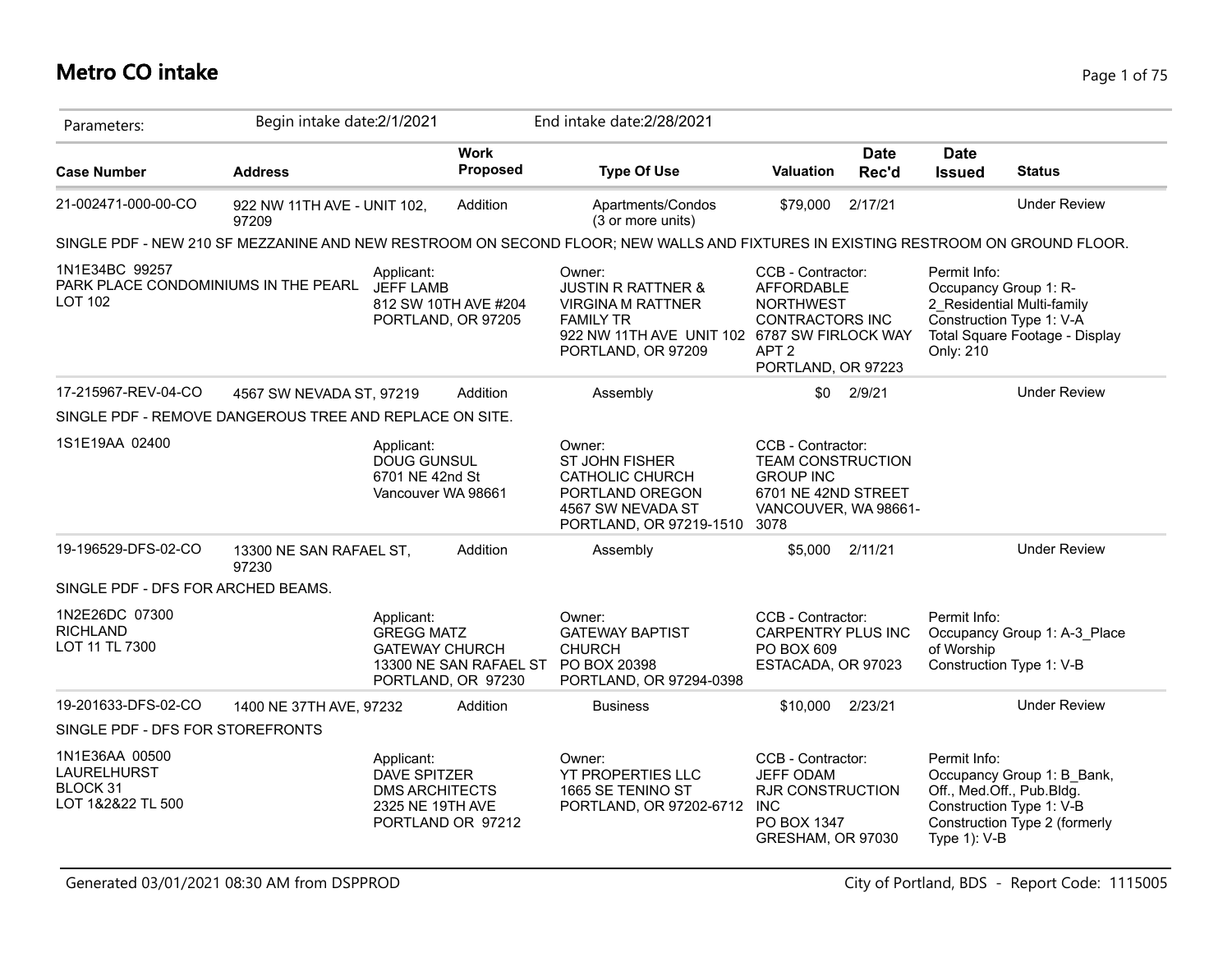# Metro CO intake

Parameters: Begin intake date:2/1/2021 End intake date:2/28/2021

| Case Number | Address | Work Proposed | Type Of Use | Valuation | Date Rec'd | Date Issued | Status |
|---|---|---|---|---|---|---|---|
| 21-002471-000-00-CO | 922 NW 11TH AVE - UNIT 102, 97209 | Addition | Apartments/Condos (3 or more units) | $79,000 | 2/17/21 | | Under Review |

SINGLE PDF - NEW 210 SF MEZZANINE AND NEW RESTROOM ON SECOND FLOOR; NEW WALLS AND FIXTURES IN EXISTING RESTROOM ON GROUND FLOOR.

1N1E34BC 99257
PARK PLACE CONDOMINIUMS IN THE PEARL
LOT 102

Applicant:
JEFF LAMB
812 SW 10TH AVE #204
PORTLAND, OR 97205

Owner:
JUSTIN R RATTNER &
VIRGINA M RATTNER
FAMILY TR
922 NW 11TH AVE UNIT 102
PORTLAND, OR 97209

CCB - Contractor:
AFFORDABLE
NORTHWEST
CONTRACTORS INC
6787 SW FIRLOCK WAY
APT 2
PORTLAND, OR 97223

Permit Info:
Occupancy Group 1: R-2_Residential Multi-family
Construction Type 1: V-A
Total Square Footage - Display Only: 210

| Case Number | Address | Work Proposed | Type Of Use | Valuation | Date Rec'd | Date Issued | Status |
|---|---|---|---|---|---|---|---|
| 17-215967-REV-04-CO | 4567 SW NEVADA ST, 97219 | Addition | Assembly | $0 | 2/9/21 | | Under Review |

SINGLE PDF - REMOVE DANGEROUS TREE AND REPLACE ON SITE.

1S1E19AA 02400

Applicant:
DOUG GUNSUL
6701 NE 42nd St
Vancouver WA 98661

Owner:
ST JOHN FISHER
CATHOLIC CHURCH
PORTLAND OREGON
4567 SW NEVADA ST
PORTLAND, OR 97219-1510

CCB - Contractor:
TEAM CONSTRUCTION
GROUP INC
6701 NE 42ND STREET
VANCOUVER, WA 98661-3078

| Case Number | Address | Work Proposed | Type Of Use | Valuation | Date Rec'd | Date Issued | Status |
|---|---|---|---|---|---|---|---|
| 19-196529-DFS-02-CO | 13300 NE SAN RAFAEL ST, 97230 | Addition | Assembly | $5,000 | 2/11/21 | | Under Review |

SINGLE PDF - DFS FOR ARCHED BEAMS.

1N2E26DC 07300
RICHLAND
LOT 11 TL 7300

Applicant:
GREGG MATZ
GATEWAY CHURCH
13300 NE SAN RAFAEL ST
PORTLAND, OR 97230

Owner:
GATEWAY BAPTIST
CHURCH
PO BOX 20398
PORTLAND, OR 97294-0398

CCB - Contractor:
CARPENTRY PLUS INC
PO BOX 609
ESTACADA, OR 97023

Permit Info:
Occupancy Group 1: A-3_Place of Worship
Construction Type 1: V-B

| Case Number | Address | Work Proposed | Type Of Use | Valuation | Date Rec'd | Date Issued | Status |
|---|---|---|---|---|---|---|---|
| 19-201633-DFS-02-CO | 1400 NE 37TH AVE, 97232 | Addition | Business | $10,000 | 2/23/21 | | Under Review |

SINGLE PDF - DFS FOR STOREFRONTS

1N1E36AA 00500
LAURELHURST
BLOCK 31
LOT 1&2&22 TL 500

Applicant:
DAVE SPITZER
DMS ARCHITECTS
2325 NE 19TH AVE
PORTLAND OR 97212

Owner:
YT PROPERTIES LLC
1665 SE TENINO ST
PORTLAND, OR 97202-6712

CCB - Contractor:
JEFF ODAM
RJR CONSTRUCTION
INC
PO BOX 1347
GRESHAM, OR 97030

Permit Info:
Occupancy Group 1: B_Bank, Off., Med.Off., Pub.Bldg.
Construction Type 1: V-B
Construction Type 2 (formerly Type 1): V-B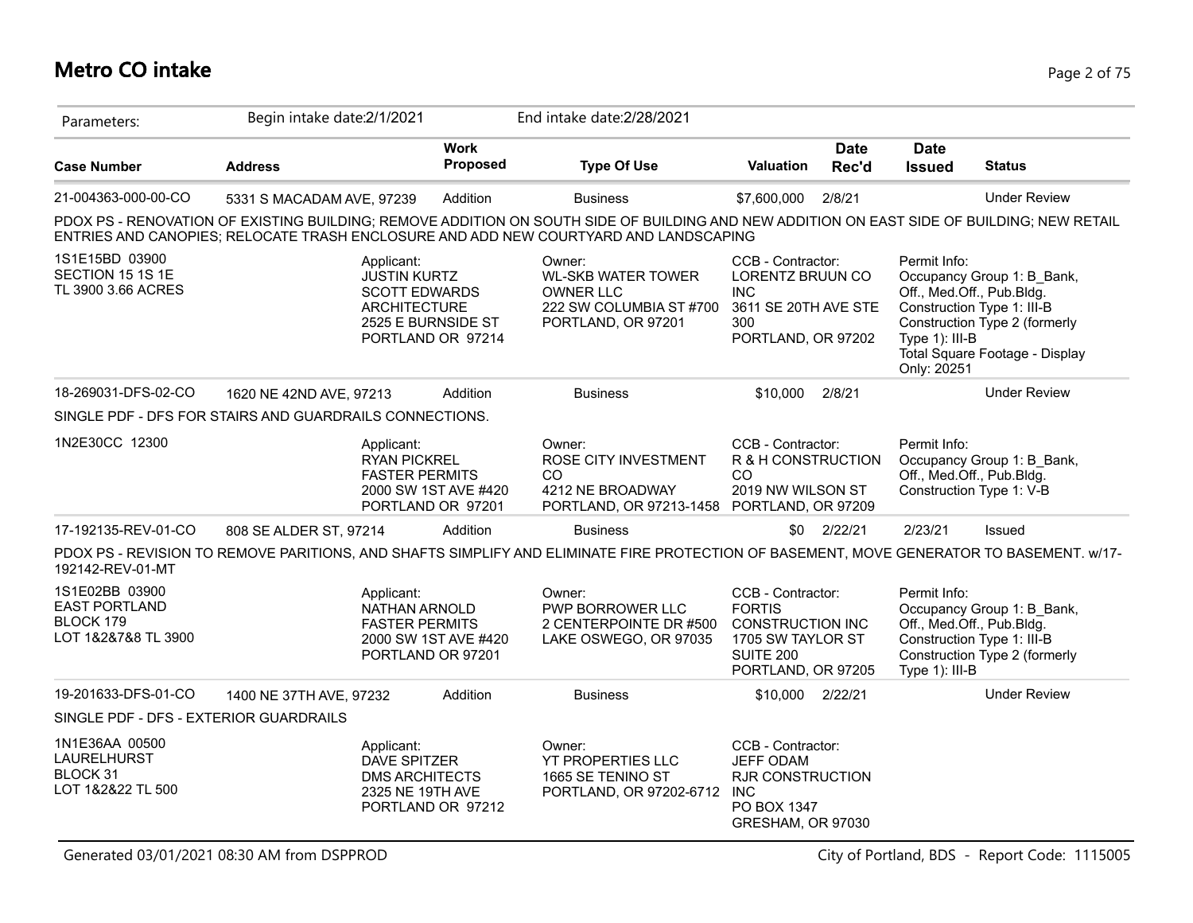# Metro CO intake

Parameters: Begin intake date:2/1/2021 End intake date:2/28/2021

| Case Number | Address | Work Proposed | Type Of Use | Valuation | Date Rec'd | Date Issued | Status |
|---|---|---|---|---|---|---|---|
| 21-004363-000-00-CO | 5331 S MACADAM AVE, 97239 | Addition | Business | $7,600,000 | 2/8/21 | | Under Review |

PDOX PS - RENOVATION OF EXISTING BUILDING; REMOVE ADDITION ON SOUTH SIDE OF BUILDING AND NEW ADDITION ON EAST SIDE OF BUILDING; NEW RETAIL ENTRIES AND CANOPIES; RELOCATE TRASH ENCLOSURE AND ADD NEW COURTYARD AND LANDSCAPING

1S1E15BD 03900
SECTION 15 1S 1E
TL 3900 3.66 ACRES

Applicant:
JUSTIN KURTZ
SCOTT EDWARDS ARCHITECTURE
2525 E BURNSIDE ST
PORTLAND OR 97214

Owner:
WL-SKB WATER TOWER OWNER LLC
222 SW COLUMBIA ST #700
PORTLAND, OR 97201

CCB - Contractor:
LORENTZ BRUUN CO INC
3611 SE 20TH AVE STE 300
PORTLAND, OR 97202

Permit Info:
Occupancy Group 1: B_Bank, Off., Med.Off., Pub.Bldg.
Construction Type 1: III-B
Construction Type 2 (formerly Type 1): III-B
Total Square Footage - Display Only: 20251

| Case Number | Address | Work Proposed | Type Of Use | Valuation | Date Rec'd | Date Issued | Status |
|---|---|---|---|---|---|---|---|
| 18-269031-DFS-02-CO | 1620 NE 42ND AVE, 97213 | Addition | Business | $10,000 | 2/8/21 | | Under Review |

SINGLE PDF - DFS FOR STAIRS AND GUARDRAILS CONNECTIONS.

1N2E30CC 12300

Applicant:
RYAN PICKREL
FASTER PERMITS
2000 SW 1ST AVE #420
PORTLAND OR 97201

Owner:
ROSE CITY INVESTMENT CO
4212 NE BROADWAY
PORTLAND, OR 97213-1458

CCB - Contractor:
R & H CONSTRUCTION CO
2019 NW WILSON ST
PORTLAND, OR 97209

Permit Info:
Occupancy Group 1: B_Bank, Off., Med.Off., Pub.Bldg.
Construction Type 1: V-B

| Case Number | Address | Work Proposed | Type Of Use | Valuation | Date Rec'd | Date Issued | Status |
|---|---|---|---|---|---|---|---|
| 17-192135-REV-01-CO | 808 SE ALDER ST, 97214 | Addition | Business | $0 | 2/22/21 | 2/23/21 | Issued |

PDOX PS - REVISION TO REMOVE PARITIONS, AND SHAFTS SIMPLIFY AND ELIMINATE FIRE PROTECTION OF BASEMENT, MOVE GENERATOR TO BASEMENT. w/17-192142-REV-01-MT

1S1E02BB 03900
EAST PORTLAND
BLOCK 179
LOT 1&2&7&8 TL 3900

Applicant:
NATHAN ARNOLD
FASTER PERMITS
2000 SW 1ST AVE #420
PORTLAND OR 97201

Owner:
PWP BORROWER LLC
2 CENTERPOINTE DR #500
LAKE OSWEGO, OR 97035

CCB - Contractor:
FORTIS CONSTRUCTION INC
1705 SW TAYLOR ST SUITE 200
PORTLAND, OR 97205

Permit Info:
Occupancy Group 1: B_Bank, Off., Med.Off., Pub.Bldg.
Construction Type 1: III-B
Construction Type 2 (formerly Type 1): III-B

| Case Number | Address | Work Proposed | Type Of Use | Valuation | Date Rec'd | Date Issued | Status |
|---|---|---|---|---|---|---|---|
| 19-201633-DFS-01-CO | 1400 NE 37TH AVE, 97232 | Addition | Business | $10,000 | 2/22/21 | | Under Review |

SINGLE PDF - DFS - EXTERIOR GUARDRAILS

1N1E36AA 00500
LAURELHURST
BLOCK 31
LOT 1&2&22 TL 500

Applicant:
DAVE SPITZER
DMS ARCHITECTS
2325 NE 19TH AVE
PORTLAND OR 97212

Owner:
YT PROPERTIES LLC
1665 SE TENINO ST
PORTLAND, OR 97202-6712

CCB - Contractor:
JEFF ODAM
RJR CONSTRUCTION INC
PO BOX 1347
GRESHAM, OR 97030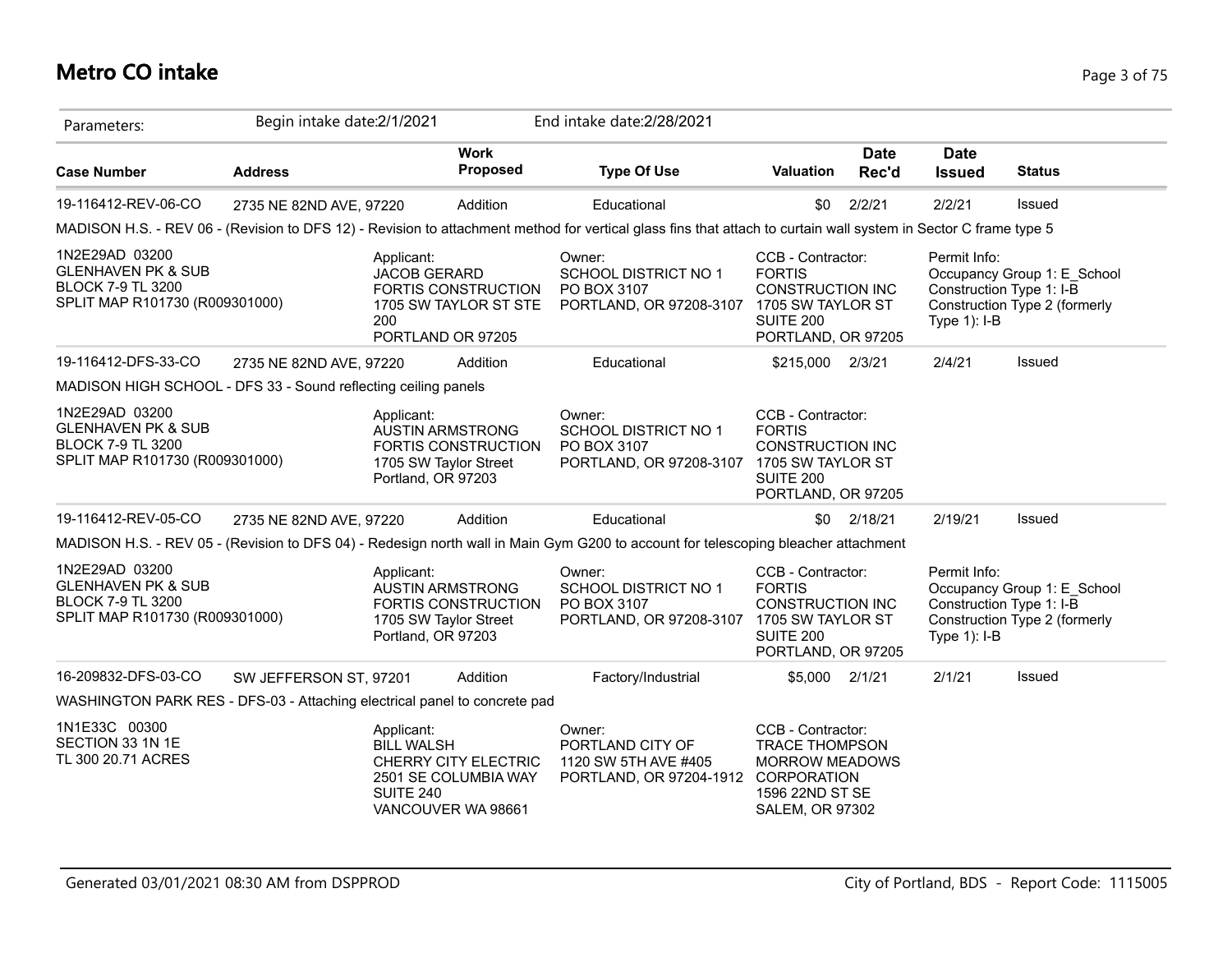# Metro CO intake

| Parameters: | Begin intake date:2/1/2021 | | End intake date:2/28/2021 | | | | |
|---|---|---|---|---|---|---|---|
| **Case Number** | **Address** | **Work Proposed** | **Type Of Use** | **Valuation** | **Date Rec'd** | **Date Issued** | **Status** |
| 19-116412-REV-06-CO | 2735 NE 82ND AVE, 97220 | Addition | Educational | $0 | 2/2/21 | 2/2/21 | Issued |

MADISON H.S. - REV 06 - (Revision to DFS 12) - Revision to attachment method for vertical glass fins that attach to curtain wall system in Sector C frame type 5

1N2E29AD 03200
GLENHAVEN PK & SUB
BLOCK 7-9 TL 3200
SPLIT MAP R101730 (R009301000)

Applicant:
JACOB GERARD
FORTIS CONSTRUCTION
1705 SW TAYLOR ST STE 200
PORTLAND OR 97205

Owner:
SCHOOL DISTRICT NO 1
PO BOX 3107
PORTLAND, OR 97208-3107

CCB - Contractor:
FORTIS CONSTRUCTION INC
1705 SW TAYLOR ST SUITE 200
PORTLAND, OR 97205

Permit Info:
Occupancy Group 1: E_School
Construction Type 1: I-B
Construction Type 2 (formerly Type 1): I-B

| Case Number | Address | Work Proposed | Type Of Use | Valuation | Date Rec'd | Date Issued | Status |
|---|---|---|---|---|---|---|---|
| 19-116412-DFS-33-CO | 2735 NE 82ND AVE, 97220 | Addition | Educational | $215,000 | 2/3/21 | 2/4/21 | Issued |

MADISON HIGH SCHOOL - DFS 33 - Sound reflecting ceiling panels

1N2E29AD 03200
GLENHAVEN PK & SUB
BLOCK 7-9 TL 3200
SPLIT MAP R101730 (R009301000)

Applicant:
AUSTIN ARMSTRONG
FORTIS CONSTRUCTION
1705 SW Taylor Street
Portland, OR 97203

Owner:
SCHOOL DISTRICT NO 1
PO BOX 3107
PORTLAND, OR 97208-3107

CCB - Contractor:
FORTIS CONSTRUCTION INC
1705 SW TAYLOR ST SUITE 200
PORTLAND, OR 97205

| Case Number | Address | Work Proposed | Type Of Use | Valuation | Date Rec'd | Date Issued | Status |
|---|---|---|---|---|---|---|---|
| 19-116412-REV-05-CO | 2735 NE 82ND AVE, 97220 | Addition | Educational | $0 | 2/18/21 | 2/19/21 | Issued |

MADISON H.S. - REV 05 - (Revision to DFS 04) - Redesign north wall in Main Gym G200 to account for telescoping bleacher attachment

1N2E29AD 03200
GLENHAVEN PK & SUB
BLOCK 7-9 TL 3200
SPLIT MAP R101730 (R009301000)

Applicant:
AUSTIN ARMSTRONG
FORTIS CONSTRUCTION
1705 SW Taylor Street
Portland, OR 97203

Owner:
SCHOOL DISTRICT NO 1
PO BOX 3107
PORTLAND, OR 97208-3107

CCB - Contractor:
FORTIS CONSTRUCTION INC
1705 SW TAYLOR ST SUITE 200
PORTLAND, OR 97205

Permit Info:
Occupancy Group 1: E_School
Construction Type 1: I-B
Construction Type 2 (formerly Type 1): I-B

| Case Number | Address | Work Proposed | Type Of Use | Valuation | Date Rec'd | Date Issued | Status |
|---|---|---|---|---|---|---|---|
| 16-209832-DFS-03-CO | SW JEFFERSON ST, 97201 | Addition | Factory/Industrial | $5,000 | 2/1/21 | 2/1/21 | Issued |

WASHINGTON PARK RES - DFS-03 - Attaching electrical panel to concrete pad

1N1E33C 00300
SECTION 33 1N 1E
TL 300 20.71 ACRES

Applicant:
BILL WALSH
CHERRY CITY ELECTRIC
2501 SE COLUMBIA WAY SUITE 240
VANCOUVER WA 98661

Owner:
PORTLAND CITY OF
1120 SW 5TH AVE #405
PORTLAND, OR 97204-1912

CCB - Contractor:
TRACE THOMPSON
MORROW MEADOWS CORPORATION
1596 22ND ST SE
SALEM, OR 97302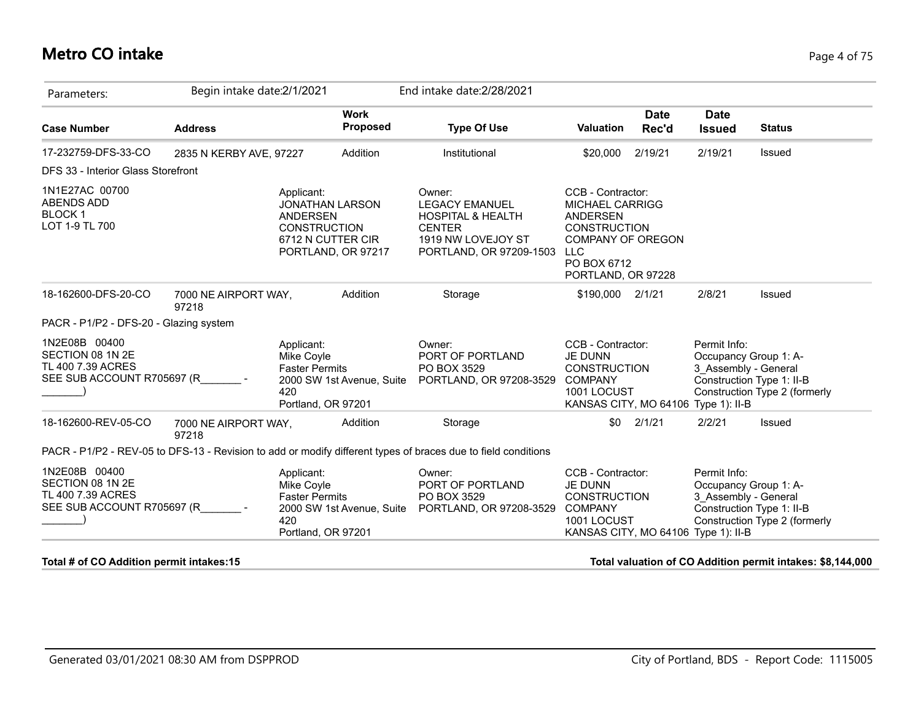# Metro CO intake

Parameters: Begin intake date:2/1/2021 End intake date:2/28/2021

| Case Number | Address | Work Proposed | Type Of Use | Valuation | Date Rec'd | Date Issued | Status |
|---|---|---|---|---|---|---|---|
| 17-232759-DFS-33-CO | 2835 N KERBY AVE, 97227 | Addition | Institutional | $20,000 | 2/19/21 | 2/19/21 | Issued |
| DFS 33 - Interior Glass Storefront | | | | | | | |
| 1N1E27AC 00700<br>ABENDS ADD<br>BLOCK 1<br>LOT 1-9 TL 700 | Applicant:<br>JONATHAN LARSON<br>ANDERSEN<br>CONSTRUCTION<br>6712 N CUTTER CIR<br>PORTLAND, OR 97217 | | Owner:<br>LEGACY EMANUEL<br>HOSPITAL & HEALTH<br>CENTER<br>1919 NW LOVEJOY ST<br>PORTLAND, OR 97209-1503 | CCB - Contractor:<br>MICHAEL CARRIGG<br>ANDERSEN<br>CONSTRUCTION<br>COMPANY OF OREGON<br>LLC<br>PO BOX 6712<br>PORTLAND, OR 97228 | | | |
| 18-162600-DFS-20-CO | 7000 NE AIRPORT WAY, 97218 | Addition | Storage | $190,000 | 2/1/21 | 2/8/21 | Issued |
| PACR - P1/P2 - DFS-20 - Glazing system | | | | | | | |
| 1N2E08B 00400<br>SECTION 08 1N 2E<br>TL 400 7.39 ACRES<br>SEE SUB ACCOUNT R705697 (R_______ - _______) | Applicant:<br>Mike Coyle<br>Faster Permits<br>2000 SW 1st Avenue, Suite 420<br>Portland, OR 97201 | | Owner:<br>PORT OF PORTLAND<br>PO BOX 3529<br>PORTLAND, OR 97208-3529 | CCB - Contractor:<br>JE DUNN<br>CONSTRUCTION<br>COMPANY<br>1001 LOCUST<br>KANSAS CITY, MO 64106 | | Permit Info:<br>Occupancy Group 1: A-3_Assembly - General<br>Construction Type 1: II-B<br>Construction Type 2 (formerly Type 1): II-B | |
| 18-162600-REV-05-CO | 7000 NE AIRPORT WAY, 97218 | Addition | Storage | $0 | 2/1/21 | 2/2/21 | Issued |
| PACR - P1/P2 - REV-05 to DFS-13 - Revision to add or modify different types of braces due to field conditions | | | | | | | |
| 1N2E08B 00400<br>SECTION 08 1N 2E<br>TL 400 7.39 ACRES<br>SEE SUB ACCOUNT R705697 (R_______ - _______) | Applicant:<br>Mike Coyle<br>Faster Permits<br>2000 SW 1st Avenue, Suite 420<br>Portland, OR 97201 | | Owner:<br>PORT OF PORTLAND<br>PO BOX 3529<br>PORTLAND, OR 97208-3529 | CCB - Contractor:<br>JE DUNN<br>CONSTRUCTION<br>COMPANY<br>1001 LOCUST<br>KANSAS CITY, MO 64106 | | Permit Info:<br>Occupancy Group 1: A-3_Assembly - General<br>Construction Type 1: II-B<br>Construction Type 2 (formerly Type 1): II-B | |

**Total # of CO Addition permit intakes:15**

**Total valuation of CO Addition permit intakes: $8,144,000**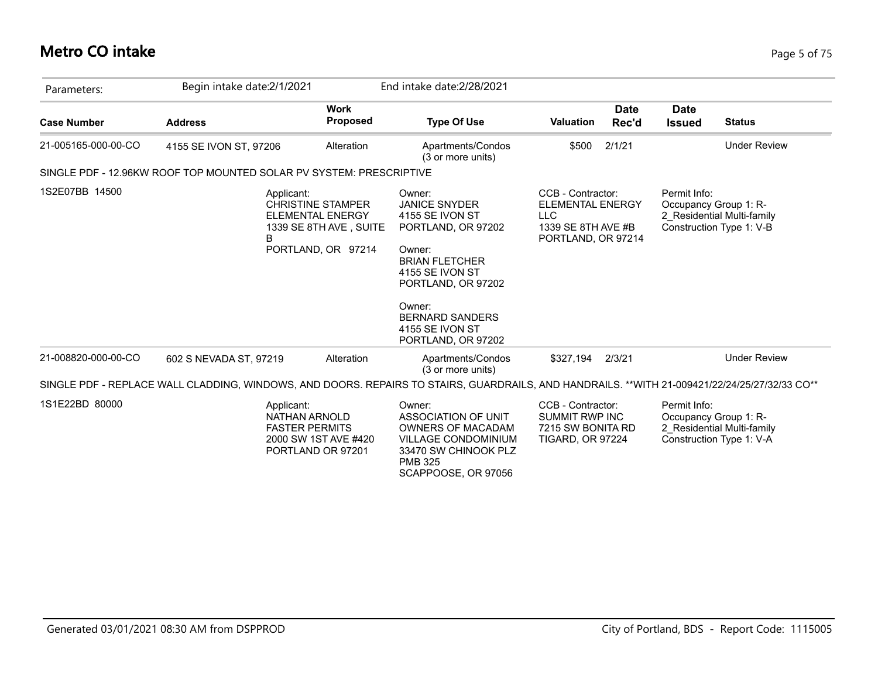# Metro CO intake

| Parameters: | Begin intake date:2/1/2021 | | End intake date:2/28/2021 | | | | |
|---|---|---|---|---|---|---|---|
| **Case Number** | **Address** | **Work Proposed** | **Type Of Use** | **Valuation** | **Date Rec'd** | **Date Issued** | **Status** |
| 21-005165-000-00-CO | 4155 SE IVON ST, 97206 | Alteration | Apartments/Condos (3 or more units) | $500 | 2/1/21 | | Under Review |

SINGLE PDF - 12.96KW ROOF TOP MOUNTED SOLAR PV SYSTEM: PRESCRIPTIVE

1S2E07BB 14500

Applicant:
CHRISTINE STAMPER
ELEMENTAL ENERGY
1339 SE 8TH AVE , SUITE B
PORTLAND, OR 97214

Owner:
JANICE SNYDER
4155 SE IVON ST
PORTLAND, OR 97202

Owner:
BRIAN FLETCHER
4155 SE IVON ST
PORTLAND, OR 97202

Owner:
BERNARD SANDERS
4155 SE IVON ST
PORTLAND, OR 97202

CCB - Contractor:
ELEMENTAL ENERGY LLC
1339 SE 8TH AVE #B
PORTLAND, OR 97214

Permit Info:
Occupancy Group 1: R-2_Residential Multi-family
Construction Type 1: V-B

| Case Number | Address | Work Proposed | Type Of Use | Valuation | Date Rec'd | Date Issued | Status |
|---|---|---|---|---|---|---|---|
| 21-008820-000-00-CO | 602 S NEVADA ST, 97219 | Alteration | Apartments/Condos (3 or more units) | $327,194 | 2/3/21 | | Under Review |

SINGLE PDF - REPLACE WALL CLADDING, WINDOWS, AND DOORS. REPAIRS TO STAIRS, GUARDRAILS, AND HANDRAILS. **WITH 21-009421/22/24/25/27/32/33 CO**

1S1E22BD 80000

Applicant:
NATHAN ARNOLD
FASTER PERMITS
2000 SW 1ST AVE #420
PORTLAND OR 97201

Owner:
ASSOCIATION OF UNIT OWNERS OF MACADAM VILLAGE CONDOMINIUM
33470 SW CHINOOK PLZ PMB 325
SCAPPOOSE, OR 97056

CCB - Contractor:
SUMMIT RWP INC
7215 SW BONITA RD
TIGARD, OR 97224

Permit Info:
Occupancy Group 1: R-2_Residential Multi-family
Construction Type 1: V-A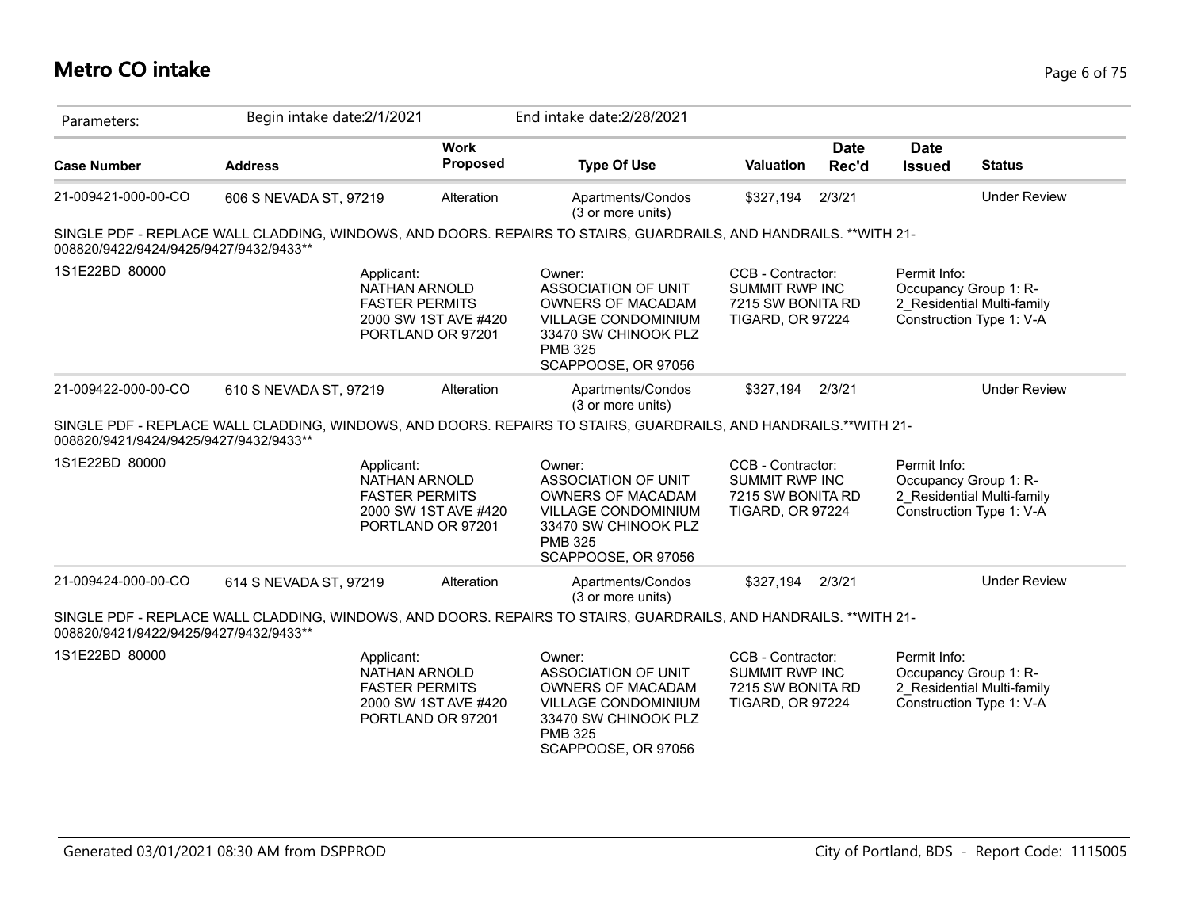# Metro CO intake

Parameters: Begin intake date:2/1/2021 End intake date:2/28/2021

| Case Number | Address | Work Proposed | Type Of Use | Valuation | Date Rec'd | Date Issued | Status |
|---|---|---|---|---|---|---|---|
| 21-009421-000-00-CO | 606 S NEVADA ST, 97219 | Alteration | Apartments/Condos (3 or more units) | $327,194 | 2/3/21 | | Under Review |

SINGLE PDF - REPLACE WALL CLADDING, WINDOWS, AND DOORS. REPAIRS TO STAIRS, GUARDRAILS, AND HANDRAILS. **WITH 21-008820/9422/9424/9425/9427/9432/9433**

1S1E22BD 80000

Applicant:
NATHAN ARNOLD
FASTER PERMITS
2000 SW 1ST AVE #420
PORTLAND OR 97201

Owner:
ASSOCIATION OF UNIT OWNERS OF MACADAM VILLAGE CONDOMINIUM
33470 SW CHINOOK PLZ PMB 325
SCAPPOOSE, OR 97056

CCB - Contractor:
SUMMIT RWP INC
7215 SW BONITA RD
TIGARD, OR 97224

Permit Info:
Occupancy Group 1: R-2_Residential Multi-family
Construction Type 1: V-A

| Case Number | Address | Work Proposed | Type Of Use | Valuation | Date Rec'd | Date Issued | Status |
|---|---|---|---|---|---|---|---|
| 21-009422-000-00-CO | 610 S NEVADA ST, 97219 | Alteration | Apartments/Condos (3 or more units) | $327,194 | 2/3/21 | | Under Review |

SINGLE PDF - REPLACE WALL CLADDING, WINDOWS, AND DOORS. REPAIRS TO STAIRS, GUARDRAILS, AND HANDRAILS.**WITH 21-008820/9421/9424/9425/9427/9432/9433**

1S1E22BD 80000

Applicant:
NATHAN ARNOLD
FASTER PERMITS
2000 SW 1ST AVE #420
PORTLAND OR 97201

Owner:
ASSOCIATION OF UNIT OWNERS OF MACADAM VILLAGE CONDOMINIUM
33470 SW CHINOOK PLZ PMB 325
SCAPPOOSE, OR 97056

CCB - Contractor:
SUMMIT RWP INC
7215 SW BONITA RD
TIGARD, OR 97224

Permit Info:
Occupancy Group 1: R-2_Residential Multi-family
Construction Type 1: V-A

| Case Number | Address | Work Proposed | Type Of Use | Valuation | Date Rec'd | Date Issued | Status |
|---|---|---|---|---|---|---|---|
| 21-009424-000-00-CO | 614 S NEVADA ST, 97219 | Alteration | Apartments/Condos (3 or more units) | $327,194 | 2/3/21 | | Under Review |

SINGLE PDF - REPLACE WALL CLADDING, WINDOWS, AND DOORS. REPAIRS TO STAIRS, GUARDRAILS, AND HANDRAILS. **WITH 21-008820/9421/9422/9425/9427/9432/9433**

1S1E22BD 80000

Applicant:
NATHAN ARNOLD
FASTER PERMITS
2000 SW 1ST AVE #420
PORTLAND OR 97201

Owner:
ASSOCIATION OF UNIT OWNERS OF MACADAM VILLAGE CONDOMINIUM
33470 SW CHINOOK PLZ PMB 325
SCAPPOOSE, OR 97056

CCB - Contractor:
SUMMIT RWP INC
7215 SW BONITA RD
TIGARD, OR 97224

Permit Info:
Occupancy Group 1: R-2_Residential Multi-family
Construction Type 1: V-A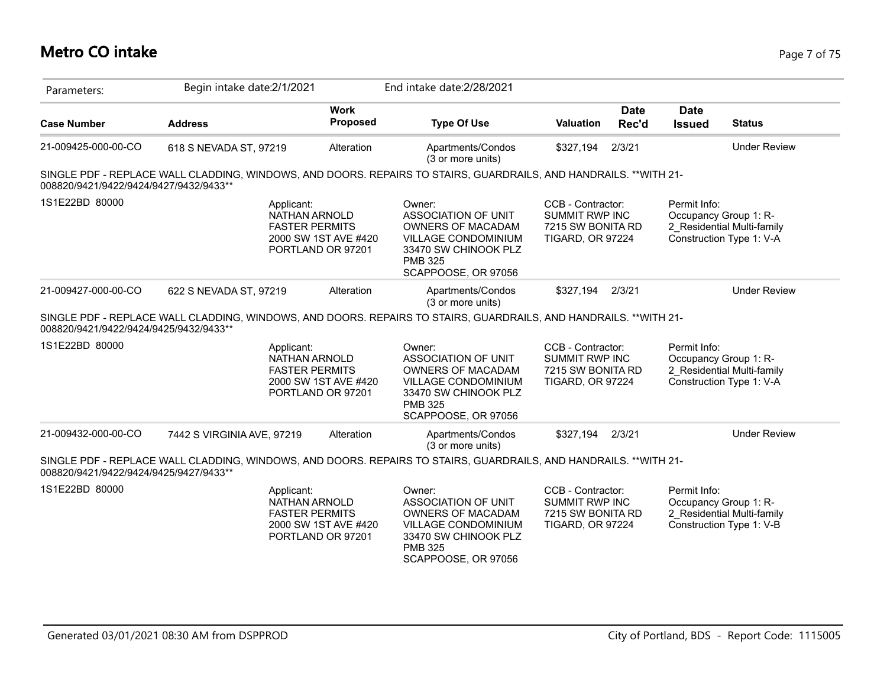# Metro CO intake

Parameters: Begin intake date:2/1/2021 End intake date:2/28/2021

| Case Number | Address | Work Proposed | Type Of Use | Valuation | Date Rec'd | Date Issued | Status |
|---|---|---|---|---|---|---|---|
| 21-009425-000-00-CO | 618 S NEVADA ST, 97219 | Alteration | Apartments/Condos (3 or more units) | $327,194 | 2/3/21 | | Under Review |

SINGLE PDF - REPLACE WALL CLADDING, WINDOWS, AND DOORS. REPAIRS TO STAIRS, GUARDRAILS, AND HANDRAILS. **WITH 21-008820/9421/9422/9424/9427/9432/9433**

1S1E22BD 80000

Applicant:
NATHAN ARNOLD
FASTER PERMITS
2000 SW 1ST AVE #420
PORTLAND OR 97201

Owner:
ASSOCIATION OF UNIT OWNERS OF MACADAM VILLAGE CONDOMINIUM
33470 SW CHINOOK PLZ
PMB 325
SCAPPOOSE, OR 97056

CCB - Contractor:
SUMMIT RWP INC
7215 SW BONITA RD
TIGARD, OR 97224

Permit Info:
Occupancy Group 1: R-2_Residential Multi-family
Construction Type 1: V-A

| Case Number | Address | Work Proposed | Type Of Use | Valuation | Date Rec'd | Date Issued | Status |
|---|---|---|---|---|---|---|---|
| 21-009427-000-00-CO | 622 S NEVADA ST, 97219 | Alteration | Apartments/Condos (3 or more units) | $327,194 | 2/3/21 | | Under Review |

SINGLE PDF - REPLACE WALL CLADDING, WINDOWS, AND DOORS. REPAIRS TO STAIRS, GUARDRAILS, AND HANDRAILS. **WITH 21-008820/9421/9422/9424/9425/9432/9433**

1S1E22BD 80000

Applicant:
NATHAN ARNOLD
FASTER PERMITS
2000 SW 1ST AVE #420
PORTLAND OR 97201

Owner:
ASSOCIATION OF UNIT OWNERS OF MACADAM VILLAGE CONDOMINIUM
33470 SW CHINOOK PLZ
PMB 325
SCAPPOOSE, OR 97056

CCB - Contractor:
SUMMIT RWP INC
7215 SW BONITA RD
TIGARD, OR 97224

Permit Info:
Occupancy Group 1: R-2_Residential Multi-family
Construction Type 1: V-A

| Case Number | Address | Work Proposed | Type Of Use | Valuation | Date Rec'd | Date Issued | Status |
|---|---|---|---|---|---|---|---|
| 21-009432-000-00-CO | 7442 S VIRGINIA AVE, 97219 | Alteration | Apartments/Condos (3 or more units) | $327,194 | 2/3/21 | | Under Review |

SINGLE PDF - REPLACE WALL CLADDING, WINDOWS, AND DOORS. REPAIRS TO STAIRS, GUARDRAILS, AND HANDRAILS. **WITH 21-008820/9421/9422/9424/9425/9427/9433**

1S1E22BD 80000

Applicant:
NATHAN ARNOLD
FASTER PERMITS
2000 SW 1ST AVE #420
PORTLAND OR 97201

Owner:
ASSOCIATION OF UNIT OWNERS OF MACADAM VILLAGE CONDOMINIUM
33470 SW CHINOOK PLZ
PMB 325
SCAPPOOSE, OR 97056

CCB - Contractor:
SUMMIT RWP INC
7215 SW BONITA RD
TIGARD, OR 97224

Permit Info:
Occupancy Group 1: R-2_Residential Multi-family
Construction Type 1: V-B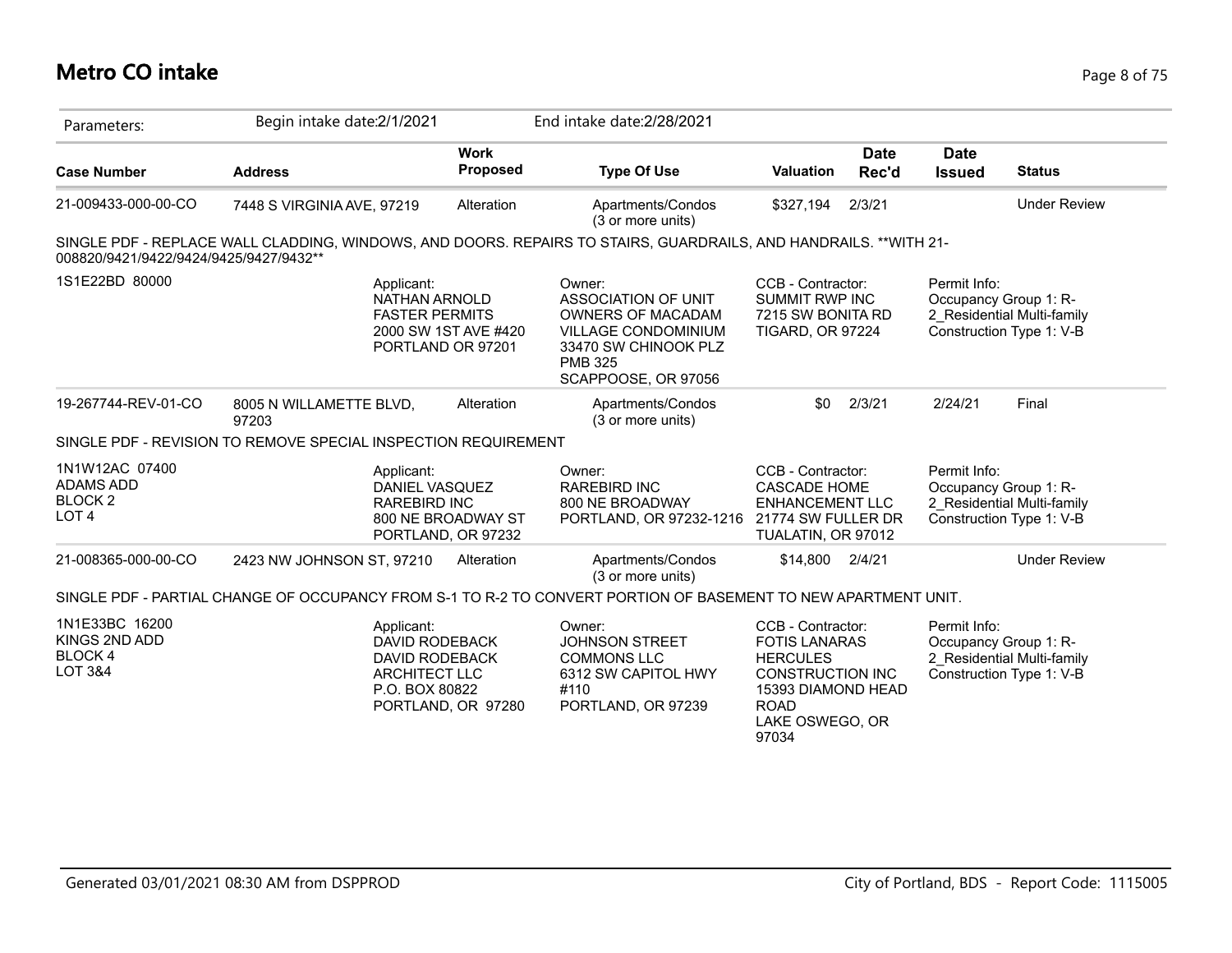# Metro CO intake

| Parameters: | Begin intake date:2/1/2021 | | End intake date:2/28/2021 | | | | |
|---|---|---|---|---|---|---|---|
| **Case Number** | **Address** | **Work Proposed** | **Type Of Use** | **Valuation** | **Date Rec'd** | **Date Issued** | **Status** |
| 21-009433-000-00-CO | 7448 S VIRGINIA AVE, 97219 | Alteration | Apartments/Condos (3 or more units) | $327,194 | 2/3/21 | | Under Review |

SINGLE PDF - REPLACE WALL CLADDING, WINDOWS, AND DOORS. REPAIRS TO STAIRS, GUARDRAILS, AND HANDRAILS. **WITH 21-008820/9421/9422/9424/9425/9427/9432**

| | Applicant: | Owner: | CCB - Contractor: | Permit Info: |
|---|---|---|---|---|
| 1S1E22BD 80000 | NATHAN ARNOLD<br>FASTER PERMITS<br>2000 SW 1ST AVE #420<br>PORTLAND OR 97201 | ASSOCIATION OF UNIT OWNERS OF MACADAM VILLAGE CONDOMINIUM<br>33470 SW CHINOOK PLZ PMB 325<br>SCAPPOOSE, OR 97056 | SUMMIT RWP INC<br>7215 SW BONITA RD<br>TIGARD, OR 97224 | Occupancy Group 1: R-2_Residential Multi-family<br>Construction Type 1: V-B |

| Case Number | Address | Work Proposed | Type Of Use | Valuation | Date Rec'd | Date Issued | Status |
|---|---|---|---|---|---|---|---|
| 19-267744-REV-01-CO | 8005 N WILLAMETTE BLVD, 97203 | Alteration | Apartments/Condos (3 or more units) | $0 | 2/3/21 | 2/24/21 | Final |

SINGLE PDF - REVISION TO REMOVE SPECIAL INSPECTION REQUIREMENT

| | Applicant: | Owner: | CCB - Contractor: | Permit Info: |
|---|---|---|---|---|
| 1N1W12AC 07400<br>ADAMS ADD<br>BLOCK 2<br>LOT 4 | DANIEL VASQUEZ<br>RAREBIRD INC<br>800 NE BROADWAY ST<br>PORTLAND, OR 97232 | RAREBIRD INC<br>800 NE BROADWAY<br>PORTLAND, OR 97232-1216 | CASCADE HOME ENHANCEMENT LLC<br>21774 SW FULLER DR<br>TUALATIN, OR 97012 | Occupancy Group 1: R-2_Residential Multi-family<br>Construction Type 1: V-B |

| Case Number | Address | Work Proposed | Type Of Use | Valuation | Date Rec'd | Date Issued | Status |
|---|---|---|---|---|---|---|---|
| 21-008365-000-00-CO | 2423 NW JOHNSON ST, 97210 | Alteration | Apartments/Condos (3 or more units) | $14,800 | 2/4/21 | | Under Review |

SINGLE PDF - PARTIAL CHANGE OF OCCUPANCY FROM S-1 TO R-2 TO CONVERT PORTION OF BASEMENT TO NEW APARTMENT UNIT.

| | Applicant: | Owner: | CCB - Contractor: | Permit Info: |
|---|---|---|---|---|
| 1N1E33BC 16200<br>KINGS 2ND ADD<br>BLOCK 4<br>LOT 3&4 | DAVID RODEBACK<br>DAVID RODEBACK ARCHITECT LLC<br>P.O. BOX 80822<br>PORTLAND, OR 97280 | JOHNSON STREET COMMONS LLC<br>6312 SW CAPITOL HWY #110<br>PORTLAND, OR 97239 | FOTIS LANARAS<br>HERCULES CONSTRUCTION INC<br>15393 DIAMOND HEAD ROAD<br>LAKE OSWEGO, OR 97034 | Occupancy Group 1: R-2_Residential Multi-family<br>Construction Type 1: V-B |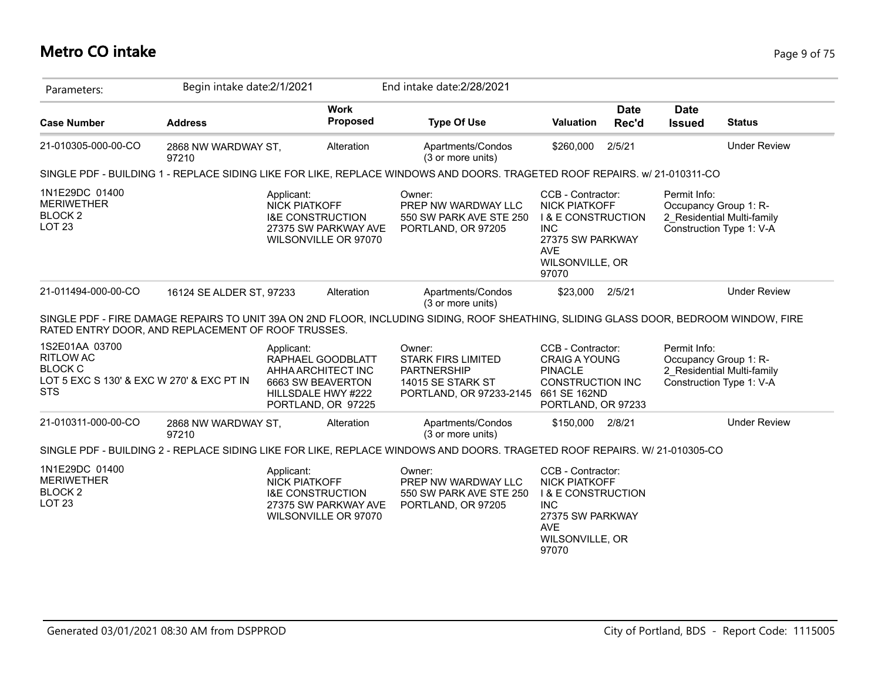# Metro CO intake

| Parameters: | Begin intake date:2/1/2021 | | End intake date:2/28/2021 | | | | |
|---|---|---|---|---|---|---|---|
| **Case Number** | **Address** | **Work Proposed** | **Type Of Use** | **Valuation** | **Date Rec'd** | **Date Issued** | **Status** |
| 21-010305-000-00-CO | 2868 NW WARDWAY ST, 97210 | Alteration | Apartments/Condos (3 or more units) | $260,000 | 2/5/21 | | Under Review |

SINGLE PDF - BUILDING 1 - REPLACE SIDING LIKE FOR LIKE, REPLACE WINDOWS AND DOORS. TRAGETED ROOF REPAIRS. w/ 21-010311-CO

| | | | | |
|---|---|---|---|---|
| 1N1E29DC 01400<br>MERIWETHER<br>BLOCK 2<br>LOT 23 | Applicant:<br>NICK PIATKOFF<br>I&E CONSTRUCTION<br>27375 SW PARKWAY AVE<br>WILSONVILLE OR 97070 | Owner:<br>PREP NW WARDWAY LLC<br>550 SW PARK AVE STE 250<br>PORTLAND, OR 97205 | CCB - Contractor:<br>NICK PIATKOFF<br>I & E CONSTRUCTION INC<br>27375 SW PARKWAY AVE<br>WILSONVILLE, OR 97070 | Permit Info:<br>Occupancy Group 1: R-2_Residential Multi-family<br>Construction Type 1: V-A |

| Case Number | Address | Work Proposed | Type Of Use | Valuation | Date Rec'd | Date Issued | Status |
|---|---|---|---|---|---|---|---|
| 21-011494-000-00-CO | 16124 SE ALDER ST, 97233 | Alteration | Apartments/Condos (3 or more units) | $23,000 | 2/5/21 | | Under Review |

SINGLE PDF - FIRE DAMAGE REPAIRS TO UNIT 39A ON 2ND FLOOR, INCLUDING SIDING, ROOF SHEATHING, SLIDING GLASS DOOR, BEDROOM WINDOW, FIRE RATED ENTRY DOOR, AND REPLACEMENT OF ROOF TRUSSES.

| | | | | |
|---|---|---|---|---|
| 1S2E01AA 03700<br>RITLOW AC<br>BLOCK C<br>LOT 5 EXC S 130' & EXC W 270' & EXC PT IN STS | Applicant:<br>RAPHAEL GOODBLATT<br>AHHA ARCHITECT INC<br>6663 SW BEAVERTON HILLSDALE HWY #222<br>PORTLAND, OR 97225 | Owner:<br>STARK FIRS LIMITED PARTNERSHIP<br>14015 SE STARK ST<br>PORTLAND, OR 97233-2145 | CCB - Contractor:<br>CRAIG A YOUNG<br>PINACLE CONSTRUCTION INC<br>661 SE 162ND<br>PORTLAND, OR 97233 | Permit Info:<br>Occupancy Group 1: R-2_Residential Multi-family<br>Construction Type 1: V-A |

| Case Number | Address | Work Proposed | Type Of Use | Valuation | Date Rec'd | Date Issued | Status |
|---|---|---|---|---|---|---|---|
| 21-010311-000-00-CO | 2868 NW WARDWAY ST, 97210 | Alteration | Apartments/Condos (3 or more units) | $150,000 | 2/8/21 | | Under Review |

SINGLE PDF - BUILDING 2 - REPLACE SIDING LIKE FOR LIKE, REPLACE WINDOWS AND DOORS. TRAGETED ROOF REPAIRS. W/ 21-010305-CO

| | | | | |
|---|---|---|---|---|
| 1N1E29DC 01400<br>MERIWETHER<br>BLOCK 2<br>LOT 23 | Applicant:<br>NICK PIATKOFF<br>I&E CONSTRUCTION<br>27375 SW PARKWAY AVE<br>WILSONVILLE OR 97070 | Owner:<br>PREP NW WARDWAY LLC<br>550 SW PARK AVE STE 250<br>PORTLAND, OR 97205 | CCB - Contractor:<br>NICK PIATKOFF<br>I & E CONSTRUCTION INC<br>27375 SW PARKWAY AVE<br>WILSONVILLE, OR 97070 | |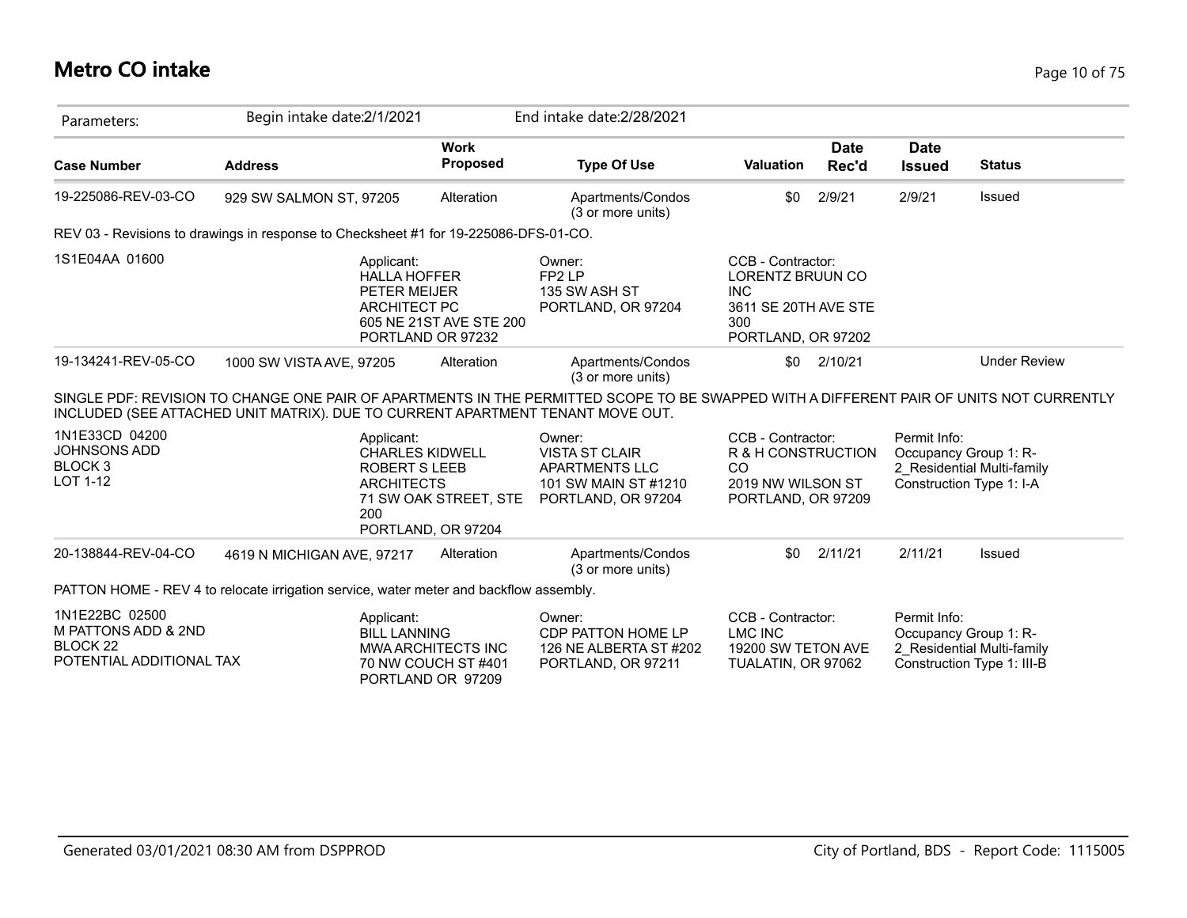# Metro CO intake

Parameters: Begin intake date:2/1/2021 End intake date:2/28/2021

| Case Number | Address | Work Proposed | Type Of Use | Valuation | Date Rec'd | Date Issued | Status |
|---|---|---|---|---|---|---|---|
| 19-225086-REV-03-CO | 929 SW SALMON ST, 97205 | Alteration | Apartments/Condos (3 or more units) | $0 | 2/9/21 | 2/9/21 | Issued |

REV 03 - Revisions to drawings in response to Checksheet #1 for 19-225086-DFS-01-CO.

1S1E04AA 01600

Applicant:
HALLA HOFFER
PETER MEIJER
ARCHITECT PC
605 NE 21ST AVE STE 200
PORTLAND OR 97232

Owner:
FP2 LP
135 SW ASH ST
PORTLAND, OR 97204

CCB - Contractor:
LORENTZ BRUUN CO
INC
3611 SE 20TH AVE STE
300
PORTLAND, OR 97202

| Case Number | Address | Work Proposed | Type Of Use | Valuation | Date Rec'd | Date Issued | Status |
|---|---|---|---|---|---|---|---|
| 19-134241-REV-05-CO | 1000 SW VISTA AVE, 97205 | Alteration | Apartments/Condos (3 or more units) | $0 | 2/10/21 | | Under Review |

SINGLE PDF: REVISION TO CHANGE ONE PAIR OF APARTMENTS IN THE PERMITTED SCOPE TO BE SWAPPED WITH A DIFFERENT PAIR OF UNITS NOT CURRENTLY INCLUDED (SEE ATTACHED UNIT MATRIX). DUE TO CURRENT APARTMENT TENANT MOVE OUT.

1N1E33CD 04200
JOHNSONS ADD
BLOCK 3
LOT 1-12

Applicant:
CHARLES KIDWELL
ROBERT S LEEB
ARCHITECTS
71 SW OAK STREET, STE
200
PORTLAND, OR 97204

Owner:
VISTA ST CLAIR
APARTMENTS LLC
101 SW MAIN ST #1210
PORTLAND, OR 97204

CCB - Contractor:
R & H CONSTRUCTION
CO
2019 NW WILSON ST
PORTLAND, OR 97209

Permit Info:
Occupancy Group 1: R-2_Residential Multi-family
Construction Type 1: I-A

| Case Number | Address | Work Proposed | Type Of Use | Valuation | Date Rec'd | Date Issued | Status |
|---|---|---|---|---|---|---|---|
| 20-138844-REV-04-CO | 4619 N MICHIGAN AVE, 97217 | Alteration | Apartments/Condos (3 or more units) | $0 | 2/11/21 | 2/11/21 | Issued |

PATTON HOME - REV 4 to relocate irrigation service, water meter and backflow assembly.

1N1E22BC 02500
M PATTONS ADD & 2ND
BLOCK 22
POTENTIAL ADDITIONAL TAX

Applicant:
BILL LANNING
MWA ARCHITECTS INC
70 NW COUCH ST #401
PORTLAND OR 97209

Owner:
CDP PATTON HOME LP
126 NE ALBERTA ST #202
PORTLAND, OR 97211

CCB - Contractor:
LMC INC
19200 SW TETON AVE
TUALATIN, OR 97062

Permit Info:
Occupancy Group 1: R-2_Residential Multi-family
Construction Type 1: III-B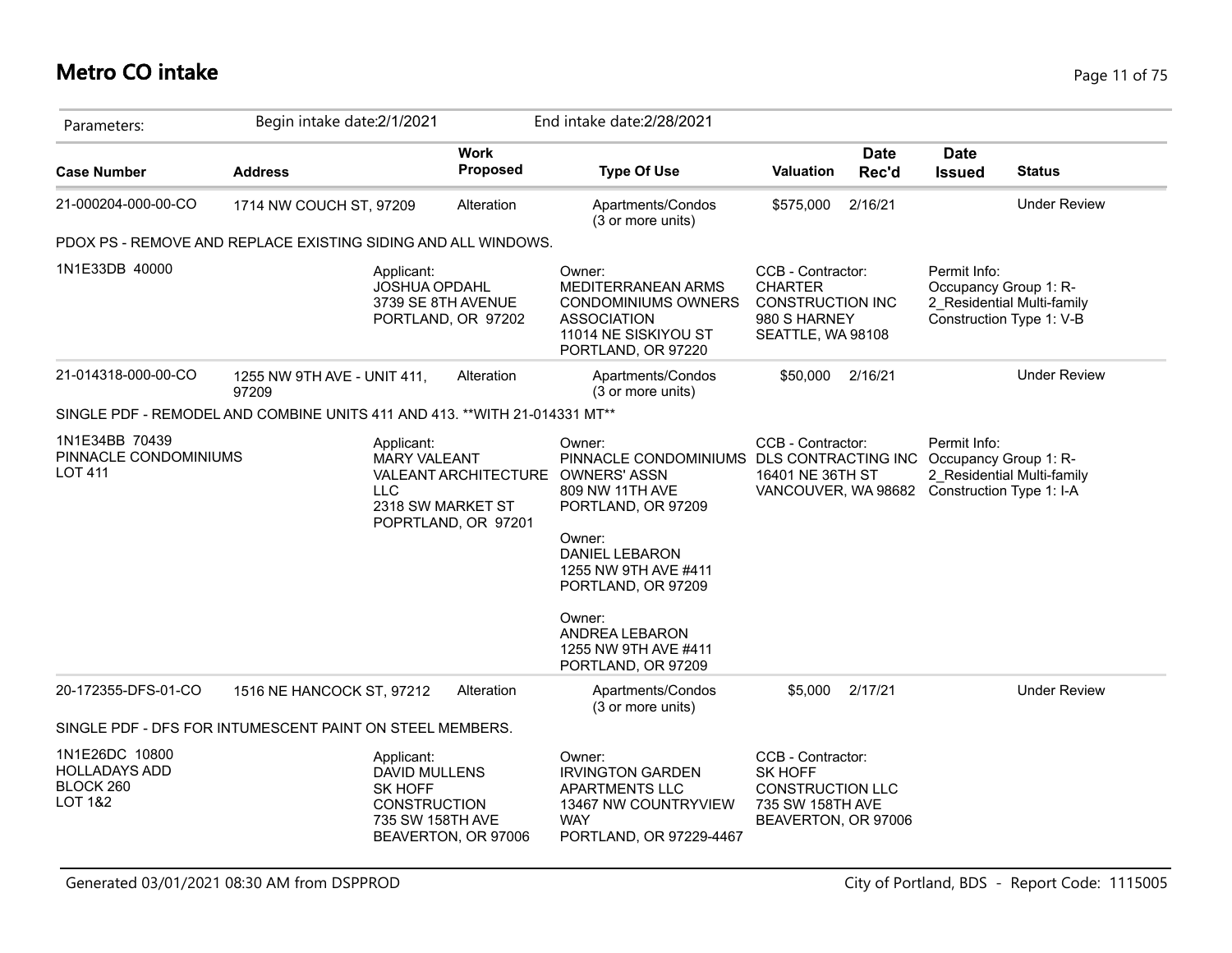# Metro CO intake

| Parameters: | Begin intake date:2/1/2021 | | End intake date:2/28/2021 | | | | |
|---|---|---|---|---|---|---|---|
| **Case Number** | **Address** | **Work Proposed** | **Type Of Use** | **Valuation** | **Date Rec'd** | **Date Issued** | **Status** |
| 21-000204-000-00-CO | 1714 NW COUCH ST, 97209 | Alteration | Apartments/Condos (3 or more units) | $575,000 | 2/16/21 | | Under Review |

PDOX PS - REMOVE AND REPLACE EXISTING SIDING AND ALL WINDOWS.

1N1E33DB 40000

Applicant:
JOSHUA OPDAHL
3739 SE 8TH AVENUE
PORTLAND, OR 97202

Owner:
MEDITERRANEAN ARMS CONDOMINIUMS OWNERS ASSOCIATION
11014 NE SISKIYOU ST
PORTLAND, OR 97220

CCB - Contractor:
CHARTER CONSTRUCTION INC
980 S HARNEY
SEATTLE, WA 98108

Permit Info:
Occupancy Group 1: R-2_Residential Multi-family
Construction Type 1: V-B

| Case Number | Address | Work Proposed | Type Of Use | Valuation | Date Rec'd | Date Issued | Status |
|---|---|---|---|---|---|---|---|
| 21-014318-000-00-CO | 1255 NW 9TH AVE - UNIT 411, 97209 | Alteration | Apartments/Condos (3 or more units) | $50,000 | 2/16/21 | | Under Review |

SINGLE PDF - REMODEL AND COMBINE UNITS 411 AND 413. **WITH 21-014331 MT**

1N1E34BB 70439
PINNACLE CONDOMINIUMS
LOT 411

Applicant:
MARY VALEANT
VALEANT ARCHITECTURE LLC
2318 SW MARKET ST
POPRTLAND, OR 97201

Owner:
PINNACLE CONDOMINIUMS OWNERS' ASSN
809 NW 11TH AVE
PORTLAND, OR 97209

Owner:
DANIEL LEBARON
1255 NW 9TH AVE #411
PORTLAND, OR 97209

Owner:
ANDREA LEBARON
1255 NW 9TH AVE #411
PORTLAND, OR 97209

CCB - Contractor:
DLS CONTRACTING INC
16401 NE 36TH ST
VANCOUVER, WA 98682

Permit Info:
Occupancy Group 1: R-2_Residential Multi-family
Construction Type 1: I-A

| Case Number | Address | Work Proposed | Type Of Use | Valuation | Date Rec'd | Date Issued | Status |
|---|---|---|---|---|---|---|---|
| 20-172355-DFS-01-CO | 1516 NE HANCOCK ST, 97212 | Alteration | Apartments/Condos (3 or more units) | $5,000 | 2/17/21 | | Under Review |

SINGLE PDF - DFS FOR INTUMESCENT PAINT ON STEEL MEMBERS.

1N1E26DC 10800
HOLLADAYS ADD
BLOCK 260
LOT 1&2

Applicant:
DAVID MULLENS
SK HOFF CONSTRUCTION
735 SW 158TH AVE
BEAVERTON, OR 97006

Owner:
IRVINGTON GARDEN APARTMENTS LLC
13467 NW COUNTRYVIEW WAY
PORTLAND, OR 97229-4467

CCB - Contractor:
SK HOFF CONSTRUCTION LLC
735 SW 158TH AVE
BEAVERTON, OR 97006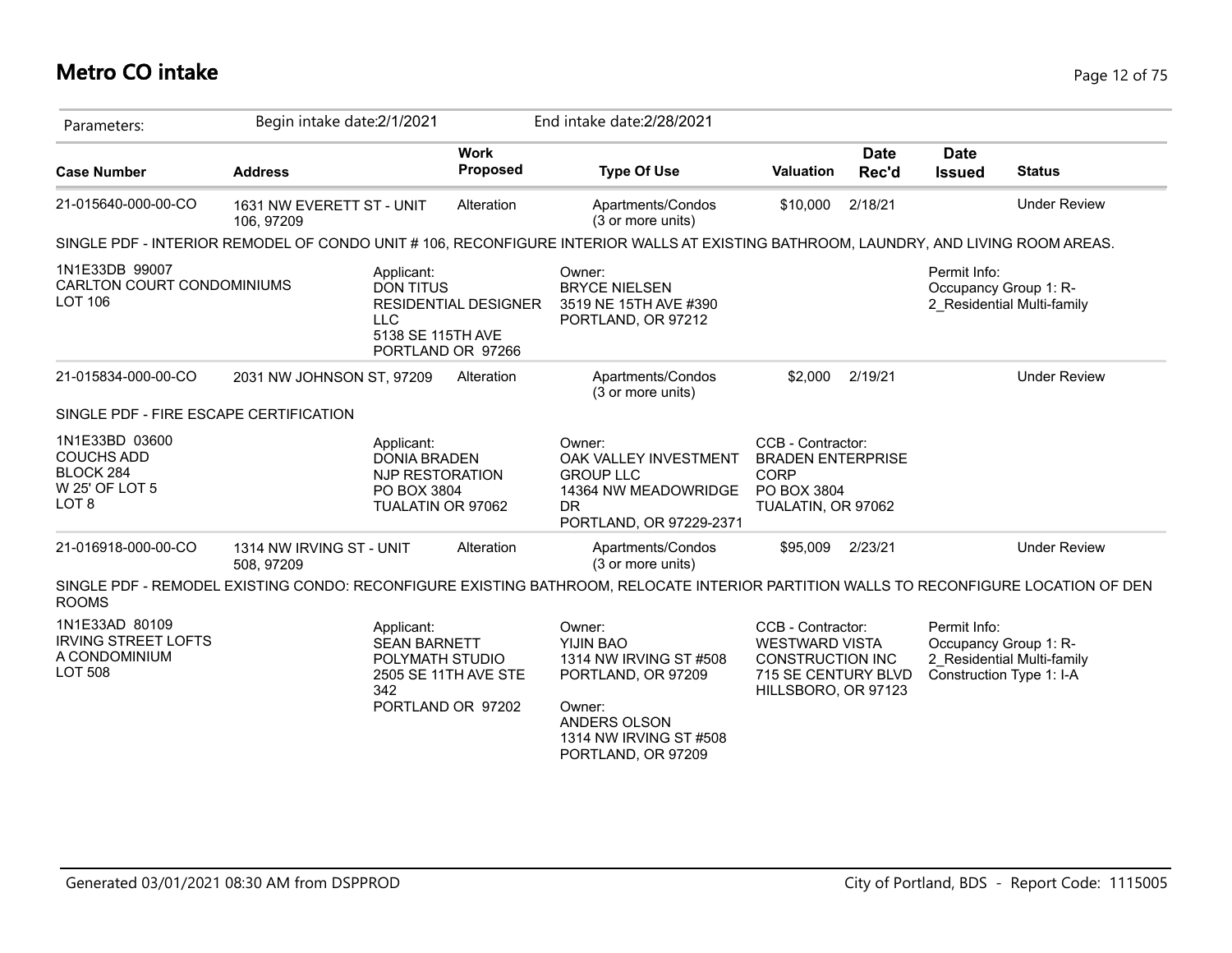# Metro CO intake

Parameters: Begin intake date:2/1/2021 End intake date:2/28/2021

| Case Number | Address | Work Proposed | Type Of Use | Valuation | Date Rec'd | Date Issued | Status |
|---|---|---|---|---|---|---|---|
| 21-015640-000-00-CO | 1631 NW EVERETT ST - UNIT 106, 97209 | Alteration | Apartments/Condos (3 or more units) | $10,000 | 2/18/21 | | Under Review |

SINGLE PDF - INTERIOR REMODEL OF CONDO UNIT # 106, RECONFIGURE INTERIOR WALLS AT EXISTING BATHROOM, LAUNDRY, AND LIVING ROOM AREAS.

1N1E33DB 99007
CARLTON COURT CONDOMINIUMS
LOT 106

Applicant:
DON TITUS
RESIDENTIAL DESIGNER LLC
5138 SE 115TH AVE
PORTLAND OR 97266

Owner:
BRYCE NIELSEN
3519 NE 15TH AVE #390
PORTLAND, OR 97212

Permit Info:
Occupancy Group 1: R-2_Residential Multi-family

| Case Number | Address | Work Proposed | Type Of Use | Valuation | Date Rec'd | Date Issued | Status |
|---|---|---|---|---|---|---|---|
| 21-015834-000-00-CO | 2031 NW JOHNSON ST, 97209 | Alteration | Apartments/Condos (3 or more units) | $2,000 | 2/19/21 | | Under Review |

SINGLE PDF - FIRE ESCAPE CERTIFICATION

1N1E33BD 03600
COUCHS ADD
BLOCK 284
W 25' OF LOT 5
LOT 8

Applicant:
DONIA BRADEN
NJP RESTORATION
PO BOX 3804
TUALATIN OR 97062

Owner:
OAK VALLEY INVESTMENT GROUP LLC
14364 NW MEADOWRIDGE DR
PORTLAND, OR 97229-2371

CCB - Contractor:
BRADEN ENTERPRISE CORP
PO BOX 3804
TUALATIN, OR 97062

| Case Number | Address | Work Proposed | Type Of Use | Valuation | Date Rec'd | Date Issued | Status |
|---|---|---|---|---|---|---|---|
| 21-016918-000-00-CO | 1314 NW IRVING ST - UNIT 508, 97209 | Alteration | Apartments/Condos (3 or more units) | $95,009 | 2/23/21 | | Under Review |

SINGLE PDF - REMODEL EXISTING CONDO: RECONFIGURE EXISTING BATHROOM, RELOCATE INTERIOR PARTITION WALLS TO RECONFIGURE LOCATION OF DEN ROOMS

1N1E33AD 80109
IRVING STREET LOFTS A CONDOMINIUM
LOT 508

Applicant:
SEAN BARNETT
POLYMATH STUDIO
2505 SE 11TH AVE STE 342
PORTLAND OR 97202

Owner:
YIJIN BAO
1314 NW IRVING ST #508
PORTLAND, OR 97209

Owner:
ANDERS OLSON
1314 NW IRVING ST #508
PORTLAND, OR 97209

CCB - Contractor:
WESTWARD VISTA CONSTRUCTION INC
715 SE CENTURY BLVD
HILLSBORO, OR 97123

Permit Info:
Occupancy Group 1: R-2_Residential Multi-family
Construction Type 1: I-A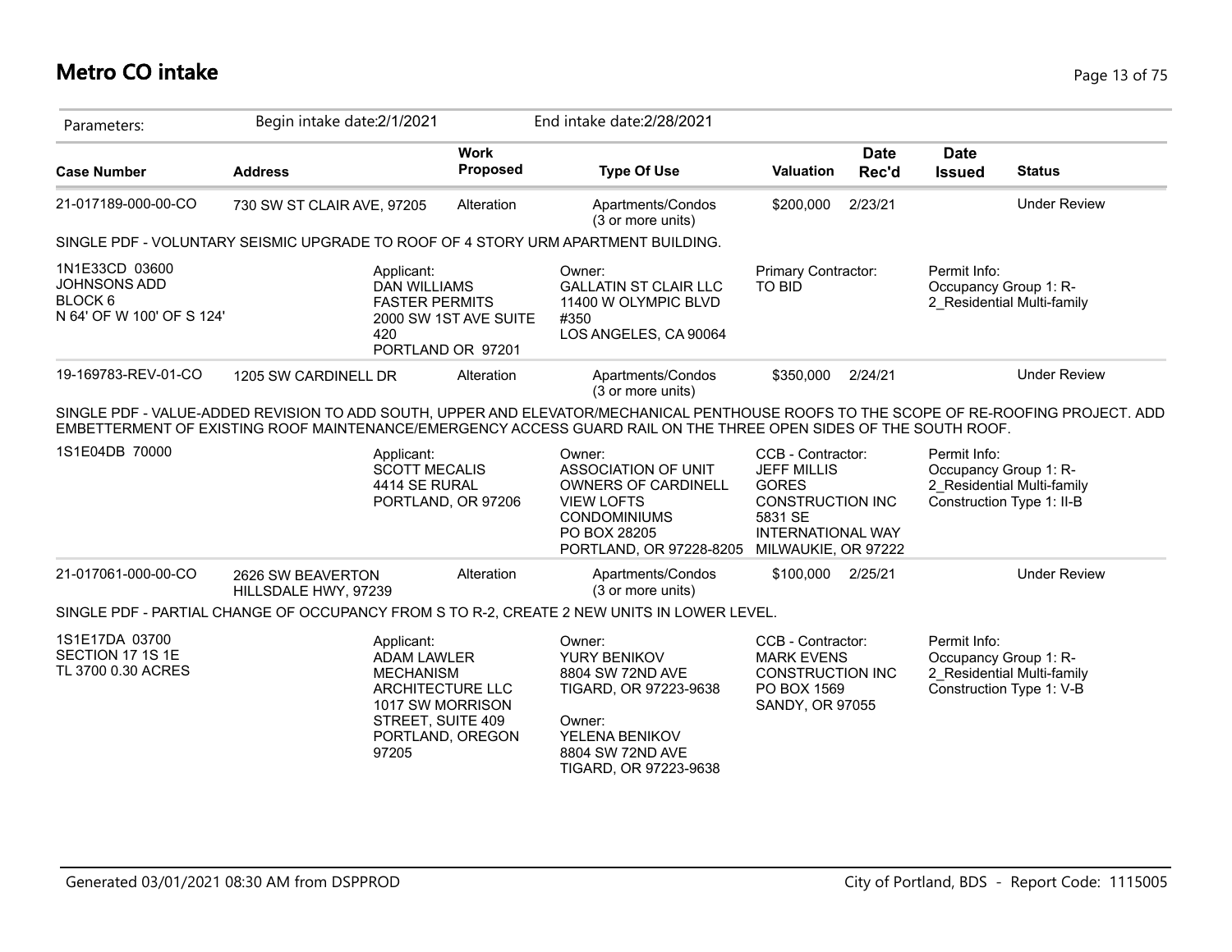# Metro CO intake

Parameters: Begin intake date:2/1/2021 End intake date:2/28/2021

| Case Number | Address | Work Proposed | Type Of Use | Valuation | Date Rec'd | Date Issued | Status |
|---|---|---|---|---|---|---|---|
| 21-017189-000-00-CO | 730 SW ST CLAIR AVE, 97205 | Alteration | Apartments/Condos (3 or more units) | $200,000 | 2/23/21 | | Under Review |

SINGLE PDF - VOLUNTARY SEISMIC UPGRADE TO ROOF OF 4 STORY URM APARTMENT BUILDING.

1N1E33CD 03600
JOHNSONS ADD
BLOCK 6
N 64' OF W 100' OF S 124'

Applicant:
DAN WILLIAMS
FASTER PERMITS
2000 SW 1ST AVE SUITE 420
PORTLAND OR 97201

Owner:
GALLATIN ST CLAIR LLC
11400 W OLYMPIC BLVD #350
LOS ANGELES, CA 90064

Primary Contractor:
TO BID

Permit Info:
Occupancy Group 1: R-2_Residential Multi-family

| Case Number | Address | Work Proposed | Type Of Use | Valuation | Date Rec'd | Date Issued | Status |
|---|---|---|---|---|---|---|---|
| 19-169783-REV-01-CO | 1205 SW CARDINELL DR | Alteration | Apartments/Condos (3 or more units) | $350,000 | 2/24/21 | | Under Review |

SINGLE PDF - VALUE-ADDED REVISION TO ADD SOUTH, UPPER AND ELEVATOR/MECHANICAL PENTHOUSE ROOFS TO THE SCOPE OF RE-ROOFING PROJECT. ADD EMBETTERMENT OF EXISTING ROOF MAINTENANCE/EMERGENCY ACCESS GUARD RAIL ON THE THREE OPEN SIDES OF THE SOUTH ROOF.

1S1E04DB 70000

Applicant:
SCOTT MECALIS
4414 SE RURAL
PORTLAND, OR 97206

Owner:
ASSOCIATION OF UNIT OWNERS OF CARDINELL VIEW LOFTS CONDOMINIUMS
PO BOX 28205
PORTLAND, OR 97228-8205

CCB - Contractor:
JEFF MILLIS
GORES CONSTRUCTION INC
5831 SE INTERNATIONAL WAY
MILWAUKIE, OR 97222

Permit Info:
Occupancy Group 1: R-2_Residential Multi-family
Construction Type 1: II-B

| Case Number | Address | Work Proposed | Type Of Use | Valuation | Date Rec'd | Date Issued | Status |
|---|---|---|---|---|---|---|---|
| 21-017061-000-00-CO | 2626 SW BEAVERTON HILLSDALE HWY, 97239 | Alteration | Apartments/Condos (3 or more units) | $100,000 | 2/25/21 | | Under Review |

SINGLE PDF - PARTIAL CHANGE OF OCCUPANCY FROM S TO R-2, CREATE 2 NEW UNITS IN LOWER LEVEL.

1S1E17DA 03700
SECTION 17 1S 1E
TL 3700 0.30 ACRES

Applicant:
ADAM LAWLER
MECHANISM ARCHITECTURE LLC
1017 SW MORRISON STREET, SUITE 409
PORTLAND, OREGON 97205

Owner:
YURY BENIKOV
8804 SW 72ND AVE
TIGARD, OR 97223-9638

Owner:
YELENA BENIKOV
8804 SW 72ND AVE
TIGARD, OR 97223-9638

CCB - Contractor:
MARK EVENS
CONSTRUCTION INC
PO BOX 1569
SANDY, OR 97055

Permit Info:
Occupancy Group 1: R-2_Residential Multi-family
Construction Type 1: V-B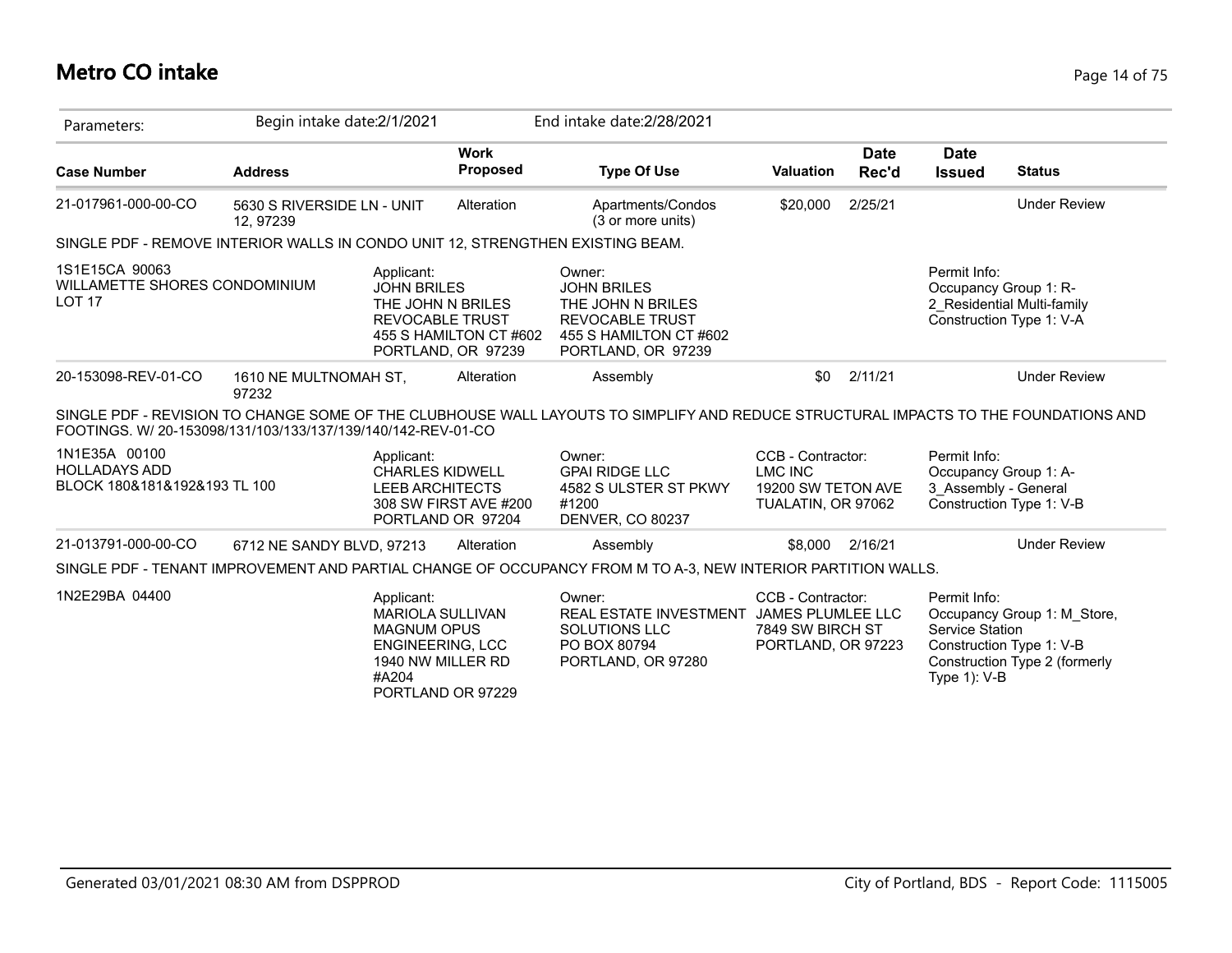# Metro CO intake

| Parameters: | Begin intake date:2/1/2021 | | End intake date:2/28/2021 | | | | |
|---|---|---|---|---|---|---|---|
| **Case Number** | **Address** | **Work Proposed** | **Type Of Use** | **Valuation** | **Date Rec'd** | **Date Issued** | **Status** |
| 21-017961-000-00-CO | 5630 S RIVERSIDE LN - UNIT 12, 97239 | Alteration | Apartments/Condos (3 or more units) | $20,000 | 2/25/21 | | Under Review |

SINGLE PDF - REMOVE INTERIOR WALLS IN CONDO UNIT 12, STRENGTHEN EXISTING BEAM.

1S1E15CA 90063
WILLAMETTE SHORES CONDOMINIUM
LOT 17

Applicant:
JOHN BRILES
THE JOHN N BRILES
REVOCABLE TRUST
455 S HAMILTON CT #602
PORTLAND, OR 97239

Owner:
JOHN BRILES
THE JOHN N BRILES
REVOCABLE TRUST
455 S HAMILTON CT #602
PORTLAND, OR 97239

Permit Info:
Occupancy Group 1: R-2_Residential Multi-family
Construction Type 1: V-A

| **Case Number** | **Address** | **Work Proposed** | **Type Of Use** | **Valuation** | **Date Rec'd** | **Date Issued** | **Status** |
|---|---|---|---|---|---|---|---|
| 20-153098-REV-01-CO | 1610 NE MULTNOMAH ST, 97232 | Alteration | Assembly | $0 | 2/11/21 | | Under Review |

SINGLE PDF - REVISION TO CHANGE SOME OF THE CLUBHOUSE WALL LAYOUTS TO SIMPLIFY AND REDUCE STRUCTURAL IMPACTS TO THE FOUNDATIONS AND FOOTINGS. W/ 20-153098/131/103/133/137/139/140/142-REV-01-CO

1N1E35A 00100
HOLLADAYS ADD
BLOCK 180&181&192&193 TL 100

Applicant:
CHARLES KIDWELL
LEEB ARCHITECTS
308 SW FIRST AVE #200
PORTLAND OR 97204

Owner:
GPAI RIDGE LLC
4582 S ULSTER ST PKWY
#1200
DENVER, CO 80237

CCB - Contractor:
LMC INC
19200 SW TETON AVE
TUALATIN, OR 97062

Permit Info:
Occupancy Group 1: A-3_Assembly - General
Construction Type 1: V-B

| **Case Number** | **Address** | **Work Proposed** | **Type Of Use** | **Valuation** | **Date Rec'd** | **Date Issued** | **Status** |
|---|---|---|---|---|---|---|---|
| 21-013791-000-00-CO | 6712 NE SANDY BLVD, 97213 | Alteration | Assembly | $8,000 | 2/16/21 | | Under Review |

SINGLE PDF - TENANT IMPROVEMENT AND PARTIAL CHANGE OF OCCUPANCY FROM M TO A-3, NEW INTERIOR PARTITION WALLS.

1N2E29BA 04400

Applicant:
MARIOLA SULLIVAN
MAGNUM OPUS
ENGINEERING, LCC
1940 NW MILLER RD
#A204
PORTLAND OR 97229

Owner:
REAL ESTATE INVESTMENT
SOLUTIONS LLC
PO BOX 80794
PORTLAND, OR 97280

CCB - Contractor:
JAMES PLUMLEE LLC
7849 SW BIRCH ST
PORTLAND, OR 97223

Permit Info:
Occupancy Group 1: M_Store, Service Station
Construction Type 1: V-B
Construction Type 2 (formerly Type 1): V-B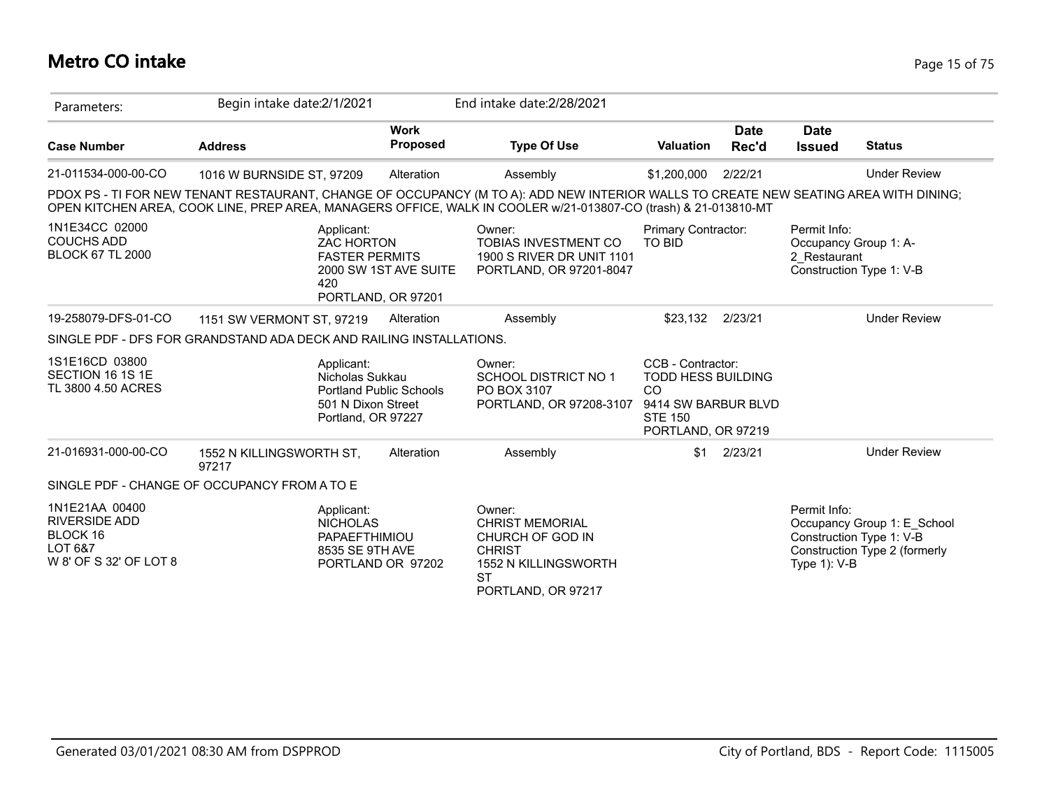# Metro CO intake

| Parameters: | Begin intake date:2/1/2021 | | End intake date:2/28/2021 | | | | |
|---|---|---|---|---|---|---|---|
| **Case Number** | **Address** | **Work Proposed** | **Type Of Use** | **Valuation** | **Date Rec'd** | **Date Issued** | **Status** |
| 21-011534-000-00-CO | 1016 W BURNSIDE ST, 97209 | Alteration | Assembly | $1,200,000 | 2/22/21 | | Under Review |
| PDOX PS - TI FOR NEW TENANT RESTAURANT, CHANGE OF OCCUPANCY (M TO A): ADD NEW INTERIOR WALLS TO CREATE NEW SEATING AREA WITH DINING; OPEN KITCHEN AREA, COOK LINE, PREP AREA, MANAGERS OFFICE, WALK IN COOLER w/21-013807-CO (trash) & 21-013810-MT | | | | | | | |
| 1N1E34CC 02000<br>COUCHS ADD<br>BLOCK 67 TL 2000 | Applicant:<br>ZAC HORTON<br>FASTER PERMITS<br>2000 SW 1ST AVE SUITE 420<br>PORTLAND, OR 97201 | | Owner:<br>TOBIAS INVESTMENT CO<br>1900 S RIVER DR UNIT 1101<br>PORTLAND, OR 97201-8047 | Primary Contractor:<br>TO BID | | Permit Info:<br>Occupancy Group 1: A-2_Restaurant<br>Construction Type 1: V-B | |
| 19-258079-DFS-01-CO | 1151 SW VERMONT ST, 97219 | Alteration | Assembly | $23,132 | 2/23/21 | | Under Review |
| SINGLE PDF - DFS FOR GRANDSTAND ADA DECK AND RAILING INSTALLATIONS. | | | | | | | |
| 1S1E16CD 03800<br>SECTION 16 1S 1E<br>TL 3800 4.50 ACRES | Applicant:<br>Nicholas Sukkau<br>Portland Public Schools<br>501 N Dixon Street<br>Portland, OR 97227 | | Owner:<br>SCHOOL DISTRICT NO 1<br>PO BOX 3107<br>PORTLAND, OR 97208-3107 | CCB - Contractor:<br>TODD HESS BUILDING CO<br>9414 SW BARBUR BLVD STE 150<br>PORTLAND, OR 97219 | | | |
| 21-016931-000-00-CO | 1552 N KILLINGSWORTH ST, 97217 | Alteration | Assembly | $1 | 2/23/21 | | Under Review |
| SINGLE PDF - CHANGE OF OCCUPANCY FROM A TO E | | | | | | | |
| 1N1E21AA 00400<br>RIVERSIDE ADD<br>BLOCK 16<br>LOT 6&7<br>W 8' OF S 32' OF LOT 8 | Applicant:<br>NICHOLAS PAPAEFTHIMIOU<br>8535 SE 9TH AVE<br>PORTLAND OR 97202 | | Owner:<br>CHRIST MEMORIAL CHURCH OF GOD IN CHRIST<br>1552 N KILLINGSWORTH ST<br>PORTLAND, OR 97217 | | | Permit Info:<br>Occupancy Group 1: E_School<br>Construction Type 1: V-B<br>Construction Type 2 (formerly Type 1): V-B | |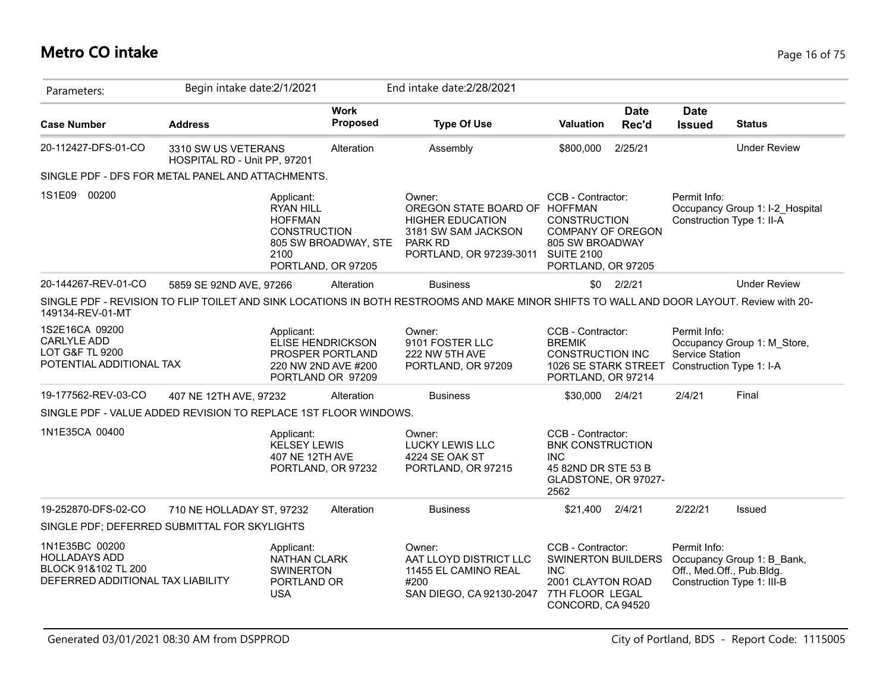# Metro CO intake

Parameters: Begin intake date:2/1/2021 End intake date:2/28/2021

| Case Number | Address | Work Proposed | Type Of Use | Valuation | Date Rec'd | Date Issued | Status |
|---|---|---|---|---|---|---|---|
| 20-112427-DFS-01-CO | 3310 SW US VETERANS HOSPITAL RD - Unit PP, 97201 | Alteration | Assembly | $800,000 | 2/25/21 | | Under Review |

SINGLE PDF - DFS FOR METAL PANEL AND ATTACHMENTS.

1S1E09 00200

Applicant: RYAN HILL HOFFMAN CONSTRUCTION 805 SW BROADWAY, STE 2100 PORTLAND, OR 97205

Owner: OREGON STATE BOARD OF HIGHER EDUCATION 3181 SW SAM JACKSON PARK RD PORTLAND, OR 97239-3011

CCB - Contractor: HOFFMAN CONSTRUCTION COMPANY OF OREGON 805 SW BROADWAY SUITE 2100 PORTLAND, OR 97205

Permit Info: Occupancy Group 1: I-2_Hospital Construction Type 1: II-A

| Case Number | Address | Work Proposed | Type Of Use | Valuation | Date Rec'd | Date Issued | Status |
|---|---|---|---|---|---|---|---|
| 20-144267-REV-01-CO | 5859 SE 92ND AVE, 97266 | Alteration | Business | $0 | 2/2/21 | | Under Review |

SINGLE PDF - REVISION TO FLIP TOILET AND SINK LOCATIONS IN BOTH RESTROOMS AND MAKE MINOR SHIFTS TO WALL AND DOOR LAYOUT. Review with 20-149134-REV-01-MT

1S2E16CA 09200 CARLYLE ADD LOT G&F TL 9200 POTENTIAL ADDITIONAL TAX

Applicant: ELISE HENDRICKSON PROSPER PORTLAND 220 NW 2ND AVE #200 PORTLAND OR 97209

Owner: 9101 FOSTER LLC 222 NW 5TH AVE PORTLAND, OR 97209

CCB - Contractor: BREMIK CONSTRUCTION INC 1026 SE STARK STREET PORTLAND, OR 97214

Permit Info: Occupancy Group 1: M_Store, Service Station Construction Type 1: I-A

| Case Number | Address | Work Proposed | Type Of Use | Valuation | Date Rec'd | Date Issued | Status |
|---|---|---|---|---|---|---|---|
| 19-177562-REV-03-CO | 407 NE 12TH AVE, 97232 | Alteration | Business | $30,000 | 2/4/21 | 2/4/21 | Final |

SINGLE PDF - VALUE ADDED REVISION TO REPLACE 1ST FLOOR WINDOWS.

1N1E35CA 00400

Applicant: KELSEY LEWIS 407 NE 12TH AVE PORTLAND, OR 97232

Owner: LUCKY LEWIS LLC 4224 SE OAK ST PORTLAND, OR 97215

CCB - Contractor: BNK CONSTRUCTION INC 45 82ND DR STE 53 B GLADSTONE, OR 97027-2562

| Case Number | Address | Work Proposed | Type Of Use | Valuation | Date Rec'd | Date Issued | Status |
|---|---|---|---|---|---|---|---|
| 19-252870-DFS-02-CO | 710 NE HOLLADAY ST, 97232 | Alteration | Business | $21,400 | 2/4/21 | 2/22/21 | Issued |

SINGLE PDF; DEFERRED SUBMITTAL FOR SKYLIGHTS

1N1E35BC 00200 HOLLADAYS ADD BLOCK 91&102 TL 200 DEFERRED ADDITIONAL TAX LIABILITY

Applicant: NATHAN CLARK SWINERTON PORTLAND OR USA

Owner: AAT LLOYD DISTRICT LLC 11455 EL CAMINO REAL #200 SAN DIEGO, CA 92130-2047

CCB - Contractor: SWINERTON BUILDERS INC 2001 CLAYTON ROAD 7TH FLOOR LEGAL CONCORD, CA 94520

Permit Info: Occupancy Group 1: B_Bank, Off., Med.Off., Pub.Bldg. Construction Type 1: III-B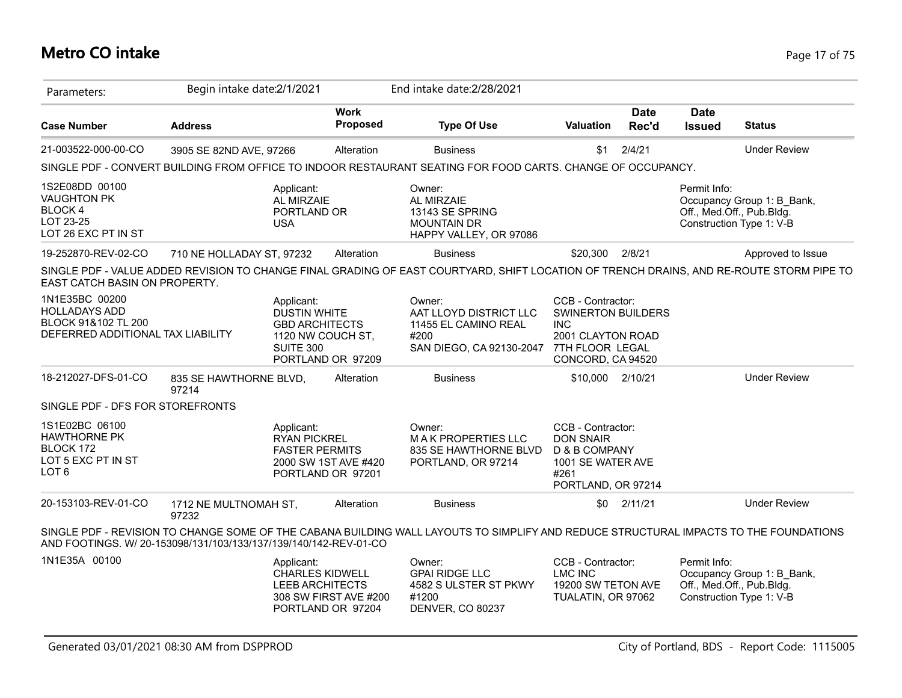# Metro CO intake

Parameters: Begin intake date:2/1/2021 End intake date:2/28/2021

| Case Number | Address | Work Proposed | Type Of Use | Valuation | Date Rec'd | Date Issued | Status |
|---|---|---|---|---|---|---|---|
| 21-003522-000-00-CO | 3905 SE 82ND AVE, 97266 | Alteration | Business | $1 | 2/4/21 | | Under Review |

SINGLE PDF - CONVERT BUILDING FROM OFFICE TO INDOOR RESTAURANT SEATING FOR FOOD CARTS. CHANGE OF OCCUPANCY.

1S2E08DD 00100
VAUGHTON PK
BLOCK 4
LOT 23-25
LOT 26 EXC PT IN ST

Applicant:
AL MIRZAIE
PORTLAND OR
USA

Owner:
AL MIRZAIE
13143 SE SPRING
MOUNTAIN DR
HAPPY VALLEY, OR 97086

Permit Info:
Occupancy Group 1: B_Bank, Off., Med.Off., Pub.Bldg.
Construction Type 1: V-B

| Case Number | Address | Work Proposed | Type Of Use | Valuation | Date Rec'd | Date Issued | Status |
|---|---|---|---|---|---|---|---|
| 19-252870-REV-02-CO | 710 NE HOLLADAY ST, 97232 | Alteration | Business | $20,300 | 2/8/21 | | Approved to Issue |

SINGLE PDF - VALUE ADDED REVISION TO CHANGE FINAL GRADING OF EAST COURTYARD, SHIFT LOCATION OF TRENCH DRAINS, AND RE-ROUTE STORM PIPE TO EAST CATCH BASIN ON PROPERTY.

1N1E35BC 00200
HOLLADAYS ADD
BLOCK 91&102 TL 200
DEFERRED ADDITIONAL TAX LIABILITY

Applicant:
DUSTIN WHITE
GBD ARCHITECTS
1120 NW COUCH ST, SUITE 300
PORTLAND OR 97209

Owner:
AAT LLOYD DISTRICT LLC
11455 EL CAMINO REAL #200
SAN DIEGO, CA 92130-2047

CCB - Contractor:
SWINERTON BUILDERS INC
2001 CLAYTON ROAD
7TH FLOOR LEGAL
CONCORD, CA 94520

| Case Number | Address | Work Proposed | Type Of Use | Valuation | Date Rec'd | Date Issued | Status |
|---|---|---|---|---|---|---|---|
| 18-212027-DFS-01-CO | 835 SE HAWTHORNE BLVD, 97214 | Alteration | Business | $10,000 | 2/10/21 | | Under Review |

SINGLE PDF - DFS FOR STOREFRONTS

1S1E02BC 06100
HAWTHORNE PK
BLOCK 172
LOT 5 EXC PT IN ST
LOT 6

Applicant:
RYAN PICKREL
FASTER PERMITS
2000 SW 1ST AVE #420
PORTLAND OR 97201

Owner:
M A K PROPERTIES LLC
835 SE HAWTHORNE BLVD
PORTLAND, OR 97214

CCB - Contractor:
DON SNAIR
D & B COMPANY
1001 SE WATER AVE #261
PORTLAND, OR 97214

| Case Number | Address | Work Proposed | Type Of Use | Valuation | Date Rec'd | Date Issued | Status |
|---|---|---|---|---|---|---|---|
| 20-153103-REV-01-CO | 1712 NE MULTNOMAH ST, 97232 | Alteration | Business | $0 | 2/11/21 | | Under Review |

SINGLE PDF - REVISION TO CHANGE SOME OF THE CABANA BUILDING WALL LAYOUTS TO SIMPLIFY AND REDUCE STRUCTURAL IMPACTS TO THE FOUNDATIONS AND FOOTINGS. W/ 20-153098/131/103/133/137/139/140/142-REV-01-CO

1N1E35A 00100

Applicant:
CHARLES KIDWELL
LEEB ARCHITECTS
308 SW FIRST AVE #200
PORTLAND OR 97204

Owner:
GPAI RIDGE LLC
4582 S ULSTER ST PKWY #1200
DENVER, CO 80237

CCB - Contractor:
LMC INC
19200 SW TETON AVE
TUALATIN, OR 97062

Permit Info:
Occupancy Group 1: B_Bank, Off., Med.Off., Pub.Bldg.
Construction Type 1: V-B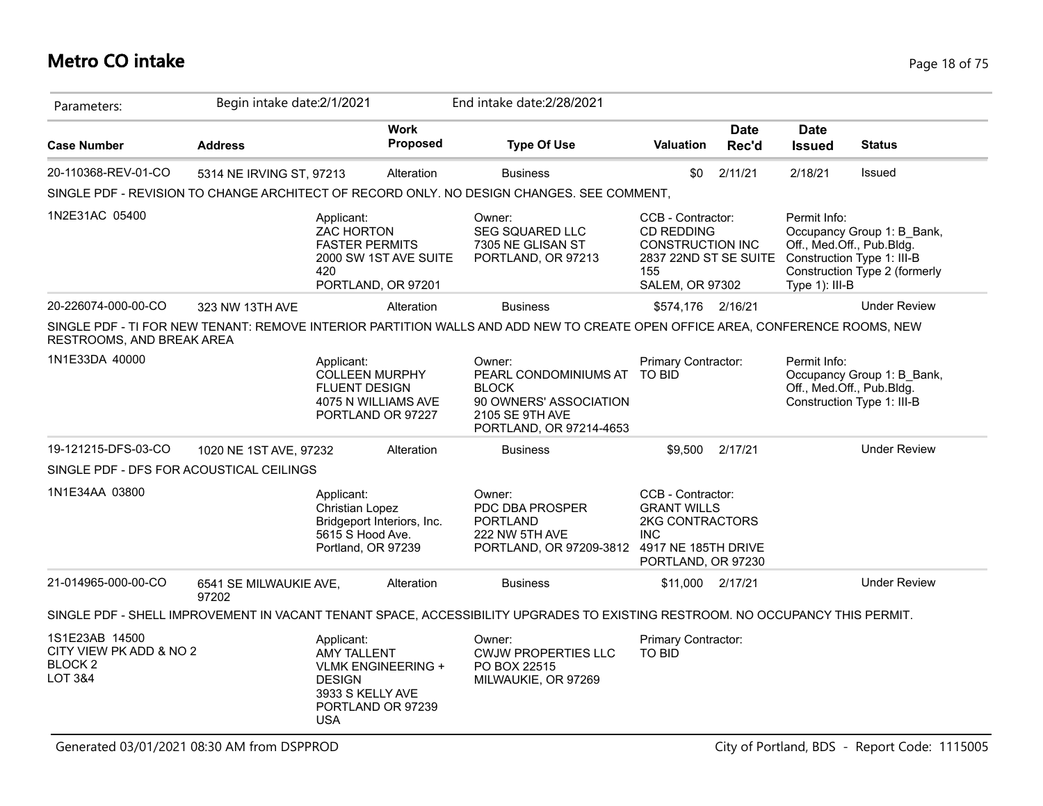# Metro CO intake

Parameters: Begin intake date:2/1/2021 End intake date:2/28/2021

| Case Number | Address | Work Proposed | Type Of Use | Valuation | Date Rec'd | Date Issued | Status |
|---|---|---|---|---|---|---|---|
| 20-110368-REV-01-CO | 5314 NE IRVING ST, 97213 | Alteration | Business | $0 | 2/11/21 | 2/18/21 | Issued |

SINGLE PDF - REVISION TO CHANGE ARCHITECT OF RECORD ONLY. NO DESIGN CHANGES. SEE COMMENT,

1N2E31AC 05400

Applicant:
ZAC HORTON
FASTER PERMITS
2000 SW 1ST AVE SUITE 420
PORTLAND, OR 97201

Owner:
SEG SQUARED LLC
7305 NE GLISAN ST
PORTLAND, OR 97213

CCB - Contractor:
CD REDDING CONSTRUCTION INC
2837 22ND ST SE SUITE 155
SALEM, OR 97302

Permit Info:
Occupancy Group 1: B_Bank, Off., Med.Off., Pub.Bldg.
Construction Type 1: III-B
Construction Type 2 (formerly Type 1): III-B

| Case Number | Address | Work Proposed | Type Of Use | Valuation | Date Rec'd | Date Issued | Status |
|---|---|---|---|---|---|---|---|
| 20-226074-000-00-CO | 323 NW 13TH AVE | Alteration | Business | $574,176 | 2/16/21 | | Under Review |

SINGLE PDF - TI FOR NEW TENANT: REMOVE INTERIOR PARTITION WALLS AND ADD NEW TO CREATE OPEN OFFICE AREA, CONFERENCE ROOMS, NEW RESTROOMS, AND BREAK AREA

1N1E33DA 40000

Applicant:
COLLEEN MURPHY
FLUENT DESIGN
4075 N WILLIAMS AVE
PORTLAND OR 97227

Owner:
PEARL CONDOMINIUMS AT BLOCK 90 OWNERS' ASSOCIATION
2105 SE 9TH AVE
PORTLAND, OR 97214-4653

Primary Contractor:
TO BID

Permit Info:
Occupancy Group 1: B_Bank, Off., Med.Off., Pub.Bldg.
Construction Type 1: III-B

| Case Number | Address | Work Proposed | Type Of Use | Valuation | Date Rec'd | Date Issued | Status |
|---|---|---|---|---|---|---|---|
| 19-121215-DFS-03-CO | 1020 NE 1ST AVE, 97232 | Alteration | Business | $9,500 | 2/17/21 | | Under Review |

SINGLE PDF - DFS FOR ACOUSTICAL CEILINGS

1N1E34AA 03800

Applicant:
Christian Lopez
Bridgeport Interiors, Inc.
5615 S Hood Ave.
Portland, OR 97239

Owner:
PDC DBA PROSPER PORTLAND
222 NW 5TH AVE
PORTLAND, OR 97209-3812

CCB - Contractor:
GRANT WILLS
2KG CONTRACTORS INC
4917 NE 185TH DRIVE
PORTLAND, OR 97230

| Case Number | Address | Work Proposed | Type Of Use | Valuation | Date Rec'd | Date Issued | Status |
|---|---|---|---|---|---|---|---|
| 21-014965-000-00-CO | 6541 SE MILWAUKIE AVE, 97202 | Alteration | Business | $11,000 | 2/17/21 | | Under Review |

SINGLE PDF - SHELL IMPROVEMENT IN VACANT TENANT SPACE, ACCESSIBILITY UPGRADES TO EXISTING RESTROOM. NO OCCUPANCY THIS PERMIT.

1S1E23AB 14500
CITY VIEW PK ADD & NO 2
BLOCK 2
LOT 3&4

Applicant:
AMY TALLENT
VLMK ENGINEERING + DESIGN
3933 S KELLY AVE
PORTLAND OR 97239
USA

Owner:
CWJW PROPERTIES LLC
PO BOX 22515
MILWAUKIE, OR 97269

Primary Contractor:
TO BID

Generated 03/01/2021 08:30 AM from DSPPROD — City of Portland, BDS - Report Code: 1115005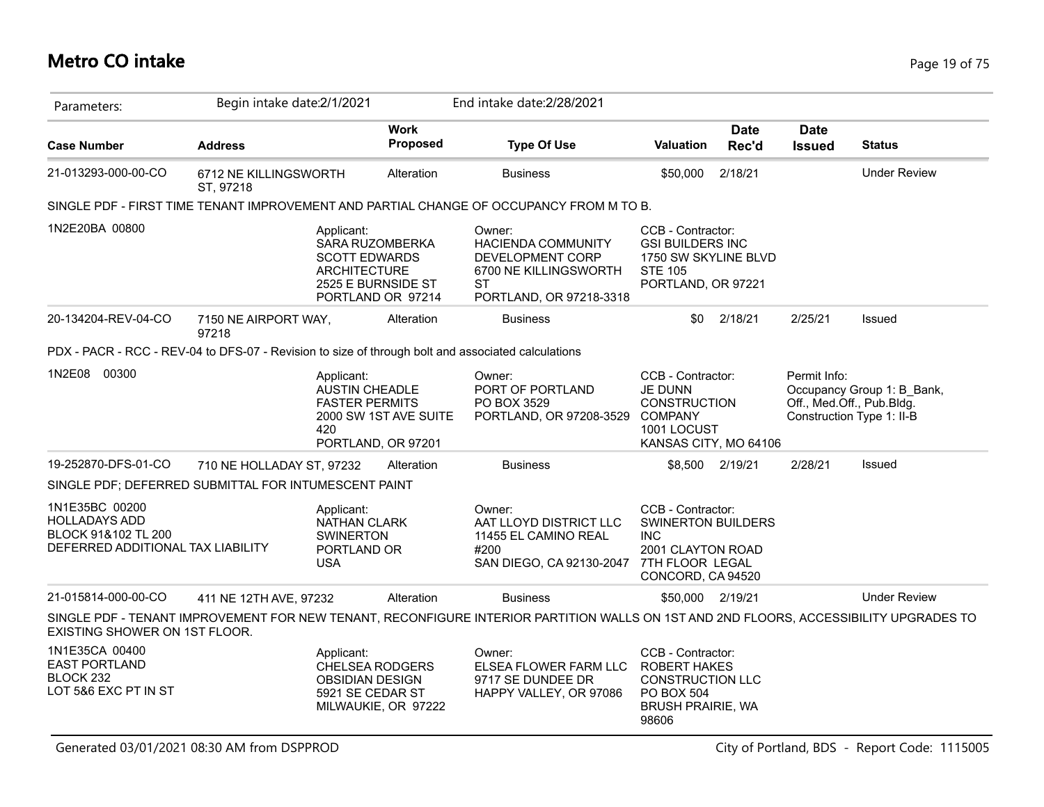# Metro CO intake

Parameters: Begin intake date:2/1/2021 End intake date:2/28/2021

| Case Number | Address | Work Proposed | Type Of Use | Valuation | Date Rec'd | Date Issued | Status |
|---|---|---|---|---|---|---|---|
| 21-013293-000-00-CO | 6712 NE KILLINGSWORTH ST, 97218 | Alteration | Business | $50,000 | 2/18/21 | | Under Review |

SINGLE PDF - FIRST TIME TENANT IMPROVEMENT AND PARTIAL CHANGE OF OCCUPANCY FROM M TO B.

1N2E20BA 00800

Applicant:
SARA RUZOMBERKA
SCOTT EDWARDS ARCHITECTURE
2525 E BURNSIDE ST
PORTLAND OR 97214

Owner:
HACIENDA COMMUNITY DEVELOPMENT CORP
6700 NE KILLINGSWORTH ST
PORTLAND, OR 97218-3318

CCB - Contractor:
GSI BUILDERS INC
1750 SW SKYLINE BLVD STE 105
PORTLAND, OR 97221

| Case Number | Address | Work Proposed | Type Of Use | Valuation | Date Rec'd | Date Issued | Status |
|---|---|---|---|---|---|---|---|
| 20-134204-REV-04-CO | 7150 NE AIRPORT WAY, 97218 | Alteration | Business | $0 | 2/18/21 | 2/25/21 | Issued |

PDX - PACR - RCC - REV-04 to DFS-07 - Revision to size of through bolt and associated calculations

1N2E08 00300

Applicant:
AUSTIN CHEADLE
FASTER PERMITS
2000 SW 1ST AVE SUITE 420
PORTLAND, OR 97201

Owner:
PORT OF PORTLAND
PO BOX 3529
PORTLAND, OR 97208-3529

CCB - Contractor:
JE DUNN CONSTRUCTION COMPANY
1001 LOCUST
KANSAS CITY, MO 64106

Permit Info:
Occupancy Group 1: B_Bank, Off., Med.Off., Pub.Bldg.
Construction Type 1: II-B

| Case Number | Address | Work Proposed | Type Of Use | Valuation | Date Rec'd | Date Issued | Status |
|---|---|---|---|---|---|---|---|
| 19-252870-DFS-01-CO | 710 NE HOLLADAY ST, 97232 | Alteration | Business | $8,500 | 2/19/21 | 2/28/21 | Issued |

SINGLE PDF; DEFERRED SUBMITTAL FOR INTUMESCENT PAINT

1N1E35BC 00200
HOLLADAYS ADD
BLOCK 91&102 TL 200
DEFERRED ADDITIONAL TAX LIABILITY

Applicant:
NATHAN CLARK
SWINERTON
PORTLAND OR USA

Owner:
AAT LLOYD DISTRICT LLC
11455 EL CAMINO REAL #200
SAN DIEGO, CA 92130-2047

CCB - Contractor:
SWINERTON BUILDERS INC
2001 CLAYTON ROAD
7TH FLOOR LEGAL
CONCORD, CA 94520

| Case Number | Address | Work Proposed | Type Of Use | Valuation | Date Rec'd | Date Issued | Status |
|---|---|---|---|---|---|---|---|
| 21-015814-000-00-CO | 411 NE 12TH AVE, 97232 | Alteration | Business | $50,000 | 2/19/21 | | Under Review |

SINGLE PDF - TENANT IMPROVEMENT FOR NEW TENANT, RECONFIGURE INTERIOR PARTITION WALLS ON 1ST AND 2ND FLOORS, ACCESSIBILITY UPGRADES TO EXISTING SHOWER ON 1ST FLOOR.

1N1E35CA 00400
EAST PORTLAND
BLOCK 232
LOT 5&6 EXC PT IN ST

Applicant:
CHELSEA RODGERS
OBSIDIAN DESIGN
5921 SE CEDAR ST
MILWAUKIE, OR 97222

Owner:
ELSEA FLOWER FARM LLC
9717 SE DUNDEE DR
HAPPY VALLEY, OR 97086

CCB - Contractor:
ROBERT HAKES CONSTRUCTION LLC
PO BOX 504
BRUSH PRAIRIE, WA 98606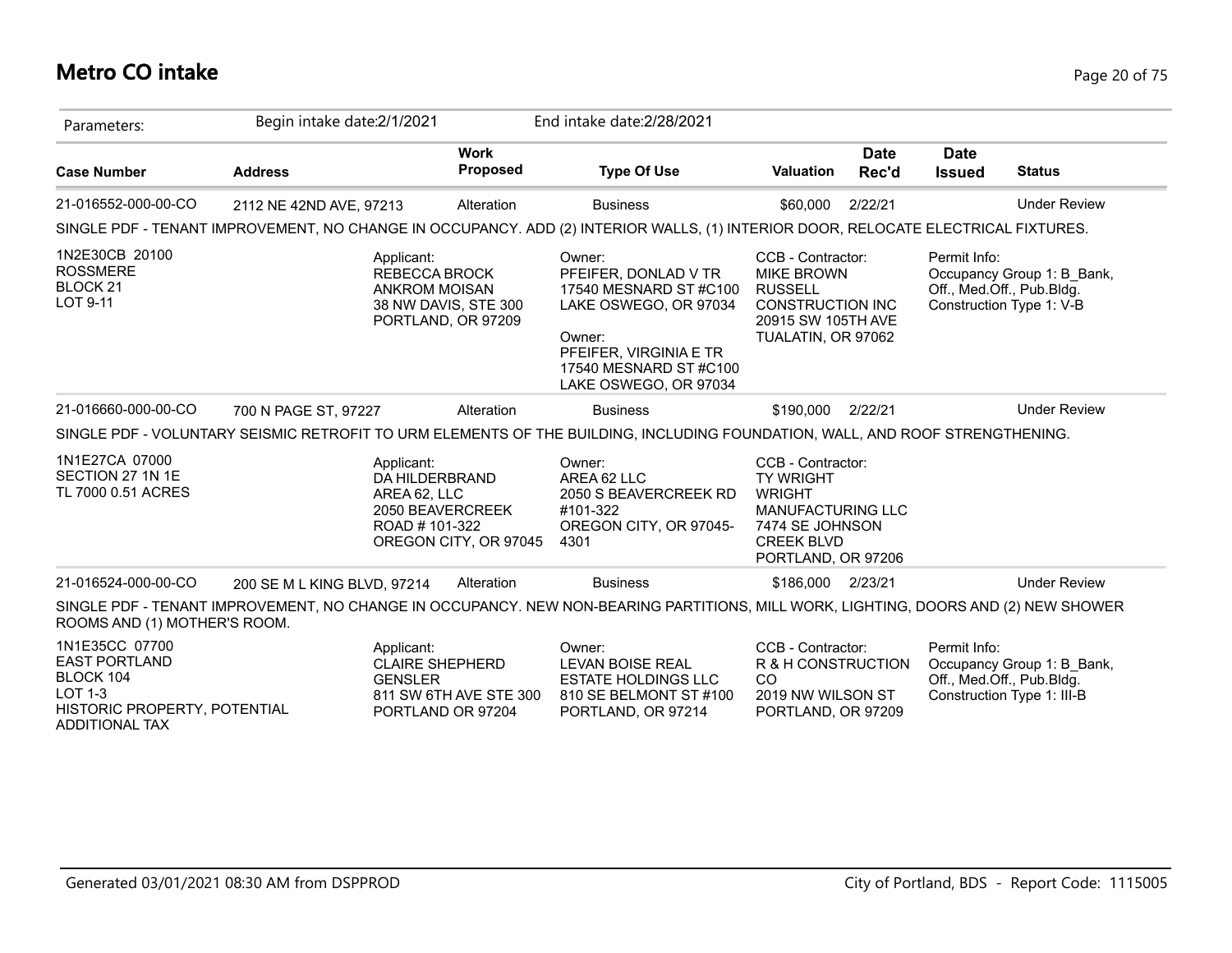# Metro CO intake

| Parameters: | Begin intake date:2/1/2021 | | End intake date:2/28/2021 | | | | |
|---|---|---|---|---|---|---|---|
| **Case Number** | **Address** | **Work Proposed** | **Type Of Use** | **Valuation** | **Date Rec'd** | **Date Issued** | **Status** |
| 21-016552-000-00-CO | 2112 NE 42ND AVE, 97213 | Alteration | Business | $60,000 | 2/22/21 | | Under Review |

SINGLE PDF - TENANT IMPROVEMENT, NO CHANGE IN OCCUPANCY. ADD (2) INTERIOR WALLS, (1) INTERIOR DOOR, RELOCATE ELECTRICAL FIXTURES.

1N2E30CB 20100
ROSSMERE
BLOCK 21
LOT 9-11

Applicant:
REBECCA BROCK
ANKROM MOISAN
38 NW DAVIS, STE 300
PORTLAND, OR 97209

Owner:
PFEIFER, DONLAD V TR
17540 MESNARD ST #C100
LAKE OSWEGO, OR 97034

Owner:
PFEIFER, VIRGINIA E TR
17540 MESNARD ST #C100
LAKE OSWEGO, OR 97034

CCB - Contractor:
MIKE BROWN
RUSSELL
CONSTRUCTION INC
20915 SW 105TH AVE
TUALATIN, OR 97062

Permit Info:
Occupancy Group 1: B_Bank, Off., Med.Off., Pub.Bldg.
Construction Type 1: V-B

| Case Number | Address | Work Proposed | Type Of Use | Valuation | Date Rec'd | Date Issued | Status |
|---|---|---|---|---|---|---|---|
| 21-016660-000-00-CO | 700 N PAGE ST, 97227 | Alteration | Business | $190,000 | 2/22/21 | | Under Review |

SINGLE PDF - VOLUNTARY SEISMIC RETROFIT TO URM ELEMENTS OF THE BUILDING, INCLUDING FOUNDATION, WALL, AND ROOF STRENGTHENING.

1N1E27CA 07000
SECTION 27 1N 1E
TL 7000 0.51 ACRES

Applicant:
DA HILDERBRAND
AREA 62, LLC
2050 BEAVERCREEK ROAD # 101-322
OREGON CITY, OR 97045

Owner:
AREA 62 LLC
2050 S BEAVERCREEK RD #101-322
OREGON CITY, OR 97045-4301

CCB - Contractor:
TY WRIGHT
WRIGHT
MANUFACTURING LLC
7474 SE JOHNSON CREEK BLVD
PORTLAND, OR 97206

| Case Number | Address | Work Proposed | Type Of Use | Valuation | Date Rec'd | Date Issued | Status |
|---|---|---|---|---|---|---|---|
| 21-016524-000-00-CO | 200 SE M L KING BLVD, 97214 | Alteration | Business | $186,000 | 2/23/21 | | Under Review |

SINGLE PDF - TENANT IMPROVEMENT, NO CHANGE IN OCCUPANCY. NEW NON-BEARING PARTITIONS, MILL WORK, LIGHTING, DOORS AND (2) NEW SHOWER ROOMS AND (1) MOTHER'S ROOM.

1N1E35CC 07700
EAST PORTLAND
BLOCK 104
LOT 1-3
HISTORIC PROPERTY, POTENTIAL ADDITIONAL TAX

Applicant:
CLAIRE SHEPHERD
GENSLER
811 SW 6TH AVE STE 300
PORTLAND OR 97204

Owner:
LEVAN BOISE REAL ESTATE HOLDINGS LLC
810 SE BELMONT ST #100
PORTLAND, OR 97214

CCB - Contractor:
R & H CONSTRUCTION CO
2019 NW WILSON ST
PORTLAND, OR 97209

Permit Info:
Occupancy Group 1: B_Bank, Off., Med.Off., Pub.Bldg.
Construction Type 1: III-B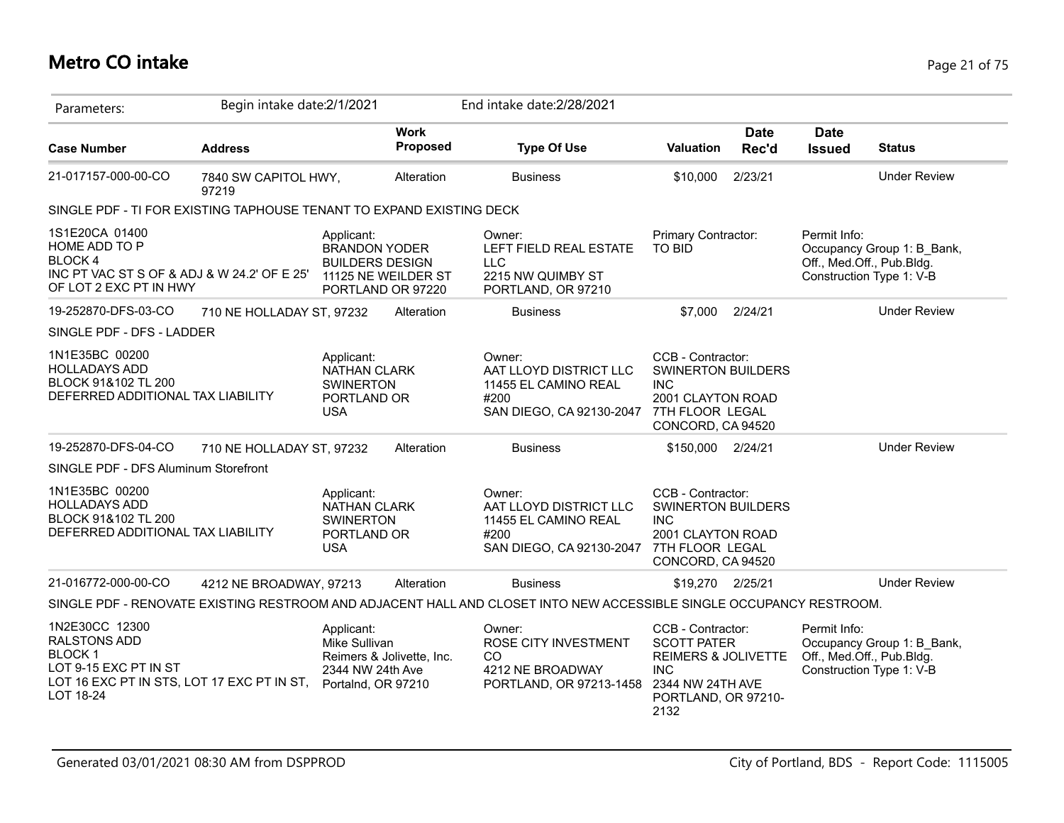# Metro CO intake

Parameters: Begin intake date:2/1/2021 End intake date:2/28/2021

| Case Number | Address | Work Proposed | Type Of Use | Valuation | Date Rec'd | Date Issued | Status |
|---|---|---|---|---|---|---|---|
| 21-017157-000-00-CO | 7840 SW CAPITOL HWY, 97219 | Alteration | Business | $10,000 | 2/23/21 | | Under Review |

SINGLE PDF - TI FOR EXISTING TAPHOUSE TENANT TO EXPAND EXISTING DECK

1S1E20CA 01400
HOME ADD TO P
BLOCK 4
INC PT VAC ST S OF & ADJ & W 24.2' OF E 25' OF LOT 2 EXC PT IN HWY

Applicant:
BRANDON YODER
BUILDERS DESIGN
11125 NE WEILDER ST
PORTLAND OR 97220

Owner:
LEFT FIELD REAL ESTATE LLC
2215 NW QUIMBY ST
PORTLAND, OR 97210

Primary Contractor:
TO BID

Permit Info:
Occupancy Group 1: B_Bank, Off., Med.Off., Pub.Bldg.
Construction Type 1: V-B

| Case Number | Address | Work Proposed | Type Of Use | Valuation | Date Rec'd | Date Issued | Status |
|---|---|---|---|---|---|---|---|
| 19-252870-DFS-03-CO | 710 NE HOLLADAY ST, 97232 | Alteration | Business | $7,000 | 2/24/21 | | Under Review |

SINGLE PDF - DFS - LADDER

1N1E35BC 00200
HOLLADAYS ADD
BLOCK 91&102 TL 200
DEFERRED ADDITIONAL TAX LIABILITY

Applicant:
NATHAN CLARK
SWINERTON
PORTLAND OR
USA

Owner:
AAT LLOYD DISTRICT LLC
11455 EL CAMINO REAL #200
SAN DIEGO, CA 92130-2047

CCB - Contractor:
SWINERTON BUILDERS INC
2001 CLAYTON ROAD
7TH FLOOR LEGAL
CONCORD, CA 94520

| Case Number | Address | Work Proposed | Type Of Use | Valuation | Date Rec'd | Date Issued | Status |
|---|---|---|---|---|---|---|---|
| 19-252870-DFS-04-CO | 710 NE HOLLADAY ST, 97232 | Alteration | Business | $150,000 | 2/24/21 | | Under Review |

SINGLE PDF - DFS Aluminum Storefront

1N1E35BC 00200
HOLLADAYS ADD
BLOCK 91&102 TL 200
DEFERRED ADDITIONAL TAX LIABILITY

Applicant:
NATHAN CLARK
SWINERTON
PORTLAND OR
USA

Owner:
AAT LLOYD DISTRICT LLC
11455 EL CAMINO REAL #200
SAN DIEGO, CA 92130-2047

CCB - Contractor:
SWINERTON BUILDERS INC
2001 CLAYTON ROAD
7TH FLOOR LEGAL
CONCORD, CA 94520

| Case Number | Address | Work Proposed | Type Of Use | Valuation | Date Rec'd | Date Issued | Status |
|---|---|---|---|---|---|---|---|
| 21-016772-000-00-CO | 4212 NE BROADWAY, 97213 | Alteration | Business | $19,270 | 2/25/21 | | Under Review |

SINGLE PDF - RENOVATE EXISTING RESTROOM AND ADJACENT HALL AND CLOSET INTO NEW ACCESSIBLE SINGLE OCCUPANCY RESTROOM.

1N2E30CC 12300
RALSTONS ADD
BLOCK 1
LOT 9-15 EXC PT IN ST
LOT 16 EXC PT IN STS, LOT 17 EXC PT IN ST, LOT 18-24

Applicant:
Mike Sullivan
Reimers & Jolivette, Inc.
2344 NW 24th Ave
Portalnd, OR 97210

Owner:
ROSE CITY INVESTMENT CO
4212 NE BROADWAY
PORTLAND, OR 97213-1458

CCB - Contractor:
SCOTT PATER
REIMERS & JOLIVETTE INC
2344 NW 24TH AVE
PORTLAND, OR 97210-2132

Permit Info:
Occupancy Group 1: B_Bank, Off., Med.Off., Pub.Bldg.
Construction Type 1: V-B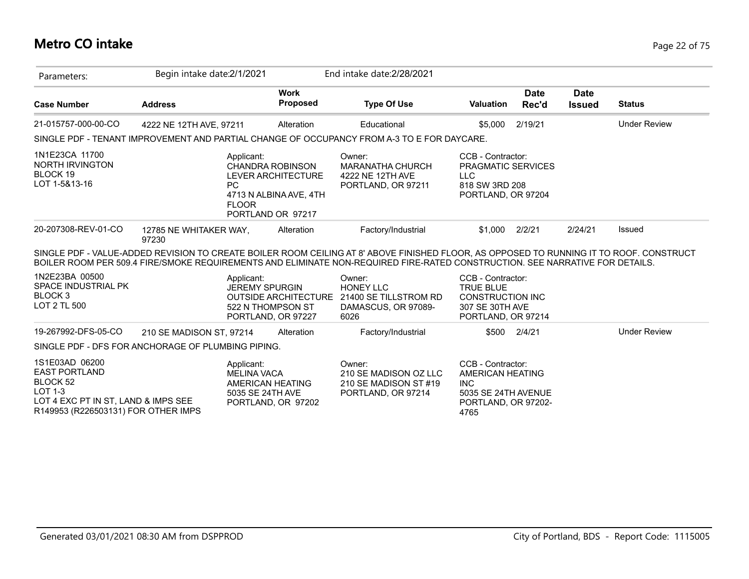# Metro CO intake

| Parameters: | Begin intake date:2/1/2021 | | End intake date:2/28/2021 | | | | |
|---|---|---|---|---|---|---|---|
| **Case Number** | **Address** | **Work Proposed** | **Type Of Use** | **Valuation** | **Date Rec'd** | **Date Issued** | **Status** |
| 21-015757-000-00-CO | 4222 NE 12TH AVE, 97211 | Alteration | Educational | $5,000 | 2/19/21 | | Under Review |

SINGLE PDF - TENANT IMPROVEMENT AND PARTIAL CHANGE OF OCCUPANCY FROM A-3 TO E FOR DAYCARE.

1N1E23CA 11700
NORTH IRVINGTON
BLOCK 19
LOT 1-5&13-16

Applicant:
CHANDRA ROBINSON
LEVER ARCHITECTURE PC
4713 N ALBINA AVE, 4TH FLOOR
PORTLAND OR 97217

Owner:
MARANATHA CHURCH
4222 NE 12TH AVE
PORTLAND, OR 97211

CCB - Contractor:
PRAGMATIC SERVICES LLC
818 SW 3RD 208
PORTLAND, OR 97204

| Case Number | Address | Work Proposed | Type Of Use | Valuation | Date Rec'd | Date Issued | Status |
|---|---|---|---|---|---|---|---|
| 20-207308-REV-01-CO | 12785 NE WHITAKER WAY, 97230 | Alteration | Factory/Industrial | $1,000 | 2/2/21 | 2/24/21 | Issued |

SINGLE PDF - VALUE-ADDED REVISION TO CREATE BOILER ROOM CEILING AT 8' ABOVE FINISHED FLOOR, AS OPPOSED TO RUNNING IT TO ROOF. CONSTRUCT BOILER ROOM PER 509.4 FIRE/SMOKE REQUIREMENTS AND ELIMINATE NON-REQUIRED FIRE-RATED CONSTRUCTION. SEE NARRATIVE FOR DETAILS.

1N2E23BA 00500
SPACE INDUSTRIAL PK
BLOCK 3
LOT 2 TL 500

Applicant:
JEREMY SPURGIN
OUTSIDE ARCHITECTURE
522 N THOMPSON ST
PORTLAND, OR 97227

Owner:
HONEY LLC
21400 SE TILLSTROM RD
DAMASCUS, OR 97089-6026

CCB - Contractor:
TRUE BLUE CONSTRUCTION INC
307 SE 30TH AVE
PORTLAND, OR 97214

| Case Number | Address | Work Proposed | Type Of Use | Valuation | Date Rec'd | Date Issued | Status |
|---|---|---|---|---|---|---|---|
| 19-267992-DFS-05-CO | 210 SE MADISON ST, 97214 | Alteration | Factory/Industrial | $500 | 2/4/21 | | Under Review |

SINGLE PDF - DFS FOR ANCHORAGE OF PLUMBING PIPING.

1S1E03AD 06200
EAST PORTLAND
BLOCK 52
LOT 1-3
LOT 4 EXC PT IN ST, LAND & IMPS SEE R149953 (R226503131) FOR OTHER IMPS

Applicant:
MELINA VACA
AMERICAN HEATING
5035 SE 24TH AVE
PORTLAND, OR 97202

Owner:
210 SE MADISON OZ LLC
210 SE MADISON ST #19
PORTLAND, OR 97214

CCB - Contractor:
AMERICAN HEATING INC
5035 SE 24TH AVENUE
PORTLAND, OR 97202-4765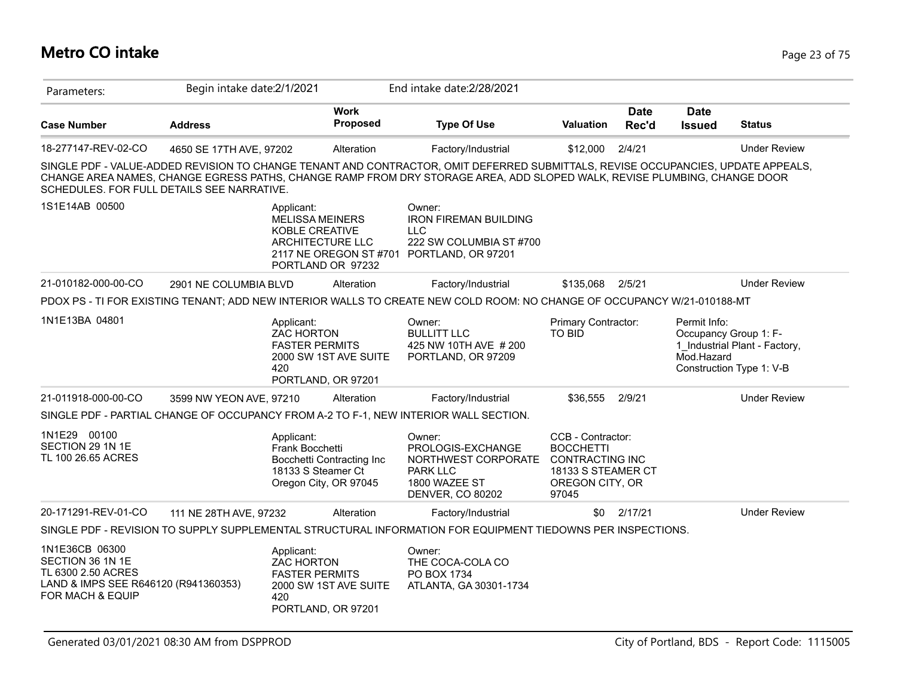# Metro CO intake

Parameters: Begin intake date:2/1/2021 End intake date:2/28/2021

| Case Number | Address | Work Proposed | Type Of Use | Valuation | Date Rec'd | Date Issued | Status |
|---|---|---|---|---|---|---|---|
| 18-277147-REV-02-CO | 4650 SE 17TH AVE, 97202 | Alteration | Factory/Industrial | $12,000 | 2/4/21 | | Under Review |

SINGLE PDF - VALUE-ADDED REVISION TO CHANGE TENANT AND CONTRACTOR, OMIT DEFERRED SUBMITTALS, REVISE OCCUPANCIES, UPDATE APPEALS, CHANGE AREA NAMES, CHANGE EGRESS PATHS, CHANGE RAMP FROM DRY STORAGE AREA, ADD SLOPED WALK, REVISE PLUMBING, CHANGE DOOR SCHEDULES. FOR FULL DETAILS SEE NARRATIVE.

1S1E14AB 00500

Applicant:
MELISSA MEINERS
KOBLE CREATIVE ARCHITECTURE LLC
2117 NE OREGON ST #701
PORTLAND OR 97232

Owner:
IRON FIREMAN BUILDING LLC
222 SW COLUMBIA ST #700
PORTLAND, OR 97201

| Case Number | Address | Work Proposed | Type Of Use | Valuation | Date Rec'd | Date Issued | Status |
|---|---|---|---|---|---|---|---|
| 21-010182-000-00-CO | 2901 NE COLUMBIA BLVD | Alteration | Factory/Industrial | $135,068 | 2/5/21 | | Under Review |

PDOX PS - TI FOR EXISTING TENANT; ADD NEW INTERIOR WALLS TO CREATE NEW COLD ROOM: NO CHANGE OF OCCUPANCY W/21-010188-MT

1N1E13BA 04801

Applicant:
ZAC HORTON
FASTER PERMITS
2000 SW 1ST AVE SUITE 420
PORTLAND, OR 97201

Owner:
BULLITT LLC
425 NW 10TH AVE # 200
PORTLAND, OR 97209

Primary Contractor:
TO BID

Permit Info:
Occupancy Group 1: F-1_Industrial Plant - Factory, Mod.Hazard
Construction Type 1: V-B

| Case Number | Address | Work Proposed | Type Of Use | Valuation | Date Rec'd | Date Issued | Status |
|---|---|---|---|---|---|---|---|
| 21-011918-000-00-CO | 3599 NW YEON AVE, 97210 | Alteration | Factory/Industrial | $36,555 | 2/9/21 | | Under Review |

SINGLE PDF - PARTIAL CHANGE OF OCCUPANCY FROM A-2 TO F-1, NEW INTERIOR WALL SECTION.

1N1E29 00100
SECTION 29 1N 1E
TL 100 26.65 ACRES

Applicant:
Frank Bocchetti
Bocchetti Contracting Inc
18133 S Steamer Ct
Oregon City, OR 97045

Owner:
PROLOGIS-EXCHANGE NORTHWEST CORPORATE PARK LLC
1800 WAZEE ST
DENVER, CO 80202

CCB - Contractor:
BOCCHETTI CONTRACTING INC
18133 S STEAMER CT
OREGON CITY, OR 97045

| Case Number | Address | Work Proposed | Type Of Use | Valuation | Date Rec'd | Date Issued | Status |
|---|---|---|---|---|---|---|---|
| 20-171291-REV-01-CO | 111 NE 28TH AVE, 97232 | Alteration | Factory/Industrial | $0 | 2/17/21 | | Under Review |

SINGLE PDF - REVISION TO SUPPLY SUPPLEMENTAL STRUCTURAL INFORMATION FOR EQUIPMENT TIEDOWNS PER INSPECTIONS.

1N1E36CB 06300
SECTION 36 1N 1E
TL 6300 2.50 ACRES
LAND & IMPS SEE R646120 (R941360353) FOR MACH & EQUIP

Applicant:
ZAC HORTON
FASTER PERMITS
2000 SW 1ST AVE SUITE 420
PORTLAND, OR 97201

Owner:
THE COCA-COLA CO
PO BOX 1734
ATLANTA, GA 30301-1734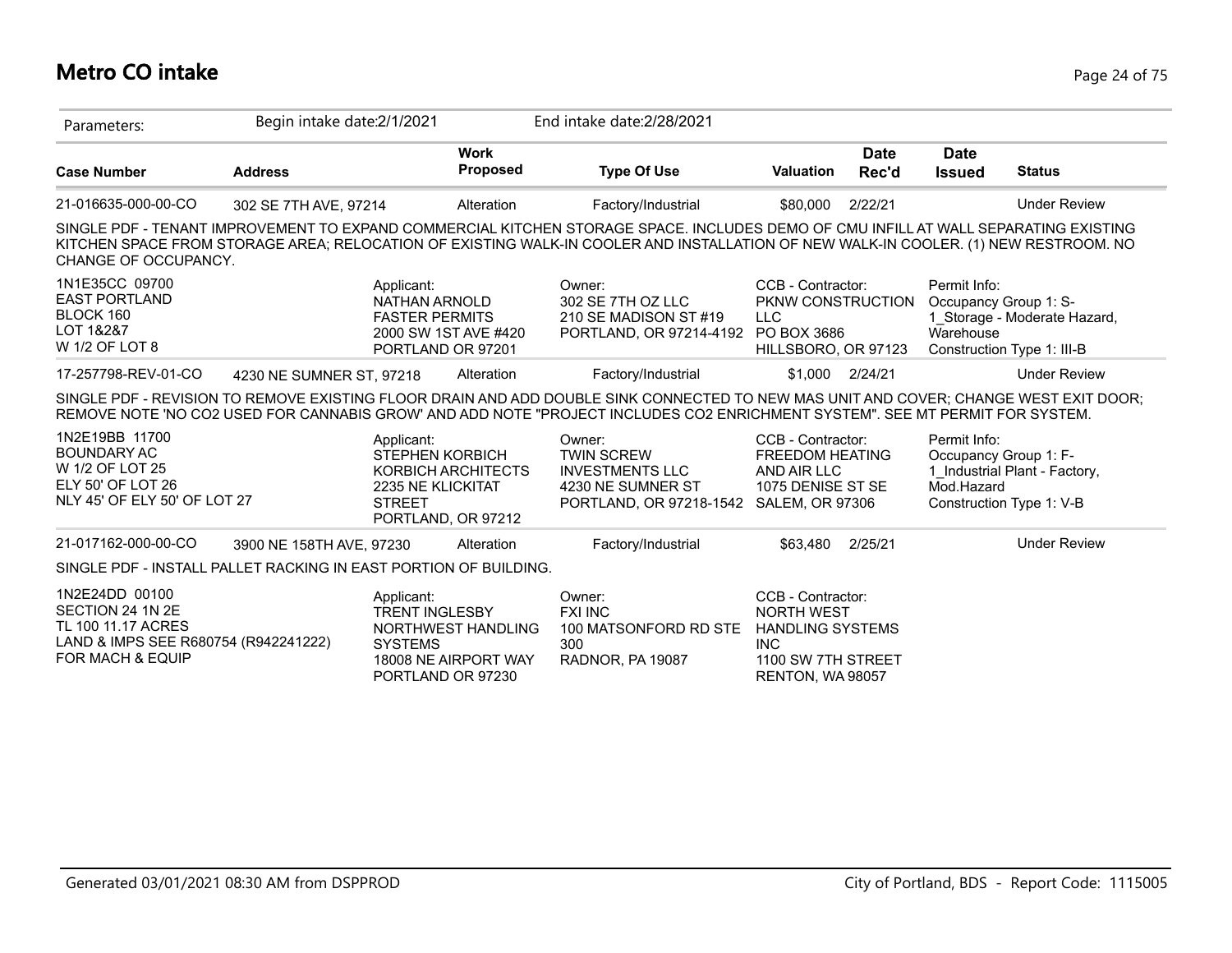# Metro CO intake

Parameters: Begin intake date:2/1/2021 End intake date:2/28/2021

| Case Number | Address | Work Proposed | Type Of Use | Valuation | Date Rec'd | Date Issued | Status |
|---|---|---|---|---|---|---|---|
| 21-016635-000-00-CO | 302 SE 7TH AVE, 97214 | Alteration | Factory/Industrial | $80,000 | 2/22/21 | | Under Review |

SINGLE PDF - TENANT IMPROVEMENT TO EXPAND COMMERCIAL KITCHEN STORAGE SPACE. INCLUDES DEMO OF CMU INFILL AT WALL SEPARATING EXISTING KITCHEN SPACE FROM STORAGE AREA; RELOCATION OF EXISTING WALK-IN COOLER AND INSTALLATION OF NEW WALK-IN COOLER. (1) NEW RESTROOM. NO CHANGE OF OCCUPANCY.

1N1E35CC 09700
EAST PORTLAND
BLOCK 160
LOT 1&2&7
W 1/2 OF LOT 8

Applicant:
NATHAN ARNOLD
FASTER PERMITS
2000 SW 1ST AVE #420
PORTLAND OR 97201

Owner:
302 SE 7TH OZ LLC
210 SE MADISON ST #19
PORTLAND, OR 97214-4192

CCB - Contractor:
PKNW CONSTRUCTION LLC
PO BOX 3686
HILLSBORO, OR 97123

Permit Info:
Occupancy Group 1: S-1_Storage - Moderate Hazard, Warehouse
Construction Type 1: III-B

| Case Number | Address | Work Proposed | Type Of Use | Valuation | Date Rec'd | Date Issued | Status |
|---|---|---|---|---|---|---|---|
| 17-257798-REV-01-CO | 4230 NE SUMNER ST, 97218 | Alteration | Factory/Industrial | $1,000 | 2/24/21 | | Under Review |

SINGLE PDF - REVISION TO REMOVE EXISTING FLOOR DRAIN AND ADD DOUBLE SINK CONNECTED TO NEW MAS UNIT AND COVER; CHANGE WEST EXIT DOOR; REMOVE NOTE 'NO CO2 USED FOR CANNABIS GROW' AND ADD NOTE "PROJECT INCLUDES CO2 ENRICHMENT SYSTEM". SEE MT PERMIT FOR SYSTEM.

1N2E19BB 11700
BOUNDARY AC
W 1/2 OF LOT 25
ELY 50' OF LOT 26
NLY 45' OF ELY 50' OF LOT 27

Applicant:
STEPHEN KORBICH
KORBICH ARCHITECTS
2235 NE KLICKITAT STREET
PORTLAND, OR 97212

Owner:
TWIN SCREW INVESTMENTS LLC
4230 NE SUMNER ST
PORTLAND, OR 97218-1542

CCB - Contractor:
FREEDOM HEATING AND AIR LLC
1075 DENISE ST SE
SALEM, OR 97306

Permit Info:
Occupancy Group 1: F-1_Industrial Plant - Factory, Mod.Hazard
Construction Type 1: V-B

| Case Number | Address | Work Proposed | Type Of Use | Valuation | Date Rec'd | Date Issued | Status |
|---|---|---|---|---|---|---|---|
| 21-017162-000-00-CO | 3900 NE 158TH AVE, 97230 | Alteration | Factory/Industrial | $63,480 | 2/25/21 | | Under Review |

SINGLE PDF - INSTALL PALLET RACKING IN EAST PORTION OF BUILDING.

1N2E24DD 00100
SECTION 24 1N 2E
TL 100 11.17 ACRES
LAND & IMPS SEE R680754 (R942241222)
FOR MACH & EQUIP

Applicant:
TRENT INGLESBY
NORTHWEST HANDLING SYSTEMS
18008 NE AIRPORT WAY
PORTLAND OR 97230

Owner:
FXI INC
100 MATSONFORD RD STE 300
RADNOR, PA 19087

CCB - Contractor:
NORTH WEST HANDLING SYSTEMS INC
1100 SW 7TH STREET
RENTON, WA 98057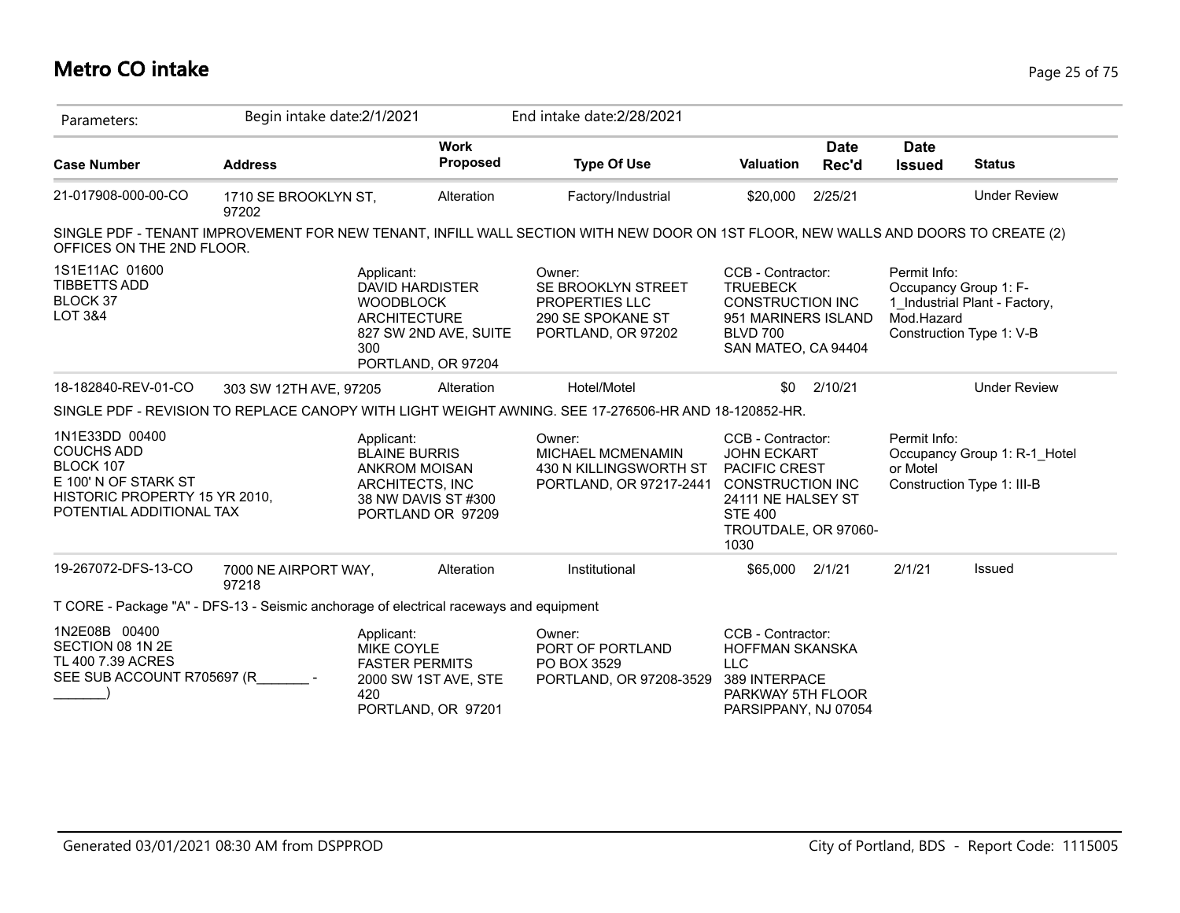# Metro CO intake

| Parameters: | Begin intake date:2/1/2021 | | End intake date:2/28/2021 | | | | |
|---|---|---|---|---|---|---|---|
| **Case Number** | **Address** | **Work Proposed** | **Type Of Use** | **Valuation** | **Date Rec'd** | **Date Issued** | **Status** |
| 21-017908-000-00-CO | 1710 SE BROOKLYN ST, 97202 | Alteration | Factory/Industrial | $20,000 | 2/25/21 | | Under Review |

SINGLE PDF - TENANT IMPROVEMENT FOR NEW TENANT, INFILL WALL SECTION WITH NEW DOOR ON 1ST FLOOR, NEW WALLS AND DOORS TO CREATE (2) OFFICES ON THE 2ND FLOOR.

1S1E11AC 01600
TIBBETTS ADD
BLOCK 37
LOT 3&4

Applicant:
DAVID HARDISTER
WOODBLOCK ARCHITECTURE
827 SW 2ND AVE, SUITE 300
PORTLAND, OR 97204

Owner:
SE BROOKLYN STREET PROPERTIES LLC
290 SE SPOKANE ST
PORTLAND, OR 97202

CCB - Contractor:
TRUEBECK CONSTRUCTION INC
951 MARINERS ISLAND BLVD 700
SAN MATEO, CA 94404

Permit Info:
Occupancy Group 1: F-1_Industrial Plant - Factory, Mod.Hazard
Construction Type 1: V-B

| Case Number | Address | Work Proposed | Type Of Use | Valuation | Date Rec'd | Date Issued | Status |
|---|---|---|---|---|---|---|---|
| 18-182840-REV-01-CO | 303 SW 12TH AVE, 97205 | Alteration | Hotel/Motel | $0 | 2/10/21 | | Under Review |

SINGLE PDF - REVISION TO REPLACE CANOPY WITH LIGHT WEIGHT AWNING. SEE 17-276506-HR AND 18-120852-HR.

1N1E33DD 00400
COUCHS ADD
BLOCK 107
E 100' N OF STARK ST
HISTORIC PROPERTY 15 YR 2010, POTENTIAL ADDITIONAL TAX

Applicant:
BLAINE BURRIS
ANKROM MOISAN ARCHITECTS, INC
38 NW DAVIS ST #300
PORTLAND OR 97209

Owner:
MICHAEL MCMENAMIN
430 N KILLINGSWORTH ST
PORTLAND, OR 97217-2441

CCB - Contractor:
JOHN ECKART
PACIFIC CREST CONSTRUCTION INC
24111 NE HALSEY ST STE 400
TROUTDALE, OR 97060-1030

Permit Info:
Occupancy Group 1: R-1_Hotel or Motel
Construction Type 1: III-B

| Case Number | Address | Work Proposed | Type Of Use | Valuation | Date Rec'd | Date Issued | Status |
|---|---|---|---|---|---|---|---|
| 19-267072-DFS-13-CO | 7000 NE AIRPORT WAY, 97218 | Alteration | Institutional | $65,000 | 2/1/21 | 2/1/21 | Issued |

T CORE - Package "A" - DFS-13 - Seismic anchorage of electrical raceways and equipment

1N2E08B 00400
SECTION 08 1N 2E
TL 400 7.39 ACRES
SEE SUB ACCOUNT R705697 (R_______ - _______)

Applicant:
MIKE COYLE
FASTER PERMITS
2000 SW 1ST AVE, STE 420
PORTLAND, OR 97201

Owner:
PORT OF PORTLAND
PO BOX 3529
PORTLAND, OR 97208-3529

CCB - Contractor:
HOFFMAN SKANSKA LLC
389 INTERPACE PARKWAY 5TH FLOOR
PARSIPPANY, NJ 07054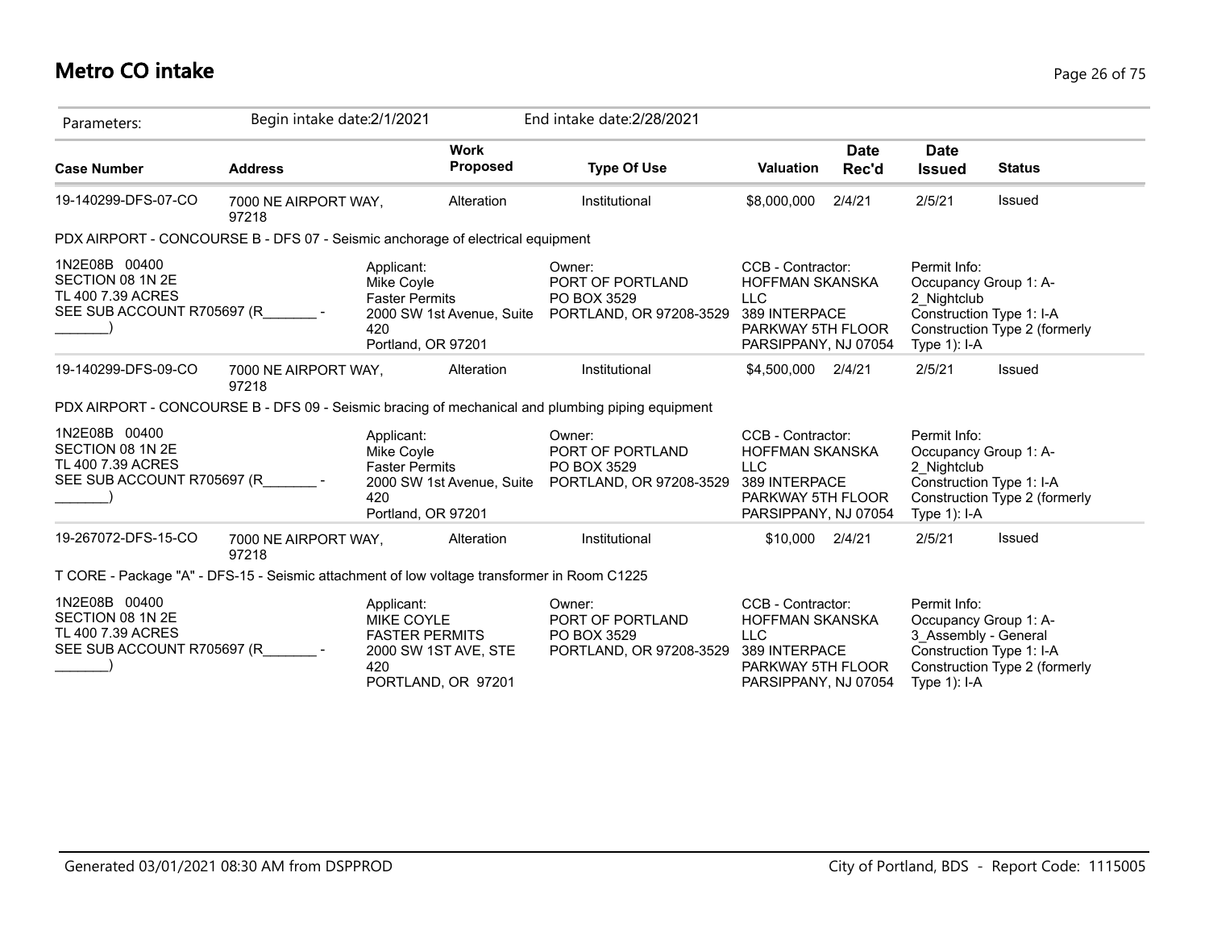# Metro CO intake

Parameters: Begin intake date:2/1/2021 End intake date:2/28/2021

| Case Number | Address | Work Proposed | Type Of Use | Valuation | Date Rec'd | Date Issued | Status |
|---|---|---|---|---|---|---|---|
| 19-140299-DFS-07-CO | 7000 NE AIRPORT WAY, 97218 | Alteration | Institutional | $8,000,000 | 2/4/21 | 2/5/21 | Issued |

PDX AIRPORT - CONCOURSE B - DFS 07 - Seismic anchorage of electrical equipment

| | | | | |
|---|---|---|---|---|
| 1N2E08B 00400<br>SECTION 08 1N 2E<br>TL 400 7.39 ACRES<br>SEE SUB ACCOUNT R705697 (R_______ - _______) | Applicant:<br>Mike Coyle<br>Faster Permits<br>2000 SW 1st Avenue, Suite 420<br>Portland, OR 97201 | Owner:<br>PORT OF PORTLAND<br>PO BOX 3529<br>PORTLAND, OR 97208-3529 | CCB - Contractor:<br>HOFFMAN SKANSKA LLC<br>389 INTERPACE PARKWAY 5TH FLOOR<br>PARSIPPANY, NJ 07054 | Permit Info:<br>Occupancy Group 1: A-2_Nightclub<br>Construction Type 1: I-A<br>Construction Type 2 (formerly Type 1): I-A |

| Case Number | Address | Work Proposed | Type Of Use | Valuation | Date Rec'd | Date Issued | Status |
|---|---|---|---|---|---|---|---|
| 19-140299-DFS-09-CO | 7000 NE AIRPORT WAY, 97218 | Alteration | Institutional | $4,500,000 | 2/4/21 | 2/5/21 | Issued |

PDX AIRPORT - CONCOURSE B - DFS 09 - Seismic bracing of mechanical and plumbing piping equipment

| | | | | |
|---|---|---|---|---|
| 1N2E08B 00400<br>SECTION 08 1N 2E<br>TL 400 7.39 ACRES<br>SEE SUB ACCOUNT R705697 (R_______ - _______) | Applicant:<br>Mike Coyle<br>Faster Permits<br>2000 SW 1st Avenue, Suite 420<br>Portland, OR 97201 | Owner:<br>PORT OF PORTLAND<br>PO BOX 3529<br>PORTLAND, OR 97208-3529 | CCB - Contractor:<br>HOFFMAN SKANSKA LLC<br>389 INTERPACE PARKWAY 5TH FLOOR<br>PARSIPPANY, NJ 07054 | Permit Info:<br>Occupancy Group 1: A-2_Nightclub<br>Construction Type 1: I-A<br>Construction Type 2 (formerly Type 1): I-A |

| Case Number | Address | Work Proposed | Type Of Use | Valuation | Date Rec'd | Date Issued | Status |
|---|---|---|---|---|---|---|---|
| 19-267072-DFS-15-CO | 7000 NE AIRPORT WAY, 97218 | Alteration | Institutional | $10,000 | 2/4/21 | 2/5/21 | Issued |

T CORE - Package "A" - DFS-15 - Seismic attachment of low voltage transformer in Room C1225

| | | | | |
|---|---|---|---|---|
| 1N2E08B 00400<br>SECTION 08 1N 2E<br>TL 400 7.39 ACRES<br>SEE SUB ACCOUNT R705697 (R_______ - _______) | Applicant:<br>MIKE COYLE<br>FASTER PERMITS<br>2000 SW 1ST AVE, STE 420<br>PORTLAND, OR 97201 | Owner:<br>PORT OF PORTLAND<br>PO BOX 3529<br>PORTLAND, OR 97208-3529 | CCB - Contractor:<br>HOFFMAN SKANSKA LLC<br>389 INTERPACE PARKWAY 5TH FLOOR<br>PARSIPPANY, NJ 07054 | Permit Info:<br>Occupancy Group 1: A-3_Assembly - General<br>Construction Type 1: I-A<br>Construction Type 2 (formerly Type 1): I-A |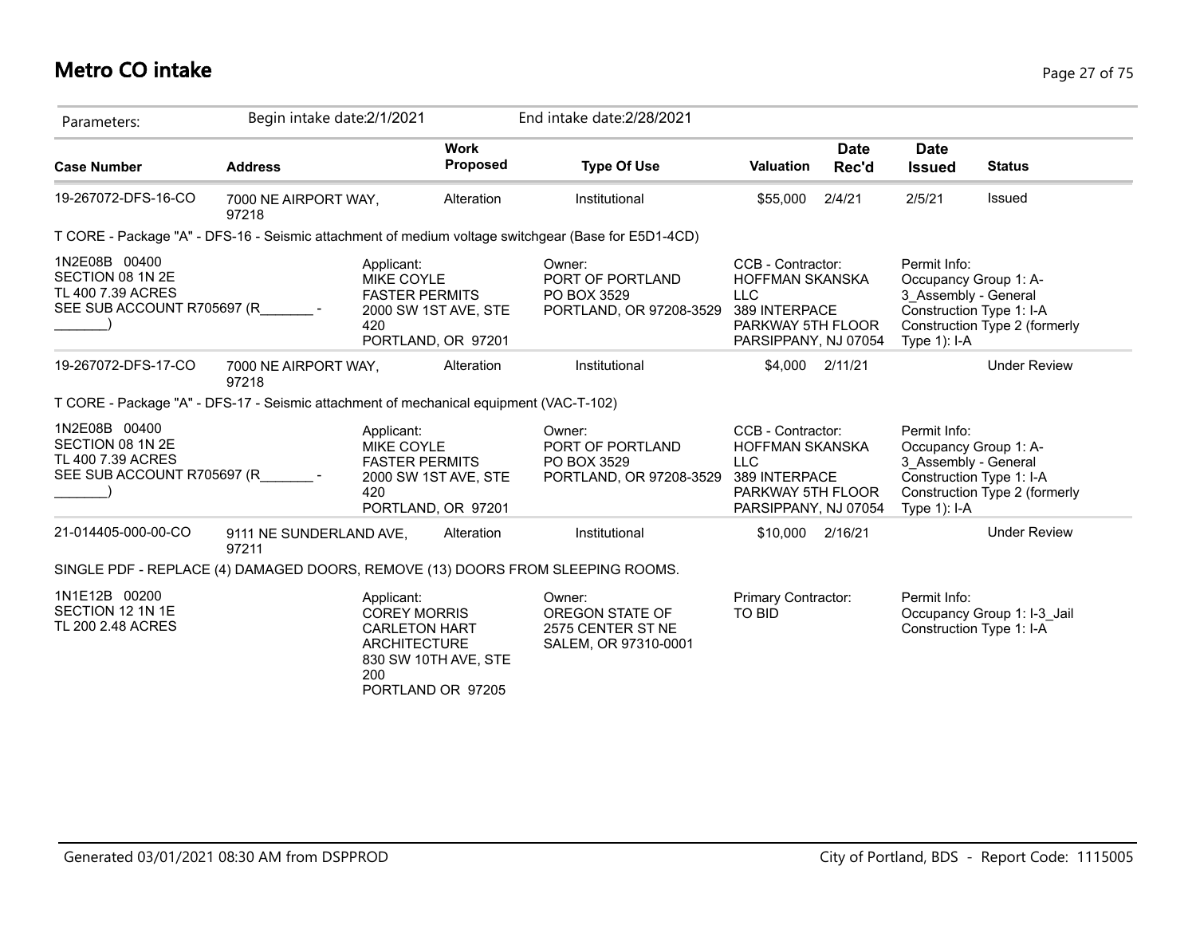# Metro CO intake

| Parameters: | Begin intake date:2/1/2021 | | End intake date:2/28/2021 | | | | |
|---|---|---|---|---|---|---|---|
| **Case Number** | **Address** | **Work Proposed** | **Type Of Use** | **Valuation** | **Date Rec'd** | **Date Issued** | **Status** |
| 19-267072-DFS-16-CO | 7000 NE AIRPORT WAY, 97218 | Alteration | Institutional | $55,000 | 2/4/21 | 2/5/21 | Issued |
| T CORE - Package "A" - DFS-16 - Seismic attachment of medium voltage switchgear (Base for E5D1-4CD) | | | | | | | |
| 1N2E08B 00400 SECTION 08 1N 2E TL 400 7.39 ACRES SEE SUB ACCOUNT R705697 (R_______ - _______) | Applicant: MIKE COYLE FASTER PERMITS 2000 SW 1ST AVE, STE 420 PORTLAND, OR 97201 | | Owner: PORT OF PORTLAND PO BOX 3529 PORTLAND, OR 97208-3529 | CCB - Contractor: HOFFMAN SKANSKA LLC 389 INTERPACE PARKWAY 5TH FLOOR PARSIPPANY, NJ 07054 | | Permit Info: Occupancy Group 1: A-3_Assembly - General Construction Type 1: I-A Construction Type 2 (formerly Type 1): I-A | |
| 19-267072-DFS-17-CO | 7000 NE AIRPORT WAY, 97218 | Alteration | Institutional | $4,000 | 2/11/21 | | Under Review |
| T CORE - Package "A" - DFS-17 - Seismic attachment of mechanical equipment (VAC-T-102) | | | | | | | |
| 1N2E08B 00400 SECTION 08 1N 2E TL 400 7.39 ACRES SEE SUB ACCOUNT R705697 (R_______ - _______) | Applicant: MIKE COYLE FASTER PERMITS 2000 SW 1ST AVE, STE 420 PORTLAND, OR 97201 | | Owner: PORT OF PORTLAND PO BOX 3529 PORTLAND, OR 97208-3529 | CCB - Contractor: HOFFMAN SKANSKA LLC 389 INTERPACE PARKWAY 5TH FLOOR PARSIPPANY, NJ 07054 | | Permit Info: Occupancy Group 1: A-3_Assembly - General Construction Type 1: I-A Construction Type 2 (formerly Type 1): I-A | |
| 21-014405-000-00-CO | 9111 NE SUNDERLAND AVE, 97211 | Alteration | Institutional | $10,000 | 2/16/21 | | Under Review |
| SINGLE PDF - REPLACE (4) DAMAGED DOORS, REMOVE (13) DOORS FROM SLEEPING ROOMS. | | | | | | | |
| 1N1E12B 00200 SECTION 12 1N 1E TL 200 2.48 ACRES | Applicant: COREY MORRIS CARLETON HART ARCHITECTURE 830 SW 10TH AVE, STE 200 PORTLAND OR 97205 | | Owner: OREGON STATE OF 2575 CENTER ST NE SALEM, OR 97310-0001 | Primary Contractor: TO BID | | Permit Info: Occupancy Group 1: I-3_Jail Construction Type 1: I-A | |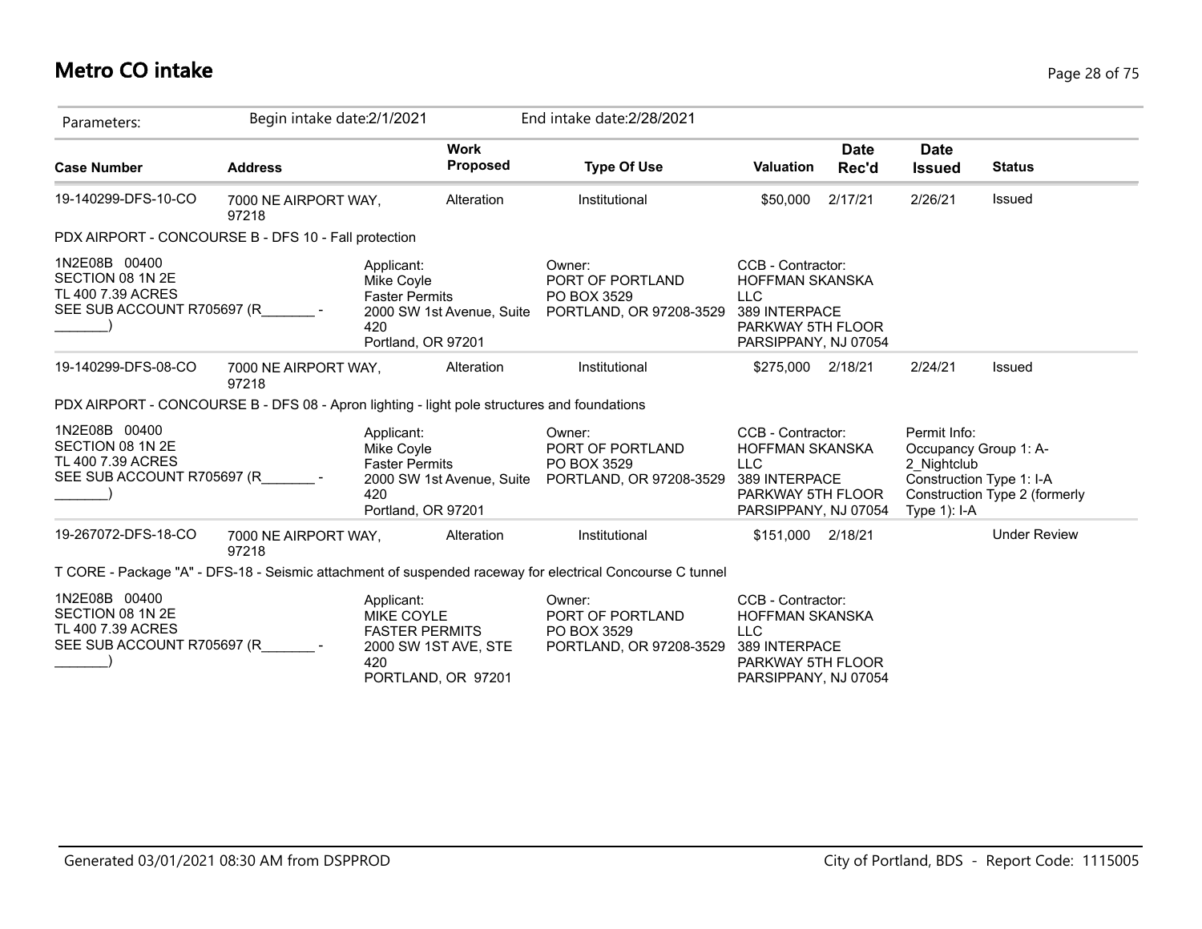# Metro CO intake

| Parameters: | Begin intake date:2/1/2021 | | End intake date:2/28/2021 | | | | |
|---|---|---|---|---|---|---|---|
| **Case Number** | **Address** | **Work Proposed** | **Type Of Use** | **Valuation** | **Date Rec'd** | **Date Issued** | **Status** |
| 19-140299-DFS-10-CO | 7000 NE AIRPORT WAY, 97218 | Alteration | Institutional | $50,000 | 2/17/21 | 2/26/21 | Issued |

PDX AIRPORT - CONCOURSE B - DFS 10 - Fall protection

| | | | |
|---|---|---|---|
| 1N2E08B 00400<br>SECTION 08 1N 2E<br>TL 400 7.39 ACRES<br>SEE SUB ACCOUNT R705697 (R_______ - _______) | Applicant:<br>Mike Coyle<br>Faster Permits<br>2000 SW 1st Avenue, Suite 420<br>Portland, OR 97201 | Owner:<br>PORT OF PORTLAND<br>PO BOX 3529<br>PORTLAND, OR 97208-3529 | CCB - Contractor:<br>HOFFMAN SKANSKA LLC<br>389 INTERPACE PARKWAY 5TH FLOOR<br>PARSIPPANY, NJ 07054 |

| **Case Number** | **Address** | **Work Proposed** | **Type Of Use** | **Valuation** | **Date Rec'd** | **Date Issued** | **Status** |
|---|---|---|---|---|---|---|---|
| 19-140299-DFS-08-CO | 7000 NE AIRPORT WAY, 97218 | Alteration | Institutional | $275,000 | 2/18/21 | 2/24/21 | Issued |

PDX AIRPORT - CONCOURSE B - DFS 08 - Apron lighting - light pole structures and foundations

| | | | | |
|---|---|---|---|---|
| 1N2E08B 00400<br>SECTION 08 1N 2E<br>TL 400 7.39 ACRES<br>SEE SUB ACCOUNT R705697 (R_______ - _______) | Applicant:<br>Mike Coyle<br>Faster Permits<br>2000 SW 1st Avenue, Suite 420<br>Portland, OR 97201 | Owner:<br>PORT OF PORTLAND<br>PO BOX 3529<br>PORTLAND, OR 97208-3529 | CCB - Contractor:<br>HOFFMAN SKANSKA LLC<br>389 INTERPACE PARKWAY 5TH FLOOR<br>PARSIPPANY, NJ 07054 | Permit Info:<br>Occupancy Group 1: A-2_Nightclub<br>Construction Type 1: I-A<br>Construction Type 2 (formerly Type 1): I-A |

| **Case Number** | **Address** | **Work Proposed** | **Type Of Use** | **Valuation** | **Date Rec'd** | **Date Issued** | **Status** |
|---|---|---|---|---|---|---|---|
| 19-267072-DFS-18-CO | 7000 NE AIRPORT WAY, 97218 | Alteration | Institutional | $151,000 | 2/18/21 | | Under Review |

T CORE - Package "A" - DFS-18 - Seismic attachment of suspended raceway for electrical Concourse C tunnel

| | | | |
|---|---|---|---|
| 1N2E08B 00400<br>SECTION 08 1N 2E<br>TL 400 7.39 ACRES<br>SEE SUB ACCOUNT R705697 (R_______ - _______) | Applicant:<br>MIKE COYLE<br>FASTER PERMITS<br>2000 SW 1ST AVE, STE 420<br>PORTLAND, OR 97201 | Owner:<br>PORT OF PORTLAND<br>PO BOX 3529<br>PORTLAND, OR 97208-3529 | CCB - Contractor:<br>HOFFMAN SKANSKA LLC<br>389 INTERPACE PARKWAY 5TH FLOOR<br>PARSIPPANY, NJ 07054 |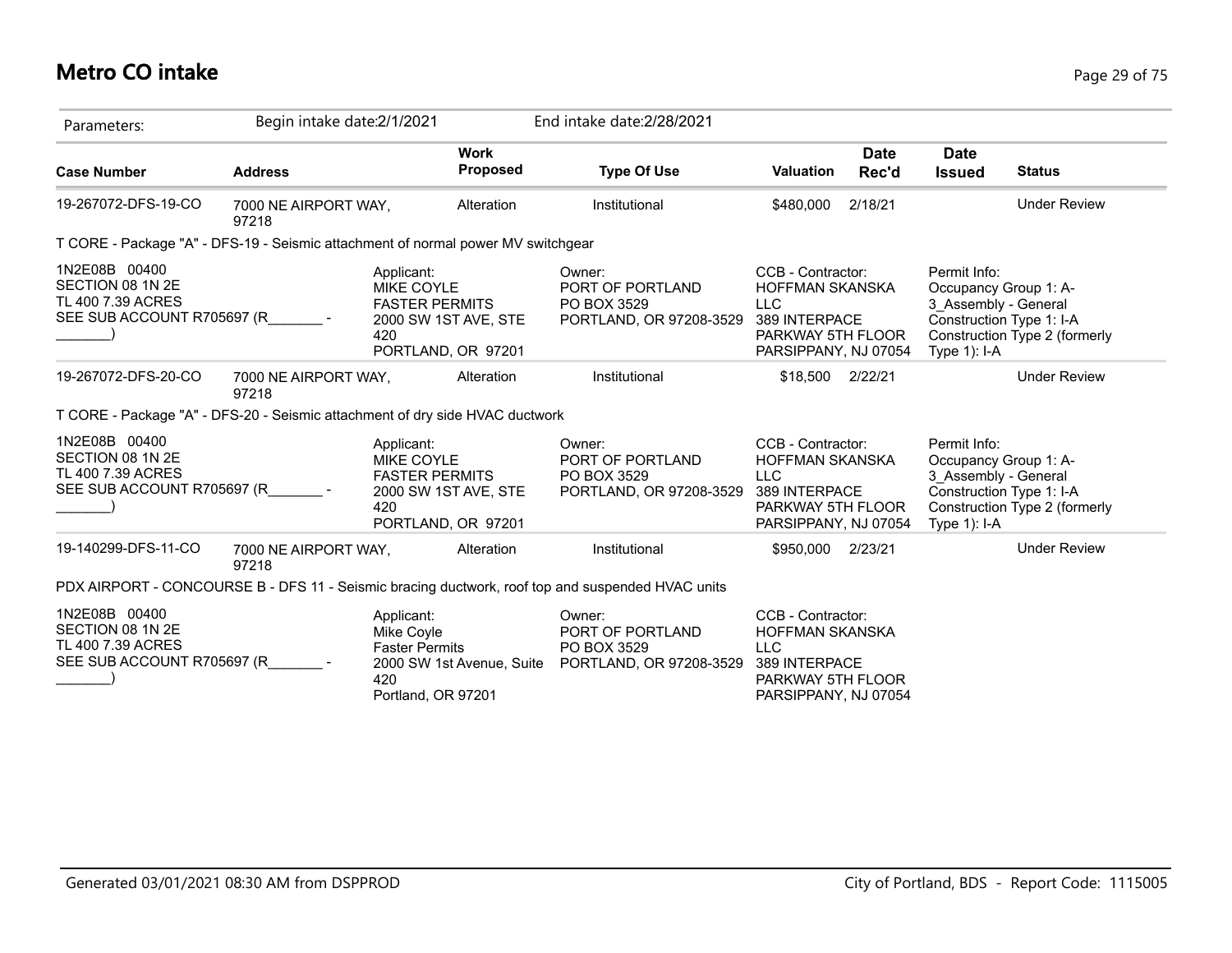# Metro CO intake

| Parameters: | Begin intake date:2/1/2021 | | End intake date:2/28/2021 | | | | |
|---|---|---|---|---|---|---|---|
| **Case Number** | **Address** | **Work Proposed** | **Type Of Use** | **Valuation** | **Date Rec'd** | **Date Issued** | **Status** |
| 19-267072-DFS-19-CO | 7000 NE AIRPORT WAY, 97218 | Alteration | Institutional | $480,000 | 2/18/21 | | Under Review |

T CORE - Package "A" - DFS-19 - Seismic attachment of normal power MV switchgear

| | | | | |
|---|---|---|---|---|
| 1N2E08B 00400<br>SECTION 08 1N 2E<br>TL 400 7.39 ACRES<br>SEE SUB ACCOUNT R705697 (R_______ - _______) | Applicant:<br>MIKE COYLE<br>FASTER PERMITS<br>2000 SW 1ST AVE, STE 420<br>PORTLAND, OR 97201 | Owner:<br>PORT OF PORTLAND<br>PO BOX 3529<br>PORTLAND, OR 97208-3529 | CCB - Contractor:<br>HOFFMAN SKANSKA LLC<br>389 INTERPACE PARKWAY 5TH FLOOR<br>PARSIPPANY, NJ 07054 | Permit Info:<br>Occupancy Group 1: A-3_Assembly - General<br>Construction Type 1: I-A<br>Construction Type 2 (formerly Type 1): I-A |

| Case Number | Address | Work Proposed | Type Of Use | Valuation | Date Rec'd | Date Issued | Status |
|---|---|---|---|---|---|---|---|
| 19-267072-DFS-20-CO | 7000 NE AIRPORT WAY, 97218 | Alteration | Institutional | $18,500 | 2/22/21 | | Under Review |

T CORE - Package "A" - DFS-20 - Seismic attachment of dry side HVAC ductwork

| | | | | |
|---|---|---|---|---|
| 1N2E08B 00400<br>SECTION 08 1N 2E<br>TL 400 7.39 ACRES<br>SEE SUB ACCOUNT R705697 (R_______ - _______) | Applicant:<br>MIKE COYLE<br>FASTER PERMITS<br>2000 SW 1ST AVE, STE 420<br>PORTLAND, OR 97201 | Owner:<br>PORT OF PORTLAND<br>PO BOX 3529<br>PORTLAND, OR 97208-3529 | CCB - Contractor:<br>HOFFMAN SKANSKA LLC<br>389 INTERPACE PARKWAY 5TH FLOOR<br>PARSIPPANY, NJ 07054 | Permit Info:<br>Occupancy Group 1: A-3_Assembly - General<br>Construction Type 1: I-A<br>Construction Type 2 (formerly Type 1): I-A |

| Case Number | Address | Work Proposed | Type Of Use | Valuation | Date Rec'd | Date Issued | Status |
|---|---|---|---|---|---|---|---|
| 19-140299-DFS-11-CO | 7000 NE AIRPORT WAY, 97218 | Alteration | Institutional | $950,000 | 2/23/21 | | Under Review |

PDX AIRPORT - CONCOURSE B - DFS 11 - Seismic bracing ductwork, roof top and suspended HVAC units

| | | | |
|---|---|---|---|
| 1N2E08B 00400<br>SECTION 08 1N 2E<br>TL 400 7.39 ACRES<br>SEE SUB ACCOUNT R705697 (R_______ - _______) | Applicant:<br>Mike Coyle<br>Faster Permits<br>2000 SW 1st Avenue, Suite 420<br>Portland, OR 97201 | Owner:<br>PORT OF PORTLAND<br>PO BOX 3529<br>PORTLAND, OR 97208-3529 | CCB - Contractor:<br>HOFFMAN SKANSKA LLC<br>389 INTERPACE PARKWAY 5TH FLOOR<br>PARSIPPANY, NJ 07054 |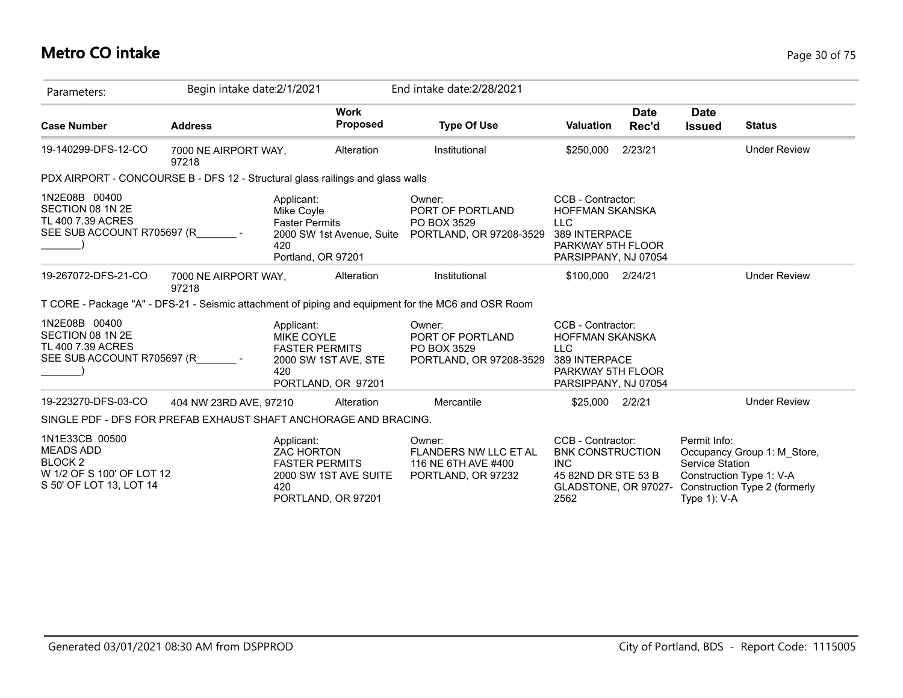# Metro CO intake

| Parameters: | Begin intake date:2/1/2021 | | End intake date:2/28/2021 | | | | |
|---|---|---|---|---|---|---|---|
| **Case Number** | **Address** | **Work Proposed** | **Type Of Use** | **Valuation** | **Date Rec'd** | **Date Issued** | **Status** |
| 19-140299-DFS-12-CO | 7000 NE AIRPORT WAY, 97218 | Alteration | Institutional | $250,000 | 2/23/21 | | Under Review |

PDX AIRPORT - CONCOURSE B - DFS 12 - Structural glass railings and glass walls

1N2E08B 00400
SECTION 08 1N 2E
TL 400 7.39 ACRES
SEE SUB ACCOUNT R705697 (R_______ - _______)

Applicant:
Mike Coyle
Faster Permits
2000 SW 1st Avenue, Suite 420
Portland, OR 97201

Owner:
PORT OF PORTLAND
PO BOX 3529
PORTLAND, OR 97208-3529

CCB - Contractor:
HOFFMAN SKANSKA LLC
389 INTERPACE PARKWAY 5TH FLOOR
PARSIPPANY, NJ 07054

| Case Number | Address | Work Proposed | Type Of Use | Valuation | Date Rec'd | Date Issued | Status |
|---|---|---|---|---|---|---|---|
| 19-267072-DFS-21-CO | 7000 NE AIRPORT WAY, 97218 | Alteration | Institutional | $100,000 | 2/24/21 | | Under Review |

T CORE - Package "A" - DFS-21 - Seismic attachment of piping and equipment for the MC6 and OSR Room

1N2E08B 00400
SECTION 08 1N 2E
TL 400 7.39 ACRES
SEE SUB ACCOUNT R705697 (R_______ - _______)

Applicant:
MIKE COYLE
FASTER PERMITS
2000 SW 1ST AVE, STE 420
PORTLAND, OR 97201

Owner:
PORT OF PORTLAND
PO BOX 3529
PORTLAND, OR 97208-3529

CCB - Contractor:
HOFFMAN SKANSKA LLC
389 INTERPACE PARKWAY 5TH FLOOR
PARSIPPANY, NJ 07054

| Case Number | Address | Work Proposed | Type Of Use | Valuation | Date Rec'd | Date Issued | Status |
|---|---|---|---|---|---|---|---|
| 19-223270-DFS-03-CO | 404 NW 23RD AVE, 97210 | Alteration | Mercantile | $25,000 | 2/2/21 | | Under Review |

SINGLE PDF - DFS FOR PREFAB EXHAUST SHAFT ANCHORAGE AND BRACING.

1N1E33CB 00500
MEADS ADD
BLOCK 2
W 1/2 OF S 100' OF LOT 12
S 50' OF LOT 13, LOT 14

Applicant:
ZAC HORTON
FASTER PERMITS
2000 SW 1ST AVE SUITE 420
PORTLAND, OR 97201

Owner:
FLANDERS NW LLC ET AL
116 NE 6TH AVE #400
PORTLAND, OR 97232

CCB - Contractor:
BNK CONSTRUCTION INC
45 82ND DR STE 53 B
GLADSTONE, OR 97027-2562

Permit Info:
Occupancy Group 1: M_Store, Service Station
Construction Type 1: V-A
Construction Type 2 (formerly Type 1): V-A

Generated 03/01/2021 08:30 AM from DSPPROD

City of Portland, BDS - Report Code: 1115005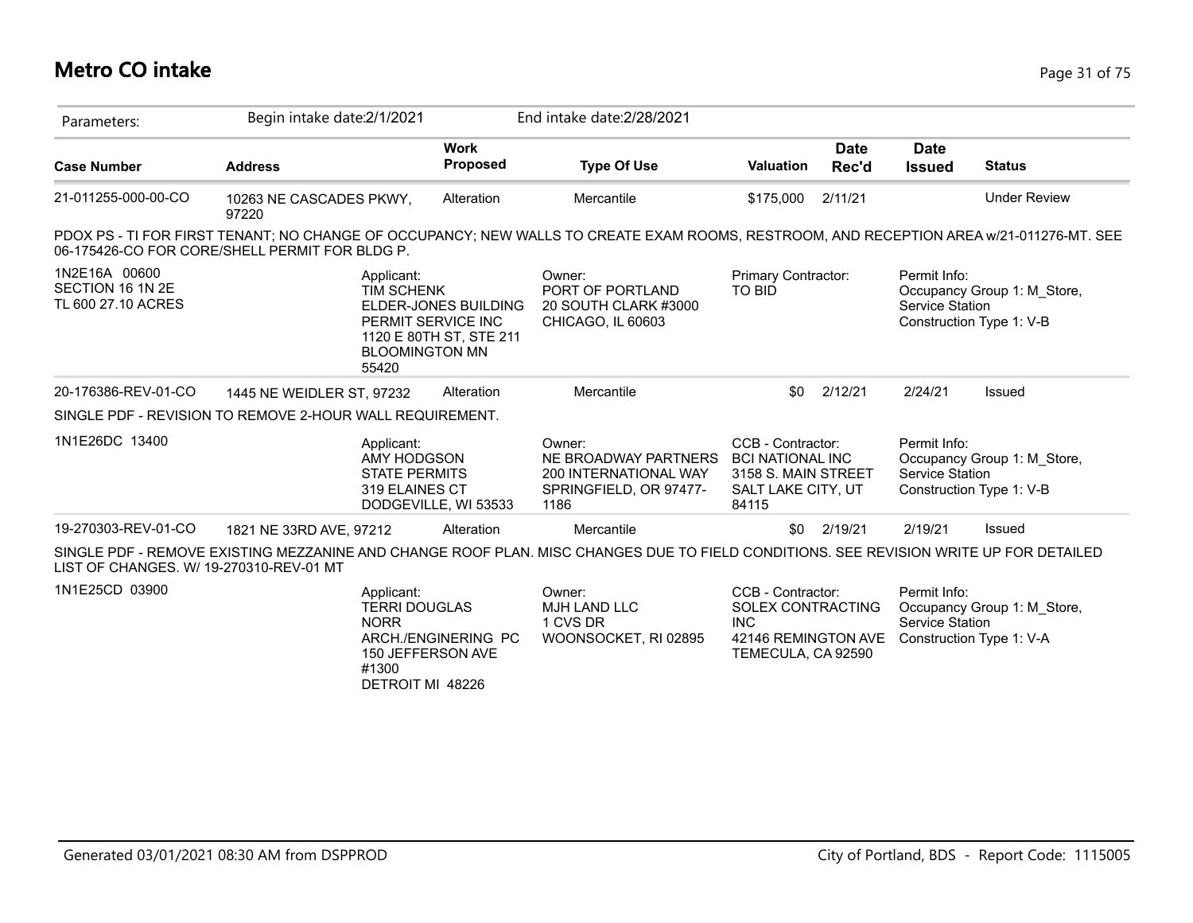# Metro CO intake

Parameters: Begin intake date:2/1/2021 End intake date:2/28/2021

| Case Number | Address | Work Proposed | Type Of Use | Valuation | Date Rec'd | Date Issued | Status |
|---|---|---|---|---|---|---|---|
| 21-011255-000-00-CO | 10263 NE CASCADES PKWY, 97220 | Alteration | Mercantile | $175,000 | 2/11/21 | | Under Review |

PDOX PS - TI FOR FIRST TENANT; NO CHANGE OF OCCUPANCY; NEW WALLS TO CREATE EXAM ROOMS, RESTROOM, AND RECEPTION AREA w/21-011276-MT. SEE 06-175426-CO FOR CORE/SHELL PERMIT FOR BLDG P.

1N2E16A 00600
SECTION 16 1N 2E
TL 600 27.10 ACRES

Applicant:
TIM SCHENK
ELDER-JONES BUILDING PERMIT SERVICE INC
1120 E 80TH ST, STE 211
BLOOMINGTON MN 55420

Owner:
PORT OF PORTLAND
20 SOUTH CLARK #3000
CHICAGO, IL 60603

Primary Contractor:
TO BID

Permit Info:
Occupancy Group 1: M_Store, Service Station
Construction Type 1: V-B

| Case Number | Address | Work Proposed | Type Of Use | Valuation | Date Rec'd | Date Issued | Status |
|---|---|---|---|---|---|---|---|
| 20-176386-REV-01-CO | 1445 NE WEIDLER ST, 97232 | Alteration | Mercantile | $0 | 2/12/21 | 2/24/21 | Issued |

SINGLE PDF - REVISION TO REMOVE 2-HOUR WALL REQUIREMENT.

1N1E26DC 13400

Applicant:
AMY HODGSON
STATE PERMITS
319 ELAINES CT
DODGEVILLE, WI 53533

Owner:
NE BROADWAY PARTNERS
200 INTERNATIONAL WAY
SPRINGFIELD, OR 97477-1186

CCB - Contractor:
BCI NATIONAL INC
3158 S. MAIN STREET
SALT LAKE CITY, UT 84115

Permit Info:
Occupancy Group 1: M_Store, Service Station
Construction Type 1: V-B

| Case Number | Address | Work Proposed | Type Of Use | Valuation | Date Rec'd | Date Issued | Status |
|---|---|---|---|---|---|---|---|
| 19-270303-REV-01-CO | 1821 NE 33RD AVE, 97212 | Alteration | Mercantile | $0 | 2/19/21 | 2/19/21 | Issued |

SINGLE PDF - REMOVE EXISTING MEZZANINE AND CHANGE ROOF PLAN. MISC CHANGES DUE TO FIELD CONDITIONS. SEE REVISION WRITE UP FOR DETAILED LIST OF CHANGES. W/ 19-270310-REV-01 MT

1N1E25CD 03900

Applicant:
TERRI DOUGLAS
NORR
ARCH./ENGINERING PC
150 JEFFERSON AVE #1300
DETROIT MI 48226

Owner:
MJH LAND LLC
1 CVS DR
WOONSOCKET, RI 02895

CCB - Contractor:
SOLEX CONTRACTING INC
42146 REMINGTON AVE
TEMECULA, CA 92590

Permit Info:
Occupancy Group 1: M_Store, Service Station
Construction Type 1: V-A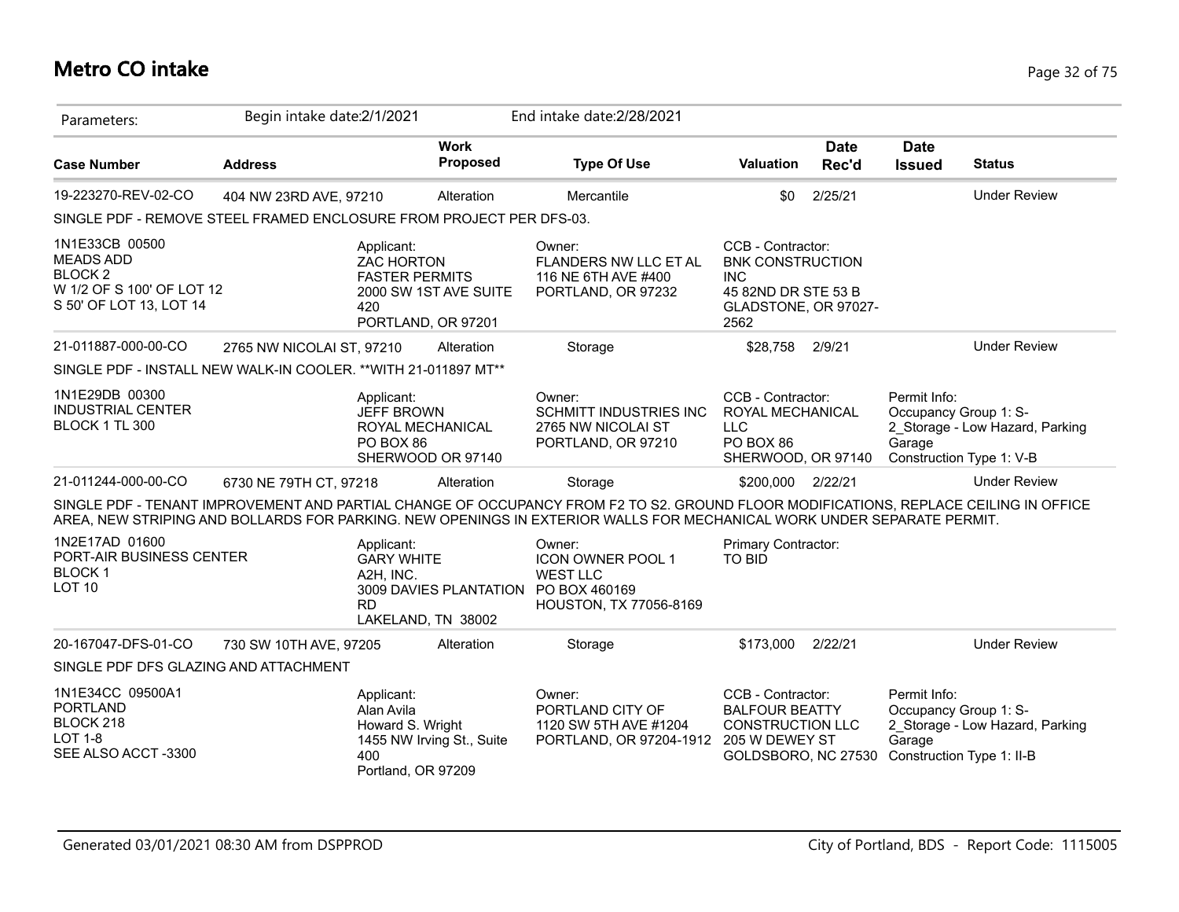# Metro CO intake

Parameters: Begin intake date:2/1/2021 End intake date:2/28/2021

| Case Number | Address | Work Proposed | Type Of Use | Valuation | Date Rec'd | Date Issued | Status |
|---|---|---|---|---|---|---|---|
| 19-223270-REV-02-CO | 404 NW 23RD AVE, 97210 | Alteration | Mercantile | $0 | 2/25/21 | | Under Review |

SINGLE PDF - REMOVE STEEL FRAMED ENCLOSURE FROM PROJECT PER DFS-03.

1N1E33CB 00500
MEADS ADD
BLOCK 2
W 1/2 OF S 100' OF LOT 12
S 50' OF LOT 13, LOT 14

Applicant:
ZAC HORTON
FASTER PERMITS
2000 SW 1ST AVE SUITE 420
PORTLAND, OR 97201

Owner:
FLANDERS NW LLC ET AL
116 NE 6TH AVE #400
PORTLAND, OR 97232

CCB - Contractor:
BNK CONSTRUCTION INC
45 82ND DR STE 53 B
GLADSTONE, OR 97027-2562

| Case Number | Address | Work Proposed | Type Of Use | Valuation | Date Rec'd | Date Issued | Status |
|---|---|---|---|---|---|---|---|
| 21-011887-000-00-CO | 2765 NW NICOLAI ST, 97210 | Alteration | Storage | $28,758 | 2/9/21 | | Under Review |

SINGLE PDF - INSTALL NEW WALK-IN COOLER. **WITH 21-011897 MT**

1N1E29DB 00300
INDUSTRIAL CENTER
BLOCK 1 TL 300

Applicant:
JEFF BROWN
ROYAL MECHANICAL
PO BOX 86
SHERWOOD OR 97140

Owner:
SCHMITT INDUSTRIES INC
2765 NW NICOLAI ST
PORTLAND, OR 97210

CCB - Contractor:
ROYAL MECHANICAL LLC
PO BOX 86
SHERWOOD, OR 97140

Permit Info:
Occupancy Group 1: S-2_Storage - Low Hazard, Parking Garage
Construction Type 1: V-B

| Case Number | Address | Work Proposed | Type Of Use | Valuation | Date Rec'd | Date Issued | Status |
|---|---|---|---|---|---|---|---|
| 21-011244-000-00-CO | 6730 NE 79TH CT, 97218 | Alteration | Storage | $200,000 | 2/22/21 | | Under Review |

SINGLE PDF - TENANT IMPROVEMENT AND PARTIAL CHANGE OF OCCUPANCY FROM F2 TO S2. GROUND FLOOR MODIFICATIONS, REPLACE CEILING IN OFFICE AREA, NEW STRIPING AND BOLLARDS FOR PARKING. NEW OPENINGS IN EXTERIOR WALLS FOR MECHANICAL WORK UNDER SEPARATE PERMIT.

1N2E17AD 01600
PORT-AIR BUSINESS CENTER
BLOCK 1
LOT 10

Applicant:
GARY WHITE
A2H, INC.
3009 DAVIES PLANTATION RD
LAKELAND, TN 38002

Owner:
ICON OWNER POOL 1 WEST LLC
PO BOX 460169
HOUSTON, TX 77056-8169

Primary Contractor:
TO BID

| Case Number | Address | Work Proposed | Type Of Use | Valuation | Date Rec'd | Date Issued | Status |
|---|---|---|---|---|---|---|---|
| 20-167047-DFS-01-CO | 730 SW 10TH AVE, 97205 | Alteration | Storage | $173,000 | 2/22/21 | | Under Review |

SINGLE PDF DFS GLAZING AND ATTACHMENT

1N1E34CC 09500A1
PORTLAND
BLOCK 218
LOT 1-8
SEE ALSO ACCT -3300

Applicant:
Alan Avila
Howard S. Wright
1455 NW Irving St., Suite 400
Portland, OR 97209

Owner:
PORTLAND CITY OF
1120 SW 5TH AVE #1204
PORTLAND, OR 97204-1912

CCB - Contractor:
BALFOUR BEATTY CONSTRUCTION LLC
205 W DEWEY ST
GOLDSBORO, NC 27530

Permit Info:
Occupancy Group 1: S-2_Storage - Low Hazard, Parking Garage
Construction Type 1: II-B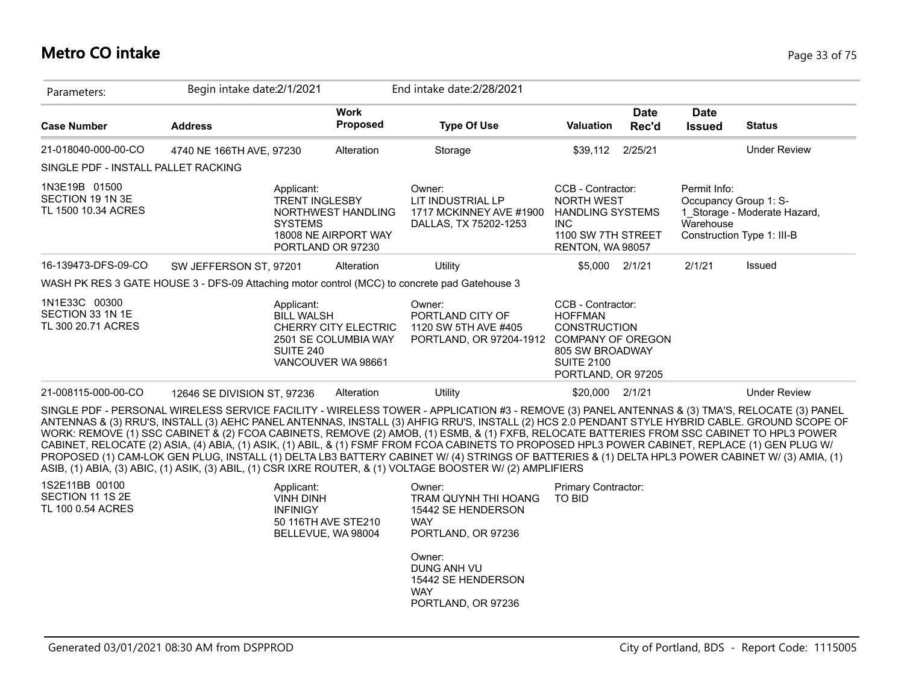# Metro CO intake

| Parameters: | Begin intake date:2/1/2021 | | End intake date:2/28/2021 | | | | |
|---|---|---|---|---|---|---|---|
| **Case Number** | **Address** | **Work Proposed** | **Type Of Use** | **Valuation** | **Date Rec'd** | **Date Issued** | **Status** |
| 21-018040-000-00-CO | 4740 NE 166TH AVE, 97230 | Alteration | Storage | $39,112 | 2/25/21 | | Under Review |

SINGLE PDF - INSTALL PALLET RACKING

1N3E19B 01500
SECTION 19 1N 3E
TL 1500 10.34 ACRES

Applicant:
TRENT INGLESBY
NORTHWEST HANDLING SYSTEMS
18008 NE AIRPORT WAY
PORTLAND OR 97230

Owner:
LIT INDUSTRIAL LP
1717 MCKINNEY AVE #1900
DALLAS, TX 75202-1253

CCB - Contractor:
NORTH WEST HANDLING SYSTEMS INC
1100 SW 7TH STREET
RENTON, WA 98057

Permit Info:
Occupancy Group 1: S-1_Storage - Moderate Hazard, Warehouse
Construction Type 1: III-B

| Case Number | Address | Work Proposed | Type Of Use | Valuation | Date Rec'd | Date Issued | Status |
|---|---|---|---|---|---|---|---|
| 16-139473-DFS-09-CO | SW JEFFERSON ST, 97201 | Alteration | Utility | $5,000 | 2/1/21 | 2/1/21 | Issued |

WASH PK RES 3 GATE HOUSE 3 - DFS-09 Attaching motor control (MCC) to concrete pad Gatehouse 3

1N1E33C 00300
SECTION 33 1N 1E
TL 300 20.71 ACRES

Applicant:
BILL WALSH
CHERRY CITY ELECTRIC
2501 SE COLUMBIA WAY
SUITE 240
VANCOUVER WA 98661

Owner:
PORTLAND CITY OF
1120 SW 5TH AVE #405
PORTLAND, OR 97204-1912

CCB - Contractor:
HOFFMAN CONSTRUCTION COMPANY OF OREGON
805 SW BROADWAY
SUITE 2100
PORTLAND, OR 97205

| Case Number | Address | Work Proposed | Type Of Use | Valuation | Date Rec'd | Date Issued | Status |
|---|---|---|---|---|---|---|---|
| 21-008115-000-00-CO | 12646 SE DIVISION ST, 97236 | Alteration | Utility | $20,000 | 2/1/21 | | Under Review |

SINGLE PDF - PERSONAL WIRELESS SERVICE FACILITY - WIRELESS TOWER - APPLICATION #3 - REMOVE (3) PANEL ANTENNAS & (3) TMA'S, RELOCATE (3) PANEL ANTENNAS & (3) RRU'S, INSTALL (3) AEHC PANEL ANTENNAS, INSTALL (3) AHFIG RRU'S, INSTALL (2) HCS 2.0 PENDANT STYLE HYBRID CABLE. GROUND SCOPE OF WORK: REMOVE (1) SSC CABINET & (2) FCOA CABINETS, REMOVE (2) AMOB, (1) ESMB, & (1) FXFB, RELOCATE BATTERIES FROM SSC CABINET TO HPL3 POWER CABINET, RELOCATE (2) ASIA, (4) ABIA, (1) ASIK, (1) ABIL, & (1) FSMF FROM FCOA CABINETS TO PROPOSED HPL3 POWER CABINET, REPLACE (1) GEN PLUG W/ PROPOSED (1) CAM-LOK GEN PLUG, INSTALL (1) DELTA LB3 BATTERY CABINET W/ (4) STRINGS OF BATTERIES & (1) DELTA HPL3 POWER CABINET W/ (3) AMIA, (1) ASIB, (1) ABIA, (3) ABIC, (1) ASIK, (3) ABIL, (1) CSR IXRE ROUTER, & (1) VOLTAGE BOOSTER W/ (2) AMPLIFIERS

1S2E11BB 00100
SECTION 11 1S 2E
TL 100 0.54 ACRES

Applicant:
VINH DINH
INFINIGY
50 116TH AVE STE210
BELLEVUE, WA 98004

Owner:
TRAM QUYNH THI HOANG
15442 SE HENDERSON WAY
PORTLAND, OR 97236

Owner:
DUNG ANH VU
15442 SE HENDERSON WAY
PORTLAND, OR 97236

Primary Contractor:
TO BID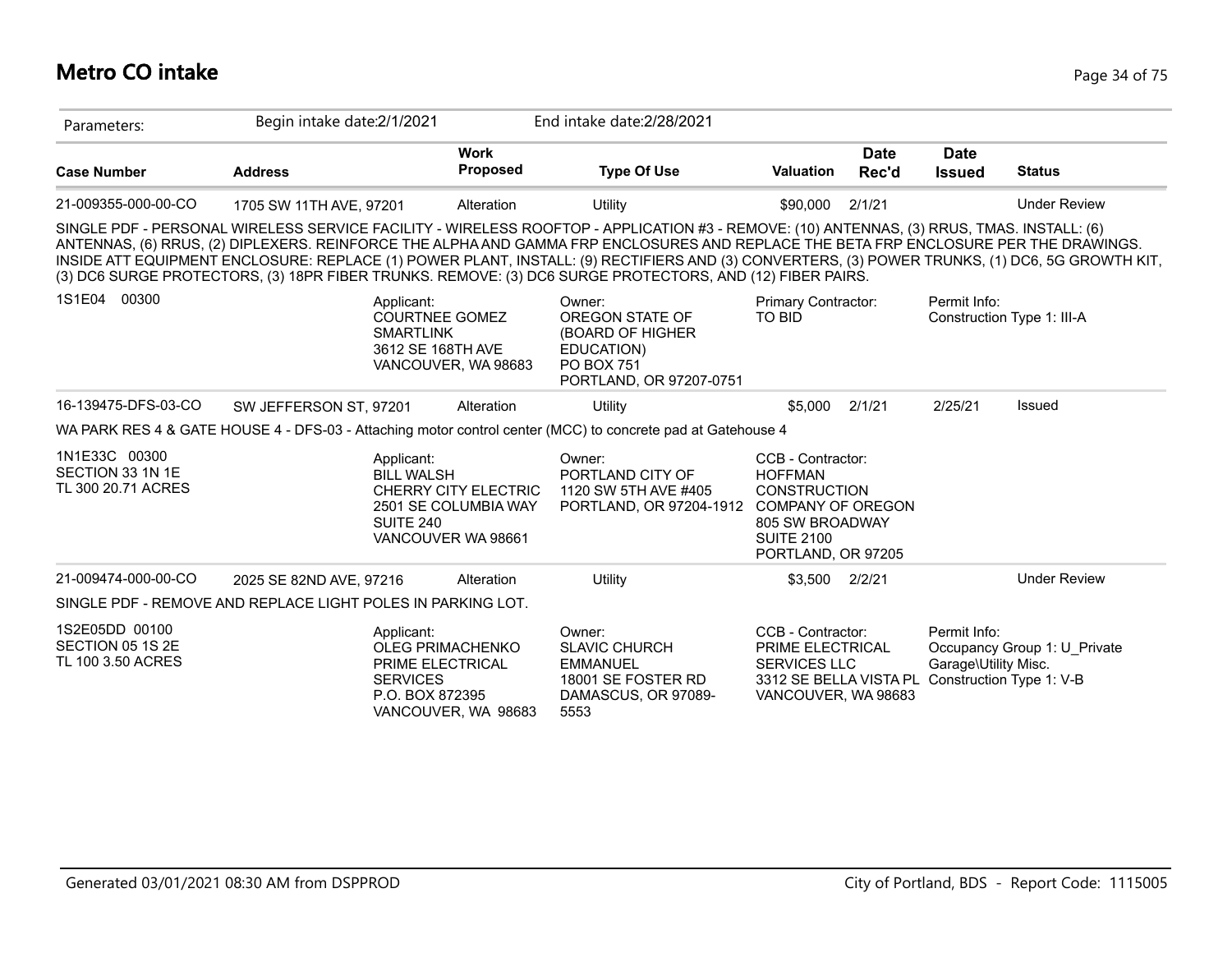# Metro CO intake

| Parameters: | Begin intake date:2/1/2021 | | End intake date:2/28/2021 | | | | |
|---|---|---|---|---|---|---|---|
| **Case Number** | **Address** | **Work Proposed** | **Type Of Use** | **Valuation** | **Date Rec'd** | **Date Issued** | **Status** |
| 21-009355-000-00-CO | 1705 SW 11TH AVE, 97201 | Alteration | Utility | $90,000 | 2/1/21 | | Under Review |
| 16-139475-DFS-03-CO | SW JEFFERSON ST, 97201 | Alteration | Utility | $5,000 | 2/1/21 | 2/25/21 | Issued |
| 21-009474-000-00-CO | 2025 SE 82ND AVE, 97216 | Alteration | Utility | $3,500 | 2/2/21 | | Under Review |

**21-009355-000-00-CO** — 1705 SW 11TH AVE, 97201

SINGLE PDF - PERSONAL WIRELESS SERVICE FACILITY - WIRELESS ROOFTOP - APPLICATION #3 - REMOVE: (10) ANTENNAS, (3) RRUS, TMAS. INSTALL: (6) ANTENNAS, (6) RRUS, (2) DIPLEXERS. REINFORCE THE ALPHA AND GAMMA FRP ENCLOSURES AND REPLACE THE BETA FRP ENCLOSURE PER THE DRAWINGS. INSIDE ATT EQUIPMENT ENCLOSURE: REPLACE (1) POWER PLANT, INSTALL: (9) RECTIFIERS AND (3) CONVERTERS, (3) POWER TRUNKS, (1) DC6, 5G GROWTH KIT, (3) DC6 SURGE PROTECTORS, (3) 18PR FIBER TRUNKS. REMOVE: (3) DC6 SURGE PROTECTORS, AND (12) FIBER PAIRS.

1S1E04 00300

Applicant:
COURTNEE GOMEZ
SMARTLINK
3612 SE 168TH AVE
VANCOUVER, WA 98683

Owner:
OREGON STATE OF
(BOARD OF HIGHER EDUCATION)
PO BOX 751
PORTLAND, OR 97207-0751

Primary Contractor:
TO BID

Permit Info:
Construction Type 1: III-A

**16-139475-DFS-03-CO** — SW JEFFERSON ST, 97201

WA PARK RES 4 & GATE HOUSE 4 - DFS-03 - Attaching motor control center (MCC) to concrete pad at Gatehouse 4

1N1E33C 00300
SECTION 33 1N 1E
TL 300 20.71 ACRES

Applicant:
BILL WALSH
CHERRY CITY ELECTRIC
2501 SE COLUMBIA WAY
SUITE 240
VANCOUVER WA 98661

Owner:
PORTLAND CITY OF
1120 SW 5TH AVE #405
PORTLAND, OR 97204-1912

CCB - Contractor:
HOFFMAN CONSTRUCTION COMPANY OF OREGON
805 SW BROADWAY
SUITE 2100
PORTLAND, OR 97205

**21-009474-000-00-CO** — 2025 SE 82ND AVE, 97216

SINGLE PDF - REMOVE AND REPLACE LIGHT POLES IN PARKING LOT.

1S2E05DD 00100
SECTION 05 1S 2E
TL 100 3.50 ACRES

Applicant:
OLEG PRIMACHENKO
PRIME ELECTRICAL SERVICES
P.O. BOX 872395
VANCOUVER, WA 98683

Owner:
SLAVIC CHURCH EMMANUEL
18001 SE FOSTER RD
DAMASCUS, OR 97089-5553

CCB - Contractor:
PRIME ELECTRICAL SERVICES LLC
3312 SE BELLA VISTA PL
VANCOUVER, WA 98683

Permit Info:
Occupancy Group 1: U_Private Garage\Utility Misc.
Construction Type 1: V-B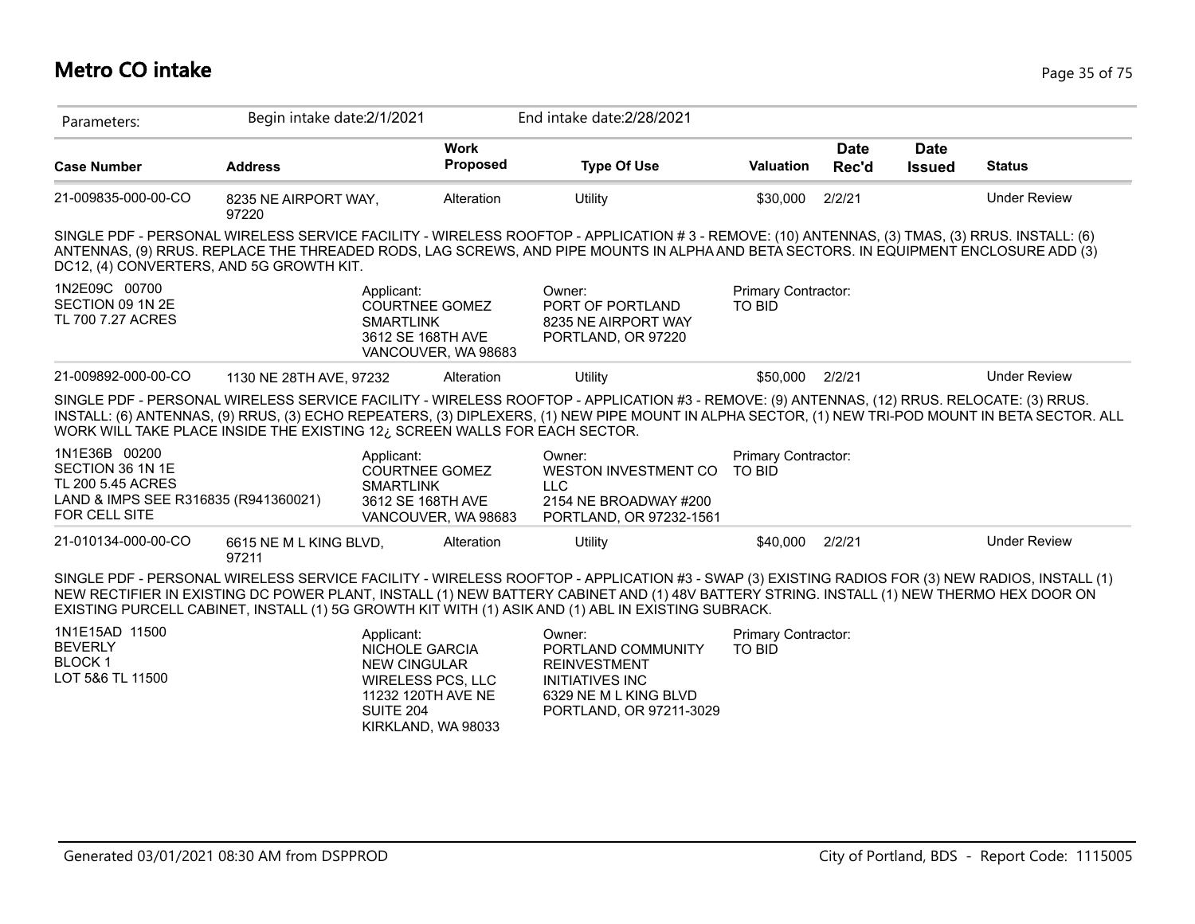# Metro CO intake

Parameters: Begin intake date:2/1/2021 End intake date:2/28/2021

| Case Number | Address | Work Proposed | Type Of Use | Valuation | Date Rec'd | Date Issued | Status |
|---|---|---|---|---|---|---|---|
| 21-009835-000-00-CO | 8235 NE AIRPORT WAY, 97220 | Alteration | Utility | $30,000 | 2/2/21 | | Under Review |

SINGLE PDF - PERSONAL WIRELESS SERVICE FACILITY - WIRELESS ROOFTOP - APPLICATION # 3 - REMOVE: (10) ANTENNAS, (3) TMAS, (3) RRUS. INSTALL: (6) ANTENNAS, (9) RRUS. REPLACE THE THREADED RODS, LAG SCREWS, AND PIPE MOUNTS IN ALPHA AND BETA SECTORS. IN EQUIPMENT ENCLOSURE ADD (3) DC12, (4) CONVERTERS, AND 5G GROWTH KIT.

1N2E09C 00700
SECTION 09 1N 2E
TL 700 7.27 ACRES

Applicant:
COURTNEE GOMEZ
SMARTLINK
3612 SE 168TH AVE
VANCOUVER, WA 98683

Owner:
PORT OF PORTLAND
8235 NE AIRPORT WAY
PORTLAND, OR 97220

Primary Contractor:
TO BID

| Case Number | Address | Work Proposed | Type Of Use | Valuation | Date Rec'd | Date Issued | Status |
|---|---|---|---|---|---|---|---|
| 21-009892-000-00-CO | 1130 NE 28TH AVE, 97232 | Alteration | Utility | $50,000 | 2/2/21 | | Under Review |

SINGLE PDF - PERSONAL WIRELESS SERVICE FACILITY - WIRELESS ROOFTOP - APPLICATION #3 - REMOVE: (9) ANTENNAS, (12) RRUS. RELOCATE: (3) RRUS. INSTALL: (6) ANTENNAS, (9) RRUS, (3) ECHO REPEATERS, (3) DIPLEXERS, (1) NEW PIPE MOUNT IN ALPHA SECTOR, (1) NEW TRI-POD MOUNT IN BETA SECTOR. ALL WORK WILL TAKE PLACE INSIDE THE EXISTING 12¿ SCREEN WALLS FOR EACH SECTOR.

1N1E36B 00200
SECTION 36 1N 1E
TL 200 5.45 ACRES
LAND & IMPS SEE R316835 (R941360021) FOR CELL SITE

Applicant:
COURTNEE GOMEZ
SMARTLINK
3612 SE 168TH AVE
VANCOUVER, WA 98683

Owner:
WESTON INVESTMENT CO LLC
2154 NE BROADWAY #200
PORTLAND, OR 97232-1561

Primary Contractor:
TO BID

| Case Number | Address | Work Proposed | Type Of Use | Valuation | Date Rec'd | Date Issued | Status |
|---|---|---|---|---|---|---|---|
| 21-010134-000-00-CO | 6615 NE M L KING BLVD, 97211 | Alteration | Utility | $40,000 | 2/2/21 | | Under Review |

SINGLE PDF - PERSONAL WIRELESS SERVICE FACILITY - WIRELESS ROOFTOP - APPLICATION #3 - SWAP (3) EXISTING RADIOS FOR (3) NEW RADIOS, INSTALL (1) NEW RECTIFIER IN EXISTING DC POWER PLANT, INSTALL (1) NEW BATTERY CABINET AND (1) 48V BATTERY STRING. INSTALL (1) NEW THERMO HEX DOOR ON EXISTING PURCELL CABINET, INSTALL (1) 5G GROWTH KIT WITH (1) ASIK AND (1) ABL IN EXISTING SUBRACK.

1N1E15AD 11500
BEVERLY
BLOCK 1
LOT 5&6 TL 11500

Applicant:
NICHOLE GARCIA
NEW CINGULAR WIRELESS PCS, LLC
11232 120TH AVE NE
SUITE 204
KIRKLAND, WA 98033

Owner:
PORTLAND COMMUNITY REINVESTMENT INITIATIVES INC
6329 NE M L KING BLVD
PORTLAND, OR 97211-3029

Primary Contractor:
TO BID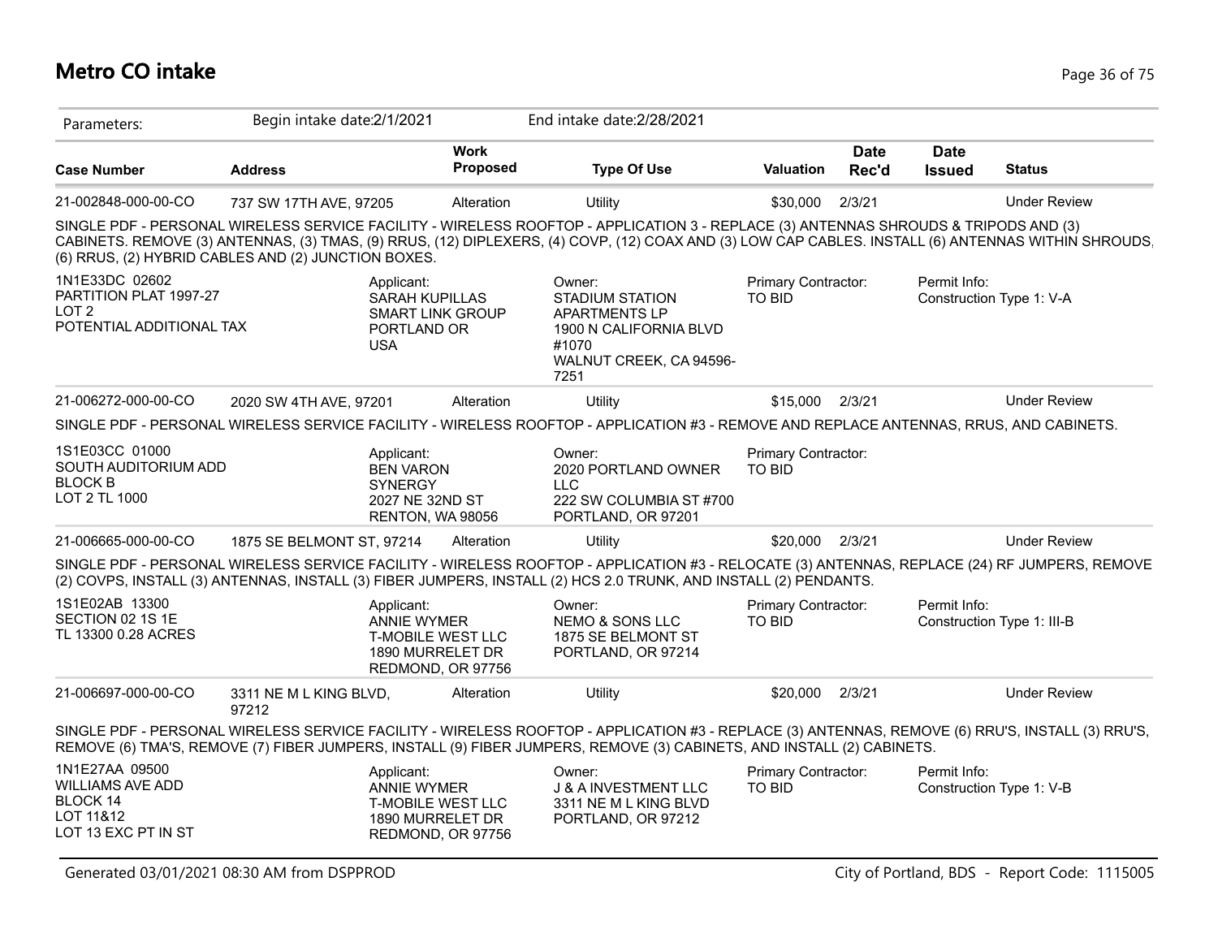# Metro CO intake

Parameters: Begin intake date:2/1/2021 End intake date:2/28/2021

| Case Number | Address | Work Proposed | Type Of Use | Valuation | Date Rec'd | Date Issued | Status |
|---|---|---|---|---|---|---|---|
| 21-002848-000-00-CO | 737 SW 17TH AVE, 97205 | Alteration | Utility | $30,000 | 2/3/21 | | Under Review |

SINGLE PDF - PERSONAL WIRELESS SERVICE FACILITY - WIRELESS ROOFTOP - APPLICATION 3 - REPLACE (3) ANTENNAS SHROUDS & TRIPODS AND (3) CABINETS. REMOVE (3) ANTENNAS, (3) TMAS, (9) RRUS, (12) DIPLEXERS, (4) COVP, (12) COAX AND (3) LOW CAP CABLES. INSTALL (6) ANTENNAS WITHIN SHROUDS, (6) RRUS, (2) HYBRID CABLES AND (2) JUNCTION BOXES.

1N1E33DC 02602
PARTITION PLAT 1997-27
LOT 2
POTENTIAL ADDITIONAL TAX

Applicant:
SARAH KUPILLAS
SMART LINK GROUP
PORTLAND OR
USA

Owner:
STADIUM STATION APARTMENTS LP
1900 N CALIFORNIA BLVD #1070
WALNUT CREEK, CA 94596-7251

Primary Contractor:
TO BID

Permit Info:
Construction Type 1: V-A

| Case Number | Address | Work Proposed | Type Of Use | Valuation | Date Rec'd | Date Issued | Status |
|---|---|---|---|---|---|---|---|
| 21-006272-000-00-CO | 2020 SW 4TH AVE, 97201 | Alteration | Utility | $15,000 | 2/3/21 | | Under Review |

SINGLE PDF - PERSONAL WIRELESS SERVICE FACILITY - WIRELESS ROOFTOP - APPLICATION #3 - REMOVE AND REPLACE ANTENNAS, RRUS, AND CABINETS.

1S1E03CC 01000
SOUTH AUDITORIUM ADD
BLOCK B
LOT 2 TL 1000

Applicant:
BEN VARON
SYNERGY
2027 NE 32ND ST
RENTON, WA 98056

Owner:
2020 PORTLAND OWNER LLC
222 SW COLUMBIA ST #700
PORTLAND, OR 97201

Primary Contractor:
TO BID

| Case Number | Address | Work Proposed | Type Of Use | Valuation | Date Rec'd | Date Issued | Status |
|---|---|---|---|---|---|---|---|
| 21-006665-000-00-CO | 1875 SE BELMONT ST, 97214 | Alteration | Utility | $20,000 | 2/3/21 | | Under Review |

SINGLE PDF - PERSONAL WIRELESS SERVICE FACILITY - WIRELESS ROOFTOP - APPLICATION #3 - RELOCATE (3) ANTENNAS, REPLACE (24) RF JUMPERS, REMOVE (2) COVPS, INSTALL (3) ANTENNAS, INSTALL (3) FIBER JUMPERS, INSTALL (2) HCS 2.0 TRUNK, AND INSTALL (2) PENDANTS.

1S1E02AB 13300
SECTION 02 1S 1E
TL 13300 0.28 ACRES

Applicant:
ANNIE WYMER
T-MOBILE WEST LLC
1890 MURRELET DR
REDMOND, OR 97756

Owner:
NEMO & SONS LLC
1875 SE BELMONT ST
PORTLAND, OR 97214

Primary Contractor:
TO BID

Permit Info:
Construction Type 1: III-B

| Case Number | Address | Work Proposed | Type Of Use | Valuation | Date Rec'd | Date Issued | Status |
|---|---|---|---|---|---|---|---|
| 21-006697-000-00-CO | 3311 NE M L KING BLVD, 97212 | Alteration | Utility | $20,000 | 2/3/21 | | Under Review |

SINGLE PDF - PERSONAL WIRELESS SERVICE FACILITY - WIRELESS ROOFTOP - APPLICATION #3 - REPLACE (3) ANTENNAS, REMOVE (6) RRU'S, INSTALL (3) RRU'S, REMOVE (6) TMA'S, REMOVE (7) FIBER JUMPERS, INSTALL (9) FIBER JUMPERS, REMOVE (3) CABINETS, AND INSTALL (2) CABINETS.

1N1E27AA 09500
WILLIAMS AVE ADD
BLOCK 14
LOT 11&12
LOT 13 EXC PT IN ST

Applicant:
ANNIE WYMER
T-MOBILE WEST LLC
1890 MURRELET DR
REDMOND, OR 97756

Owner:
J & A INVESTMENT LLC
3311 NE M L KING BLVD
PORTLAND, OR 97212

Primary Contractor:
TO BID

Permit Info:
Construction Type 1: V-B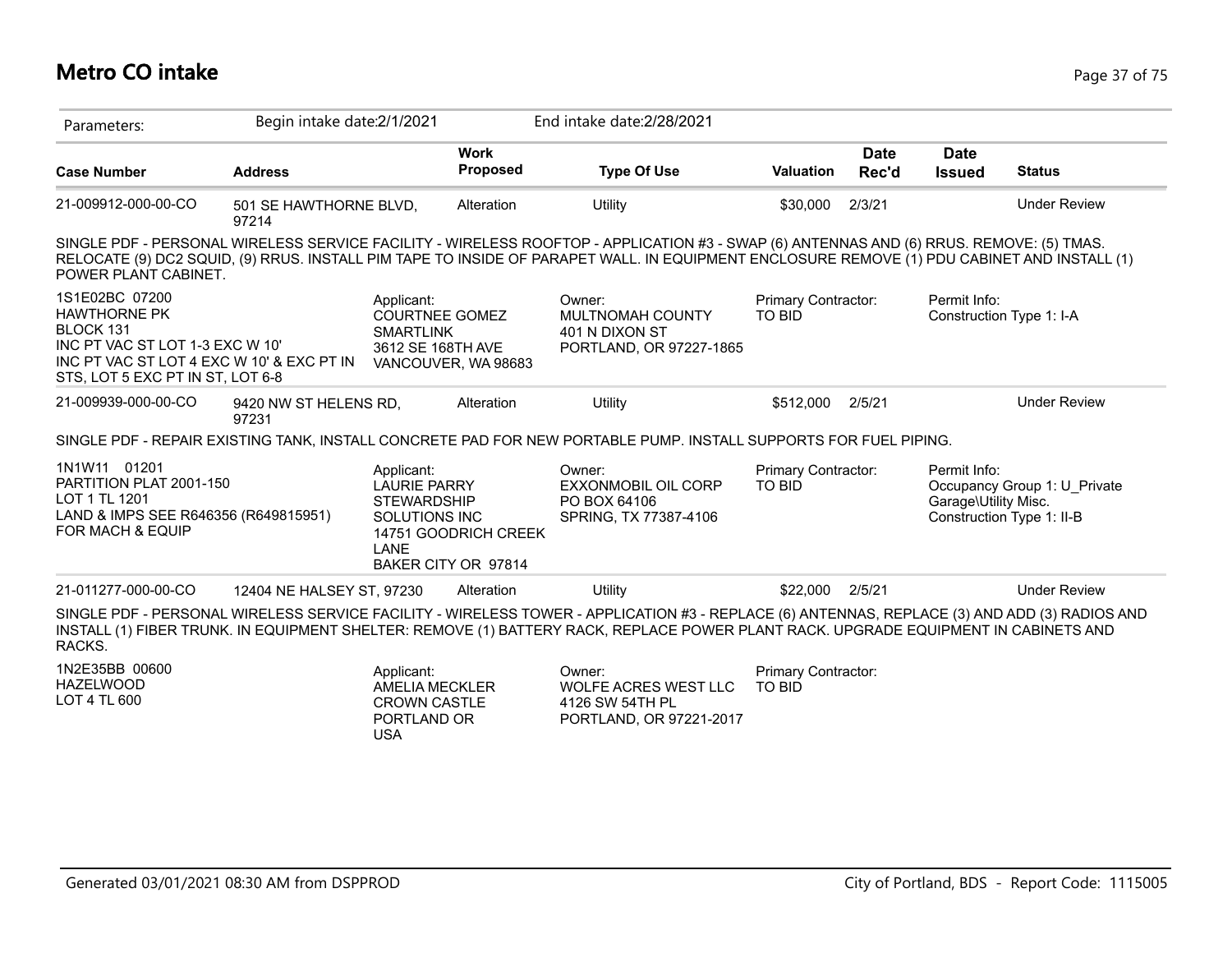# Metro CO intake

| Parameters: | Begin intake date:2/1/2021 | | End intake date:2/28/2021 | | | | |
|---|---|---|---|---|---|---|---|
| **Case Number** | **Address** | **Work Proposed** | **Type Of Use** | **Valuation** | **Date Rec'd** | **Date Issued** | **Status** |
| 21-009912-000-00-CO | 501 SE HAWTHORNE BLVD, 97214 | Alteration | Utility | $30,000 | 2/3/21 | | Under Review |

SINGLE PDF - PERSONAL WIRELESS SERVICE FACILITY - WIRELESS ROOFTOP - APPLICATION #3 - SWAP (6) ANTENNAS AND (6) RRUS. REMOVE: (5) TMAS. RELOCATE (9) DC2 SQUID, (9) RRUS. INSTALL PIM TAPE TO INSIDE OF PARAPET WALL. IN EQUIPMENT ENCLOSURE REMOVE (1) PDU CABINET AND INSTALL (1) POWER PLANT CABINET.

1S1E02BC 07200
HAWTHORNE PK
BLOCK 131
INC PT VAC ST LOT 1-3 EXC W 10'
INC PT VAC ST LOT 4 EXC W 10' & EXC PT IN STS, LOT 5 EXC PT IN ST, LOT 6-8

Applicant:
COURTNEE GOMEZ
SMARTLINK
3612 SE 168TH AVE
VANCOUVER, WA 98683

Owner:
MULTNOMAH COUNTY
401 N DIXON ST
PORTLAND, OR 97227-1865

Primary Contractor:
TO BID

Permit Info:
Construction Type 1: I-A

| Case Number | Address | Work Proposed | Type Of Use | Valuation | Date Rec'd | Date Issued | Status |
|---|---|---|---|---|---|---|---|
| 21-009939-000-00-CO | 9420 NW ST HELENS RD, 97231 | Alteration | Utility | $512,000 | 2/5/21 | | Under Review |

SINGLE PDF - REPAIR EXISTING TANK, INSTALL CONCRETE PAD FOR NEW PORTABLE PUMP. INSTALL SUPPORTS FOR FUEL PIPING.

1N1W11 01201
PARTITION PLAT 2001-150
LOT 1 TL 1201
LAND & IMPS SEE R646356 (R649815951) FOR MACH & EQUIP

Applicant:
LAURIE PARRY
STEWARDSHIP SOLUTIONS INC
14751 GOODRICH CREEK LANE
BAKER CITY OR 97814

Owner:
EXXONMOBIL OIL CORP
PO BOX 64106
SPRING, TX 77387-4106

Primary Contractor:
TO BID

Permit Info:
Occupancy Group 1: U_Private Garage\Utility Misc.
Construction Type 1: II-B

| Case Number | Address | Work Proposed | Type Of Use | Valuation | Date Rec'd | Date Issued | Status |
|---|---|---|---|---|---|---|---|
| 21-011277-000-00-CO | 12404 NE HALSEY ST, 97230 | Alteration | Utility | $22,000 | 2/5/21 | | Under Review |

SINGLE PDF - PERSONAL WIRELESS SERVICE FACILITY - WIRELESS TOWER - APPLICATION #3 - REPLACE (6) ANTENNAS, REPLACE (3) AND ADD (3) RADIOS AND INSTALL (1) FIBER TRUNK. IN EQUIPMENT SHELTER: REMOVE (1) BATTERY RACK, REPLACE POWER PLANT RACK. UPGRADE EQUIPMENT IN CABINETS AND RACKS.

1N2E35BB 00600
HAZELWOOD
LOT 4 TL 600

Applicant:
AMELIA MECKLER
CROWN CASTLE
PORTLAND OR
USA

Owner:
WOLFE ACRES WEST LLC
4126 SW 54TH PL
PORTLAND, OR 97221-2017

Primary Contractor:
TO BID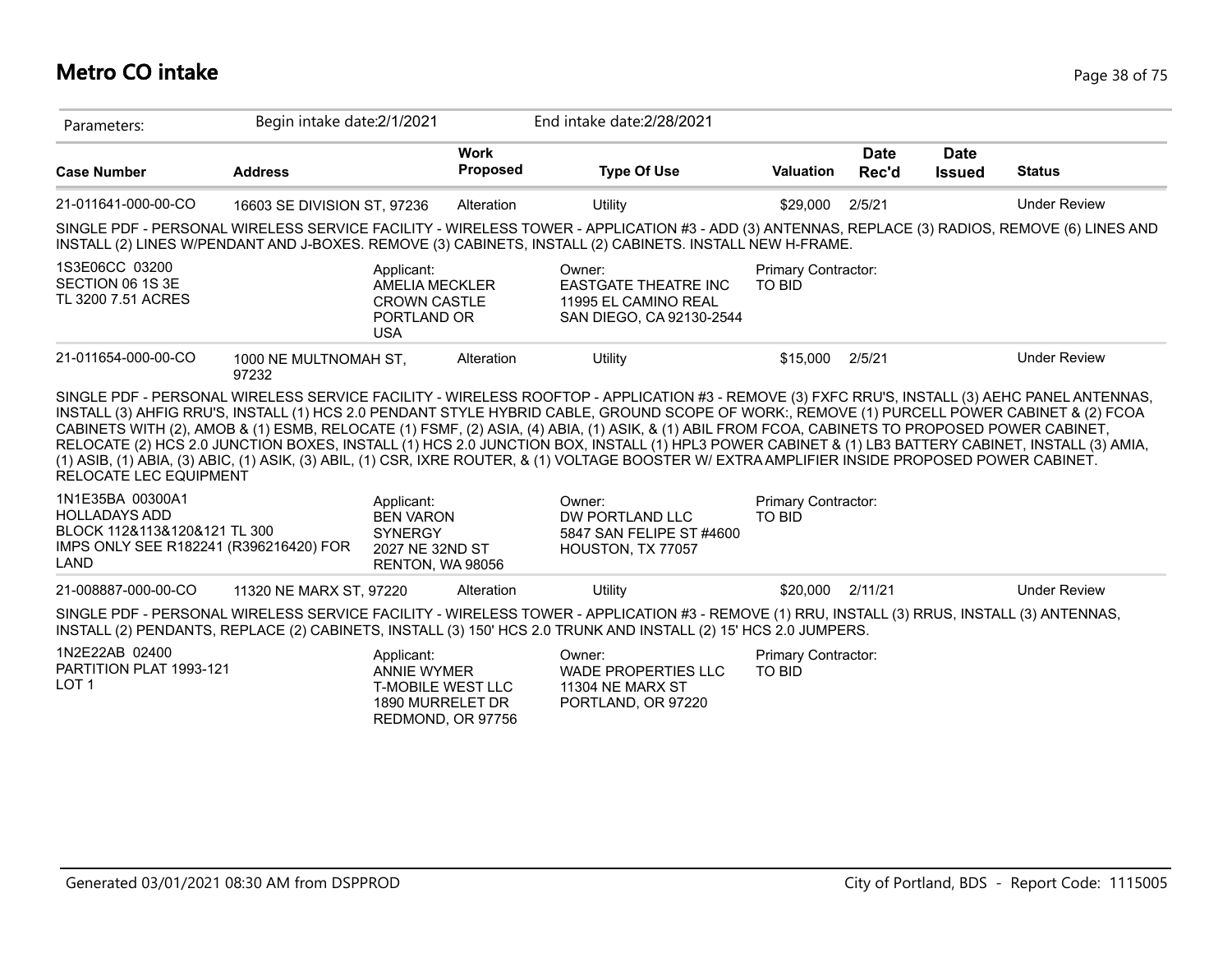## Metro CO intake

| Parameters: | Begin intake date:2/1/2021 | | End intake date:2/28/2021 | | | | |
|---|---|---|---|---|---|---|---|
| **Case Number** | **Address** | **Work Proposed** | **Type Of Use** | **Valuation** | **Date Rec'd** | **Date Issued** | **Status** |
| 21-011641-000-00-CO | 16603 SE DIVISION ST, 97236 | Alteration | Utility | $29,000 | 2/5/21 | | Under Review |

SINGLE PDF - PERSONAL WIRELESS SERVICE FACILITY - WIRELESS TOWER - APPLICATION #3 - ADD (3) ANTENNAS, REPLACE (3) RADIOS, REMOVE (6) LINES AND INSTALL (2) LINES W/PENDANT AND J-BOXES. REMOVE (3) CABINETS, INSTALL (2) CABINETS. INSTALL NEW H-FRAME.

1S3E06CC 03200
SECTION 06 1S 3E
TL 3200 7.51 ACRES

Applicant:
AMELIA MECKLER
CROWN CASTLE
PORTLAND OR
USA

Owner:
EASTGATE THEATRE INC
11995 EL CAMINO REAL
SAN DIEGO, CA 92130-2544

Primary Contractor:
TO BID

| Case Number | Address | Work Proposed | Type Of Use | Valuation | Date Rec'd | Date Issued | Status |
|---|---|---|---|---|---|---|---|
| 21-011654-000-00-CO | 1000 NE MULTNOMAH ST, 97232 | Alteration | Utility | $15,000 | 2/5/21 | | Under Review |

SINGLE PDF - PERSONAL WIRELESS SERVICE FACILITY - WIRELESS ROOFTOP - APPLICATION #3 - REMOVE (3) FXFC RRU'S, INSTALL (3) AEHC PANEL ANTENNAS, INSTALL (3) AHFIG RRU'S, INSTALL (1) HCS 2.0 PENDANT STYLE HYBRID CABLE, GROUND SCOPE OF WORK:, REMOVE (1) PURCELL POWER CABINET & (2) FCOA CABINETS WITH (2), AMOB & (1) ESMB, RELOCATE (1) FSMF, (2) ASIA, (4) ABIA, (1) ASIK, & (1) ABIL FROM FCOA, CABINETS TO PROPOSED POWER CABINET, RELOCATE (2) HCS 2.0 JUNCTION BOXES, INSTALL (1) HCS 2.0 JUNCTION BOX, INSTALL (1) HPL3 POWER CABINET & (1) LB3 BATTERY CABINET, INSTALL (3) AMIA, (1) ASIB, (1) ABIA, (3) ABIC, (1) ASIK, (3) ABIL, (1) CSR, IXRE ROUTER, & (1) VOLTAGE BOOSTER W/ EXTRA AMPLIFIER INSIDE PROPOSED POWER CABINET. RELOCATE LEC EQUIPMENT

1N1E35BA 00300A1
HOLLADAYS ADD
BLOCK 112&113&120&121 TL 300
IMPS ONLY SEE R182241 (R396216420) FOR LAND

Applicant:
BEN VARON
SYNERGY
2027 NE 32ND ST
RENTON, WA 98056

Owner:
DW PORTLAND LLC
5847 SAN FELIPE ST #4600
HOUSTON, TX 77057

Primary Contractor:
TO BID

| Case Number | Address | Work Proposed | Type Of Use | Valuation | Date Rec'd | Date Issued | Status |
|---|---|---|---|---|---|---|---|
| 21-008887-000-00-CO | 11320 NE MARX ST, 97220 | Alteration | Utility | $20,000 | 2/11/21 | | Under Review |

SINGLE PDF - PERSONAL WIRELESS SERVICE FACILITY - WIRELESS TOWER - APPLICATION #3 - REMOVE (1) RRU, INSTALL (3) RRUS, INSTALL (3) ANTENNAS, INSTALL (2) PENDANTS, REPLACE (2) CABINETS, INSTALL (3) 150' HCS 2.0 TRUNK AND INSTALL (2) 15' HCS 2.0 JUMPERS.

1N2E22AB 02400
PARTITION PLAT 1993-121
LOT 1

Applicant:
ANNIE WYMER
T-MOBILE WEST LLC
1890 MURRELET DR
REDMOND, OR 97756

Owner:
WADE PROPERTIES LLC
11304 NE MARX ST
PORTLAND, OR 97220

Primary Contractor:
TO BID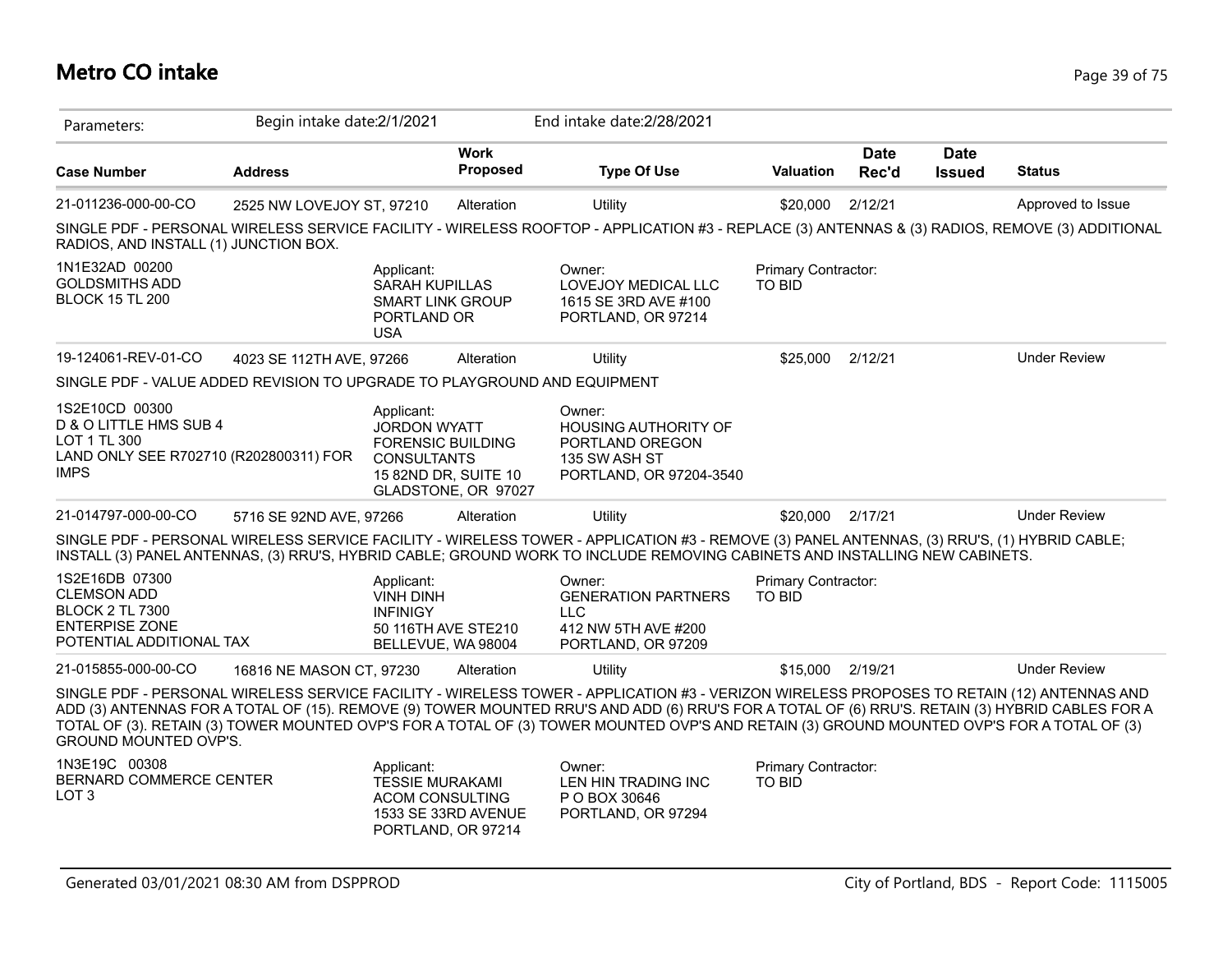# Metro CO intake

Parameters: Begin intake date:2/1/2021 End intake date:2/28/2021

| Case Number | Address | Work Proposed | Type Of Use | Valuation | Date Rec'd | Date Issued | Status |
|---|---|---|---|---|---|---|---|
| 21-011236-000-00-CO | 2525 NW LOVEJOY ST, 97210 | Alteration | Utility | $20,000 | 2/12/21 | | Approved to Issue |

SINGLE PDF - PERSONAL WIRELESS SERVICE FACILITY - WIRELESS ROOFTOP - APPLICATION #3 - REPLACE (3) ANTENNAS & (3) RADIOS, REMOVE (3) ADDITIONAL RADIOS, AND INSTALL (1) JUNCTION BOX.

1N1E32AD 00200
GOLDSMITHS ADD
BLOCK 15 TL 200

Applicant:
SARAH KUPILLAS
SMART LINK GROUP
PORTLAND OR
USA

Owner:
LOVEJOY MEDICAL LLC
1615 SE 3RD AVE #100
PORTLAND, OR 97214

Primary Contractor:
TO BID

| Case Number | Address | Work Proposed | Type Of Use | Valuation | Date Rec'd | Date Issued | Status |
|---|---|---|---|---|---|---|---|
| 19-124061-REV-01-CO | 4023 SE 112TH AVE, 97266 | Alteration | Utility | $25,000 | 2/12/21 | | Under Review |

SINGLE PDF - VALUE ADDED REVISION TO UPGRADE TO PLAYGROUND AND EQUIPMENT

1S2E10CD 00300
D & O LITTLE HMS SUB 4
LOT 1 TL 300
LAND ONLY SEE R702710 (R202800311) FOR IMPS

Applicant:
JORDON WYATT
FORENSIC BUILDING CONSULTANTS
15 82ND DR, SUITE 10
GLADSTONE, OR 97027

Owner:
HOUSING AUTHORITY OF PORTLAND OREGON
135 SW ASH ST
PORTLAND, OR 97204-3540

| Case Number | Address | Work Proposed | Type Of Use | Valuation | Date Rec'd | Date Issued | Status |
|---|---|---|---|---|---|---|---|
| 21-014797-000-00-CO | 5716 SE 92ND AVE, 97266 | Alteration | Utility | $20,000 | 2/17/21 | | Under Review |

SINGLE PDF - PERSONAL WIRELESS SERVICE FACILITY - WIRELESS TOWER - APPLICATION #3 - REMOVE (3) PANEL ANTENNAS, (3) RRU'S, (1) HYBRID CABLE; INSTALL (3) PANEL ANTENNAS, (3) RRU'S, HYBRID CABLE; GROUND WORK TO INCLUDE REMOVING CABINETS AND INSTALLING NEW CABINETS.

1S2E16DB 07300
CLEMSON ADD
BLOCK 2 TL 7300
ENTERPISE ZONE
POTENTIAL ADDITIONAL TAX

Applicant:
VINH DINH
INFINIGY
50 116TH AVE STE210
BELLEVUE, WA 98004

Owner:
GENERATION PARTNERS LLC
412 NW 5TH AVE #200
PORTLAND, OR 97209

Primary Contractor:
TO BID

| Case Number | Address | Work Proposed | Type Of Use | Valuation | Date Rec'd | Date Issued | Status |
|---|---|---|---|---|---|---|---|
| 21-015855-000-00-CO | 16816 NE MASON CT, 97230 | Alteration | Utility | $15,000 | 2/19/21 | | Under Review |

SINGLE PDF - PERSONAL WIRELESS SERVICE FACILITY - WIRELESS TOWER - APPLICATION #3 - VERIZON WIRELESS PROPOSES TO RETAIN (12) ANTENNAS AND ADD (3) ANTENNAS FOR A TOTAL OF (15). REMOVE (9) TOWER MOUNTED RRU'S AND ADD (6) RRU'S FOR A TOTAL OF (6) RRU'S. RETAIN (3) HYBRID CABLES FOR A TOTAL OF (3). RETAIN (3) TOWER MOUNTED OVP'S FOR A TOTAL OF (3) TOWER MOUNTED OVP'S AND RETAIN (3) GROUND MOUNTED OVP'S FOR A TOTAL OF (3) GROUND MOUNTED OVP'S.

1N3E19C 00308
BERNARD COMMERCE CENTER
LOT 3

Applicant:
TESSIE MURAKAMI
ACOM CONSULTING
1533 SE 33RD AVENUE
PORTLAND, OR 97214

Owner:
LEN HIN TRADING INC
P O BOX 30646
PORTLAND, OR 97294

Primary Contractor:
TO BID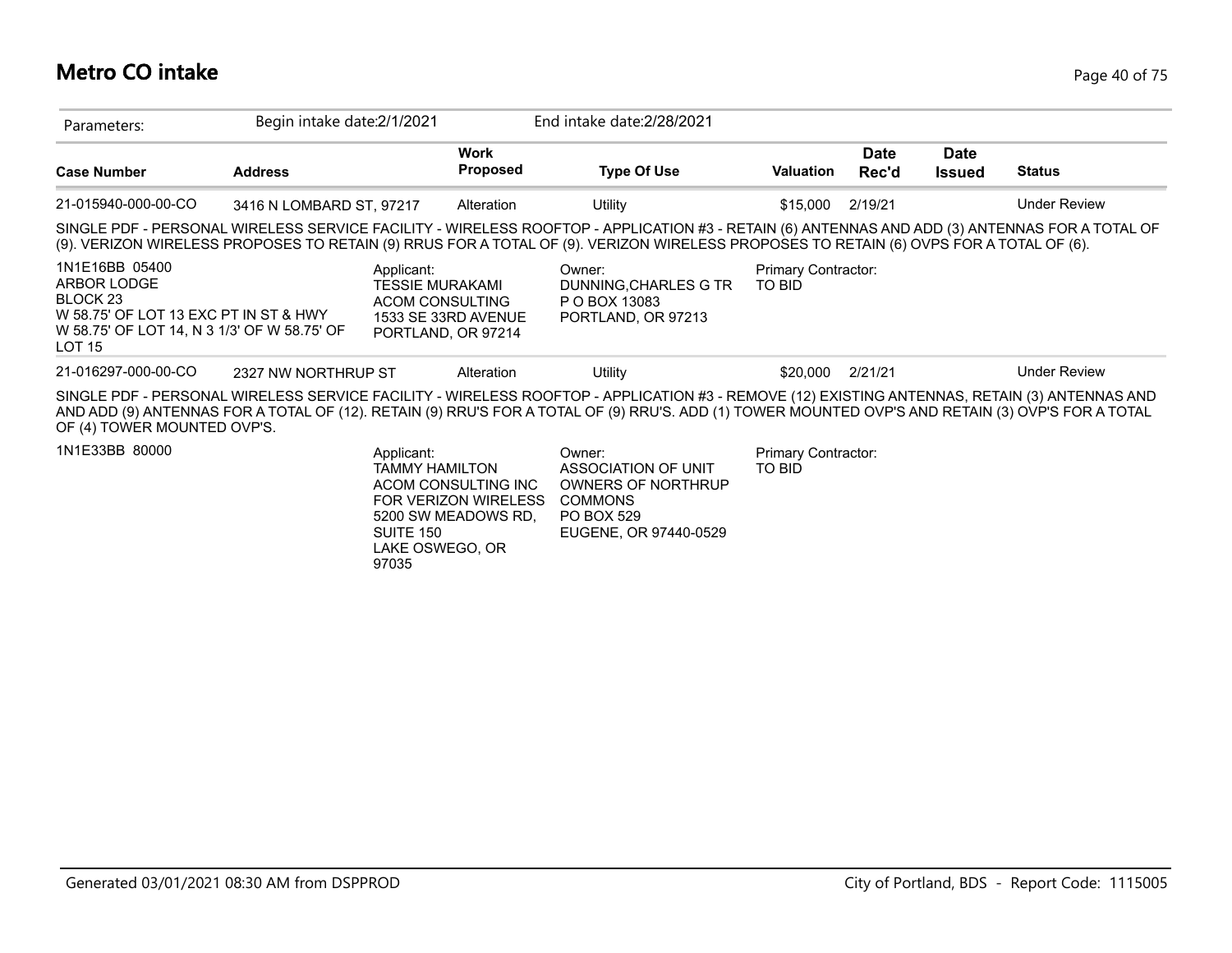# Metro CO intake

Parameters: Begin intake date:2/1/2021 End intake date:2/28/2021

| Case Number | Address | Work Proposed | Type Of Use | Valuation | Date Rec'd | Date Issued | Status |
|---|---|---|---|---|---|---|---|
| 21-015940-000-00-CO | 3416 N LOMBARD ST, 97217 | Alteration | Utility | $15,000 | 2/19/21 | | Under Review |

SINGLE PDF - PERSONAL WIRELESS SERVICE FACILITY - WIRELESS ROOFTOP - APPLICATION #3 - RETAIN (6) ANTENNAS AND ADD (3) ANTENNAS FOR A TOTAL OF (9). VERIZON WIRELESS PROPOSES TO RETAIN (9) RRUS FOR A TOTAL OF (9). VERIZON WIRELESS PROPOSES TO RETAIN (6) OVPS FOR A TOTAL OF (6).

1N1E16BB 05400
ARBOR LODGE
BLOCK 23
W 58.75' OF LOT 13 EXC PT IN ST & HWY
W 58.75' OF LOT 14, N 3 1/3' OF W 58.75' OF LOT 15

Applicant:
TESSIE MURAKAMI
ACOM CONSULTING
1533 SE 33RD AVENUE
PORTLAND, OR 97214

Owner:
DUNNING,CHARLES G TR
P O BOX 13083
PORTLAND, OR 97213

Primary Contractor:
TO BID

| Case Number | Address | Work Proposed | Type Of Use | Valuation | Date Rec'd | Date Issued | Status |
|---|---|---|---|---|---|---|---|
| 21-016297-000-00-CO | 2327 NW NORTHRUP ST | Alteration | Utility | $20,000 | 2/21/21 | | Under Review |

SINGLE PDF - PERSONAL WIRELESS SERVICE FACILITY - WIRELESS ROOFTOP - APPLICATION #3 - REMOVE (12) EXISTING ANTENNAS, RETAIN (3) ANTENNAS AND ADD (9) ANTENNAS FOR A TOTAL OF (12). RETAIN (9) RRU'S FOR A TOTAL OF (9) RRU'S. ADD (1) TOWER MOUNTED OVP'S AND RETAIN (3) OVP'S FOR A TOTAL OF (4) TOWER MOUNTED OVP'S.

1N1E33BB 80000

Applicant:
TAMMY HAMILTON
ACOM CONSULTING INC
FOR VERIZON WIRELESS
5200 SW MEADOWS RD, SUITE 150
LAKE OSWEGO, OR 97035

Owner:
ASSOCIATION OF UNIT OWNERS OF NORTHRUP COMMONS
PO BOX 529
EUGENE, OR 97440-0529

Primary Contractor:
TO BID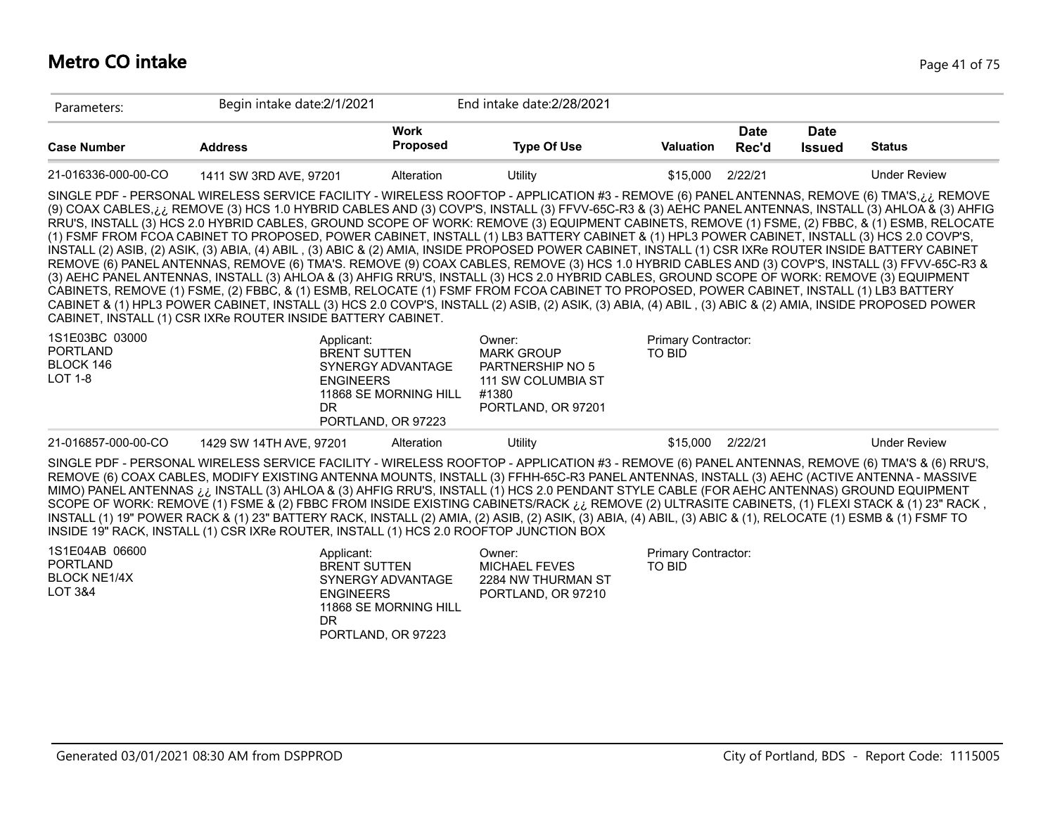# Metro CO intake

Parameters: Begin intake date:2/1/2021 End intake date:2/28/2021

| Case Number | Address | Work Proposed | Type Of Use | Valuation | Date Rec'd | Date Issued | Status |
|---|---|---|---|---|---|---|---|
| 21-016336-000-00-CO | 1411 SW 3RD AVE, 97201 | Alteration | Utility | $15,000 | 2/22/21 | | Under Review |

SINGLE PDF - PERSONAL WIRELESS SERVICE FACILITY - WIRELESS ROOFTOP - APPLICATION #3 - REMOVE (6) PANEL ANTENNAS, REMOVE (6) TMA'S,¿¿ REMOVE (9) COAX CABLES,¿¿ REMOVE (3) HCS 1.0 HYBRID CABLES AND (3) COVP'S, INSTALL (3) FFVV-65C-R3 & (3) AEHC PANEL ANTENNAS, INSTALL (3) AHLOA & (3) AHFIG RRU'S, INSTALL (3) HCS 2.0 HYBRID CABLES, GROUND SCOPE OF WORK: REMOVE (3) EQUIPMENT CABINETS, REMOVE (1) FSME, (2) FBBC, & (1) ESMB, RELOCATE (1) FSMF FROM FCOA CABINET TO PROPOSED, POWER CABINET, INSTALL (1) LB3 BATTERY CABINET & (1) HPL3 POWER CABINET, INSTALL (3) HCS 2.0 COVP'S, INSTALL (2) ASIB, (2) ASIK, (3) ABIA, (4) ABIL , (3) ABIC & (2) AMIA, INSIDE PROPOSED POWER CABINET, INSTALL (1) CSR IXRe ROUTER INSIDE BATTERY CABINET REMOVE (6) PANEL ANTENNAS, REMOVE (6) TMA'S. REMOVE (9) COAX CABLES, REMOVE (3) HCS 1.0 HYBRID CABLES AND (3) COVP'S, INSTALL (3) FFVV-65C-R3 & (3) AEHC PANEL ANTENNAS, INSTALL (3) AHLOA & (3) AHFIG RRU'S, INSTALL (3) HCS 2.0 HYBRID CABLES, GROUND SCOPE OF WORK: REMOVE (3) EQUIPMENT CABINETS, REMOVE (1) FSME, (2) FBBC, & (1) ESMB, RELOCATE (1) FSMF FROM FCOA CABINET TO PROPOSED, POWER CABINET, INSTALL (1) LB3 BATTERY CABINET & (1) HPL3 POWER CABINET, INSTALL (3) HCS 2.0 COVP'S, INSTALL (2) ASIB, (2) ASIK, (3) ABIA, (4) ABIL , (3) ABIC & (2) AMIA, INSIDE PROPOSED POWER CABINET, INSTALL (1) CSR IXRe ROUTER INSIDE BATTERY CABINET.

1S1E03BC 03000
PORTLAND
BLOCK 146
LOT 1-8

Applicant:
BRENT SUTTEN
SYNERGY ADVANTAGE ENGINEERS
11868 SE MORNING HILL DR
PORTLAND, OR 97223

Owner:
MARK GROUP PARTNERSHIP NO 5
111 SW COLUMBIA ST #1380
PORTLAND, OR 97201

Primary Contractor:
TO BID

| Case Number | Address | Work Proposed | Type Of Use | Valuation | Date Rec'd | Date Issued | Status |
|---|---|---|---|---|---|---|---|
| 21-016857-000-00-CO | 1429 SW 14TH AVE, 97201 | Alteration | Utility | $15,000 | 2/22/21 | | Under Review |

SINGLE PDF - PERSONAL WIRELESS SERVICE FACILITY - WIRELESS ROOFTOP - APPLICATION #3 - REMOVE (6) PANEL ANTENNAS, REMOVE (6) TMA'S & (6) RRU'S, REMOVE (6) COAX CABLES, MODIFY EXISTING ANTENNA MOUNTS, INSTALL (3) FFHH-65C-R3 PANEL ANTENNAS, INSTALL (3) AEHC (ACTIVE ANTENNA - MASSIVE MIMO) PANEL ANTENNAS ¿¿ INSTALL (3) AHLOA & (3) AHFIG RRU'S, INSTALL (1) HCS 2.0 PENDANT STYLE CABLE (FOR AEHC ANTENNAS) GROUND EQUIPMENT SCOPE OF WORK: REMOVE (1) FSME & (2) FBBC FROM INSIDE EXISTING CABINETS/RACK ¿¿ REMOVE (2) ULTRASITE CABINETS, (1) FLEXI STACK & (1) 23" RACK , INSTALL (1) 19" POWER RACK & (1) 23" BATTERY RACK, INSTALL (2) AMIA, (2) ASIB, (2) ASIK, (3) ABIA, (4) ABIL, (3) ABIC & (1), RELOCATE (1) ESMB & (1) FSMF TO INSIDE 19" RACK, INSTALL (1) CSR IXRe ROUTER, INSTALL (1) HCS 2.0 ROOFTOP JUNCTION BOX

1S1E04AB 06600
PORTLAND
BLOCK NE1/4X
LOT 3&4

Applicant:
BRENT SUTTEN
SYNERGY ADVANTAGE ENGINEERS
11868 SE MORNING HILL DR
PORTLAND, OR 97223

Owner:
MICHAEL FEVES
2284 NW THURMAN ST
PORTLAND, OR 97210

Primary Contractor:
TO BID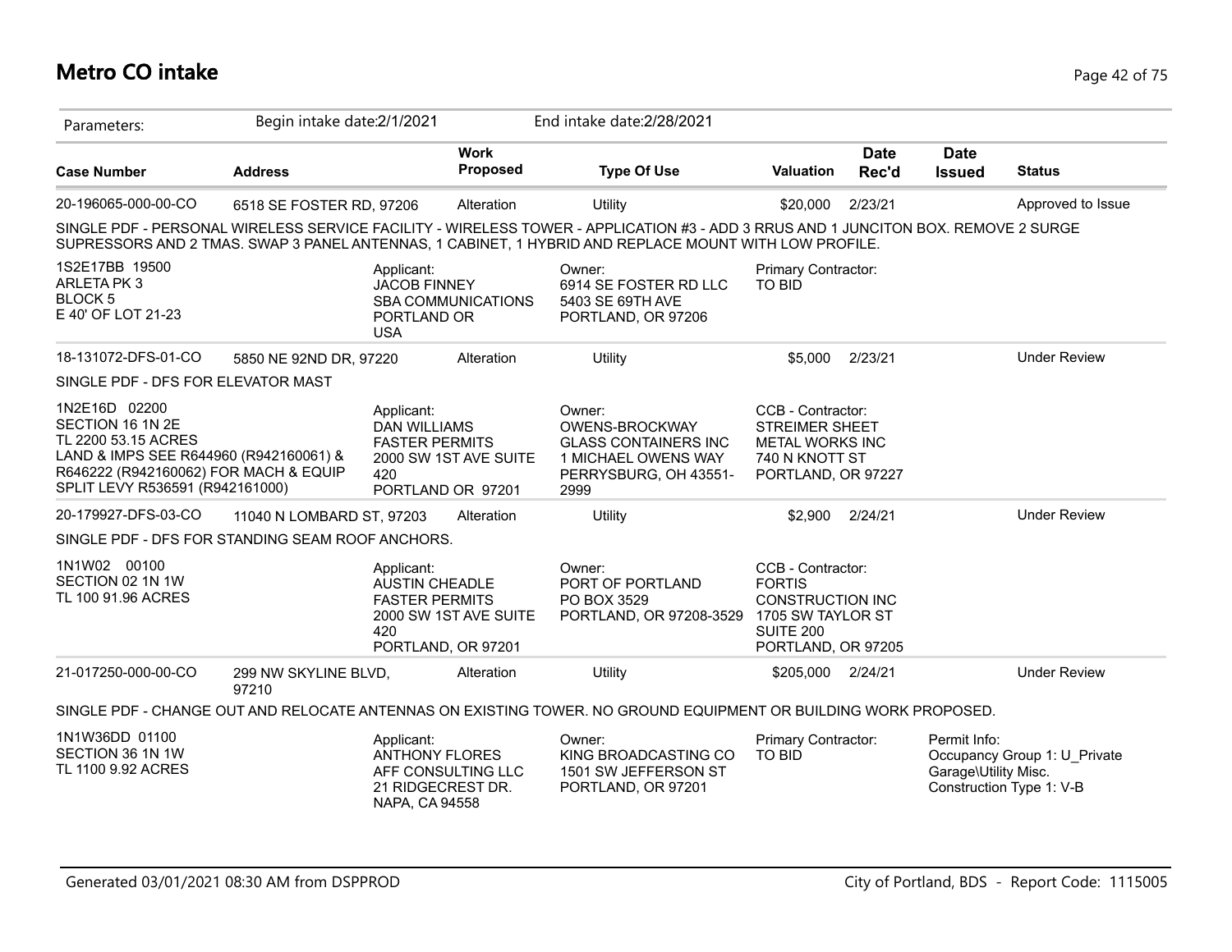# Metro CO intake

Parameters: Begin intake date:2/1/2021 End intake date:2/28/2021

| Case Number | Address | Work Proposed | Type Of Use | Valuation | Date Rec'd | Date Issued | Status |
|---|---|---|---|---|---|---|---|
| 20-196065-000-00-CO | 6518 SE FOSTER RD, 97206 | Alteration | Utility | $20,000 | 2/23/21 | | Approved to Issue |

SINGLE PDF - PERSONAL WIRELESS SERVICE FACILITY - WIRELESS TOWER - APPLICATION #3 - ADD 3 RRUS AND 1 JUNCITON BOX. REMOVE 2 SURGE SUPRESSORS AND 2 TMAS. SWAP 3 PANEL ANTENNAS, 1 CABINET, 1 HYBRID AND REPLACE MOUNT WITH LOW PROFILE.

1S2E17BB 19500
ARLETA PK 3
BLOCK 5
E 40' OF LOT 21-23

Applicant:
JACOB FINNEY
SBA COMMUNICATIONS
PORTLAND OR
USA

Owner:
6914 SE FOSTER RD LLC
5403 SE 69TH AVE
PORTLAND, OR 97206

Primary Contractor:
TO BID

| Case Number | Address | Work Proposed | Type Of Use | Valuation | Date Rec'd | Date Issued | Status |
|---|---|---|---|---|---|---|---|
| 18-131072-DFS-01-CO | 5850 NE 92ND DR, 97220 | Alteration | Utility | $5,000 | 2/23/21 | | Under Review |

SINGLE PDF - DFS FOR ELEVATOR MAST

1N2E16D 02200
SECTION 16 1N 2E
TL 2200 53.15 ACRES
LAND & IMPS SEE R644960 (R942160061) & R646222 (R942160062) FOR MACH & EQUIP
SPLIT LEVY R536591 (R942161000)

Applicant:
DAN WILLIAMS
FASTER PERMITS
2000 SW 1ST AVE SUITE 420
PORTLAND OR 97201

Owner:
OWENS-BROCKWAY
GLASS CONTAINERS INC
1 MICHAEL OWENS WAY
PERRYSBURG, OH 43551-2999

CCB - Contractor:
STREIMER SHEET
METAL WORKS INC
740 N KNOTT ST
PORTLAND, OR 97227

| Case Number | Address | Work Proposed | Type Of Use | Valuation | Date Rec'd | Date Issued | Status |
|---|---|---|---|---|---|---|---|
| 20-179927-DFS-03-CO | 11040 N LOMBARD ST, 97203 | Alteration | Utility | $2,900 | 2/24/21 | | Under Review |

SINGLE PDF - DFS FOR STANDING SEAM ROOF ANCHORS.

1N1W02 00100
SECTION 02 1N 1W
TL 100 91.96 ACRES

Applicant:
AUSTIN CHEADLE
FASTER PERMITS
2000 SW 1ST AVE SUITE 420
PORTLAND, OR 97201

Owner:
PORT OF PORTLAND
PO BOX 3529
PORTLAND, OR 97208-3529

CCB - Contractor:
FORTIS
CONSTRUCTION INC
1705 SW TAYLOR ST
SUITE 200
PORTLAND, OR 97205

| Case Number | Address | Work Proposed | Type Of Use | Valuation | Date Rec'd | Date Issued | Status |
|---|---|---|---|---|---|---|---|
| 21-017250-000-00-CO | 299 NW SKYLINE BLVD, 97210 | Alteration | Utility | $205,000 | 2/24/21 | | Under Review |

SINGLE PDF - CHANGE OUT AND RELOCATE ANTENNAS ON EXISTING TOWER. NO GROUND EQUIPMENT OR BUILDING WORK PROPOSED.

1N1W36DD 01100
SECTION 36 1N 1W
TL 1100 9.92 ACRES

Applicant:
ANTHONY FLORES
AFF CONSULTING LLC
21 RIDGECREST DR.
NAPA, CA 94558

Owner:
KING BROADCASTING CO
1501 SW JEFFERSON ST
PORTLAND, OR 97201

Primary Contractor:
TO BID

Permit Info:
Occupancy Group 1: U_Private Garage\Utility Misc.
Construction Type 1: V-B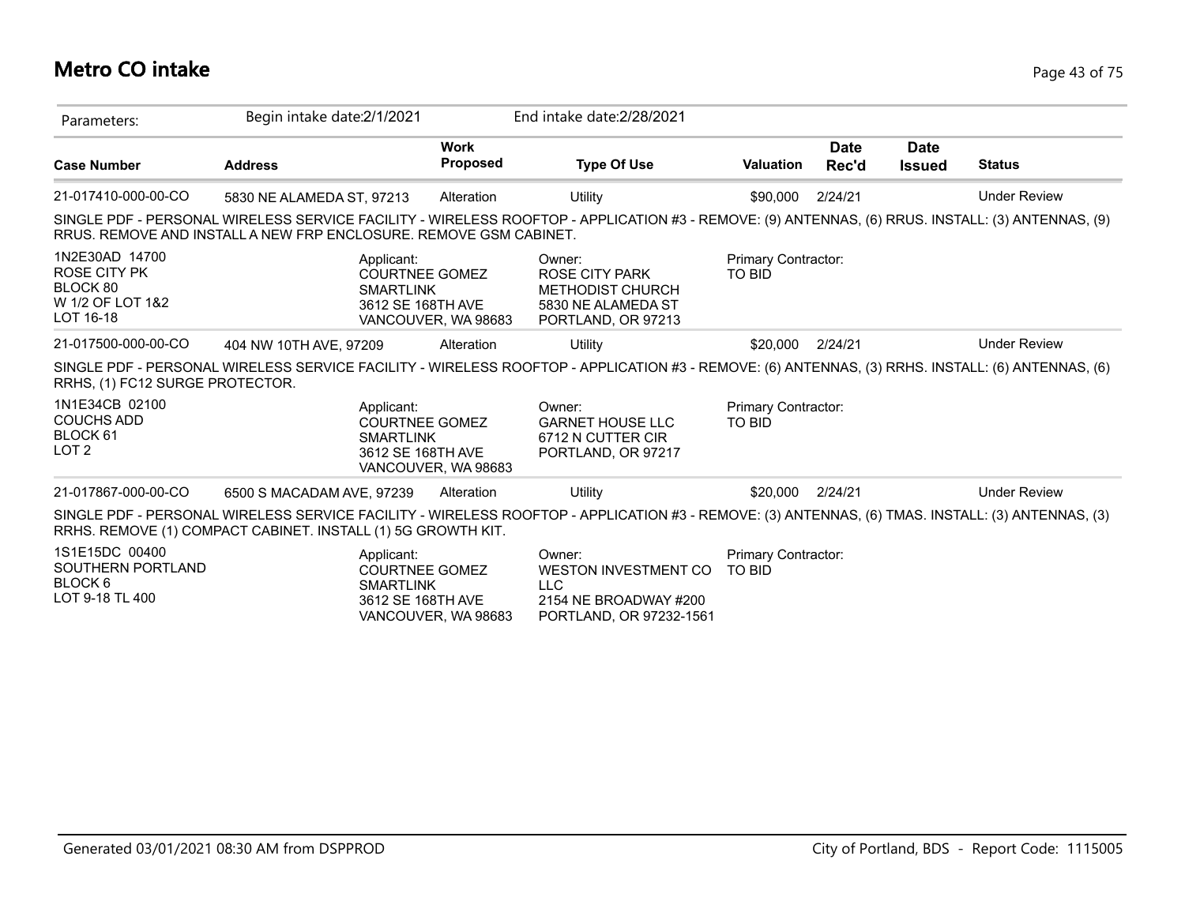# Metro CO intake

| Parameters: | Begin intake date:2/1/2021 | | End intake date:2/28/2021 | | | | |
|---|---|---|---|---|---|---|---|
| **Case Number** | **Address** | **Work Proposed** | **Type Of Use** | **Valuation** | **Date Rec'd** | **Date Issued** | **Status** |
| 21-017410-000-00-CO | 5830 NE ALAMEDA ST, 97213 | Alteration | Utility | $90,000 | 2/24/21 | | Under Review |

SINGLE PDF - PERSONAL WIRELESS SERVICE FACILITY - WIRELESS ROOFTOP - APPLICATION #3 - REMOVE: (9) ANTENNAS, (6) RRUS. INSTALL: (3) ANTENNAS, (9) RRUS. REMOVE AND INSTALL A NEW FRP ENCLOSURE. REMOVE GSM CABINET.

1N2E30AD 14700
ROSE CITY PK
BLOCK 80
W 1/2 OF LOT 1&2
LOT 16-18

Applicant:
COURTNEE GOMEZ
SMARTLINK
3612 SE 168TH AVE
VANCOUVER, WA 98683

Owner:
ROSE CITY PARK
METHODIST CHURCH
5830 NE ALAMEDA ST
PORTLAND, OR 97213

Primary Contractor:
TO BID

| Case Number | Address | Work Proposed | Type Of Use | Valuation | Date Rec'd | Date Issued | Status |
|---|---|---|---|---|---|---|---|
| 21-017500-000-00-CO | 404 NW 10TH AVE, 97209 | Alteration | Utility | $20,000 | 2/24/21 | | Under Review |

SINGLE PDF - PERSONAL WIRELESS SERVICE FACILITY - WIRELESS ROOFTOP - APPLICATION #3 - REMOVE: (6) ANTENNAS, (3) RRHS. INSTALL: (6) ANTENNAS, (6) RRHS, (1) FC12 SURGE PROTECTOR.

1N1E34CB 02100
COUCHS ADD
BLOCK 61
LOT 2

Applicant:
COURTNEE GOMEZ
SMARTLINK
3612 SE 168TH AVE
VANCOUVER, WA 98683

Owner:
GARNET HOUSE LLC
6712 N CUTTER CIR
PORTLAND, OR 97217

Primary Contractor:
TO BID

| Case Number | Address | Work Proposed | Type Of Use | Valuation | Date Rec'd | Date Issued | Status |
|---|---|---|---|---|---|---|---|
| 21-017867-000-00-CO | 6500 S MACADAM AVE, 97239 | Alteration | Utility | $20,000 | 2/24/21 | | Under Review |

SINGLE PDF - PERSONAL WIRELESS SERVICE FACILITY - WIRELESS ROOFTOP - APPLICATION #3 - REMOVE: (3) ANTENNAS, (6) TMAS. INSTALL: (3) ANTENNAS, (3) RRHS. REMOVE (1) COMPACT CABINET. INSTALL (1) 5G GROWTH KIT.

1S1E15DC 00400
SOUTHERN PORTLAND
BLOCK 6
LOT 9-18 TL 400

Applicant:
COURTNEE GOMEZ
SMARTLINK
3612 SE 168TH AVE
VANCOUVER, WA 98683

Owner:
WESTON INVESTMENT CO
LLC
2154 NE BROADWAY #200
PORTLAND, OR 97232-1561

Primary Contractor:
TO BID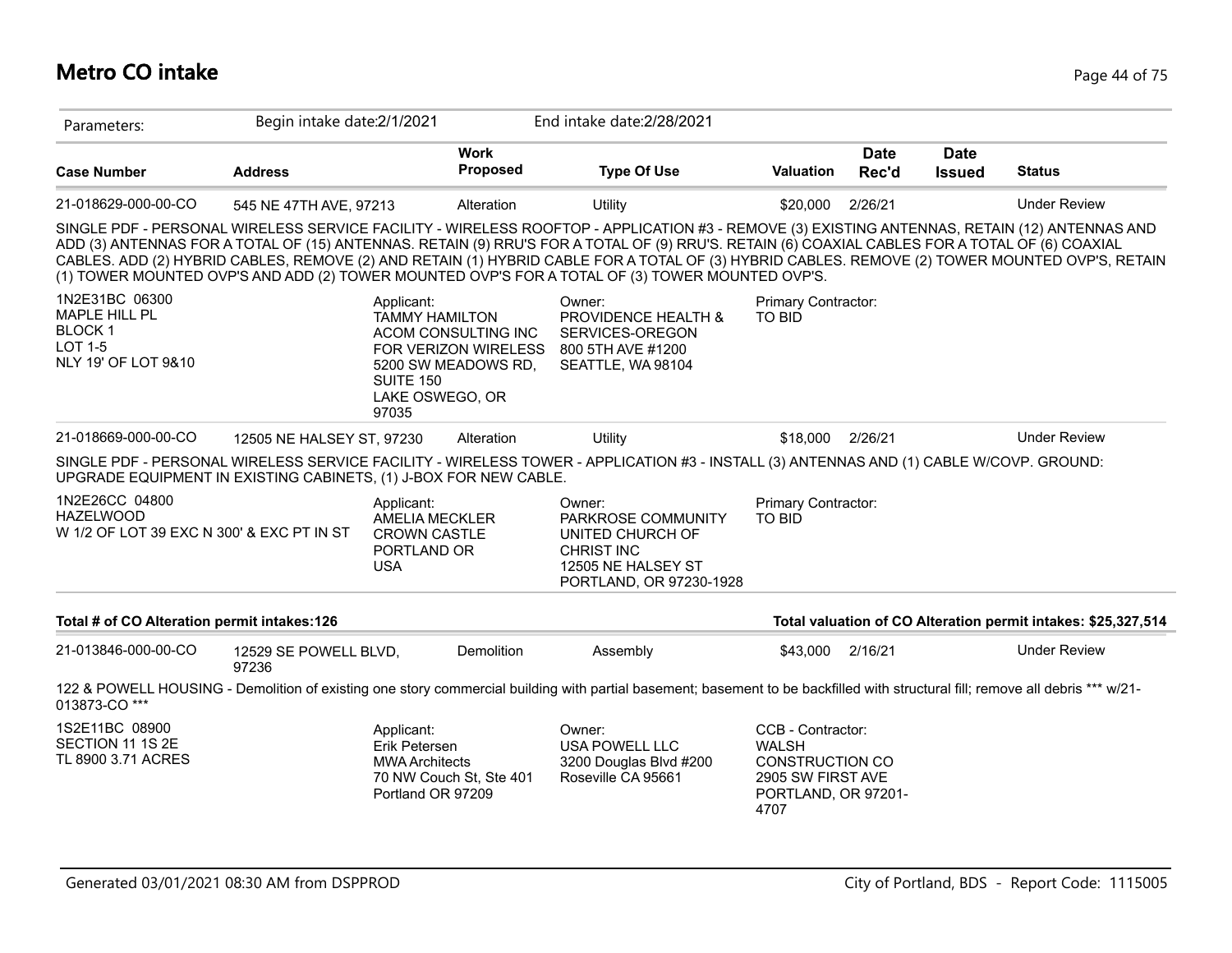# Metro CO intake

Parameters: Begin intake date:2/1/2021 End intake date:2/28/2021

| Case Number | Address | Work Proposed | Type Of Use | Valuation | Date Rec'd | Date Issued | Status |
|---|---|---|---|---|---|---|---|
| 21-018629-000-00-CO | 545 NE 47TH AVE, 97213 | Alteration | Utility | $20,000 | 2/26/21 | | Under Review |

SINGLE PDF - PERSONAL WIRELESS SERVICE FACILITY - WIRELESS ROOFTOP - APPLICATION #3 - REMOVE (3) EXISTING ANTENNAS, RETAIN (12) ANTENNAS AND ADD (3) ANTENNAS FOR A TOTAL OF (15) ANTENNAS. RETAIN (9) RRU'S FOR A TOTAL OF (9) RRU'S. RETAIN (6) COAXIAL CABLES FOR A TOTAL OF (6) COAXIAL CABLES. ADD (2) HYBRID CABLES, REMOVE (2) AND RETAIN (1) HYBRID CABLE FOR A TOTAL OF (3) HYBRID CABLES. REMOVE (2) TOWER MOUNTED OVP'S, RETAIN (1) TOWER MOUNTED OVP'S AND ADD (2) TOWER MOUNTED OVP'S FOR A TOTAL OF (3) TOWER MOUNTED OVP'S.

1N2E31BC 06300
MAPLE HILL PL
BLOCK 1
LOT 1-5
NLY 19' OF LOT 9&10

Applicant:
TAMMY HAMILTON
ACOM CONSULTING INC
FOR VERIZON WIRELESS
5200 SW MEADOWS RD, SUITE 150
LAKE OSWEGO, OR 97035

Owner:
PROVIDENCE HEALTH & SERVICES-OREGON
800 5TH AVE #1200
SEATTLE, WA 98104

Primary Contractor:
TO BID

| Case Number | Address | Work Proposed | Type Of Use | Valuation | Date Rec'd | Date Issued | Status |
|---|---|---|---|---|---|---|---|
| 21-018669-000-00-CO | 12505 NE HALSEY ST, 97230 | Alteration | Utility | $18,000 | 2/26/21 | | Under Review |

SINGLE PDF - PERSONAL WIRELESS SERVICE FACILITY - WIRELESS TOWER - APPLICATION #3 - INSTALL (3) ANTENNAS AND (1) CABLE W/COVP. GROUND: UPGRADE EQUIPMENT IN EXISTING CABINETS, (1) J-BOX FOR NEW CABLE.

1N2E26CC 04800
HAZELWOOD
W 1/2 OF LOT 39 EXC N 300' & EXC PT IN ST

Applicant:
AMELIA MECKLER
CROWN CASTLE
PORTLAND OR
USA

Owner:
PARKROSE COMMUNITY UNITED CHURCH OF CHRIST INC
12505 NE HALSEY ST
PORTLAND, OR 97230-1928

Primary Contractor:
TO BID

**Total # of CO Alteration permit intakes:126** **Total valuation of CO Alteration permit intakes: $25,327,514**

| Case Number | Address | Work Proposed | Type Of Use | Valuation | Date Rec'd | Date Issued | Status |
|---|---|---|---|---|---|---|---|
| 21-013846-000-00-CO | 12529 SE POWELL BLVD, 97236 | Demolition | Assembly | $43,000 | 2/16/21 | | Under Review |

122 & POWELL HOUSING - Demolition of existing one story commercial building with partial basement; basement to be backfilled with structural fill; remove all debris *** w/21-013873-CO ***

1S2E11BC 08900
SECTION 11 1S 2E
TL 8900 3.71 ACRES

Applicant:
Erik Petersen
MWA Architects
70 NW Couch St, Ste 401
Portland OR 97209

Owner:
USA POWELL LLC
3200 Douglas Blvd #200
Roseville CA 95661

CCB - Contractor:
WALSH CONSTRUCTION CO
2905 SW FIRST AVE
PORTLAND, OR 97201-4707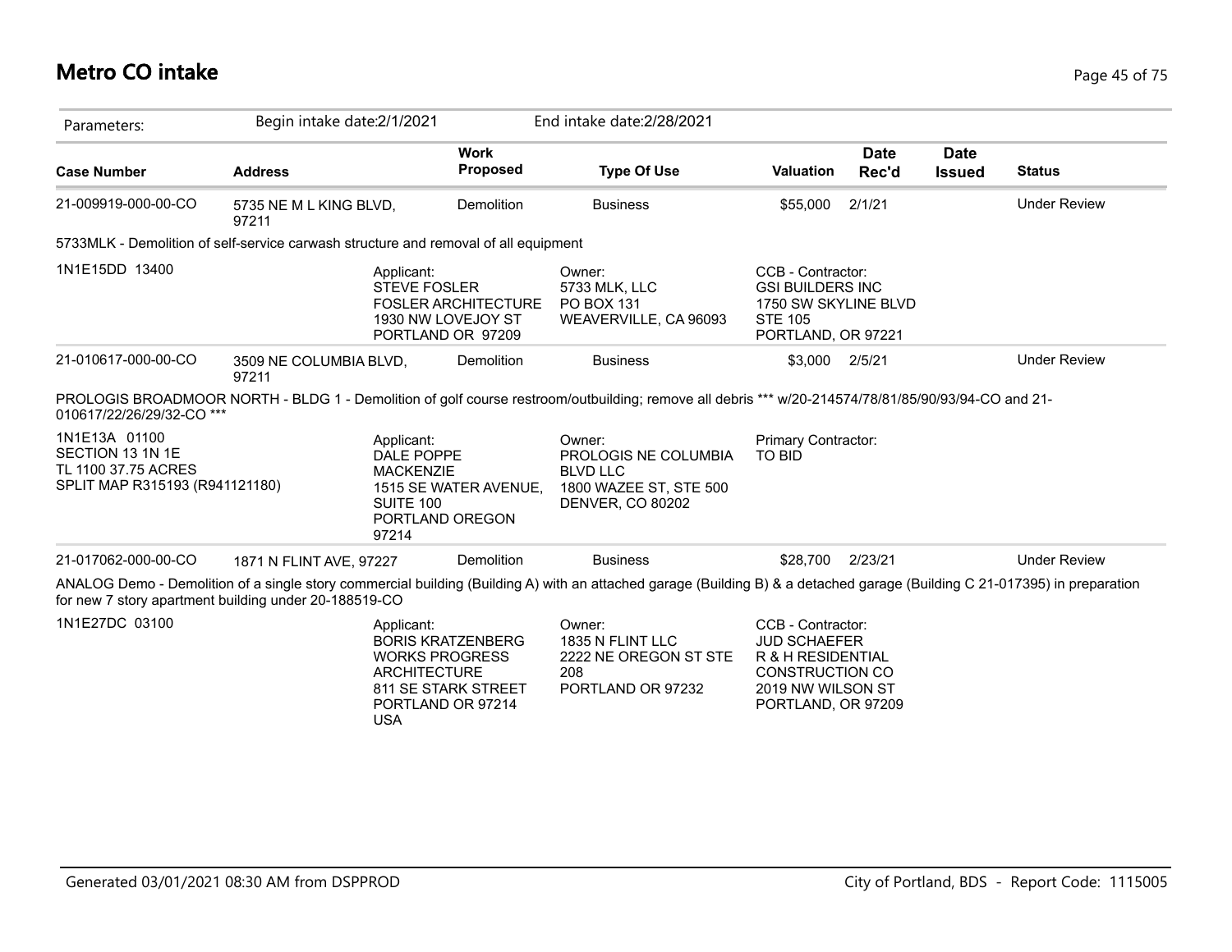# Metro CO intake

Parameters: Begin intake date:2/1/2021 End intake date:2/28/2021

| Case Number | Address | Work Proposed | Type Of Use | Valuation | Date Rec'd | Date Issued | Status |
|---|---|---|---|---|---|---|---|
| 21-009919-000-00-CO | 5735 NE M L KING BLVD, 97211 | Demolition | Business | $55,000 | 2/1/21 | | Under Review |

5733MLK - Demolition of self-service carwash structure and removal of all equipment

1N1E15DD 13400

Applicant:
STEVE FOSLER
FOSLER ARCHITECTURE
1930 NW LOVEJOY ST
PORTLAND OR 97209

Owner:
5733 MLK, LLC
PO BOX 131
WEAVERVILLE, CA 96093

CCB - Contractor:
GSI BUILDERS INC
1750 SW SKYLINE BLVD
STE 105
PORTLAND, OR 97221

| Case Number | Address | Work Proposed | Type Of Use | Valuation | Date Rec'd | Date Issued | Status |
|---|---|---|---|---|---|---|---|
| 21-010617-000-00-CO | 3509 NE COLUMBIA BLVD, 97211 | Demolition | Business | $3,000 | 2/5/21 | | Under Review |

PROLOGIS BROADMOOR NORTH - BLDG 1 - Demolition of golf course restroom/outbuilding; remove all debris *** w/20-214574/78/81/85/90/93/94-CO and 21-010617/22/26/29/32-CO ***

1N1E13A 01100
SECTION 13 1N 1E
TL 1100 37.75 ACRES
SPLIT MAP R315193 (R941121180)

Applicant:
DALE POPPE
MACKENZIE
1515 SE WATER AVENUE, SUITE 100
PORTLAND OREGON 97214

Owner:
PROLOGIS NE COLUMBIA BLVD LLC
1800 WAZEE ST, STE 500
DENVER, CO 80202

Primary Contractor:
TO BID

| Case Number | Address | Work Proposed | Type Of Use | Valuation | Date Rec'd | Date Issued | Status |
|---|---|---|---|---|---|---|---|
| 21-017062-000-00-CO | 1871 N FLINT AVE, 97227 | Demolition | Business | $28,700 | 2/23/21 | | Under Review |

ANALOG Demo - Demolition of a single story commercial building (Building A) with an attached garage (Building B) & a detached garage (Building C 21-017395) in preparation for new 7 story apartment building under 20-188519-CO

1N1E27DC 03100

Applicant:
BORIS KRATZENBERG
WORKS PROGRESS ARCHITECTURE
811 SE STARK STREET
PORTLAND OR 97214
USA

Owner:
1835 N FLINT LLC
2222 NE OREGON ST STE 208
PORTLAND OR 97232

CCB - Contractor:
JUD SCHAEFER
R & H RESIDENTIAL CONSTRUCTION CO
2019 NW WILSON ST
PORTLAND, OR 97209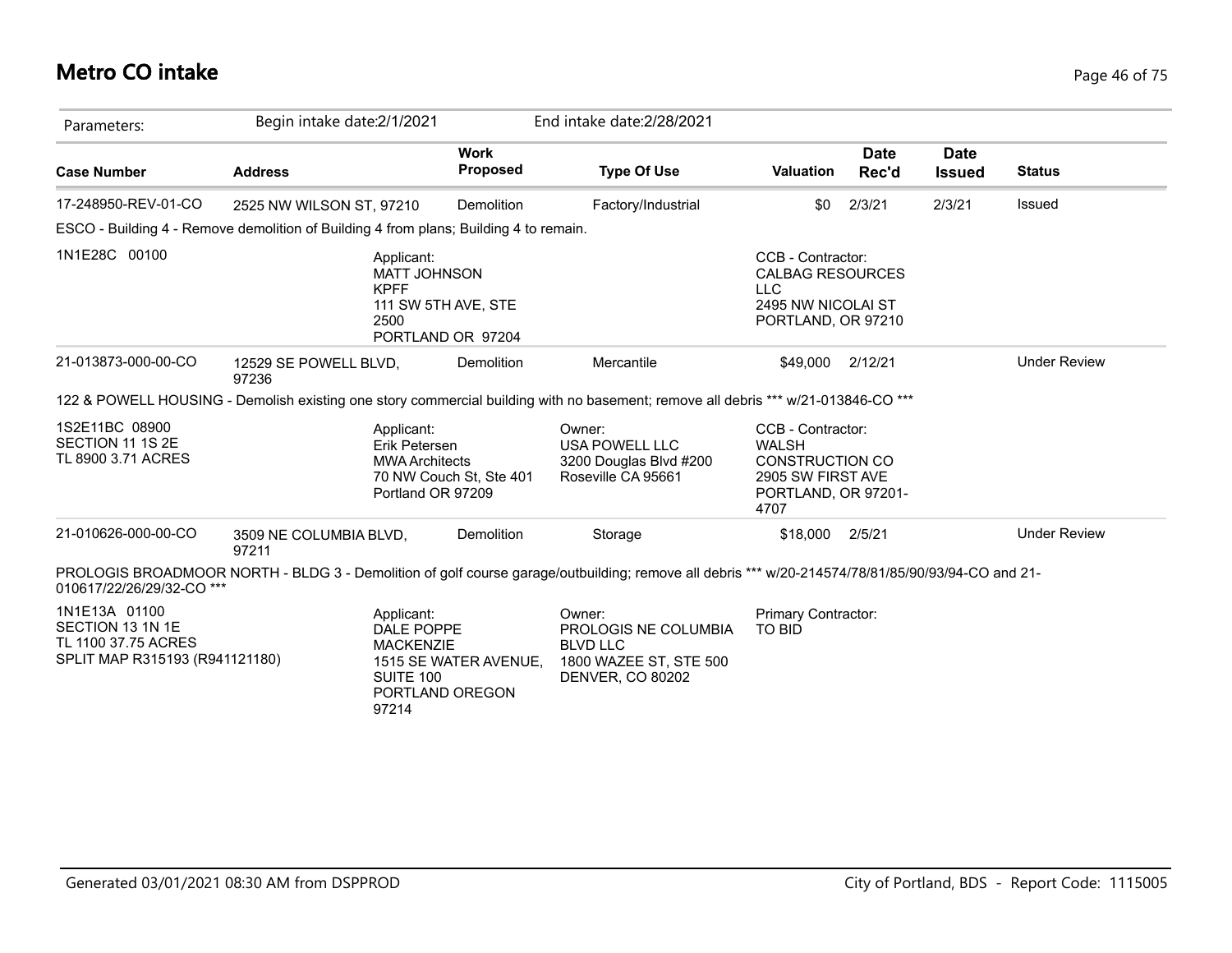# Metro CO intake

| Parameters: | Begin intake date:2/1/2021 | | End intake date:2/28/2021 | | | | |
|---|---|---|---|---|---|---|---|
| **Case Number** | **Address** | **Work Proposed** | **Type Of Use** | **Valuation** | **Date Rec'd** | **Date Issued** | **Status** |
| 17-248950-REV-01-CO | 2525 NW WILSON ST, 97210 | Demolition | Factory/Industrial | $0 | 2/3/21 | 2/3/21 | Issued |

ESCO - Building 4 - Remove demolition of Building 4 from plans; Building 4 to remain.

1N1E28C 00100

Applicant:
MATT JOHNSON
KPFF
111 SW 5TH AVE, STE 2500
PORTLAND OR 97204

CCB - Contractor:
CALBAG RESOURCES LLC
2495 NW NICOLAI ST
PORTLAND, OR 97210

| Case Number | Address | Work Proposed | Type Of Use | Valuation | Date Rec'd | Date Issued | Status |
|---|---|---|---|---|---|---|---|
| 21-013873-000-00-CO | 12529 SE POWELL BLVD, 97236 | Demolition | Mercantile | $49,000 | 2/12/21 | | Under Review |

122 & POWELL HOUSING - Demolish existing one story commercial building with no basement; remove all debris *** w/21-013846-CO ***

1S2E11BC 08900
SECTION 11 1S 2E
TL 8900 3.71 ACRES

Applicant:
Erik Petersen
MWA Architects
70 NW Couch St, Ste 401
Portland OR 97209

Owner:
USA POWELL LLC
3200 Douglas Blvd #200
Roseville CA 95661

CCB - Contractor:
WALSH CONSTRUCTION CO
2905 SW FIRST AVE
PORTLAND, OR 97201-4707

| Case Number | Address | Work Proposed | Type Of Use | Valuation | Date Rec'd | Date Issued | Status |
|---|---|---|---|---|---|---|---|
| 21-010626-000-00-CO | 3509 NE COLUMBIA BLVD, 97211 | Demolition | Storage | $18,000 | 2/5/21 | | Under Review |

PROLOGIS BROADMOOR NORTH - BLDG 3 - Demolition of golf course garage/outbuilding; remove all debris *** w/20-214574/78/81/85/90/93/94-CO and 21-010617/22/26/29/32-CO ***

1N1E13A 01100
SECTION 13 1N 1E
TL 1100 37.75 ACRES
SPLIT MAP R315193 (R941121180)

Applicant:
DALE POPPE
MACKENZIE
1515 SE WATER AVENUE, SUITE 100
PORTLAND OREGON 97214

Owner:
PROLOGIS NE COLUMBIA BLVD LLC
1800 WAZEE ST, STE 500
DENVER, CO 80202

Primary Contractor:
TO BID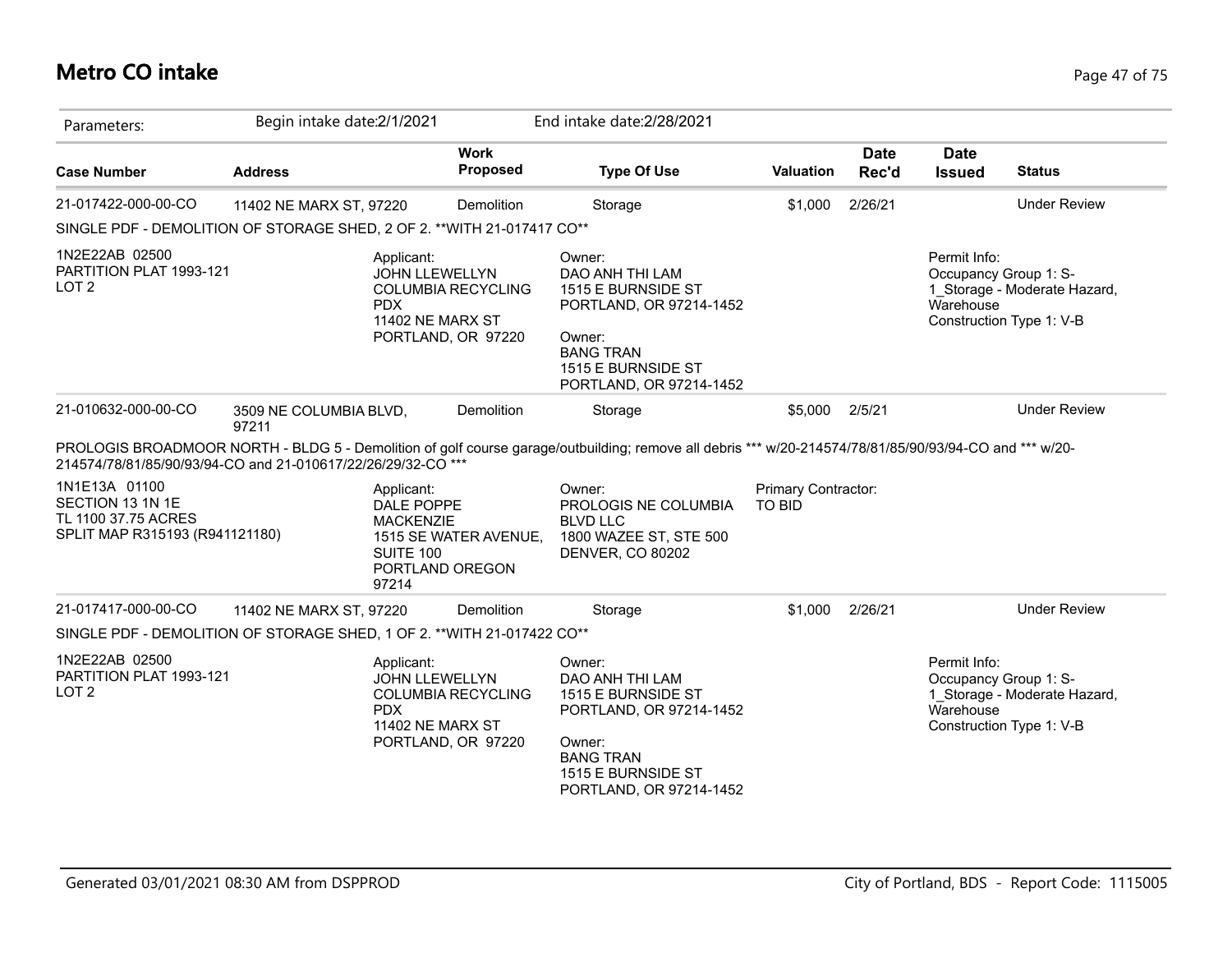# Metro CO intake

Parameters: Begin intake date:2/1/2021 End intake date:2/28/2021

| Case Number | Address | Work Proposed | Type Of Use | Valuation | Date Rec'd | Date Issued | Status |
|---|---|---|---|---|---|---|---|
| 21-017422-000-00-CO | 11402 NE MARX ST, 97220 | Demolition | Storage | $1,000 | 2/26/21 | | Under Review |

SINGLE PDF - DEMOLITION OF STORAGE SHED, 2 OF 2. **WITH 21-017417 CO**

1N2E22AB 02500
PARTITION PLAT 1993-121
LOT 2

Applicant:
JOHN LLEWELLYN
COLUMBIA RECYCLING PDX
11402 NE MARX ST
PORTLAND, OR 97220

Owner:
DAO ANH THI LAM
1515 E BURNSIDE ST
PORTLAND, OR 97214-1452

Owner:
BANG TRAN
1515 E BURNSIDE ST
PORTLAND, OR 97214-1452

Permit Info:
Occupancy Group 1: S-1_Storage - Moderate Hazard, Warehouse
Construction Type 1: V-B

| Case Number | Address | Work Proposed | Type Of Use | Valuation | Date Rec'd | Date Issued | Status |
|---|---|---|---|---|---|---|---|
| 21-010632-000-00-CO | 3509 NE COLUMBIA BLVD, 97211 | Demolition | Storage | $5,000 | 2/5/21 | | Under Review |

PROLOGIS BROADMOOR NORTH - BLDG 5 - Demolition of golf course garage/outbuilding; remove all debris *** w/20-214574/78/81/85/90/93/94-CO and *** w/20-214574/78/81/85/90/93/94-CO and 21-010617/22/26/29/32-CO ***

1N1E13A 01100
SECTION 13 1N 1E
TL 1100 37.75 ACRES
SPLIT MAP R315193 (R941121180)

Applicant:
DALE POPPE
MACKENZIE
1515 SE WATER AVENUE, SUITE 100
PORTLAND OREGON 97214

Owner:
PROLOGIS NE COLUMBIA BLVD LLC
1800 WAZEE ST, STE 500
DENVER, CO 80202

Primary Contractor:
TO BID

| Case Number | Address | Work Proposed | Type Of Use | Valuation | Date Rec'd | Date Issued | Status |
|---|---|---|---|---|---|---|---|
| 21-017417-000-00-CO | 11402 NE MARX ST, 97220 | Demolition | Storage | $1,000 | 2/26/21 | | Under Review |

SINGLE PDF - DEMOLITION OF STORAGE SHED, 1 OF 2. **WITH 21-017422 CO**

1N2E22AB 02500
PARTITION PLAT 1993-121
LOT 2

Applicant:
JOHN LLEWELLYN
COLUMBIA RECYCLING PDX
11402 NE MARX ST
PORTLAND, OR 97220

Owner:
DAO ANH THI LAM
1515 E BURNSIDE ST
PORTLAND, OR 97214-1452

Owner:
BANG TRAN
1515 E BURNSIDE ST
PORTLAND, OR 97214-1452

Permit Info:
Occupancy Group 1: S-1_Storage - Moderate Hazard, Warehouse
Construction Type 1: V-B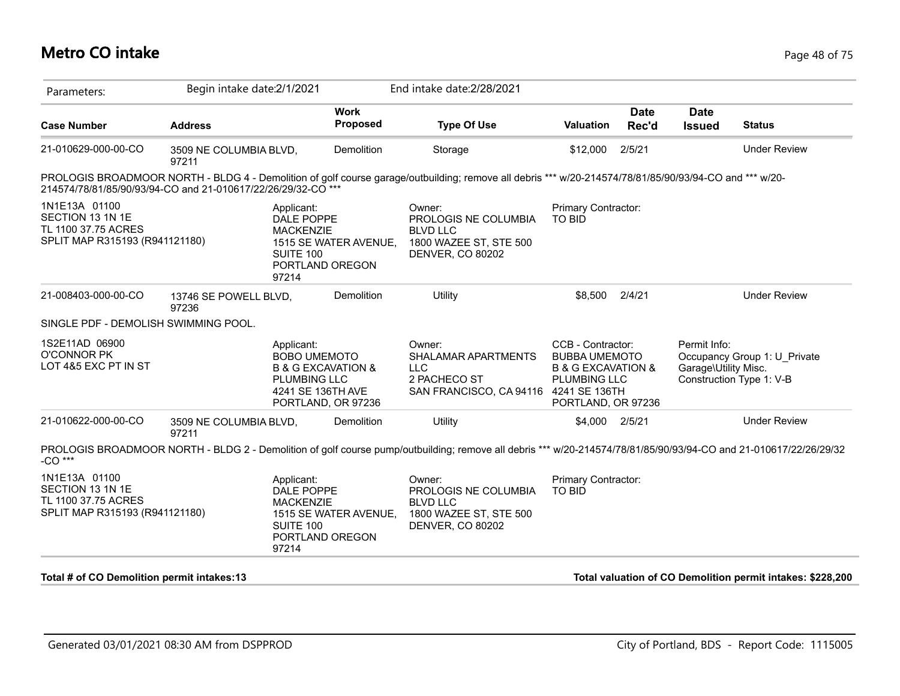# Metro CO intake

| Parameters: | Begin intake date:2/1/2021 | | End intake date:2/28/2021 | | | | |
|---|---|---|---|---|---|---|---|
| **Case Number** | **Address** | **Work Proposed** | **Type Of Use** | **Valuation** | **Date Rec'd** | **Date Issued** | **Status** |
| 21-010629-000-00-CO | 3509 NE COLUMBIA BLVD, 97211 | Demolition | Storage | $12,000 | 2/5/21 | | Under Review |

PROLOGIS BROADMOOR NORTH - BLDG 4 - Demolition of golf course garage/outbuilding; remove all debris *** w/20-214574/78/81/85/90/93/94-CO and *** w/20-214574/78/81/85/90/93/94-CO and 21-010617/22/26/29/32-CO ***

1N1E13A 01100
SECTION 13 1N 1E
TL 1100 37.75 ACRES
SPLIT MAP R315193 (R941121180)

Applicant:
DALE POPPE
MACKENZIE
1515 SE WATER AVENUE, SUITE 100
PORTLAND OREGON 97214

Owner:
PROLOGIS NE COLUMBIA BLVD LLC
1800 WAZEE ST, STE 500
DENVER, CO 80202

Primary Contractor:
TO BID

| Case Number | Address | Work Proposed | Type Of Use | Valuation | Date Rec'd | Date Issued | Status |
|---|---|---|---|---|---|---|---|
| 21-008403-000-00-CO | 13746 SE POWELL BLVD, 97236 | Demolition | Utility | $8,500 | 2/4/21 | | Under Review |

SINGLE PDF - DEMOLISH SWIMMING POOL.

1S2E11AD 06900
O'CONNOR PK
LOT 4&5 EXC PT IN ST

Applicant:
BOBO UMEMOTO
B & G EXCAVATION & PLUMBING LLC
4241 SE 136TH AVE
PORTLAND, OR 97236

Owner:
SHALAMAR APARTMENTS LLC
2 PACHECO ST
SAN FRANCISCO, CA 94116

CCB - Contractor:
BUBBA UMEMOTO
B & G EXCAVATION & PLUMBING LLC
4241 SE 136TH
PORTLAND, OR 97236

Permit Info:
Occupancy Group 1: U_Private Garage\Utility Misc.
Construction Type 1: V-B

| Case Number | Address | Work Proposed | Type Of Use | Valuation | Date Rec'd | Date Issued | Status |
|---|---|---|---|---|---|---|---|
| 21-010622-000-00-CO | 3509 NE COLUMBIA BLVD, 97211 | Demolition | Utility | $4,000 | 2/5/21 | | Under Review |

PROLOGIS BROADMOOR NORTH - BLDG 2 - Demolition of golf course pump/outbuilding; remove all debris *** w/20-214574/78/81/85/90/93/94-CO and 21-010617/22/26/29/32 -CO ***

1N1E13A 01100
SECTION 13 1N 1E
TL 1100 37.75 ACRES
SPLIT MAP R315193 (R941121180)

Applicant:
DALE POPPE
MACKENZIE
1515 SE WATER AVENUE, SUITE 100
PORTLAND OREGON 97214

Owner:
PROLOGIS NE COLUMBIA BLVD LLC
1800 WAZEE ST, STE 500
DENVER, CO 80202

Primary Contractor:
TO BID

**Total # of CO Demolition permit intakes:13**

**Total valuation of CO Demolition permit intakes: $228,200**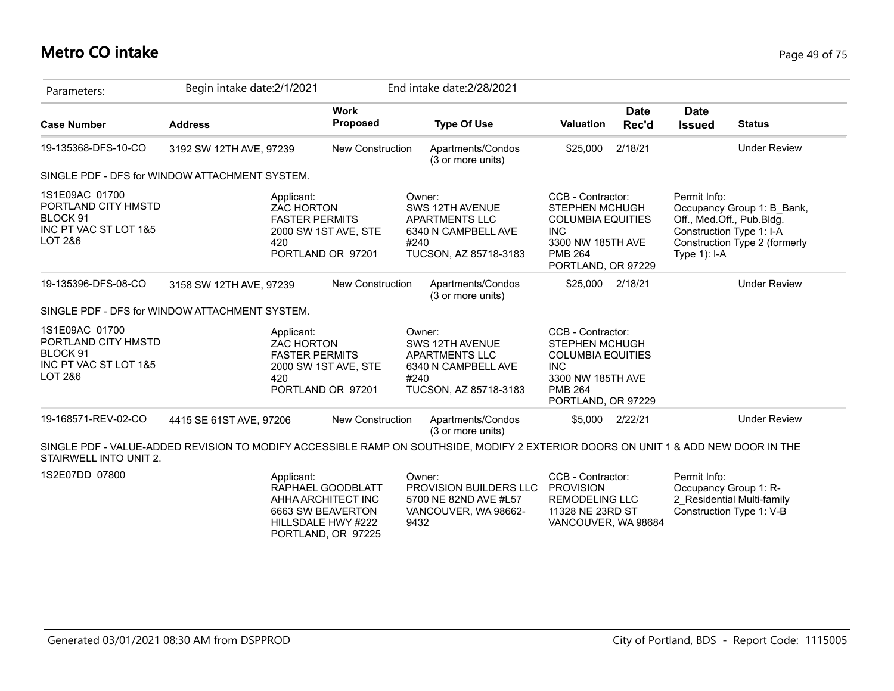# Metro CO intake

| Parameters: | Begin intake date:2/1/2021 | | End intake date:2/28/2021 | | | | |
|---|---|---|---|---|---|---|---|
| **Case Number** | **Address** | **Work Proposed** | **Type Of Use** | **Valuation** | **Date Rec'd** | **Date Issued** | **Status** |
| 19-135368-DFS-10-CO | 3192 SW 12TH AVE, 97239 | New Construction | Apartments/Condos (3 or more units) | $25,000 | 2/18/21 | | Under Review |

SINGLE PDF - DFS for WINDOW ATTACHMENT SYSTEM.

1S1E09AC 01700
PORTLAND CITY HMSTD
BLOCK 91
INC PT VAC ST LOT 1&5
LOT 2&6

Applicant:
ZAC HORTON
FASTER PERMITS
2000 SW 1ST AVE, STE 420
PORTLAND OR 97201

Owner:
SWS 12TH AVENUE APARTMENTS LLC
6340 N CAMPBELL AVE #240
TUCSON, AZ 85718-3183

CCB - Contractor:
STEPHEN MCHUGH
COLUMBIA EQUITIES INC
3300 NW 185TH AVE
PMB 264
PORTLAND, OR 97229

Permit Info:
Occupancy Group 1: B_Bank, Off., Med.Off., Pub.Bldg.
Construction Type 1: I-A
Construction Type 2 (formerly Type 1): I-A

| Case Number | Address | Work Proposed | Type Of Use | Valuation | Date Rec'd | Date Issued | Status |
|---|---|---|---|---|---|---|---|
| 19-135396-DFS-08-CO | 3158 SW 12TH AVE, 97239 | New Construction | Apartments/Condos (3 or more units) | $25,000 | 2/18/21 | | Under Review |

SINGLE PDF - DFS for WINDOW ATTACHMENT SYSTEM.

1S1E09AC 01700
PORTLAND CITY HMSTD
BLOCK 91
INC PT VAC ST LOT 1&5
LOT 2&6

Applicant:
ZAC HORTON
FASTER PERMITS
2000 SW 1ST AVE, STE 420
PORTLAND OR 97201

Owner:
SWS 12TH AVENUE APARTMENTS LLC
6340 N CAMPBELL AVE #240
TUCSON, AZ 85718-3183

CCB - Contractor:
STEPHEN MCHUGH
COLUMBIA EQUITIES INC
3300 NW 185TH AVE
PMB 264
PORTLAND, OR 97229

| Case Number | Address | Work Proposed | Type Of Use | Valuation | Date Rec'd | Date Issued | Status |
|---|---|---|---|---|---|---|---|
| 19-168571-REV-02-CO | 4415 SE 61ST AVE, 97206 | New Construction | Apartments/Condos (3 or more units) | $5,000 | 2/22/21 | | Under Review |

SINGLE PDF - VALUE-ADDED REVISION TO MODIFY ACCESSIBLE RAMP ON SOUTHSIDE, MODIFY 2 EXTERIOR DOORS ON UNIT 1 & ADD NEW DOOR IN THE STAIRWELL INTO UNIT 2.

1S2E07DD 07800

Applicant:
RAPHAEL GOODBLATT
AHHA ARCHITECT INC
6663 SW BEAVERTON HILLSDALE HWY #222
PORTLAND, OR 97225

Owner:
PROVISION BUILDERS LLC
5700 NE 82ND AVE #L57
VANCOUVER, WA 98662-9432

CCB - Contractor:
PROVISION REMODELING LLC
11328 NE 23RD ST
VANCOUVER, WA 98684

Permit Info:
Occupancy Group 1: R-2_Residential Multi-family
Construction Type 1: V-B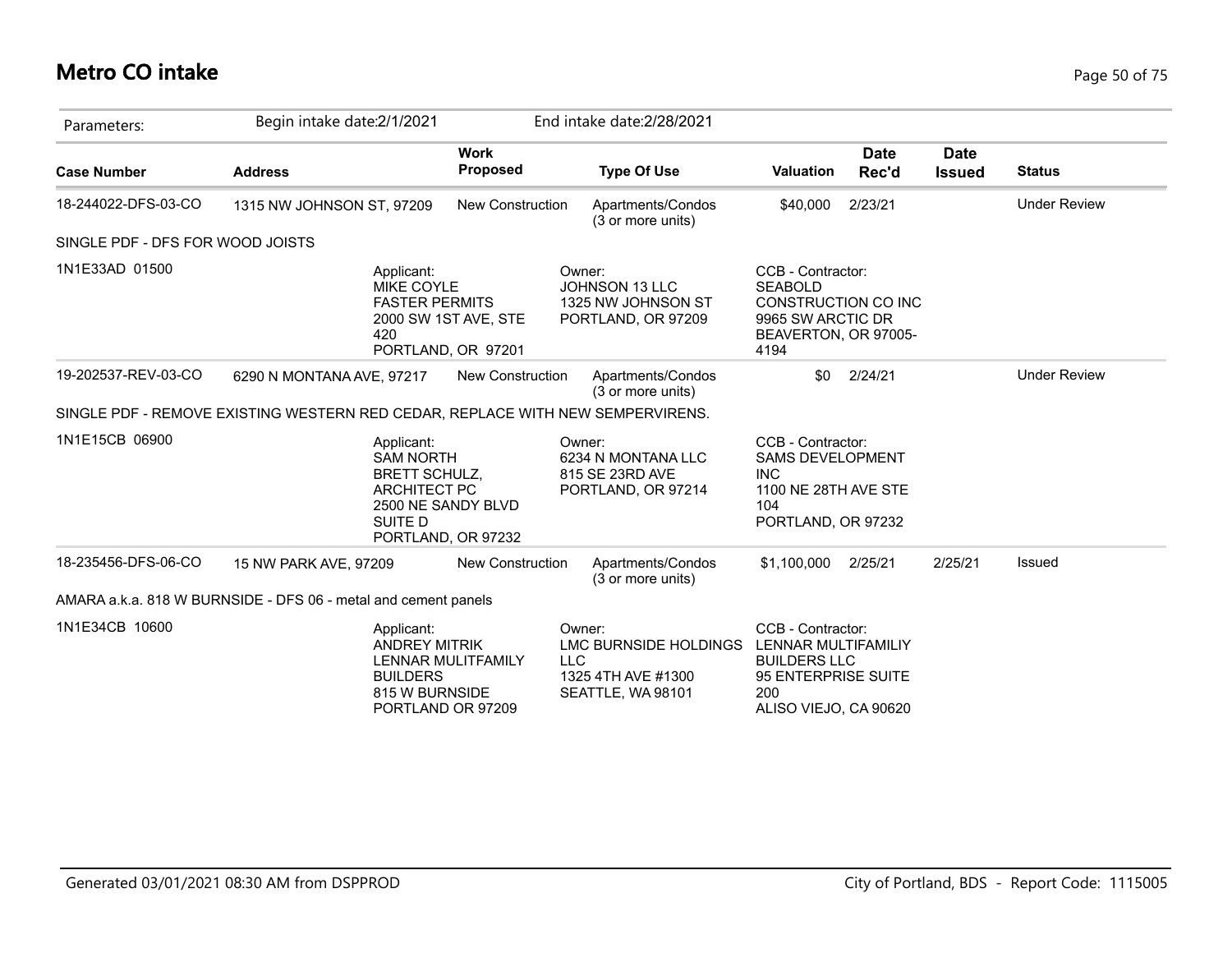# Metro CO intake

Parameters: Begin intake date:2/1/2021 End intake date:2/28/2021

| Case Number | Address | Work Proposed | Type Of Use | Valuation | Date Rec'd | Date Issued | Status |
|---|---|---|---|---|---|---|---|
| 18-244022-DFS-03-CO | 1315 NW JOHNSON ST, 97209 | New Construction | Apartments/Condos (3 or more units) | $40,000 | 2/23/21 | | Under Review |

SINGLE PDF - DFS FOR WOOD JOISTS

1N1E33AD 01500

Applicant:
MIKE COYLE
FASTER PERMITS
2000 SW 1ST AVE, STE 420
PORTLAND, OR 97201

Owner:
JOHNSON 13 LLC
1325 NW JOHNSON ST
PORTLAND, OR 97209

CCB - Contractor:
SEABOLD CONSTRUCTION CO INC
9965 SW ARCTIC DR
BEAVERTON, OR 97005-4194

| Case Number | Address | Work Proposed | Type Of Use | Valuation | Date Rec'd | Date Issued | Status |
|---|---|---|---|---|---|---|---|
| 19-202537-REV-03-CO | 6290 N MONTANA AVE, 97217 | New Construction | Apartments/Condos (3 or more units) | $0 | 2/24/21 | | Under Review |

SINGLE PDF - REMOVE EXISTING WESTERN RED CEDAR, REPLACE WITH NEW SEMPERVIRENS.

1N1E15CB 06900

Applicant:
SAM NORTH
BRETT SCHULZ, ARCHITECT PC
2500 NE SANDY BLVD SUITE D
PORTLAND, OR 97232

Owner:
6234 N MONTANA LLC
815 SE 23RD AVE
PORTLAND, OR 97214

CCB - Contractor:
SAMS DEVELOPMENT INC
1100 NE 28TH AVE STE 104
PORTLAND, OR 97232

| Case Number | Address | Work Proposed | Type Of Use | Valuation | Date Rec'd | Date Issued | Status |
|---|---|---|---|---|---|---|---|
| 18-235456-DFS-06-CO | 15 NW PARK AVE, 97209 | New Construction | Apartments/Condos (3 or more units) | $1,100,000 | 2/25/21 | 2/25/21 | Issued |

AMARA a.k.a. 818 W BURNSIDE - DFS 06 - metal and cement panels

1N1E34CB 10600

Applicant:
ANDREY MITRIK
LENNAR MULITFAMILY BUILDERS
815 W BURNSIDE
PORTLAND OR 97209

Owner:
LMC BURNSIDE HOLDINGS LLC
1325 4TH AVE #1300
SEATTLE, WA 98101

CCB - Contractor:
LENNAR MULTIFAMILIY BUILDERS LLC
95 ENTERPRISE SUITE 200
ALISO VIEJO, CA 90620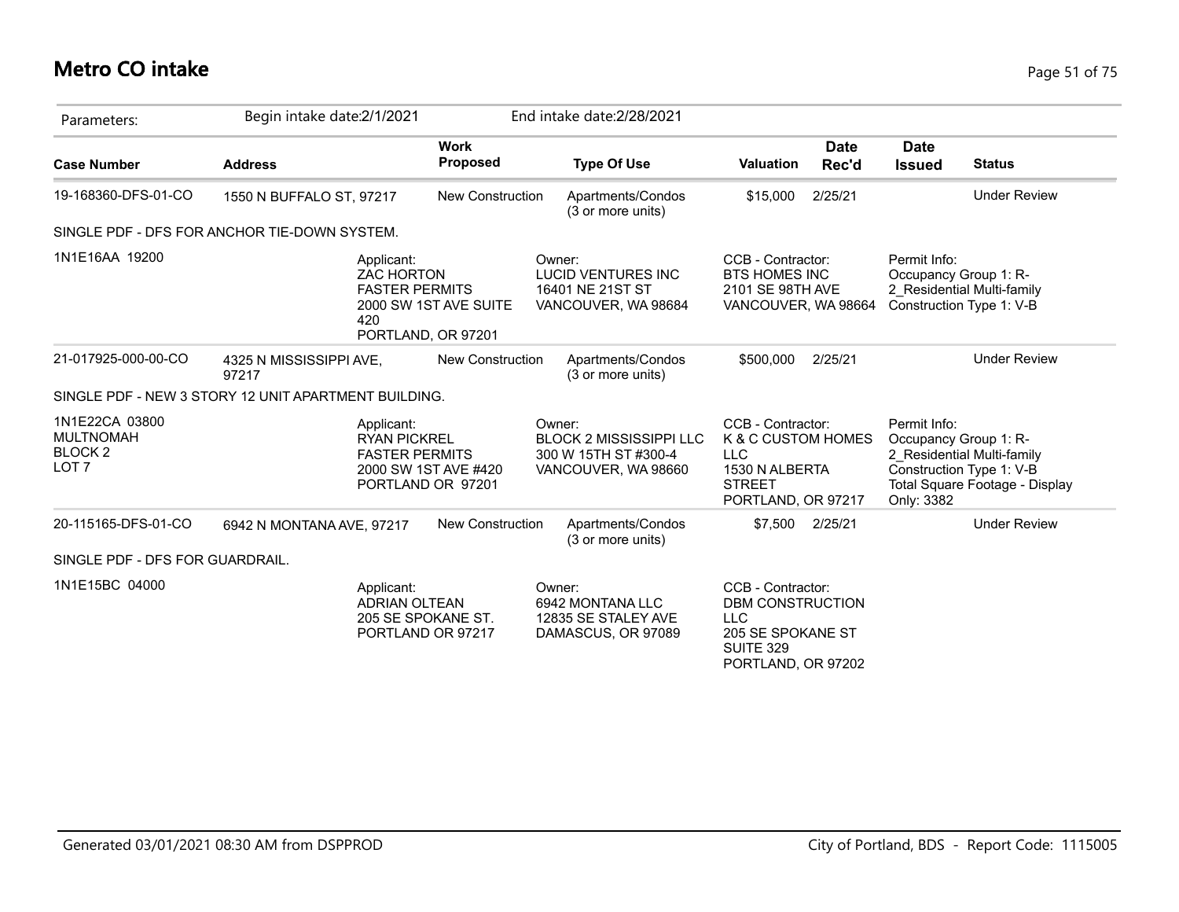# Metro CO intake

Parameters: Begin intake date:2/1/2021 End intake date:2/28/2021

| Case Number | Address | Work Proposed | Type Of Use | Valuation | Date Rec'd | Date Issued | Status |
|---|---|---|---|---|---|---|---|
| 19-168360-DFS-01-CO | 1550 N BUFFALO ST, 97217 | New Construction | Apartments/Condos (3 or more units) | $15,000 | 2/25/21 | | Under Review |
| SINGLE PDF - DFS FOR ANCHOR TIE-DOWN SYSTEM. | | | | | | | |
| 1N1E16AA 19200 | Applicant: ZAC HORTON FASTER PERMITS 2000 SW 1ST AVE SUITE 420 PORTLAND, OR 97201 | | Owner: LUCID VENTURES INC 16401 NE 21ST ST VANCOUVER, WA 98684 | CCB - Contractor: BTS HOMES INC 2101 SE 98TH AVE VANCOUVER, WA 98664 | | Permit Info: Occupancy Group 1: R-2_Residential Multi-family Construction Type 1: V-B | |
| 21-017925-000-00-CO | 4325 N MISSISSIPPI AVE, 97217 | New Construction | Apartments/Condos (3 or more units) | $500,000 | 2/25/21 | | Under Review |
| SINGLE PDF - NEW 3 STORY 12 UNIT APARTMENT BUILDING. | | | | | | | |
| 1N1E22CA 03800 MULTNOMAH BLOCK 2 LOT 7 | Applicant: RYAN PICKREL FASTER PERMITS 2000 SW 1ST AVE #420 PORTLAND OR 97201 | | Owner: BLOCK 2 MISSISSIPPI LLC 300 W 15TH ST #300-4 VANCOUVER, WA 98660 | CCB - Contractor: K & C CUSTOM HOMES LLC 1530 N ALBERTA STREET PORTLAND, OR 97217 | | Permit Info: Occupancy Group 1: R-2_Residential Multi-family Construction Type 1: V-B Total Square Footage - Display Only: 3382 | |
| 20-115165-DFS-01-CO | 6942 N MONTANA AVE, 97217 | New Construction | Apartments/Condos (3 or more units) | $7,500 | 2/25/21 | | Under Review |
| SINGLE PDF - DFS FOR GUARDRAIL. | | | | | | | |
| 1N1E15BC 04000 | Applicant: ADRIAN OLTEAN 205 SE SPOKANE ST. PORTLAND OR 97217 | | Owner: 6942 MONTANA LLC 12835 SE STALEY AVE DAMASCUS, OR 97089 | CCB - Contractor: DBM CONSTRUCTION LLC 205 SE SPOKANE ST SUITE 329 PORTLAND, OR 97202 | | | |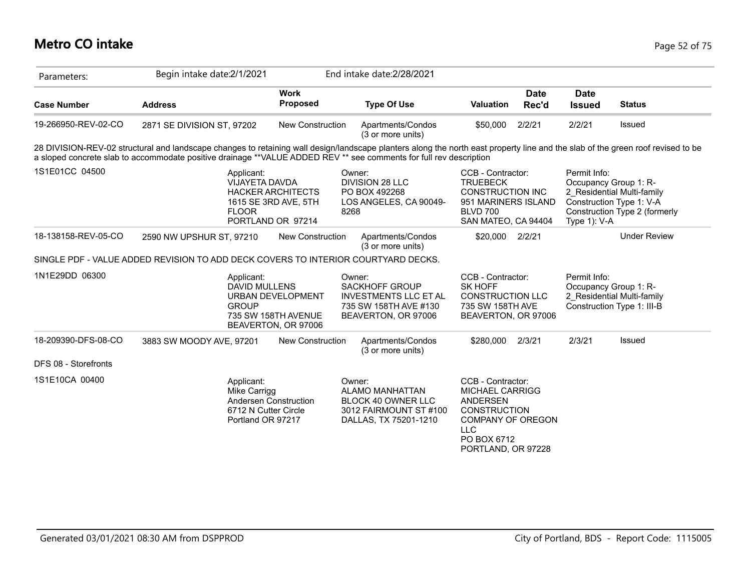# Metro CO intake

| Parameters: | Begin intake date:2/1/2021 | | End intake date:2/28/2021 | | | | |
|---|---|---|---|---|---|---|---|
| **Case Number** | **Address** | **Work Proposed** | **Type Of Use** | **Valuation** | **Date Rec'd** | **Date Issued** | **Status** |
| 19-266950-REV-02-CO | 2871 SE DIVISION ST, 97202 | New Construction | Apartments/Condos (3 or more units) | $50,000 | 2/2/21 | 2/2/21 | Issued |

28 DIVISION-REV-02 structural and landscape changes to retaining wall design/landscape planters along the north east property line and the slab of the green roof revised to be a sloped concrete slab to accommodate positive drainage **VALUE ADDED REV ** see comments for full rev description

| 1S1E01CC 04500 | Applicant: VIJAYETA DAVDA HACKER ARCHITECTS 1615 SE 3RD AVE, 5TH FLOOR PORTLAND OR 97214 | Owner: DIVISION 28 LLC PO BOX 492268 LOS ANGELES, CA 90049-8268 | CCB - Contractor: TRUEBECK CONSTRUCTION INC 951 MARINERS ISLAND BLVD 700 SAN MATEO, CA 94404 | Permit Info: Occupancy Group 1: R-2_Residential Multi-family Construction Type 1: V-A Construction Type 2 (formerly Type 1): V-A |
|---|---|---|---|---|

| Case Number | Address | Work Proposed | Type Of Use | Valuation | Date Rec'd | Date Issued | Status |
|---|---|---|---|---|---|---|---|
| 18-138158-REV-05-CO | 2590 NW UPSHUR ST, 97210 | New Construction | Apartments/Condos (3 or more units) | $20,000 | 2/2/21 | | Under Review |

SINGLE PDF - VALUE ADDED REVISION TO ADD DECK COVERS TO INTERIOR COURTYARD DECKS.

| 1N1E29DD 06300 | Applicant: DAVID MULLENS URBAN DEVELOPMENT GROUP 735 SW 158TH AVENUE BEAVERTON, OR 97006 | Owner: SACKHOFF GROUP INVESTMENTS LLC ET AL 735 SW 158TH AVE #130 BEAVERTON, OR 97006 | CCB - Contractor: SK HOFF CONSTRUCTION LLC 735 SW 158TH AVE BEAVERTON, OR 97006 | Permit Info: Occupancy Group 1: R-2_Residential Multi-family Construction Type 1: III-B |
|---|---|---|---|---|

| Case Number | Address | Work Proposed | Type Of Use | Valuation | Date Rec'd | Date Issued | Status |
|---|---|---|---|---|---|---|---|
| 18-209390-DFS-08-CO | 3883 SW MOODY AVE, 97201 | New Construction | Apartments/Condos (3 or more units) | $280,000 | 2/3/21 | 2/3/21 | Issued |

DFS 08 - Storefronts

| 1S1E10CA 00400 | Applicant: Mike Carrigg Andersen Construction 6712 N Cutter Circle Portland OR 97217 | Owner: ALAMO MANHATTAN BLOCK 40 OWNER LLC 3012 FAIRMOUNT ST #100 DALLAS, TX 75201-1210 | CCB - Contractor: MICHAEL CARRIGG ANDERSEN CONSTRUCTION COMPANY OF OREGON LLC PO BOX 6712 PORTLAND, OR 97228 |
|---|---|---|---|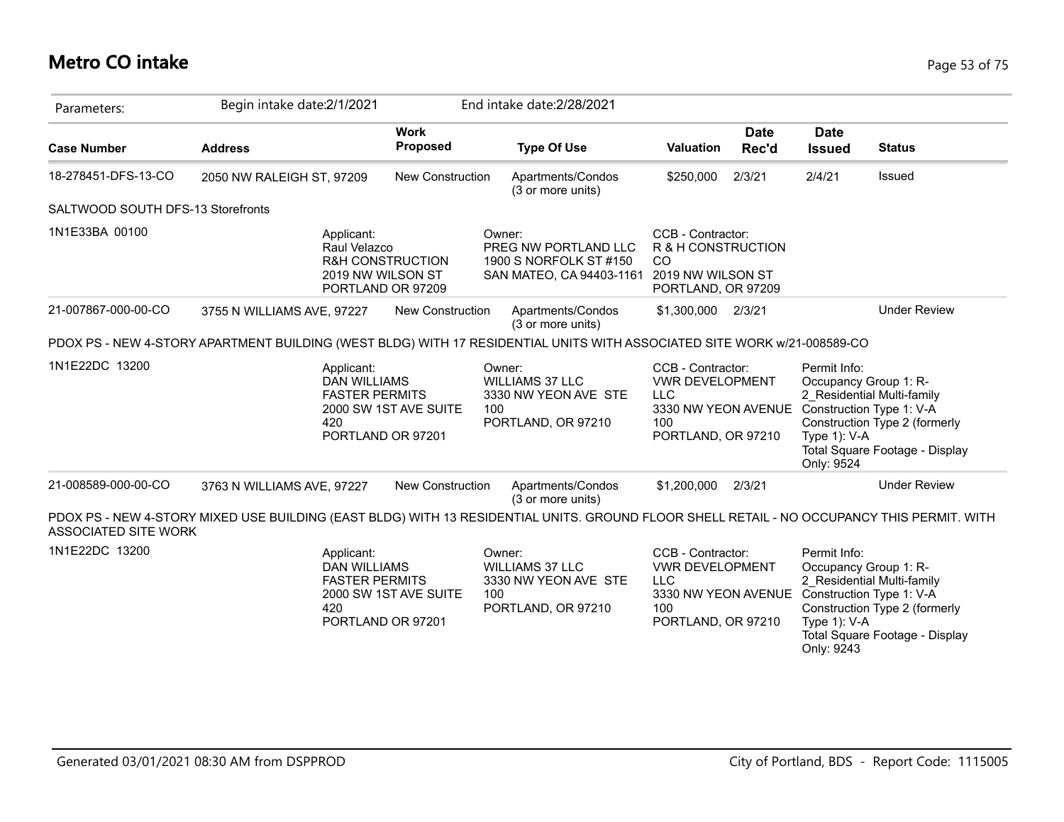## Metro CO intake

| Parameters: | Begin intake date:2/1/2021 | | End intake date:2/28/2021 | | | | |
|---|---|---|---|---|---|---|---|
| **Case Number** | **Address** | **Work Proposed** | **Type Of Use** | **Valuation** | **Date Rec'd** | **Date Issued** | **Status** |
| 18-278451-DFS-13-CO | 2050 NW RALEIGH ST, 97209 | New Construction | Apartments/Condos (3 or more units) | $250,000 | 2/3/21 | 2/4/21 | Issued |
| SALTWOOD SOUTH DFS-13 Storefronts | | | | | | | |
| 1N1E33BA 00100 | Applicant: Raul Velazco R&H CONSTRUCTION 2019 NW WILSON ST PORTLAND OR 97209 | | Owner: PREG NW PORTLAND LLC 1900 S NORFOLK ST #150 SAN MATEO, CA 94403-1161 | CCB - Contractor: R & H CONSTRUCTION CO 2019 NW WILSON ST PORTLAND, OR 97209 | | | |
| 21-007867-000-00-CO | 3755 N WILLIAMS AVE, 97227 | New Construction | Apartments/Condos (3 or more units) | $1,300,000 | 2/3/21 | | Under Review |
| PDOX PS - NEW 4-STORY APARTMENT BUILDING (WEST BLDG) WITH 17 RESIDENTIAL UNITS WITH ASSOCIATED SITE WORK w/21-008589-CO | | | | | | | |
| 1N1E22DC 13200 | Applicant: DAN WILLIAMS FASTER PERMITS 2000 SW 1ST AVE SUITE 420 PORTLAND OR 97201 | | Owner: WILLIAMS 37 LLC 3330 NW YEON AVE STE 100 PORTLAND, OR 97210 | CCB - Contractor: VWR DEVELOPMENT LLC 3330 NW YEON AVENUE 100 PORTLAND, OR 97210 | | Permit Info: Occupancy Group 1: R-2_Residential Multi-family Construction Type 1: V-A Construction Type 2 (formerly Type 1): V-A Total Square Footage - Display Only: 9524 | |
| 21-008589-000-00-CO | 3763 N WILLIAMS AVE, 97227 | New Construction | Apartments/Condos (3 or more units) | $1,200,000 | 2/3/21 | | Under Review |
| PDOX PS - NEW 4-STORY MIXED USE BUILDING (EAST BLDG) WITH 13 RESIDENTIAL UNITS. GROUND FLOOR SHELL RETAIL - NO OCCUPANCY THIS PERMIT. WITH ASSOCIATED SITE WORK | | | | | | | |
| 1N1E22DC 13200 | Applicant: DAN WILLIAMS FASTER PERMITS 2000 SW 1ST AVE SUITE 420 PORTLAND OR 97201 | | Owner: WILLIAMS 37 LLC 3330 NW YEON AVE STE 100 PORTLAND, OR 97210 | CCB - Contractor: VWR DEVELOPMENT LLC 3330 NW YEON AVENUE 100 PORTLAND, OR 97210 | | Permit Info: Occupancy Group 1: R-2_Residential Multi-family Construction Type 1: V-A Construction Type 2 (formerly Type 1): V-A Total Square Footage - Display Only: 9243 | |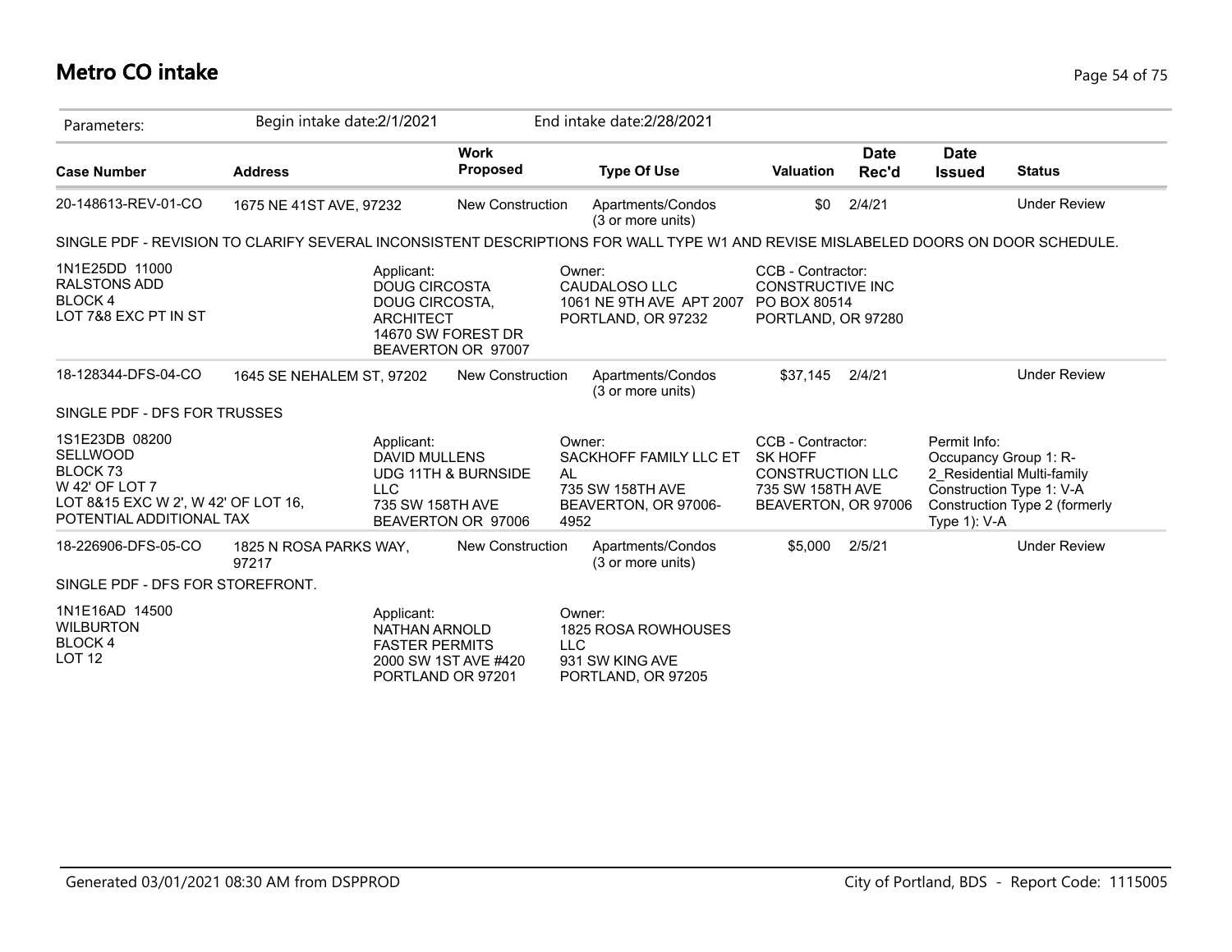# Metro CO intake

| Parameters: | Begin intake date:2/1/2021 | | End intake date:2/28/2021 | | | | |
|---|---|---|---|---|---|---|---|
| **Case Number** | **Address** | **Work Proposed** | **Type Of Use** | **Valuation** | **Date Rec'd** | **Date Issued** | **Status** |
| 20-148613-REV-01-CO | 1675 NE 41ST AVE, 97232 | New Construction | Apartments/Condos (3 or more units) | $0 | 2/4/21 | | Under Review |

SINGLE PDF - REVISION TO CLARIFY SEVERAL INCONSISTENT DESCRIPTIONS FOR WALL TYPE W1 AND REVISE MISLABELED DOORS ON DOOR SCHEDULE.

1N1E25DD 11000
RALSTONS ADD
BLOCK 4
LOT 7&8 EXC PT IN ST

Applicant:
DOUG CIRCOSTA
DOUG CIRCOSTA, ARCHITECT
14670 SW FOREST DR
BEAVERTON OR 97007

Owner:
CAUDALOSO LLC
1061 NE 9TH AVE APT 2007
PORTLAND, OR 97232

CCB - Contractor:
CONSTRUCTIVE INC
PO BOX 80514
PORTLAND, OR 97280

| Case Number | Address | Work Proposed | Type Of Use | Valuation | Date Rec'd | Date Issued | Status |
|---|---|---|---|---|---|---|---|
| 18-128344-DFS-04-CO | 1645 SE NEHALEM ST, 97202 | New Construction | Apartments/Condos (3 or more units) | $37,145 | 2/4/21 | | Under Review |

SINGLE PDF - DFS FOR TRUSSES

1S1E23DB 08200
SELLWOOD
BLOCK 73
W 42' OF LOT 7
LOT 8&15 EXC W 2', W 42' OF LOT 16, POTENTIAL ADDITIONAL TAX

Applicant:
DAVID MULLENS
UDG 11TH & BURNSIDE LLC
735 SW 158TH AVE
BEAVERTON OR 97006

Owner:
SACKHOFF FAMILY LLC ET AL
735 SW 158TH AVE
BEAVERTON, OR 97006-4952

CCB - Contractor:
SK HOFF CONSTRUCTION LLC
735 SW 158TH AVE
BEAVERTON, OR 97006

Permit Info:
Occupancy Group 1: R-2_Residential Multi-family
Construction Type 1: V-A
Construction Type 2 (formerly Type 1): V-A

| Case Number | Address | Work Proposed | Type Of Use | Valuation | Date Rec'd | Date Issued | Status |
|---|---|---|---|---|---|---|---|
| 18-226906-DFS-05-CO | 1825 N ROSA PARKS WAY, 97217 | New Construction | Apartments/Condos (3 or more units) | $5,000 | 2/5/21 | | Under Review |

SINGLE PDF - DFS FOR STOREFRONT.

1N1E16AD 14500
WILBURTON
BLOCK 4
LOT 12

Applicant:
NATHAN ARNOLD
FASTER PERMITS
2000 SW 1ST AVE #420
PORTLAND OR 97201

Owner:
1825 ROSA ROWHOUSES LLC
931 SW KING AVE
PORTLAND, OR 97205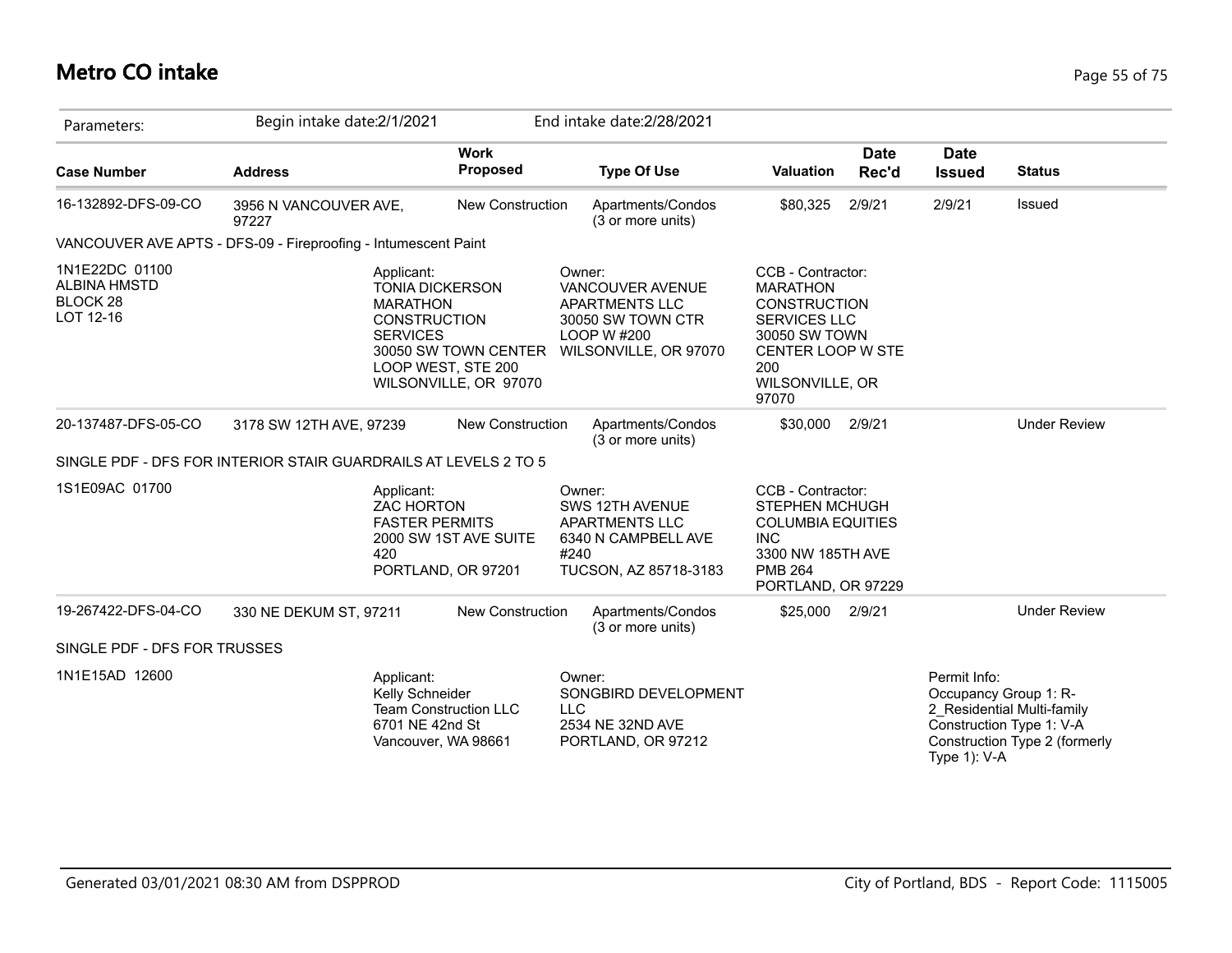# Metro CO intake

Parameters: Begin intake date:2/1/2021 End intake date:2/28/2021

| Case Number | Address | Work Proposed | Type Of Use | Valuation | Date Rec'd | Date Issued | Status |
|---|---|---|---|---|---|---|---|
| 16-132892-DFS-09-CO | 3956 N VANCOUVER AVE, 97227 | New Construction | Apartments/Condos (3 or more units) | $80,325 | 2/9/21 | 2/9/21 | Issued |

VANCOUVER AVE APTS - DFS-09 - Fireproofing - Intumescent Paint

1N1E22DC 01100
ALBINA HMSTD
BLOCK 28
LOT 12-16

Applicant:
TONIA DICKERSON
MARATHON CONSTRUCTION SERVICES
30050 SW TOWN CENTER LOOP WEST, STE 200
WILSONVILLE, OR 97070

Owner:
VANCOUVER AVENUE APARTMENTS LLC
30050 SW TOWN CTR LOOP W #200
WILSONVILLE, OR 97070

CCB - Contractor:
MARATHON CONSTRUCTION SERVICES LLC
30050 SW TOWN CENTER LOOP W STE 200
WILSONVILLE, OR 97070

| Case Number | Address | Work Proposed | Type Of Use | Valuation | Date Rec'd | Date Issued | Status |
|---|---|---|---|---|---|---|---|
| 20-137487-DFS-05-CO | 3178 SW 12TH AVE, 97239 | New Construction | Apartments/Condos (3 or more units) | $30,000 | 2/9/21 | | Under Review |

SINGLE PDF - DFS FOR INTERIOR STAIR GUARDRAILS AT LEVELS 2 TO 5

1S1E09AC 01700

Applicant:
ZAC HORTON
FASTER PERMITS
2000 SW 1ST AVE SUITE 420
PORTLAND, OR 97201

Owner:
SWS 12TH AVENUE APARTMENTS LLC
6340 N CAMPBELL AVE #240
TUCSON, AZ 85718-3183

CCB - Contractor:
STEPHEN MCHUGH
COLUMBIA EQUITIES INC
3300 NW 185TH AVE PMB 264
PORTLAND, OR 97229

| Case Number | Address | Work Proposed | Type Of Use | Valuation | Date Rec'd | Date Issued | Status |
|---|---|---|---|---|---|---|---|
| 19-267422-DFS-04-CO | 330 NE DEKUM ST, 97211 | New Construction | Apartments/Condos (3 or more units) | $25,000 | 2/9/21 | | Under Review |

SINGLE PDF - DFS FOR TRUSSES

1N1E15AD 12600

Applicant:
Kelly Schneider
Team Construction LLC
6701 NE 42nd St
Vancouver, WA 98661

Owner:
SONGBIRD DEVELOPMENT LLC
2534 NE 32ND AVE
PORTLAND, OR 97212

Permit Info:
Occupancy Group 1: R-2_Residential Multi-family
Construction Type 1: V-A
Construction Type 2 (formerly Type 1): V-A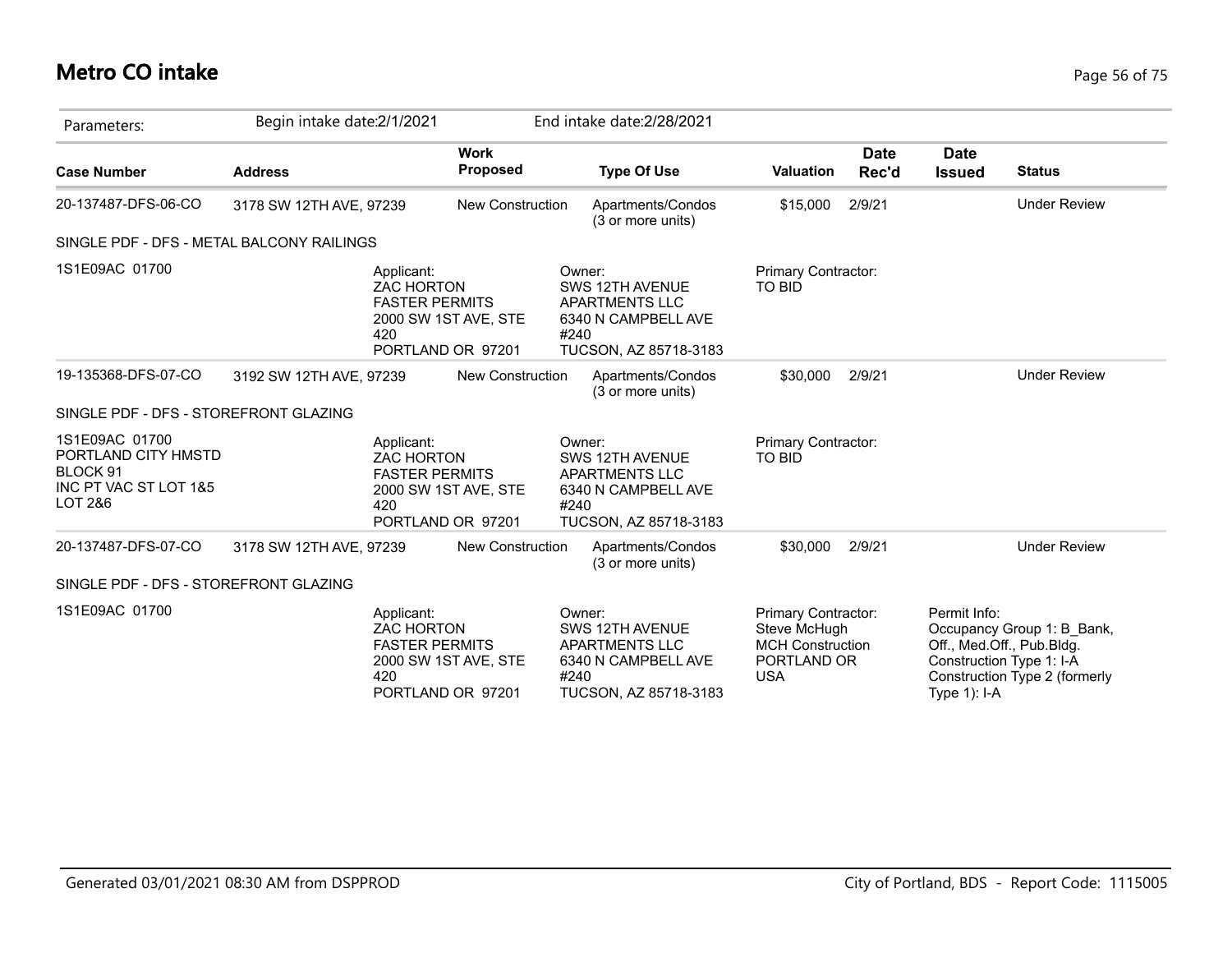# Metro CO intake

Parameters: Begin intake date:2/1/2021 End intake date:2/28/2021

| Case Number | Address | Work Proposed | Type Of Use | Valuation | Date Rec'd | Date Issued | Status |
|---|---|---|---|---|---|---|---|
| 20-137487-DFS-06-CO | 3178 SW 12TH AVE, 97239 | New Construction | Apartments/Condos (3 or more units) | $15,000 | 2/9/21 | | Under Review |
| SINGLE PDF - DFS - METAL BALCONY RAILINGS | | | | | | | |
| 1S1E09AC 01700 | Applicant: ZAC HORTON FASTER PERMITS 2000 SW 1ST AVE, STE 420 PORTLAND OR 97201 | | Owner: SWS 12TH AVENUE APARTMENTS LLC 6340 N CAMPBELL AVE #240 TUCSON, AZ 85718-3183 | Primary Contractor: TO BID | | | |
| 19-135368-DFS-07-CO | 3192 SW 12TH AVE, 97239 | New Construction | Apartments/Condos (3 or more units) | $30,000 | 2/9/21 | | Under Review |
| SINGLE PDF - DFS - STOREFRONT GLAZING | | | | | | | |
| 1S1E09AC 01700 PORTLAND CITY HMSTD BLOCK 91 INC PT VAC ST LOT 1&5 LOT 2&6 | Applicant: ZAC HORTON FASTER PERMITS 2000 SW 1ST AVE, STE 420 PORTLAND OR 97201 | | Owner: SWS 12TH AVENUE APARTMENTS LLC 6340 N CAMPBELL AVE #240 TUCSON, AZ 85718-3183 | Primary Contractor: TO BID | | | |
| 20-137487-DFS-07-CO | 3178 SW 12TH AVE, 97239 | New Construction | Apartments/Condos (3 or more units) | $30,000 | 2/9/21 | | Under Review |
| SINGLE PDF - DFS - STOREFRONT GLAZING | | | | | | | |
| 1S1E09AC 01700 | Applicant: ZAC HORTON FASTER PERMITS 2000 SW 1ST AVE, STE 420 PORTLAND OR 97201 | | Owner: SWS 12TH AVENUE APARTMENTS LLC 6340 N CAMPBELL AVE #240 TUCSON, AZ 85718-3183 | Primary Contractor: Steve McHugh MCH Construction PORTLAND OR USA | | Permit Info: Occupancy Group 1: B_Bank, Off., Med.Off., Pub.Bldg. Construction Type 1: I-A Construction Type 2 (formerly Type 1): I-A | |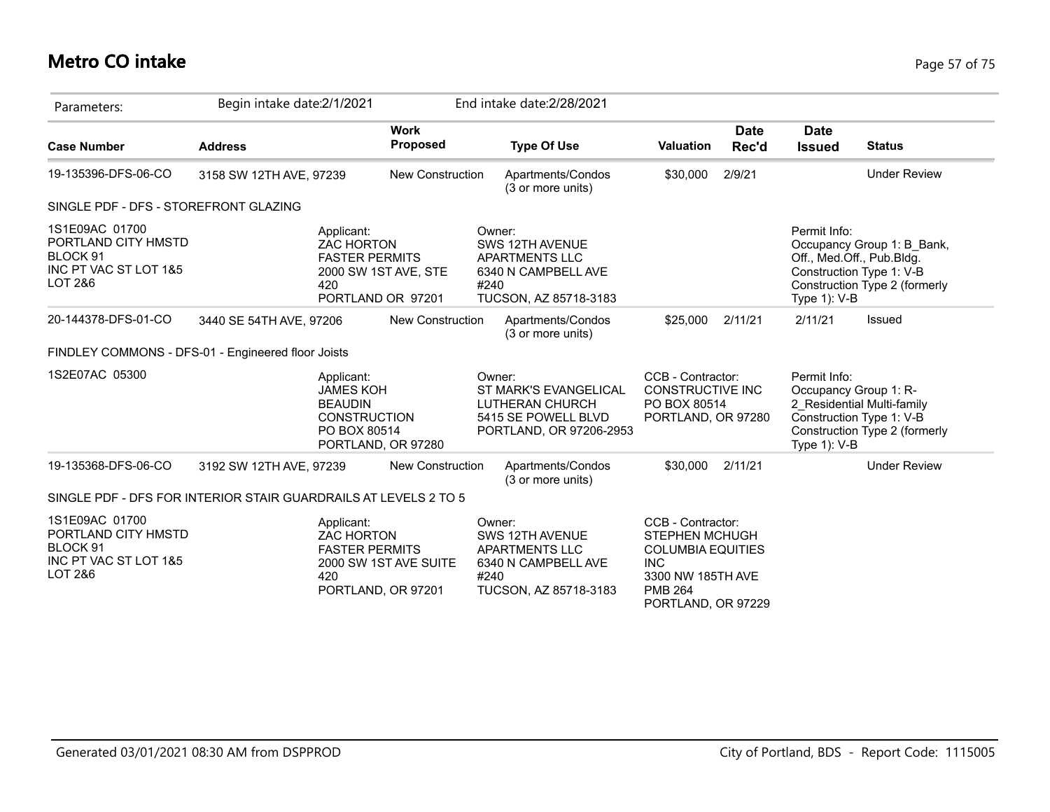# Metro CO intake

| Parameters: | Begin intake date:2/1/2021 | | End intake date:2/28/2021 | | | | |
|---|---|---|---|---|---|---|---|
| **Case Number** | **Address** | **Work Proposed** | **Type Of Use** | **Valuation** | **Date Rec'd** | **Date Issued** | **Status** |
| 19-135396-DFS-06-CO | 3158 SW 12TH AVE, 97239 | New Construction | Apartments/Condos (3 or more units) | $30,000 | 2/9/21 | | Under Review |

SINGLE PDF - DFS - STOREFRONT GLAZING

1S1E09AC 01700
PORTLAND CITY HMSTD
BLOCK 91
INC PT VAC ST LOT 1&5
LOT 2&6

Applicant:
ZAC HORTON
FASTER PERMITS
2000 SW 1ST AVE, STE 420
PORTLAND OR 97201

Owner:
SWS 12TH AVENUE APARTMENTS LLC
6340 N CAMPBELL AVE #240
TUCSON, AZ 85718-3183

Permit Info:
Occupancy Group 1: B_Bank, Off., Med.Off., Pub.Bldg.
Construction Type 1: V-B
Construction Type 2 (formerly Type 1): V-B

| Case Number | Address | Work Proposed | Type Of Use | Valuation | Date Rec'd | Date Issued | Status |
|---|---|---|---|---|---|---|---|
| 20-144378-DFS-01-CO | 3440 SE 54TH AVE, 97206 | New Construction | Apartments/Condos (3 or more units) | $25,000 | 2/11/21 | 2/11/21 | Issued |

FINDLEY COMMONS - DFS-01 - Engineered floor Joists

1S2E07AC 05300

Applicant:
JAMES KOH
BEAUDIN CONSTRUCTION
PO BOX 80514
PORTLAND, OR 97280

Owner:
ST MARK'S EVANGELICAL LUTHERAN CHURCH
5415 SE POWELL BLVD
PORTLAND, OR 97206-2953

CCB - Contractor:
CONSTRUCTIVE INC
PO BOX 80514
PORTLAND, OR 97280

Permit Info:
Occupancy Group 1: R-2_Residential Multi-family
Construction Type 1: V-B
Construction Type 2 (formerly Type 1): V-B

| Case Number | Address | Work Proposed | Type Of Use | Valuation | Date Rec'd | Date Issued | Status |
|---|---|---|---|---|---|---|---|
| 19-135368-DFS-06-CO | 3192 SW 12TH AVE, 97239 | New Construction | Apartments/Condos (3 or more units) | $30,000 | 2/11/21 | | Under Review |

SINGLE PDF - DFS FOR INTERIOR STAIR GUARDRAILS AT LEVELS 2 TO 5

1S1E09AC 01700
PORTLAND CITY HMSTD
BLOCK 91
INC PT VAC ST LOT 1&5
LOT 2&6

Applicant:
ZAC HORTON
FASTER PERMITS
2000 SW 1ST AVE SUITE 420
PORTLAND, OR 97201

Owner:
SWS 12TH AVENUE APARTMENTS LLC
6340 N CAMPBELL AVE #240
TUCSON, AZ 85718-3183

CCB - Contractor:
STEPHEN MCHUGH
COLUMBIA EQUITIES INC
3300 NW 185TH AVE
PMB 264
PORTLAND, OR 97229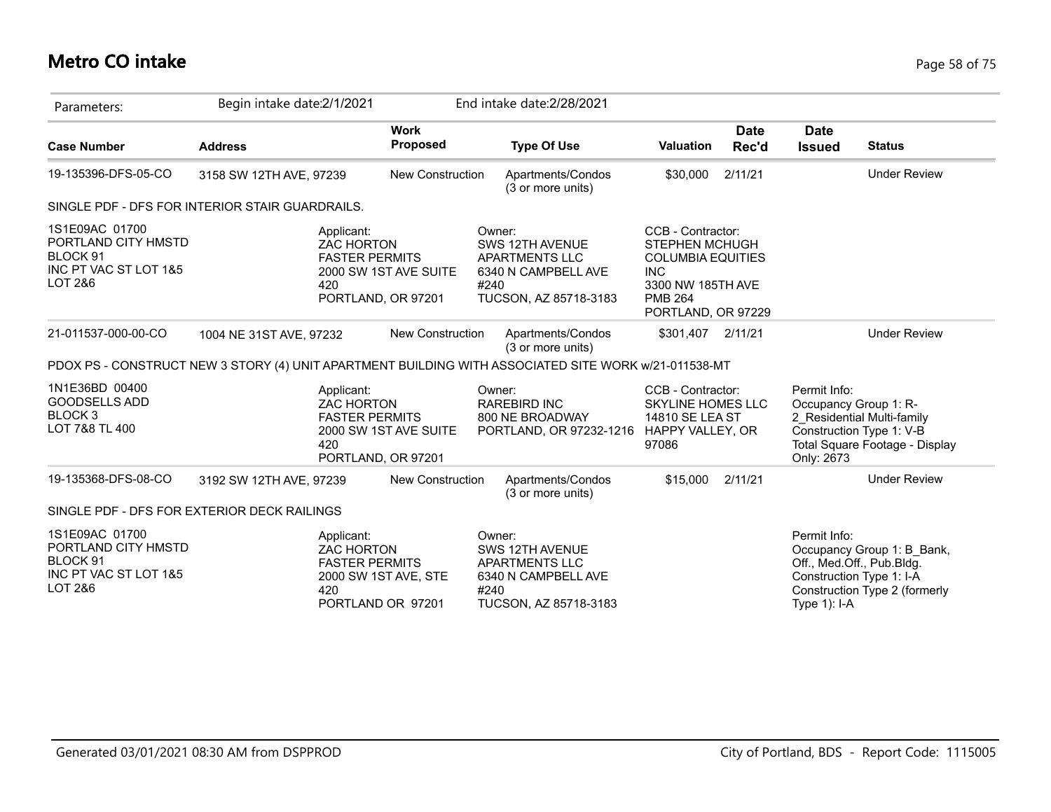# Metro CO intake

| Parameters: | Begin intake date:2/1/2021 | | End intake date:2/28/2021 | | | | |
|---|---|---|---|---|---|---|---|
| **Case Number** | **Address** | **Work Proposed** | **Type Of Use** | **Valuation** | **Date Rec'd** | **Date Issued** | **Status** |
| 19-135396-DFS-05-CO | 3158 SW 12TH AVE, 97239 | New Construction | Apartments/Condos (3 or more units) | $30,000 | 2/11/21 | | Under Review |

SINGLE PDF - DFS FOR INTERIOR STAIR GUARDRAILS.

| | | | |
|---|---|---|---|
| 1S1E09AC 01700<br>PORTLAND CITY HMSTD<br>BLOCK 91<br>INC PT VAC ST LOT 1&5<br>LOT 2&6 | Applicant:<br>ZAC HORTON<br>FASTER PERMITS<br>2000 SW 1ST AVE SUITE 420<br>PORTLAND, OR 97201 | Owner:<br>SWS 12TH AVENUE APARTMENTS LLC<br>6340 N CAMPBELL AVE #240<br>TUCSON, AZ 85718-3183 | CCB - Contractor:<br>STEPHEN MCHUGH<br>COLUMBIA EQUITIES INC<br>3300 NW 185TH AVE PMB 264<br>PORTLAND, OR 97229 |

| **Case Number** | **Address** | **Work Proposed** | **Type Of Use** | **Valuation** | **Date Rec'd** | **Date Issued** | **Status** |
|---|---|---|---|---|---|---|---|
| 21-011537-000-00-CO | 1004 NE 31ST AVE, 97232 | New Construction | Apartments/Condos (3 or more units) | $301,407 | 2/11/21 | | Under Review |

PDOX PS - CONSTRUCT NEW 3 STORY (4) UNIT APARTMENT BUILDING WITH ASSOCIATED SITE WORK w/21-011538-MT

| | | | | |
|---|---|---|---|---|
| 1N1E36BD 00400<br>GOODSELLS ADD<br>BLOCK 3<br>LOT 7&8 TL 400 | Applicant:<br>ZAC HORTON<br>FASTER PERMITS<br>2000 SW 1ST AVE SUITE 420<br>PORTLAND, OR 97201 | Owner:<br>RAREBIRD INC<br>800 NE BROADWAY<br>PORTLAND, OR 97232-1216 | CCB - Contractor:<br>SKYLINE HOMES LLC<br>14810 SE LEA ST<br>HAPPY VALLEY, OR 97086 | Permit Info:<br>Occupancy Group 1: R-2_Residential Multi-family<br>Construction Type 1: V-B<br>Total Square Footage - Display Only: 2673 |

| **Case Number** | **Address** | **Work Proposed** | **Type Of Use** | **Valuation** | **Date Rec'd** | **Date Issued** | **Status** |
|---|---|---|---|---|---|---|---|
| 19-135368-DFS-08-CO | 3192 SW 12TH AVE, 97239 | New Construction | Apartments/Condos (3 or more units) | $15,000 | 2/11/21 | | Under Review |

SINGLE PDF - DFS FOR EXTERIOR DECK RAILINGS

| | | | |
|---|---|---|---|
| 1S1E09AC 01700<br>PORTLAND CITY HMSTD<br>BLOCK 91<br>INC PT VAC ST LOT 1&5<br>LOT 2&6 | Applicant:<br>ZAC HORTON<br>FASTER PERMITS<br>2000 SW 1ST AVE, STE 420<br>PORTLAND OR 97201 | Owner:<br>SWS 12TH AVENUE APARTMENTS LLC<br>6340 N CAMPBELL AVE #240<br>TUCSON, AZ 85718-3183 | Permit Info:<br>Occupancy Group 1: B_Bank, Off., Med.Off., Pub.Bldg.<br>Construction Type 1: I-A<br>Construction Type 2 (formerly Type 1): I-A |

Generated 03/01/2021 08:30 AM from DSPPROD

City of Portland, BDS - Report Code: 1115005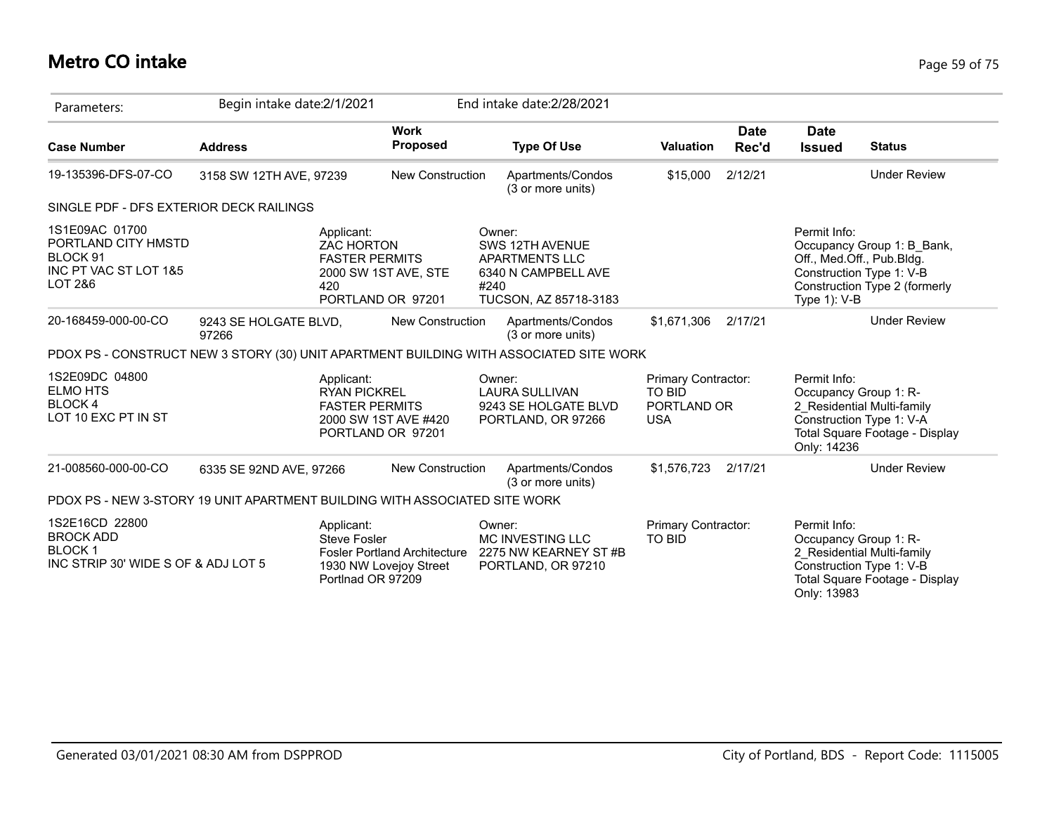# Metro CO intake

| Parameters: | Begin intake date:2/1/2021 | | End intake date:2/28/2021 | | | | |
|---|---|---|---|---|---|---|---|
| **Case Number** | **Address** | **Work Proposed** | **Type Of Use** | **Valuation** | **Date Rec'd** | **Date Issued** | **Status** |
| 19-135396-DFS-07-CO | 3158 SW 12TH AVE, 97239 | New Construction | Apartments/Condos (3 or more units) | $15,000 | 2/12/21 | | Under Review |

SINGLE PDF - DFS EXTERIOR DECK RAILINGS

1S1E09AC 01700
PORTLAND CITY HMSTD
BLOCK 91
INC PT VAC ST LOT 1&5
LOT 2&6

Applicant:
ZAC HORTON
FASTER PERMITS
2000 SW 1ST AVE, STE 420
PORTLAND OR 97201

Owner:
SWS 12TH AVENUE APARTMENTS LLC
6340 N CAMPBELL AVE #240
TUCSON, AZ 85718-3183

Permit Info:
Occupancy Group 1: B_Bank, Off., Med.Off., Pub.Bldg.
Construction Type 1: V-B
Construction Type 2 (formerly Type 1): V-B

---

| Case Number | Address | Work Proposed | Type Of Use | Valuation | Date Rec'd | Date Issued | Status |
|---|---|---|---|---|---|---|---|
| 20-168459-000-00-CO | 9243 SE HOLGATE BLVD, 97266 | New Construction | Apartments/Condos (3 or more units) | $1,671,306 | 2/17/21 | | Under Review |

PDOX PS - CONSTRUCT NEW 3 STORY (30) UNIT APARTMENT BUILDING WITH ASSOCIATED SITE WORK

1S2E09DC 04800
ELMO HTS
BLOCK 4
LOT 10 EXC PT IN ST

Applicant:
RYAN PICKREL
FASTER PERMITS
2000 SW 1ST AVE #420
PORTLAND OR 97201

Owner:
LAURA SULLIVAN
9243 SE HOLGATE BLVD
PORTLAND, OR 97266

Primary Contractor:
TO BID
PORTLAND OR
USA

Permit Info:
Occupancy Group 1: R-2_Residential Multi-family
Construction Type 1: V-A
Total Square Footage - Display Only: 14236

---

| Case Number | Address | Work Proposed | Type Of Use | Valuation | Date Rec'd | Date Issued | Status |
|---|---|---|---|---|---|---|---|
| 21-008560-000-00-CO | 6335 SE 92ND AVE, 97266 | New Construction | Apartments/Condos (3 or more units) | $1,576,723 | 2/17/21 | | Under Review |

PDOX PS - NEW 3-STORY 19 UNIT APARTMENT BUILDING WITH ASSOCIATED SITE WORK

1S2E16CD 22800
BROCK ADD
BLOCK 1
INC STRIP 30' WIDE S OF & ADJ LOT 5

Applicant:
Steve Fosler
Fosler Portland Architecture
1930 NW Lovejoy Street
Portlnad OR 97209

Owner:
MC INVESTING LLC
2275 NW KEARNEY ST #B
PORTLAND, OR 97210

Primary Contractor:
TO BID

Permit Info:
Occupancy Group 1: R-2_Residential Multi-family
Construction Type 1: V-B
Total Square Footage - Display Only: 13983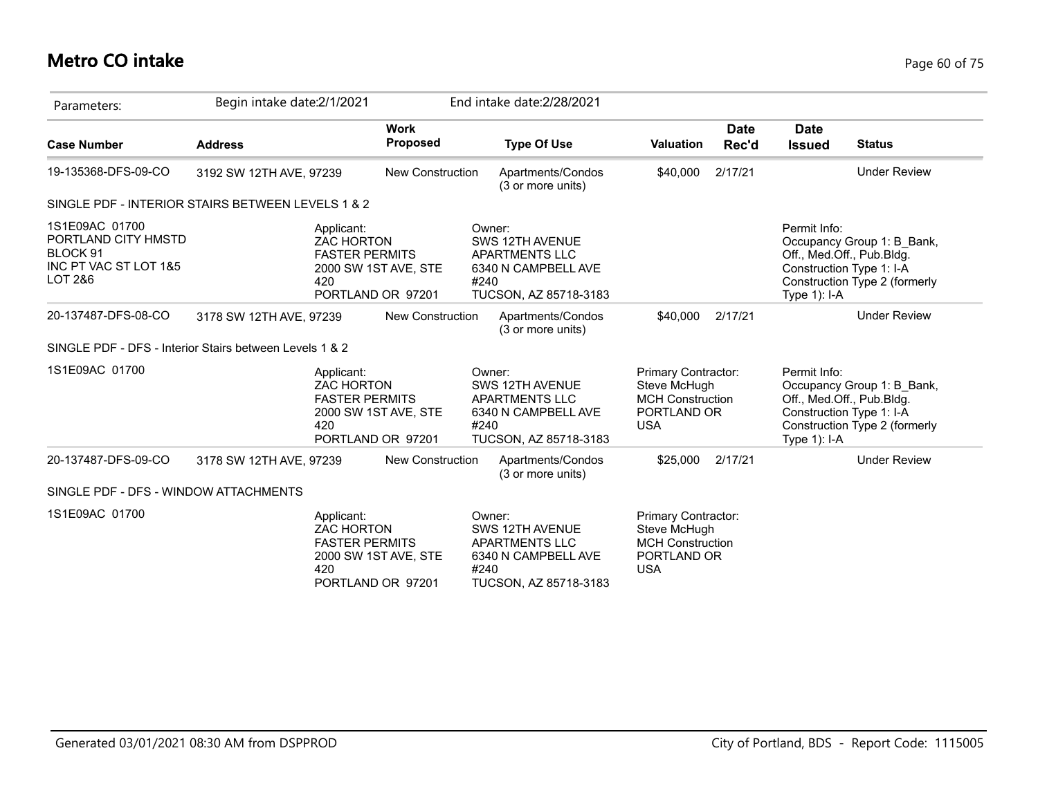# Metro CO intake

Parameters: Begin intake date:2/1/2021 End intake date:2/28/2021

| Case Number | Address | Work Proposed | Type Of Use | Valuation | Date Rec'd | Date Issued | Status |
|---|---|---|---|---|---|---|---|
| 19-135368-DFS-09-CO | 3192 SW 12TH AVE, 97239 | New Construction | Apartments/Condos (3 or more units) | $40,000 | 2/17/21 | | Under Review |

SINGLE PDF - INTERIOR STAIRS BETWEEN LEVELS 1 & 2

1S1E09AC 01700
PORTLAND CITY HMSTD
BLOCK 91
INC PT VAC ST LOT 1&5
LOT 2&6

Applicant:
ZAC HORTON
FASTER PERMITS
2000 SW 1ST AVE, STE 420
PORTLAND OR 97201

Owner:
SWS 12TH AVENUE APARTMENTS LLC
6340 N CAMPBELL AVE #240
TUCSON, AZ 85718-3183

Permit Info:
Occupancy Group 1: B_Bank, Off., Med.Off., Pub.Bldg.
Construction Type 1: I-A
Construction Type 2 (formerly Type 1): I-A

| Case Number | Address | Work Proposed | Type Of Use | Valuation | Date Rec'd | Date Issued | Status |
|---|---|---|---|---|---|---|---|
| 20-137487-DFS-08-CO | 3178 SW 12TH AVE, 97239 | New Construction | Apartments/Condos (3 or more units) | $40,000 | 2/17/21 | | Under Review |

SINGLE PDF - DFS - Interior Stairs between Levels 1 & 2

1S1E09AC 01700

Applicant:
ZAC HORTON
FASTER PERMITS
2000 SW 1ST AVE, STE 420
PORTLAND OR 97201

Owner:
SWS 12TH AVENUE APARTMENTS LLC
6340 N CAMPBELL AVE #240
TUCSON, AZ 85718-3183

Primary Contractor:
Steve McHugh
MCH Construction
PORTLAND OR USA

Permit Info:
Occupancy Group 1: B_Bank, Off., Med.Off., Pub.Bldg.
Construction Type 1: I-A
Construction Type 2 (formerly Type 1): I-A

| Case Number | Address | Work Proposed | Type Of Use | Valuation | Date Rec'd | Date Issued | Status |
|---|---|---|---|---|---|---|---|
| 20-137487-DFS-09-CO | 3178 SW 12TH AVE, 97239 | New Construction | Apartments/Condos (3 or more units) | $25,000 | 2/17/21 | | Under Review |

SINGLE PDF - DFS - WINDOW ATTACHMENTS

1S1E09AC 01700

Applicant:
ZAC HORTON
FASTER PERMITS
2000 SW 1ST AVE, STE 420
PORTLAND OR 97201

Owner:
SWS 12TH AVENUE APARTMENTS LLC
6340 N CAMPBELL AVE #240
TUCSON, AZ 85718-3183

Primary Contractor:
Steve McHugh
MCH Construction
PORTLAND OR USA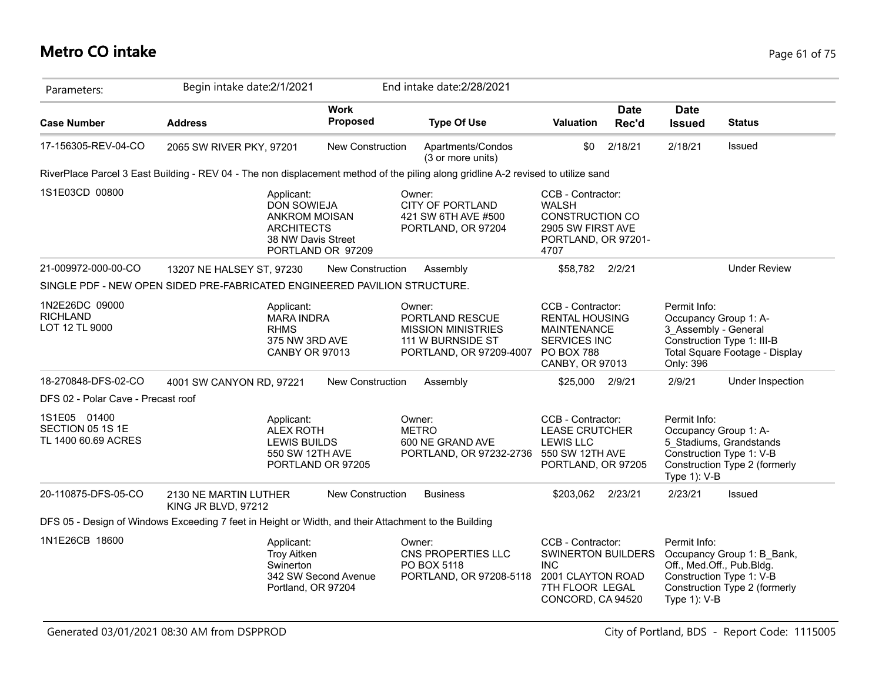# Metro CO intake

| Parameters: | Begin intake date:2/1/2021 | | End intake date:2/28/2021 | | | | |
|---|---|---|---|---|---|---|---|
| **Case Number** | **Address** | **Work Proposed** | **Type Of Use** | **Valuation** | **Date Rec'd** | **Date Issued** | **Status** |
| 17-156305-REV-04-CO | 2065 SW RIVER PKY, 97201 | New Construction | Apartments/Condos (3 or more units) | $0 | 2/18/21 | 2/18/21 | Issued |
| 21-009972-000-00-CO | 13207 NE HALSEY ST, 97230 | New Construction | Assembly | $58,782 | 2/2/21 | | Under Review |
| 18-270848-DFS-02-CO | 4001 SW CANYON RD, 97221 | New Construction | Assembly | $25,000 | 2/9/21 | 2/9/21 | Under Inspection |
| 20-110875-DFS-05-CO | 2130 NE MARTIN LUTHER KING JR BLVD, 97212 | New Construction | Business | $203,062 | 2/23/21 | 2/23/21 | Issued |

**17-156305-REV-04-CO**

RiverPlace Parcel 3 East Building - REV 04 - The non displacement method of the piling along gridline A-2 revised to utilize sand

1S1E03CD 00800

Applicant: DON SOWIEJA, ANKROM MOISAN ARCHITECTS, 38 NW Davis Street, PORTLAND OR 97209

Owner: CITY OF PORTLAND, 421 SW 6TH AVE #500, PORTLAND, OR 97204

CCB - Contractor: WALSH CONSTRUCTION CO, 2905 SW FIRST AVE, PORTLAND, OR 97201-4707

**21-009972-000-00-CO**

SINGLE PDF - NEW OPEN SIDED PRE-FABRICATED ENGINEERED PAVILION STRUCTURE.

1N2E26DC 09000, RICHLAND, LOT 12 TL 9000

Applicant: MARA INDRA, RHMS, 375 NW 3RD AVE, CANBY OR 97013

Owner: PORTLAND RESCUE MISSION MINISTRIES, 111 W BURNSIDE ST, PORTLAND, OR 97209-4007

CCB - Contractor: RENTAL HOUSING MAINTENANCE SERVICES INC, PO BOX 788, CANBY, OR 97013

Permit Info: Occupancy Group 1: A-3_Assembly - General; Construction Type 1: III-B; Total Square Footage - Display Only: 396

**18-270848-DFS-02-CO**

DFS 02 - Polar Cave - Precast roof

1S1E05 01400, SECTION 05 1S 1E, TL 1400 60.69 ACRES

Applicant: ALEX ROTH, LEWIS BUILDS, 550 SW 12TH AVE, PORTLAND OR 97205

Owner: METRO, 600 NE GRAND AVE, PORTLAND, OR 97232-2736

CCB - Contractor: LEASE CRUTCHER LEWIS LLC, 550 SW 12TH AVE, PORTLAND, OR 97205

Permit Info: Occupancy Group 1: A-5_Stadiums, Grandstands; Construction Type 1: V-B; Construction Type 2 (formerly Type 1): V-B

**20-110875-DFS-05-CO**

DFS 05 - Design of Windows Exceeding 7 feet in Height or Width, and their Attachment to the Building

1N1E26CB 18600

Applicant: Troy Aitken, Swinerton, 342 SW Second Avenue, Portland, OR 97204

Owner: CNS PROPERTIES LLC, PO BOX 5118, PORTLAND, OR 97208-5118

CCB - Contractor: SWINERTON BUILDERS INC, 2001 CLAYTON ROAD 7TH FLOOR LEGAL, CONCORD, CA 94520

Permit Info: Occupancy Group 1: B_Bank, Off., Med.Off., Pub.Bldg.; Construction Type 1: V-B; Construction Type 2 (formerly Type 1): V-B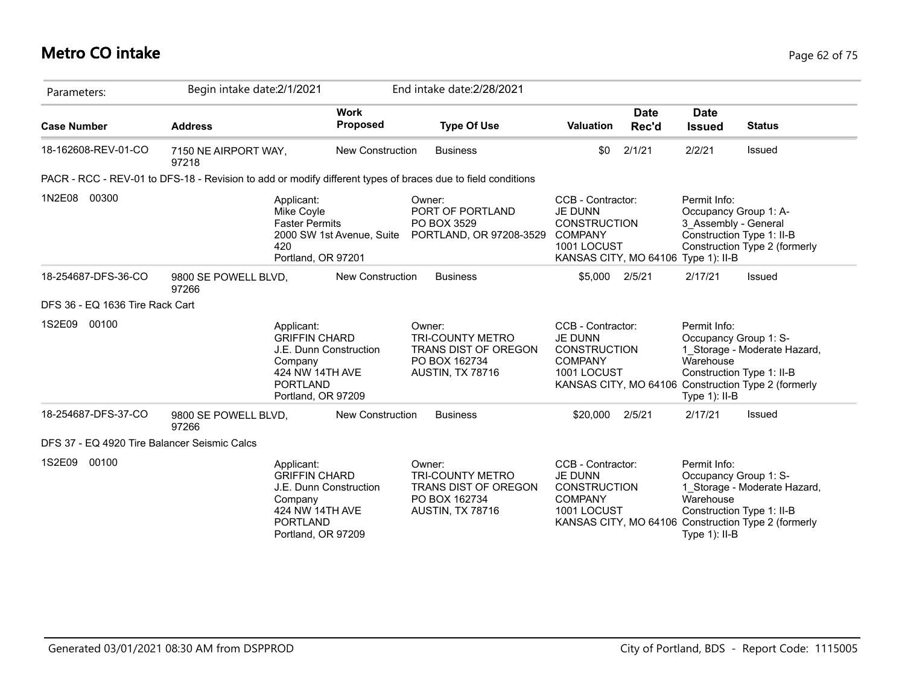# Metro CO intake

| Parameters: | Begin intake date:2/1/2021 | | End intake date:2/28/2021 | | | | |
|---|---|---|---|---|---|---|---|
| **Case Number** | **Address** | **Work Proposed** | **Type Of Use** | **Valuation** | **Date Rec'd** | **Date Issued** | **Status** |
| 18-162608-REV-01-CO | 7150 NE AIRPORT WAY, 97218 | New Construction | Business | $0 | 2/1/21 | 2/2/21 | Issued |

PACR - RCC - REV-01 to DFS-18 - Revision to add or modify different types of braces due to field conditions

1N2E08 00300

Applicant:
Mike Coyle
Faster Permits
2000 SW 1st Avenue, Suite 420
Portland, OR 97201

Owner:
PORT OF PORTLAND
PO BOX 3529
PORTLAND, OR 97208-3529

CCB - Contractor:
JE DUNN CONSTRUCTION COMPANY
1001 LOCUST
KANSAS CITY, MO 64106

Permit Info:
Occupancy Group 1: A-3_Assembly - General
Construction Type 1: II-B
Construction Type 2 (formerly Type 1): II-B

| Case Number | Address | Work Proposed | Type Of Use | Valuation | Date Rec'd | Date Issued | Status |
|---|---|---|---|---|---|---|---|
| 18-254687-DFS-36-CO | 9800 SE POWELL BLVD, 97266 | New Construction | Business | $5,000 | 2/5/21 | 2/17/21 | Issued |

DFS 36 - EQ 1636 Tire Rack Cart

1S2E09 00100

Applicant:
GRIFFIN CHARD
J.E. Dunn Construction Company
424 NW 14TH AVE PORTLAND
Portland, OR 97209

Owner:
TRI-COUNTY METRO TRANS DIST OF OREGON
PO BOX 162734
AUSTIN, TX 78716

CCB - Contractor:
JE DUNN CONSTRUCTION COMPANY
1001 LOCUST
KANSAS CITY, MO 64106

Permit Info:
Occupancy Group 1: S-1_Storage - Moderate Hazard, Warehouse
Construction Type 1: II-B
Construction Type 2 (formerly Type 1): II-B

| Case Number | Address | Work Proposed | Type Of Use | Valuation | Date Rec'd | Date Issued | Status |
|---|---|---|---|---|---|---|---|
| 18-254687-DFS-37-CO | 9800 SE POWELL BLVD, 97266 | New Construction | Business | $20,000 | 2/5/21 | 2/17/21 | Issued |

DFS 37 - EQ 4920 Tire Balancer Seismic Calcs

1S2E09 00100

Applicant:
GRIFFIN CHARD
J.E. Dunn Construction Company
424 NW 14TH AVE PORTLAND
Portland, OR 97209

Owner:
TRI-COUNTY METRO TRANS DIST OF OREGON
PO BOX 162734
AUSTIN, TX 78716

CCB - Contractor:
JE DUNN CONSTRUCTION COMPANY
1001 LOCUST
KANSAS CITY, MO 64106

Permit Info:
Occupancy Group 1: S-1_Storage - Moderate Hazard, Warehouse
Construction Type 1: II-B
Construction Type 2 (formerly Type 1): II-B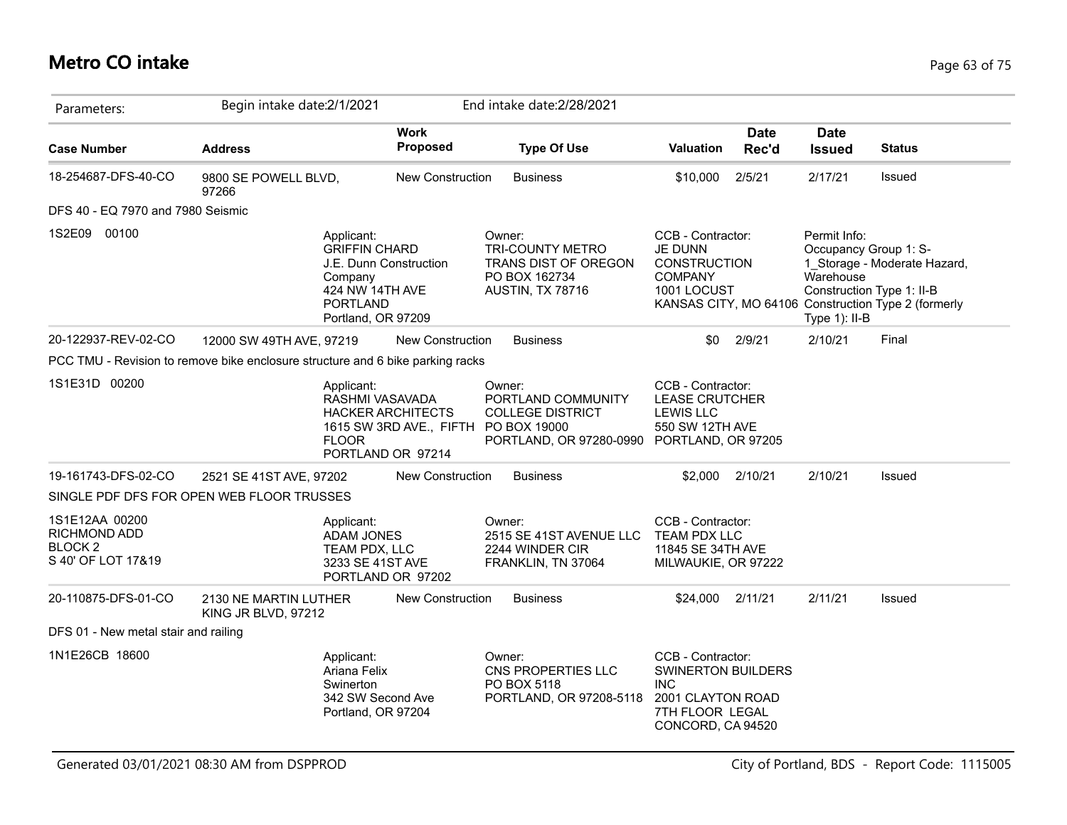# Metro CO intake

| Parameters: | Begin intake date:2/1/2021 | | End intake date:2/28/2021 | | | | |
|---|---|---|---|---|---|---|---|
| **Case Number** | **Address** | **Work Proposed** | **Type Of Use** | **Valuation** | **Date Rec'd** | **Date Issued** | **Status** |
| 18-254687-DFS-40-CO | 9800 SE POWELL BLVD, 97266 | New Construction | Business | $10,000 | 2/5/21 | 2/17/21 | Issued |

DFS 40 - EQ 7970 and 7980 Seismic

1S2E09 00100

Applicant: GRIFFIN CHARD, J.E. Dunn Construction Company, 424 NW 14TH AVE PORTLAND, Portland, OR 97209

Owner: TRI-COUNTY METRO TRANS DIST OF OREGON, PO BOX 162734, AUSTIN, TX 78716

CCB - Contractor: JE DUNN CONSTRUCTION COMPANY, 1001 LOCUST, KANSAS CITY, MO 64106

Permit Info: Occupancy Group 1: S-1_Storage - Moderate Hazard, Warehouse; Construction Type 1: II-B; Construction Type 2 (formerly Type 1): II-B

| Case Number | Address | Work Proposed | Type Of Use | Valuation | Date Rec'd | Date Issued | Status |
|---|---|---|---|---|---|---|---|
| 20-122937-REV-02-CO | 12000 SW 49TH AVE, 97219 | New Construction | Business | $0 | 2/9/21 | 2/10/21 | Final |

PCC TMU - Revision to remove bike enclosure structure and 6 bike parking racks

1S1E31D 00200

Applicant: RASHMI VASAVADA, HACKER ARCHITECTS, 1615 SW 3RD AVE., FIFTH FLOOR, PORTLAND OR 97214

Owner: PORTLAND COMMUNITY COLLEGE DISTRICT, PO BOX 19000, PORTLAND, OR 97280-0990

CCB - Contractor: LEASE CRUTCHER LEWIS LLC, 550 SW 12TH AVE, PORTLAND, OR 97205

| Case Number | Address | Work Proposed | Type Of Use | Valuation | Date Rec'd | Date Issued | Status |
|---|---|---|---|---|---|---|---|
| 19-161743-DFS-02-CO | 2521 SE 41ST AVE, 97202 | New Construction | Business | $2,000 | 2/10/21 | 2/10/21 | Issued |

SINGLE PDF DFS FOR OPEN WEB FLOOR TRUSSES

1S1E12AA 00200
RICHMOND ADD
BLOCK 2
S 40' OF LOT 17&19

Applicant: ADAM JONES, TEAM PDX, LLC, 3233 SE 41ST AVE, PORTLAND OR 97202

Owner: 2515 SE 41ST AVENUE LLC, 2244 WINDER CIR, FRANKLIN, TN 37064

CCB - Contractor: TEAM PDX LLC, 11845 SE 34TH AVE, MILWAUKIE, OR 97222

| Case Number | Address | Work Proposed | Type Of Use | Valuation | Date Rec'd | Date Issued | Status |
|---|---|---|---|---|---|---|---|
| 20-110875-DFS-01-CO | 2130 NE MARTIN LUTHER KING JR BLVD, 97212 | New Construction | Business | $24,000 | 2/11/21 | 2/11/21 | Issued |

DFS 01 - New metal stair and railing

1N1E26CB 18600

Applicant: Ariana Felix, Swinerton, 342 SW Second Ave, Portland, OR 97204

Owner: CNS PROPERTIES LLC, PO BOX 5118, PORTLAND, OR 97208-5118

CCB - Contractor: SWINERTON BUILDERS INC, 2001 CLAYTON ROAD 7TH FLOOR LEGAL, CONCORD, CA 94520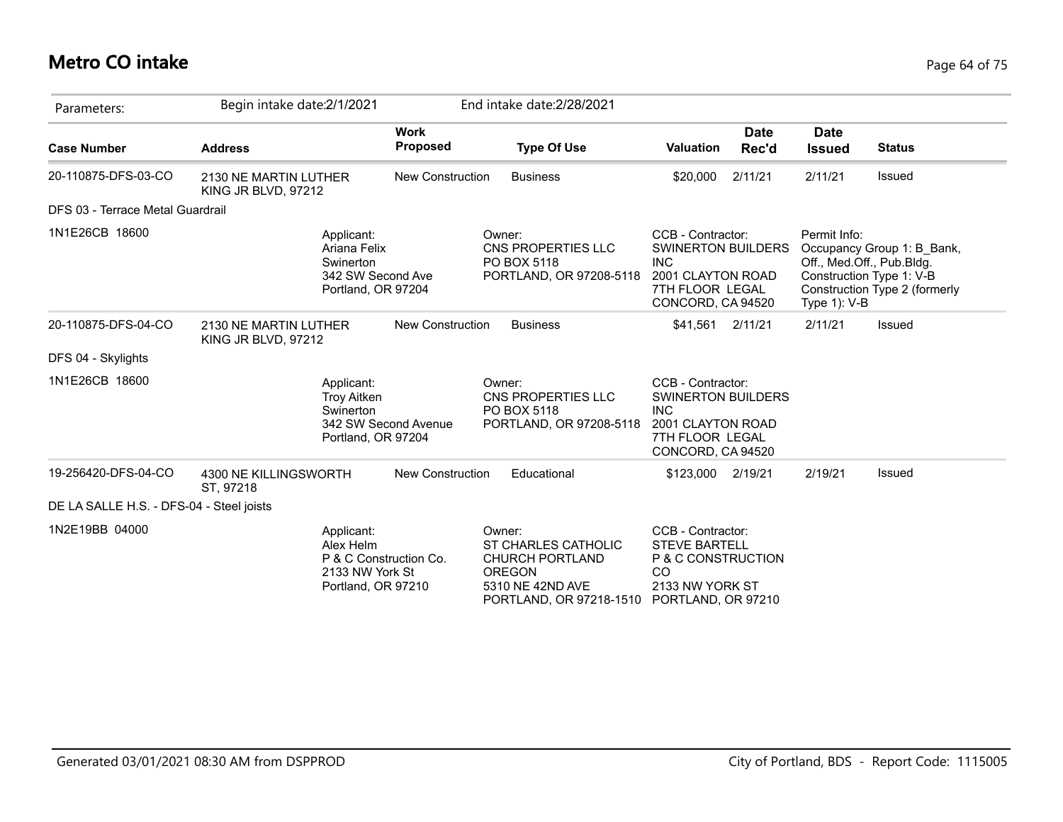# Metro CO intake

| Parameters: | Begin intake date:2/1/2021 | | End intake date:2/28/2021 | | | | |
|---|---|---|---|---|---|---|---|
| **Case Number** | **Address** | **Work Proposed** | **Type Of Use** | **Valuation** | **Date Rec'd** | **Date Issued** | **Status** |
| 20-110875-DFS-03-CO | 2130 NE MARTIN LUTHER KING JR BLVD, 97212 | New Construction | Business | $20,000 | 2/11/21 | 2/11/21 | Issued |
| DFS 03 - Terrace Metal Guardrail | | | | | | | |
| 1N1E26CB 18600 | Applicant: Ariana Felix Swinerton 342 SW Second Ave Portland, OR 97204 | | Owner: CNS PROPERTIES LLC PO BOX 5118 PORTLAND, OR 97208-5118 | CCB - Contractor: SWINERTON BUILDERS INC 2001 CLAYTON ROAD 7TH FLOOR LEGAL CONCORD, CA 94520 | | Permit Info: Occupancy Group 1: B_Bank, Off., Med.Off., Pub.Bldg. Construction Type 1: V-B Construction Type 2 (formerly Type 1): V-B | |
| 20-110875-DFS-04-CO | 2130 NE MARTIN LUTHER KING JR BLVD, 97212 | New Construction | Business | $41,561 | 2/11/21 | 2/11/21 | Issued |
| DFS 04 - Skylights | | | | | | | |
| 1N1E26CB 18600 | Applicant: Troy Aitken Swinerton 342 SW Second Avenue Portland, OR 97204 | | Owner: CNS PROPERTIES LLC PO BOX 5118 PORTLAND, OR 97208-5118 | CCB - Contractor: SWINERTON BUILDERS INC 2001 CLAYTON ROAD 7TH FLOOR LEGAL CONCORD, CA 94520 | | | |
| 19-256420-DFS-04-CO | 4300 NE KILLINGSWORTH ST, 97218 | New Construction | Educational | $123,000 | 2/19/21 | 2/19/21 | Issued |
| DE LA SALLE H.S. - DFS-04 - Steel joists | | | | | | | |
| 1N2E19BB 04000 | Applicant: Alex Helm P & C Construction Co. 2133 NW York St Portland, OR 97210 | | Owner: ST CHARLES CATHOLIC CHURCH PORTLAND OREGON 5310 NE 42ND AVE PORTLAND, OR 97218-1510 | CCB - Contractor: STEVE BARTELL P & C CONSTRUCTION CO 2133 NW YORK ST PORTLAND, OR 97210 | | | |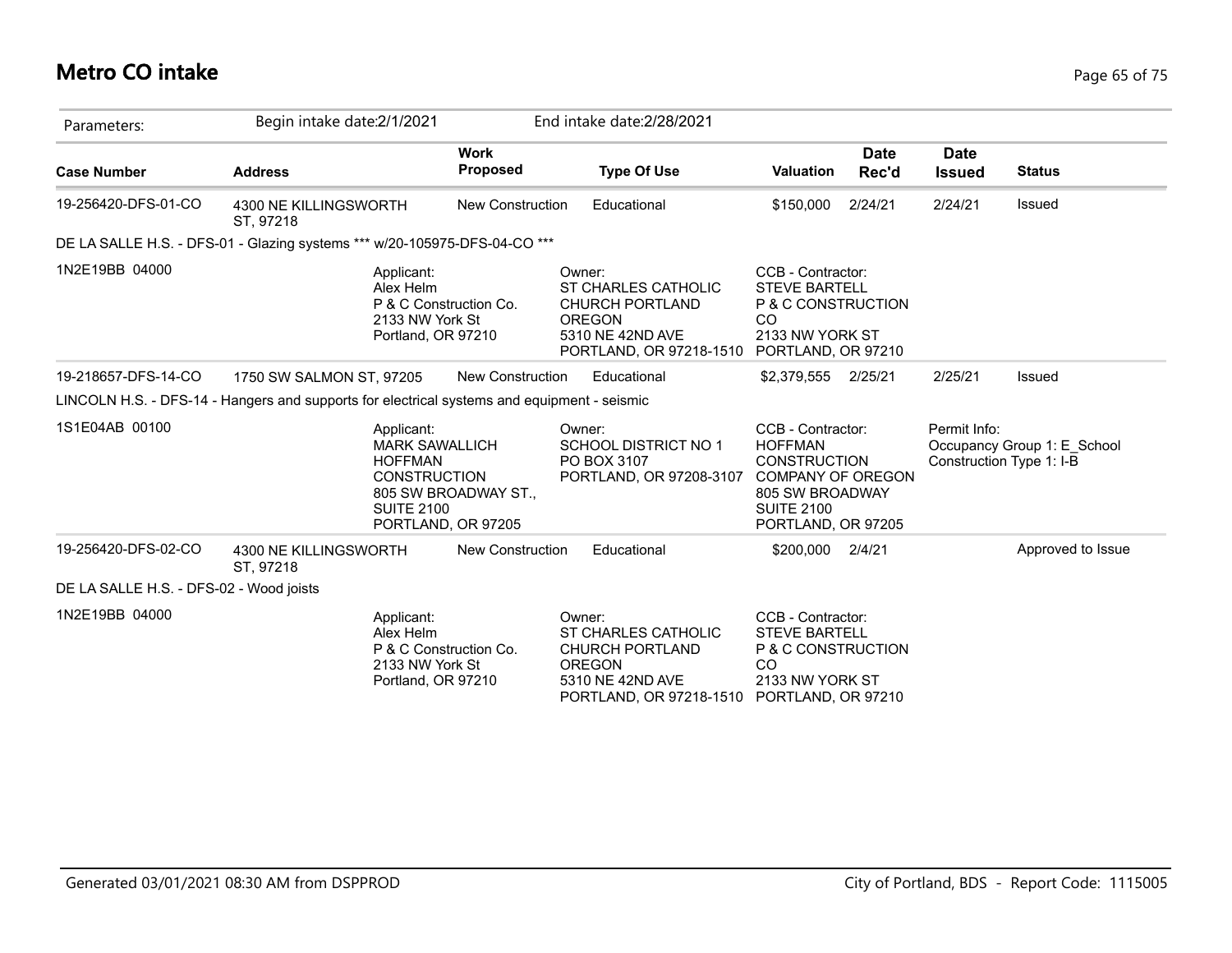# Metro CO intake

Parameters: Begin intake date:2/1/2021 End intake date:2/28/2021

| Case Number | Address | Work Proposed | Type Of Use | Valuation | Date Rec'd | Date Issued | Status |
|---|---|---|---|---|---|---|---|
| 19-256420-DFS-01-CO | 4300 NE KILLINGSWORTH ST, 97218 | New Construction | Educational | $150,000 | 2/24/21 | 2/24/21 | Issued |

DE LA SALLE H.S. - DFS-01 - Glazing systems *** w/20-105975-DFS-04-CO ***

1N2E19BB 04000

Applicant: Alex Helm, P & C Construction Co., 2133 NW York St, Portland, OR 97210

Owner: ST CHARLES CATHOLIC CHURCH PORTLAND OREGON, 5310 NE 42ND AVE, PORTLAND, OR 97218-1510

CCB - Contractor: STEVE BARTELL, P & C CONSTRUCTION CO, 2133 NW YORK ST, PORTLAND, OR 97210

| Case Number | Address | Work Proposed | Type Of Use | Valuation | Date Rec'd | Date Issued | Status |
|---|---|---|---|---|---|---|---|
| 19-218657-DFS-14-CO | 1750 SW SALMON ST, 97205 | New Construction | Educational | $2,379,555 | 2/25/21 | 2/25/21 | Issued |

LINCOLN H.S. - DFS-14 - Hangers and supports for electrical systems and equipment - seismic

1S1E04AB 00100

Applicant: MARK SAWALLICH, HOFFMAN CONSTRUCTION, 805 SW BROADWAY ST., SUITE 2100, PORTLAND, OR 97205

Owner: SCHOOL DISTRICT NO 1, PO BOX 3107, PORTLAND, OR 97208-3107

CCB - Contractor: HOFFMAN CONSTRUCTION COMPANY OF OREGON, 805 SW BROADWAY, SUITE 2100, PORTLAND, OR 97205

Permit Info: Occupancy Group 1: E_School, Construction Type 1: I-B

| Case Number | Address | Work Proposed | Type Of Use | Valuation | Date Rec'd | Date Issued | Status |
|---|---|---|---|---|---|---|---|
| 19-256420-DFS-02-CO | 4300 NE KILLINGSWORTH ST, 97218 | New Construction | Educational | $200,000 | 2/4/21 | | Approved to Issue |

DE LA SALLE H.S. - DFS-02 - Wood joists

1N2E19BB 04000

Applicant: Alex Helm, P & C Construction Co., 2133 NW York St, Portland, OR 97210

Owner: ST CHARLES CATHOLIC CHURCH PORTLAND OREGON, 5310 NE 42ND AVE, PORTLAND, OR 97218-1510

CCB - Contractor: STEVE BARTELL, P & C CONSTRUCTION CO, 2133 NW YORK ST, PORTLAND, OR 97210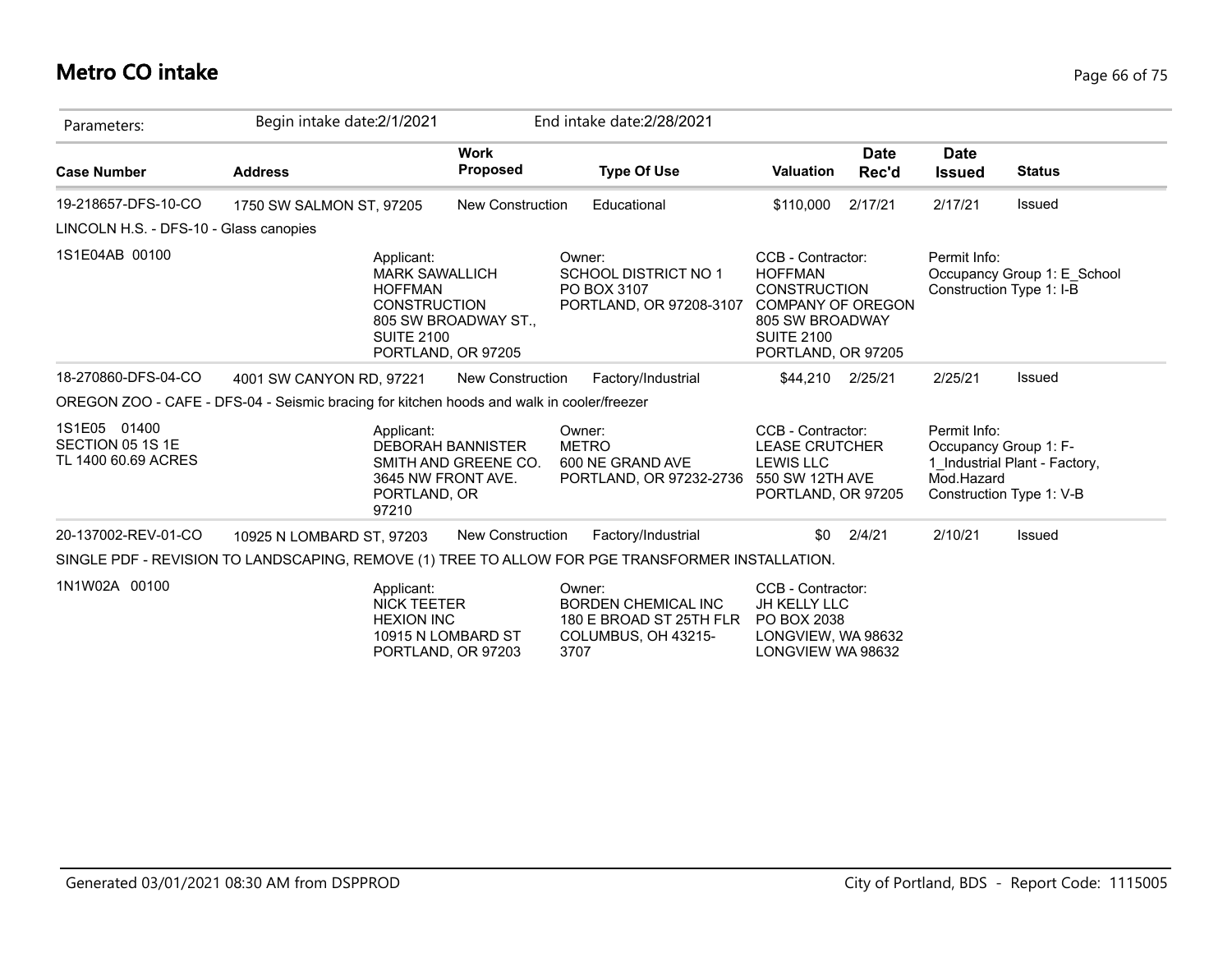# Metro CO intake

| Parameters: | Begin intake date:2/1/2021 | | End intake date:2/28/2021 | | | | |
|---|---|---|---|---|---|---|---|
| **Case Number** | **Address** | **Work Proposed** | **Type Of Use** | **Valuation** | **Date Rec'd** | **Date Issued** | **Status** |
| 19-218657-DFS-10-CO | 1750 SW SALMON ST, 97205 | New Construction | Educational | $110,000 | 2/17/21 | 2/17/21 | Issued |
| LINCOLN H.S. - DFS-10 - Glass canopies | | | | | | | |
| 1S1E04AB 00100 | Applicant: MARK SAWALLICH HOFFMAN CONSTRUCTION 805 SW BROADWAY ST., SUITE 2100 PORTLAND, OR 97205 | | Owner: SCHOOL DISTRICT NO 1 PO BOX 3107 PORTLAND, OR 97208-3107 | CCB - Contractor: HOFFMAN CONSTRUCTION COMPANY OF OREGON 805 SW BROADWAY SUITE 2100 PORTLAND, OR 97205 | | Permit Info: Occupancy Group 1: E_School Construction Type 1: I-B | |
| 18-270860-DFS-04-CO | 4001 SW CANYON RD, 97221 | New Construction | Factory/Industrial | $44,210 | 2/25/21 | 2/25/21 | Issued |
| OREGON ZOO - CAFE - DFS-04 - Seismic bracing for kitchen hoods and walk in cooler/freezer | | | | | | | |
| 1S1E05 01400 SECTION 05 1S 1E TL 1400 60.69 ACRES | Applicant: DEBORAH BANNISTER SMITH AND GREENE CO. 3645 NW FRONT AVE. PORTLAND, OR 97210 | | Owner: METRO 600 NE GRAND AVE PORTLAND, OR 97232-2736 | CCB - Contractor: LEASE CRUTCHER LEWIS LLC 550 SW 12TH AVE PORTLAND, OR 97205 | | Permit Info: Occupancy Group 1: F-1_Industrial Plant - Factory, Mod.Hazard Construction Type 1: V-B | |
| 20-137002-REV-01-CO | 10925 N LOMBARD ST, 97203 | New Construction | Factory/Industrial | $0 | 2/4/21 | 2/10/21 | Issued |
| SINGLE PDF - REVISION TO LANDSCAPING, REMOVE (1) TREE TO ALLOW FOR PGE TRANSFORMER INSTALLATION. | | | | | | | |
| 1N1W02A 00100 | Applicant: NICK TEETER HEXION INC 10915 N LOMBARD ST PORTLAND, OR 97203 | | Owner: BORDEN CHEMICAL INC 180 E BROAD ST 25TH FLR COLUMBUS, OH 43215-3707 | CCB - Contractor: JH KELLY LLC PO BOX 2038 LONGVIEW, WA 98632 LONGVIEW WA 98632 | | | |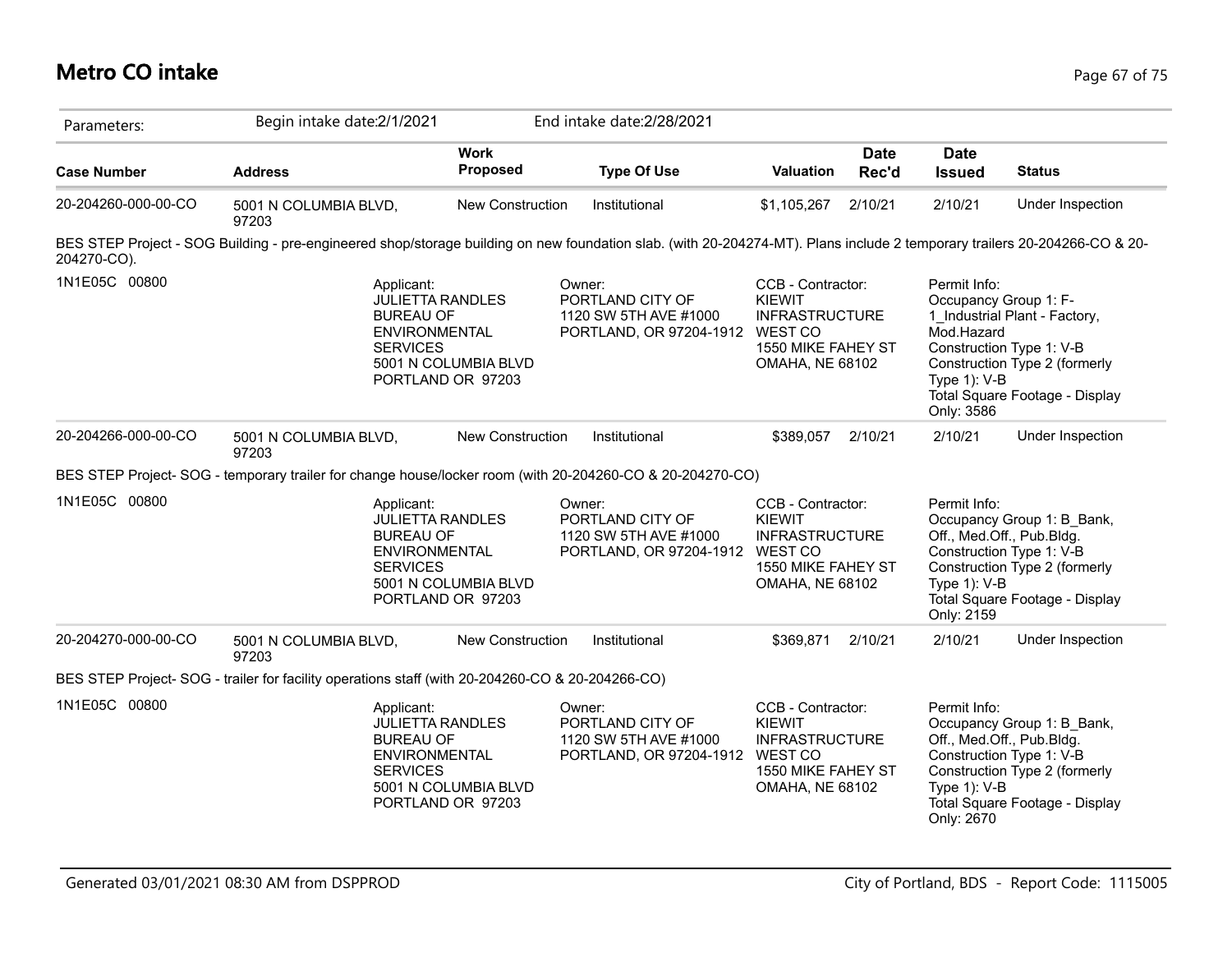# Metro CO intake

| Parameters: | Begin intake date:2/1/2021 | | End intake date:2/28/2021 | | | | |
|---|---|---|---|---|---|---|---|
| **Case Number** | **Address** | **Work Proposed** | **Type Of Use** | **Valuation** | **Date Rec'd** | **Date Issued** | **Status** |
| 20-204260-000-00-CO | 5001 N COLUMBIA BLVD, 97203 | New Construction | Institutional | $1,105,267 | 2/10/21 | 2/10/21 | Under Inspection |

BES STEP Project - SOG Building - pre-engineered shop/storage building on new foundation slab. (with 20-204274-MT). Plans include 2 temporary trailers 20-204266-CO & 20-204270-CO).

1N1E05C 00800

Applicant: JULIETTA RANDLES BUREAU OF ENVIRONMENTAL SERVICES 5001 N COLUMBIA BLVD PORTLAND OR 97203

Owner: PORTLAND CITY OF 1120 SW 5TH AVE #1000 PORTLAND, OR 97204-1912

CCB - Contractor: KIEWIT INFRASTRUCTURE WEST CO 1550 MIKE FAHEY ST OMAHA, NE 68102

Permit Info: Occupancy Group 1: F-1_Industrial Plant - Factory, Mod.Hazard Construction Type 1: V-B Construction Type 2 (formerly Type 1): V-B Total Square Footage - Display Only: 3586

| **Case Number** | **Address** | **Work Proposed** | **Type Of Use** | **Valuation** | **Date Rec'd** | **Date Issued** | **Status** |
|---|---|---|---|---|---|---|---|
| 20-204266-000-00-CO | 5001 N COLUMBIA BLVD, 97203 | New Construction | Institutional | $389,057 | 2/10/21 | 2/10/21 | Under Inspection |

BES STEP Project- SOG - temporary trailer for change house/locker room (with 20-204260-CO & 20-204270-CO)

1N1E05C 00800

Applicant: JULIETTA RANDLES BUREAU OF ENVIRONMENTAL SERVICES 5001 N COLUMBIA BLVD PORTLAND OR 97203

Owner: PORTLAND CITY OF 1120 SW 5TH AVE #1000 PORTLAND, OR 97204-1912

CCB - Contractor: KIEWIT INFRASTRUCTURE WEST CO 1550 MIKE FAHEY ST OMAHA, NE 68102

Permit Info: Occupancy Group 1: B_Bank, Off., Med.Off., Pub.Bldg. Construction Type 1: V-B Construction Type 2 (formerly Type 1): V-B Total Square Footage - Display Only: 2159

| **Case Number** | **Address** | **Work Proposed** | **Type Of Use** | **Valuation** | **Date Rec'd** | **Date Issued** | **Status** |
|---|---|---|---|---|---|---|---|
| 20-204270-000-00-CO | 5001 N COLUMBIA BLVD, 97203 | New Construction | Institutional | $369,871 | 2/10/21 | 2/10/21 | Under Inspection |

BES STEP Project- SOG - trailer for facility operations staff (with 20-204260-CO & 20-204266-CO)

1N1E05C 00800

Applicant: JULIETTA RANDLES BUREAU OF ENVIRONMENTAL SERVICES 5001 N COLUMBIA BLVD PORTLAND OR 97203

Owner: PORTLAND CITY OF 1120 SW 5TH AVE #1000 PORTLAND, OR 97204-1912

CCB - Contractor: KIEWIT INFRASTRUCTURE WEST CO 1550 MIKE FAHEY ST OMAHA, NE 68102

Permit Info: Occupancy Group 1: B_Bank, Off., Med.Off., Pub.Bldg. Construction Type 1: V-B Construction Type 2 (formerly Type 1): V-B Total Square Footage - Display Only: 2670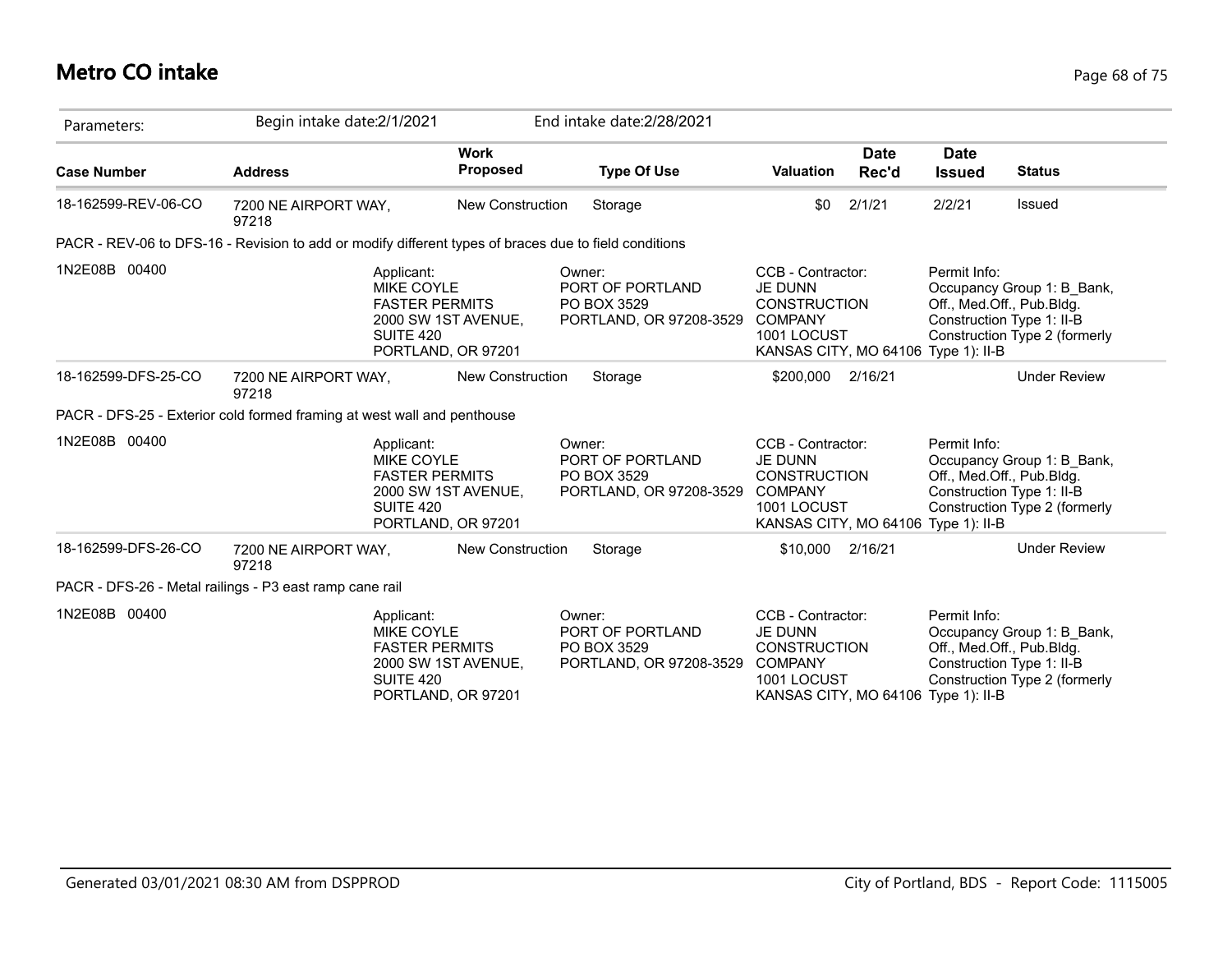# Metro CO intake

| Parameters: | Begin intake date:2/1/2021 | | End intake date:2/28/2021 | | | | |
|---|---|---|---|---|---|---|---|
| **Case Number** | **Address** | **Work Proposed** | **Type Of Use** | **Valuation** | **Date Rec'd** | **Date Issued** | **Status** |
| 18-162599-REV-06-CO | 7200 NE AIRPORT WAY, 97218 | New Construction | Storage | $0 | 2/1/21 | 2/2/21 | Issued |

PACR - REV-06 to DFS-16 - Revision to add or modify different types of braces due to field conditions

1N2E08B 00400

Applicant: MIKE COYLE, FASTER PERMITS, 2000 SW 1ST AVENUE, SUITE 420, PORTLAND, OR 97201

Owner: PORT OF PORTLAND, PO BOX 3529, PORTLAND, OR 97208-3529

CCB - Contractor: JE DUNN CONSTRUCTION COMPANY, 1001 LOCUST, KANSAS CITY, MO 64106

Permit Info: Occupancy Group 1: B_Bank, Off., Med.Off., Pub.Bldg. Construction Type 1: II-B Construction Type 2 (formerly Type 1): II-B

| Case Number | Address | Work Proposed | Type Of Use | Valuation | Date Rec'd | Date Issued | Status |
|---|---|---|---|---|---|---|---|
| 18-162599-DFS-25-CO | 7200 NE AIRPORT WAY, 97218 | New Construction | Storage | $200,000 | 2/16/21 | | Under Review |

PACR - DFS-25 - Exterior cold formed framing at west wall and penthouse

1N2E08B 00400

Applicant: MIKE COYLE, FASTER PERMITS, 2000 SW 1ST AVENUE, SUITE 420, PORTLAND, OR 97201

Owner: PORT OF PORTLAND, PO BOX 3529, PORTLAND, OR 97208-3529

CCB - Contractor: JE DUNN CONSTRUCTION COMPANY, 1001 LOCUST, KANSAS CITY, MO 64106

Permit Info: Occupancy Group 1: B_Bank, Off., Med.Off., Pub.Bldg. Construction Type 1: II-B Construction Type 2 (formerly Type 1): II-B

| Case Number | Address | Work Proposed | Type Of Use | Valuation | Date Rec'd | Date Issued | Status |
|---|---|---|---|---|---|---|---|
| 18-162599-DFS-26-CO | 7200 NE AIRPORT WAY, 97218 | New Construction | Storage | $10,000 | 2/16/21 | | Under Review |

PACR - DFS-26 - Metal railings - P3 east ramp cane rail

1N2E08B 00400

Applicant: MIKE COYLE, FASTER PERMITS, 2000 SW 1ST AVENUE, SUITE 420, PORTLAND, OR 97201

Owner: PORT OF PORTLAND, PO BOX 3529, PORTLAND, OR 97208-3529

CCB - Contractor: JE DUNN CONSTRUCTION COMPANY, 1001 LOCUST, KANSAS CITY, MO 64106

Permit Info: Occupancy Group 1: B_Bank, Off., Med.Off., Pub.Bldg. Construction Type 1: II-B Construction Type 2 (formerly Type 1): II-B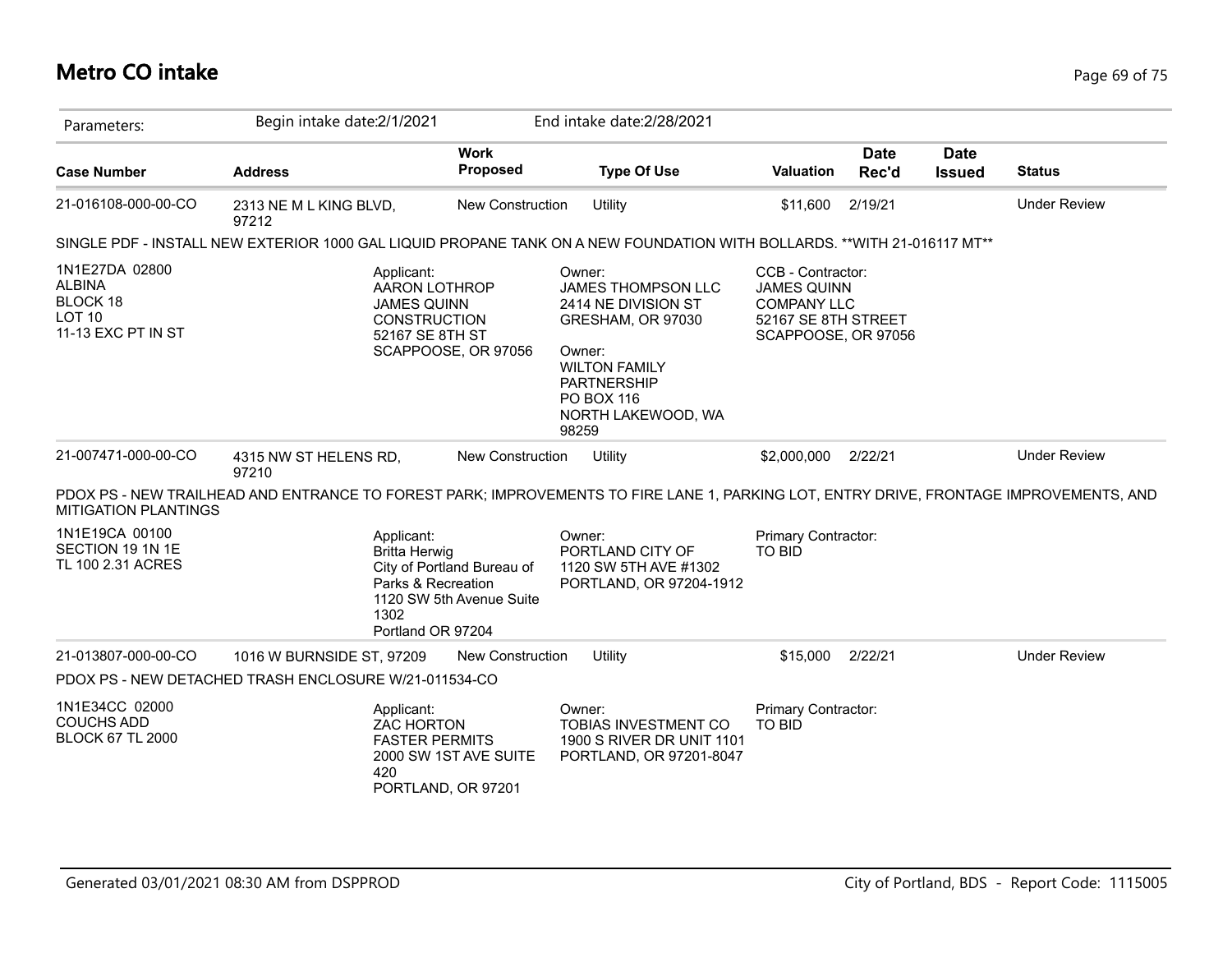# Metro CO intake

| Parameters: | Begin intake date:2/1/2021 | | End intake date:2/28/2021 | | | | |
|---|---|---|---|---|---|---|---|
| **Case Number** | **Address** | **Work Proposed** | **Type Of Use** | **Valuation** | **Date Rec'd** | **Date Issued** | **Status** |
| 21-016108-000-00-CO | 2313 NE M L KING BLVD, 97212 | New Construction | Utility | $11,600 | 2/19/21 | | Under Review |
| 21-007471-000-00-CO | 4315 NW ST HELENS RD, 97210 | New Construction | Utility | $2,000,000 | 2/22/21 | | Under Review |
| 21-013807-000-00-CO | 1016 W BURNSIDE ST, 97209 | New Construction | Utility | $15,000 | 2/22/21 | | Under Review |

**21-016108-000-00-CO**

SINGLE PDF - INSTALL NEW EXTERIOR 1000 GAL LIQUID PROPANE TANK ON A NEW FOUNDATION WITH BOLLARDS. **WITH 21-016117 MT**

1N1E27DA 02800
ALBINA
BLOCK 18
LOT 10
11-13 EXC PT IN ST

Applicant:
AARON LOTHROP
JAMES QUINN
CONSTRUCTION
52167 SE 8TH ST
SCAPPOOSE, OR 97056

Owner:
JAMES THOMPSON LLC
2414 NE DIVISION ST
GRESHAM, OR 97030

Owner:
WILTON FAMILY
PARTNERSHIP
PO BOX 116
NORTH LAKEWOOD, WA
98259

CCB - Contractor:
JAMES QUINN
COMPANY LLC
52167 SE 8TH STREET
SCAPPOOSE, OR 97056

**21-007471-000-00-CO**

PDOX PS - NEW TRAILHEAD AND ENTRANCE TO FOREST PARK; IMPROVEMENTS TO FIRE LANE 1, PARKING LOT, ENTRY DRIVE, FRONTAGE IMPROVEMENTS, AND MITIGATION PLANTINGS

1N1E19CA 00100
SECTION 19 1N 1E
TL 100 2.31 ACRES

Applicant:
Britta Herwig
City of Portland Bureau of
Parks & Recreation
1120 SW 5th Avenue Suite
1302
Portland OR 97204

Owner:
PORTLAND CITY OF
1120 SW 5TH AVE #1302
PORTLAND, OR 97204-1912

Primary Contractor:
TO BID

**21-013807-000-00-CO**

PDOX PS - NEW DETACHED TRASH ENCLOSURE W/21-011534-CO

1N1E34CC 02000
COUCHS ADD
BLOCK 67 TL 2000

Applicant:
ZAC HORTON
FASTER PERMITS
2000 SW 1ST AVE SUITE
420
PORTLAND, OR 97201

Owner:
TOBIAS INVESTMENT CO
1900 S RIVER DR UNIT 1101
PORTLAND, OR 97201-8047

Primary Contractor:
TO BID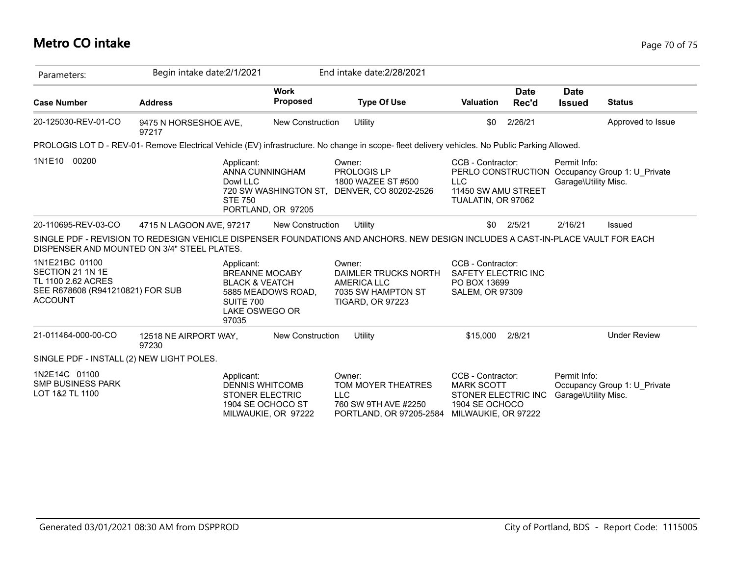# Metro CO intake

| Parameters: | Begin intake date:2/1/2021 | | End intake date:2/28/2021 | | | | |
|---|---|---|---|---|---|---|---|
| **Case Number** | **Address** | **Work Proposed** | **Type Of Use** | **Valuation** | **Date Rec'd** | **Date Issued** | **Status** |
| 20-125030-REV-01-CO | 9475 N HORSESHOE AVE, 97217 | New Construction | Utility | $0 | 2/26/21 | | Approved to Issue |

PROLOGIS LOT D - REV-01- Remove Electrical Vehicle (EV) infrastructure. No change in scope- fleet delivery vehicles. No Public Parking Allowed.

| | | | | |
|---|---|---|---|---|
| 1N1E10 00200 | Applicant:<br>ANNA CUNNINGHAM<br>Dowl LLC<br>720 SW WASHINGTON ST, STE 750<br>PORTLAND, OR 97205 | Owner:<br>PROLOGIS LP<br>1800 WAZEE ST #500<br>DENVER, CO 80202-2526 | CCB - Contractor:<br>PERLO CONSTRUCTION LLC<br>11450 SW AMU STREET<br>TUALATIN, OR 97062 | Permit Info:<br>Occupancy Group 1: U_Private Garage\Utility Misc. |

| **Case Number** | **Address** | **Work Proposed** | **Type Of Use** | **Valuation** | **Date Rec'd** | **Date Issued** | **Status** |
|---|---|---|---|---|---|---|---|
| 20-110695-REV-03-CO | 4715 N LAGOON AVE, 97217 | New Construction | Utility | $0 | 2/5/21 | 2/16/21 | Issued |

SINGLE PDF - REVISION TO REDESIGN VEHICLE DISPENSER FOUNDATIONS AND ANCHORS. NEW DESIGN INCLUDES A CAST-IN-PLACE VAULT FOR EACH DISPENSER AND MOUNTED ON 3/4" STEEL PLATES.

| | | | | |
|---|---|---|---|---|
| 1N1E21BC 01100<br>SECTION 21 1N 1E<br>TL 1100 2.62 ACRES<br>SEE R678608 (R941210821) FOR SUB ACCOUNT | Applicant:<br>BREANNE MOCABY<br>BLACK & VEATCH<br>5885 MEADOWS ROAD, SUITE 700<br>LAKE OSWEGO OR 97035 | Owner:<br>DAIMLER TRUCKS NORTH AMERICA LLC<br>7035 SW HAMPTON ST<br>TIGARD, OR 97223 | CCB - Contractor:<br>SAFETY ELECTRIC INC<br>PO BOX 13699<br>SALEM, OR 97309 | |

| **Case Number** | **Address** | **Work Proposed** | **Type Of Use** | **Valuation** | **Date Rec'd** | **Date Issued** | **Status** |
|---|---|---|---|---|---|---|---|
| 21-011464-000-00-CO | 12518 NE AIRPORT WAY, 97230 | New Construction | Utility | $15,000 | 2/8/21 | | Under Review |

SINGLE PDF - INSTALL (2) NEW LIGHT POLES.

| | | | | |
|---|---|---|---|---|
| 1N2E14C 01100<br>SMP BUSINESS PARK<br>LOT 1&2 TL 1100 | Applicant:<br>DENNIS WHITCOMB<br>STONER ELECTRIC<br>1904 SE OCHOCO ST<br>MILWAUKIE, OR 97222 | Owner:<br>TOM MOYER THEATRES LLC<br>760 SW 9TH AVE #2250<br>PORTLAND, OR 97205-2584 | CCB - Contractor:<br>MARK SCOTT<br>STONER ELECTRIC INC<br>1904 SE OCHOCO<br>MILWAUKIE, OR 97222 | Permit Info:<br>Occupancy Group 1: U_Private Garage\Utility Misc. |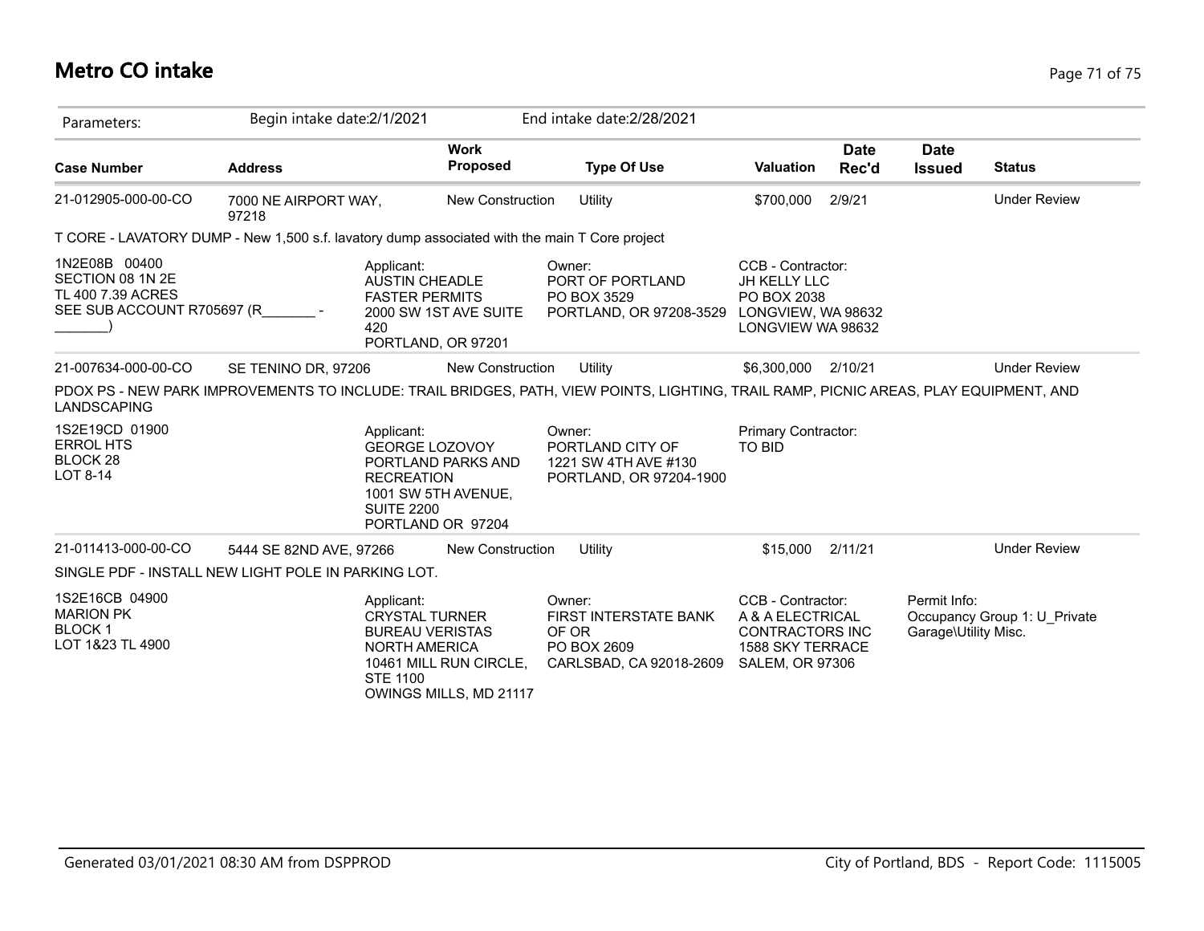# Metro CO intake

| Parameters: | Begin intake date:2/1/2021 | | End intake date:2/28/2021 | | | | |
|---|---|---|---|---|---|---|---|
| **Case Number** | **Address** | **Work Proposed** | **Type Of Use** | **Valuation** | **Date Rec'd** | **Date Issued** | **Status** |
| 21-012905-000-00-CO | 7000 NE AIRPORT WAY, 97218 | New Construction | Utility | $700,000 | 2/9/21 | | Under Review |

T CORE - LAVATORY DUMP - New 1,500 s.f. lavatory dump associated with the main T Core project

| | | | |
|---|---|---|---|
| 1N2E08B 00400<br>SECTION 08 1N 2E<br>TL 400 7.39 ACRES<br>SEE SUB ACCOUNT R705697 (R_______ - _______) | Applicant:<br>AUSTIN CHEADLE<br>FASTER PERMITS<br>2000 SW 1ST AVE SUITE 420<br>PORTLAND, OR 97201 | Owner:<br>PORT OF PORTLAND<br>PO BOX 3529<br>PORTLAND, OR 97208-3529 | CCB - Contractor:<br>JH KELLY LLC<br>PO BOX 2038<br>LONGVIEW, WA 98632<br>LONGVIEW WA 98632 |

| Case Number | Address | Work Proposed | Type Of Use | Valuation | Date Rec'd | Date Issued | Status |
|---|---|---|---|---|---|---|---|
| 21-007634-000-00-CO | SE TENINO DR, 97206 | New Construction | Utility | $6,300,000 | 2/10/21 | | Under Review |

PDOX PS - NEW PARK IMPROVEMENTS TO INCLUDE: TRAIL BRIDGES, PATH, VIEW POINTS, LIGHTING, TRAIL RAMP, PICNIC AREAS, PLAY EQUIPMENT, AND LANDSCAPING

| | | | |
|---|---|---|---|
| 1S2E19CD 01900<br>ERROL HTS<br>BLOCK 28<br>LOT 8-14 | Applicant:<br>GEORGE LOZOVOY<br>PORTLAND PARKS AND RECREATION<br>1001 SW 5TH AVENUE, SUITE 2200<br>PORTLAND OR 97204 | Owner:<br>PORTLAND CITY OF<br>1221 SW 4TH AVE #130<br>PORTLAND, OR 97204-1900 | Primary Contractor:<br>TO BID |

| Case Number | Address | Work Proposed | Type Of Use | Valuation | Date Rec'd | Date Issued | Status |
|---|---|---|---|---|---|---|---|
| 21-011413-000-00-CO | 5444 SE 82ND AVE, 97266 | New Construction | Utility | $15,000 | 2/11/21 | | Under Review |

SINGLE PDF - INSTALL NEW LIGHT POLE IN PARKING LOT.

| | | | | |
|---|---|---|---|---|
| 1S2E16CB 04900<br>MARION PK<br>BLOCK 1<br>LOT 1&23 TL 4900 | Applicant:<br>CRYSTAL TURNER<br>BUREAU VERISTAS NORTH AMERICA<br>10461 MILL RUN CIRCLE, STE 1100<br>OWINGS MILLS, MD 21117 | Owner:<br>FIRST INTERSTATE BANK OF OR<br>PO BOX 2609<br>CARLSBAD, CA 92018-2609 | CCB - Contractor:<br>A & A ELECTRICAL CONTRACTORS INC<br>1588 SKY TERRACE<br>SALEM, OR 97306 | Permit Info:<br>Occupancy Group 1: U_Private Garage\Utility Misc. |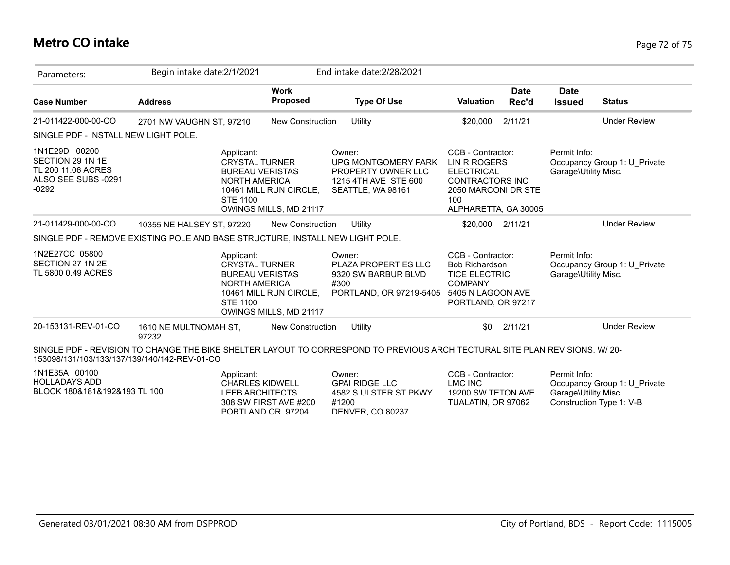# Metro CO intake

Parameters: Begin intake date:2/1/2021 End intake date:2/28/2021

| Case Number | Address | Work Proposed | Type Of Use | Valuation | Date Rec'd | Date Issued | Status |
|---|---|---|---|---|---|---|---|
| 21-011422-000-00-CO | 2701 NW VAUGHN ST, 97210 | New Construction | Utility | $20,000 | 2/11/21 | | Under Review |

SINGLE PDF - INSTALL NEW LIGHT POLE.

1N1E29D 00200
SECTION 29 1N 1E
TL 200 11.06 ACRES
ALSO SEE SUBS -0291
-0292

Applicant:
CRYSTAL TURNER
BUREAU VERISTAS
NORTH AMERICA
10461 MILL RUN CIRCLE,
STE 1100
OWINGS MILLS, MD 21117

Owner:
UPG MONTGOMERY PARK
PROPERTY OWNER LLC
1215 4TH AVE STE 600
SEATTLE, WA 98161

CCB - Contractor:
LIN R ROGERS
ELECTRICAL
CONTRACTORS INC
2050 MARCONI DR STE
100
ALPHARETTA, GA 30005

Permit Info:
Occupancy Group 1: U_Private
Garage\Utility Misc.

| Case Number | Address | Work Proposed | Type Of Use | Valuation | Date Rec'd | Date Issued | Status |
|---|---|---|---|---|---|---|---|
| 21-011429-000-00-CO | 10355 NE HALSEY ST, 97220 | New Construction | Utility | $20,000 | 2/11/21 | | Under Review |

SINGLE PDF - REMOVE EXISTING POLE AND BASE STRUCTURE, INSTALL NEW LIGHT POLE.

1N2E27CC 05800
SECTION 27 1N 2E
TL 5800 0.49 ACRES

Applicant:
CRYSTAL TURNER
BUREAU VERISTAS
NORTH AMERICA
10461 MILL RUN CIRCLE,
STE 1100
OWINGS MILLS, MD 21117

Owner:
PLAZA PROPERTIES LLC
9320 SW BARBUR BLVD
#300
PORTLAND, OR 97219-5405

CCB - Contractor:
Bob Richardson
TICE ELECTRIC
COMPANY
5405 N LAGOON AVE
PORTLAND, OR 97217

Permit Info:
Occupancy Group 1: U_Private
Garage\Utility Misc.

| Case Number | Address | Work Proposed | Type Of Use | Valuation | Date Rec'd | Date Issued | Status |
|---|---|---|---|---|---|---|---|
| 20-153131-REV-01-CO | 1610 NE MULTNOMAH ST, 97232 | New Construction | Utility | $0 | 2/11/21 | | Under Review |

SINGLE PDF - REVISION TO CHANGE THE BIKE SHELTER LAYOUT TO CORRESPOND TO PREVIOUS ARCHITECTURAL SITE PLAN REVISIONS. W/ 20-153098/131/103/133/137/139/140/142-REV-01-CO

1N1E35A 00100
HOLLADAYS ADD
BLOCK 180&181&192&193 TL 100

Applicant:
CHARLES KIDWELL
LEEB ARCHITECTS
308 SW FIRST AVE #200
PORTLAND OR 97204

Owner:
GPAI RIDGE LLC
4582 S ULSTER ST PKWY
#1200
DENVER, CO 80237

CCB - Contractor:
LMC INC
19200 SW TETON AVE
TUALATIN, OR 97062

Permit Info:
Occupancy Group 1: U_Private
Garage\Utility Misc.
Construction Type 1: V-B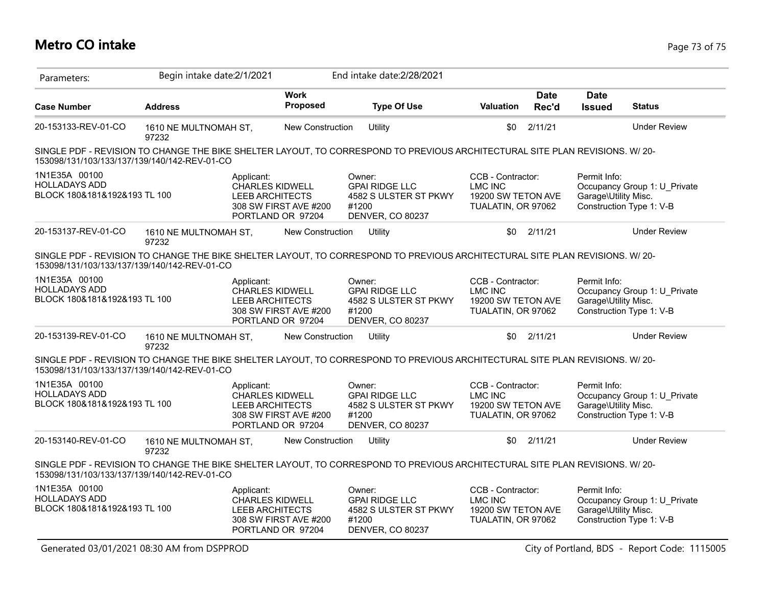# Metro CO intake

Parameters: Begin intake date:2/1/2021 End intake date:2/28/2021

| Case Number | Address | Work Proposed | Type Of Use | Valuation | Date Rec'd | Date Issued | Status |
|---|---|---|---|---|---|---|---|
| 20-153133-REV-01-CO | 1610 NE MULTNOMAH ST, 97232 | New Construction | Utility | $0 | 2/11/21 | | Under Review |

SINGLE PDF - REVISION TO CHANGE THE BIKE SHELTER LAYOUT, TO CORRESPOND TO PREVIOUS ARCHITECTURAL SITE PLAN REVISIONS. W/ 20-153098/131/103/133/137/139/140/142-REV-01-CO

1N1E35A 00100
HOLLADAYS ADD
BLOCK 180&181&192&193 TL 100

Applicant:
CHARLES KIDWELL
LEEB ARCHITECTS
308 SW FIRST AVE #200
PORTLAND OR 97204

Owner:
GPAI RIDGE LLC
4582 S ULSTER ST PKWY
#1200
DENVER, CO 80237

CCB - Contractor:
LMC INC
19200 SW TETON AVE
TUALATIN, OR 97062

Permit Info:
Occupancy Group 1: U_Private Garage\Utility Misc.
Construction Type 1: V-B

| Case Number | Address | Work Proposed | Type Of Use | Valuation | Date Rec'd | Date Issued | Status |
|---|---|---|---|---|---|---|---|
| 20-153137-REV-01-CO | 1610 NE MULTNOMAH ST, 97232 | New Construction | Utility | $0 | 2/11/21 | | Under Review |

SINGLE PDF - REVISION TO CHANGE THE BIKE SHELTER LAYOUT, TO CORRESPOND TO PREVIOUS ARCHITECTURAL SITE PLAN REVISIONS. W/ 20-153098/131/103/133/137/139/140/142-REV-01-CO

1N1E35A 00100
HOLLADAYS ADD
BLOCK 180&181&192&193 TL 100

Applicant:
CHARLES KIDWELL
LEEB ARCHITECTS
308 SW FIRST AVE #200
PORTLAND OR 97204

Owner:
GPAI RIDGE LLC
4582 S ULSTER ST PKWY
#1200
DENVER, CO 80237

CCB - Contractor:
LMC INC
19200 SW TETON AVE
TUALATIN, OR 97062

Permit Info:
Occupancy Group 1: U_Private Garage\Utility Misc.
Construction Type 1: V-B

| Case Number | Address | Work Proposed | Type Of Use | Valuation | Date Rec'd | Date Issued | Status |
|---|---|---|---|---|---|---|---|
| 20-153139-REV-01-CO | 1610 NE MULTNOMAH ST, 97232 | New Construction | Utility | $0 | 2/11/21 | | Under Review |

SINGLE PDF - REVISION TO CHANGE THE BIKE SHELTER LAYOUT, TO CORRESPOND TO PREVIOUS ARCHITECTURAL SITE PLAN REVISIONS. W/ 20-153098/131/103/133/137/139/140/142-REV-01-CO

1N1E35A 00100
HOLLADAYS ADD
BLOCK 180&181&192&193 TL 100

Applicant:
CHARLES KIDWELL
LEEB ARCHITECTS
308 SW FIRST AVE #200
PORTLAND OR 97204

Owner:
GPAI RIDGE LLC
4582 S ULSTER ST PKWY
#1200
DENVER, CO 80237

CCB - Contractor:
LMC INC
19200 SW TETON AVE
TUALATIN, OR 97062

Permit Info:
Occupancy Group 1: U_Private Garage\Utility Misc.
Construction Type 1: V-B

| Case Number | Address | Work Proposed | Type Of Use | Valuation | Date Rec'd | Date Issued | Status |
|---|---|---|---|---|---|---|---|
| 20-153140-REV-01-CO | 1610 NE MULTNOMAH ST, 97232 | New Construction | Utility | $0 | 2/11/21 | | Under Review |

SINGLE PDF - REVISION TO CHANGE THE BIKE SHELTER LAYOUT, TO CORRESPOND TO PREVIOUS ARCHITECTURAL SITE PLAN REVISIONS. W/ 20-153098/131/103/133/137/139/140/142-REV-01-CO

1N1E35A 00100
HOLLADAYS ADD
BLOCK 180&181&192&193 TL 100

Applicant:
CHARLES KIDWELL
LEEB ARCHITECTS
308 SW FIRST AVE #200
PORTLAND OR 97204

Owner:
GPAI RIDGE LLC
4582 S ULSTER ST PKWY
#1200
DENVER, CO 80237

CCB - Contractor:
LMC INC
19200 SW TETON AVE
TUALATIN, OR 97062

Permit Info:
Occupancy Group 1: U_Private Garage\Utility Misc.
Construction Type 1: V-B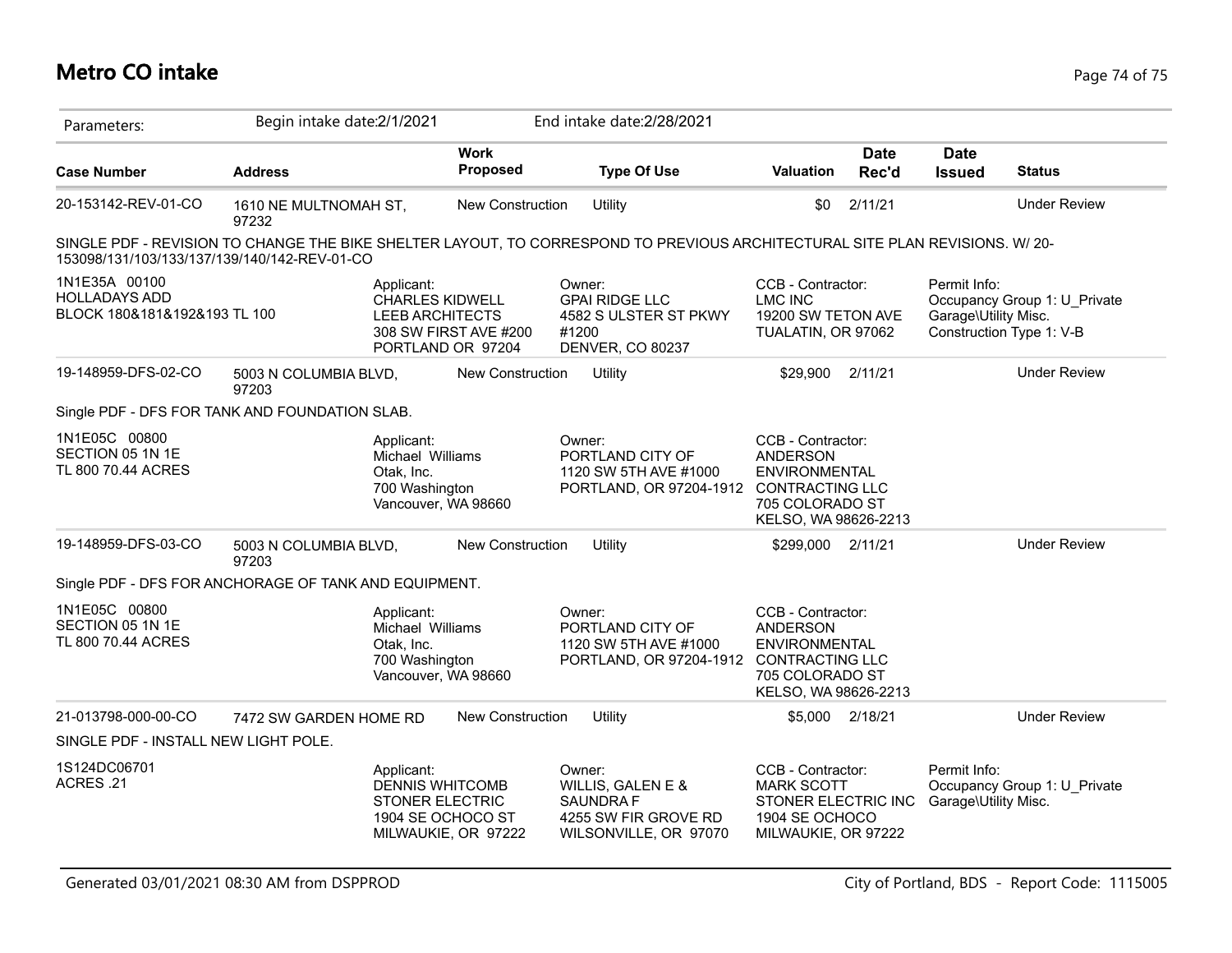# Metro CO intake

| Parameters: | Begin intake date:2/1/2021 | | End intake date:2/28/2021 | | | | |
|---|---|---|---|---|---|---|---|
| **Case Number** | **Address** | **Work Proposed** | **Type Of Use** | **Valuation** | **Date Rec'd** | **Date Issued** | **Status** |
| 20-153142-REV-01-CO | 1610 NE MULTNOMAH ST, 97232 | New Construction | Utility | $0 | 2/11/21 | | Under Review |
| 19-148959-DFS-02-CO | 5003 N COLUMBIA BLVD, 97203 | New Construction | Utility | $29,900 | 2/11/21 | | Under Review |
| 19-148959-DFS-03-CO | 5003 N COLUMBIA BLVD, 97203 | New Construction | Utility | $299,000 | 2/11/21 | | Under Review |
| 21-013798-000-00-CO | 7472 SW GARDEN HOME RD | New Construction | Utility | $5,000 | 2/18/21 | | Under Review |

**20-153142-REV-01-CO** — 1610 NE MULTNOMAH ST, 97232

SINGLE PDF - REVISION TO CHANGE THE BIKE SHELTER LAYOUT, TO CORRESPOND TO PREVIOUS ARCHITECTURAL SITE PLAN REVISIONS. W/ 20-153098/131/103/133/137/139/140/142-REV-01-CO

1N1E35A 00100
HOLLADAYS ADD
BLOCK 180&181&192&193 TL 100

Applicant:
CHARLES KIDWELL
LEEB ARCHITECTS
308 SW FIRST AVE #200
PORTLAND OR 97204

Owner:
GPAI RIDGE LLC
4582 S ULSTER ST PKWY #1200
DENVER, CO 80237

CCB - Contractor:
LMC INC
19200 SW TETON AVE
TUALATIN, OR 97062

Permit Info:
Occupancy Group 1: U_Private Garage\Utility Misc.
Construction Type 1: V-B

**19-148959-DFS-02-CO** — 5003 N COLUMBIA BLVD, 97203

Single PDF - DFS FOR TANK AND FOUNDATION SLAB.

1N1E05C 00800
SECTION 05 1N 1E
TL 800 70.44 ACRES

Applicant:
Michael Williams
Otak, Inc.
700 Washington
Vancouver, WA 98660

Owner:
PORTLAND CITY OF
1120 SW 5TH AVE #1000
PORTLAND, OR 97204-1912

CCB - Contractor:
ANDERSON ENVIRONMENTAL CONTRACTING LLC
705 COLORADO ST
KELSO, WA 98626-2213

**19-148959-DFS-03-CO** — 5003 N COLUMBIA BLVD, 97203

Single PDF - DFS FOR ANCHORAGE OF TANK AND EQUIPMENT.

1N1E05C 00800
SECTION 05 1N 1E
TL 800 70.44 ACRES

Applicant:
Michael Williams
Otak, Inc.
700 Washington
Vancouver, WA 98660

Owner:
PORTLAND CITY OF
1120 SW 5TH AVE #1000
PORTLAND, OR 97204-1912

CCB - Contractor:
ANDERSON ENVIRONMENTAL CONTRACTING LLC
705 COLORADO ST
KELSO, WA 98626-2213

**21-013798-000-00-CO** — 7472 SW GARDEN HOME RD

SINGLE PDF - INSTALL NEW LIGHT POLE.

1S124DC06701
ACRES .21

Applicant:
DENNIS WHITCOMB
STONER ELECTRIC
1904 SE OCHOCO ST
MILWAUKIE, OR 97222

Owner:
WILLIS, GALEN E & SAUNDRA F
4255 SW FIR GROVE RD
WILSONVILLE, OR 97070

CCB - Contractor:
MARK SCOTT
STONER ELECTRIC INC
1904 SE OCHOCO
MILWAUKIE, OR 97222

Permit Info:
Occupancy Group 1: U_Private Garage\Utility Misc.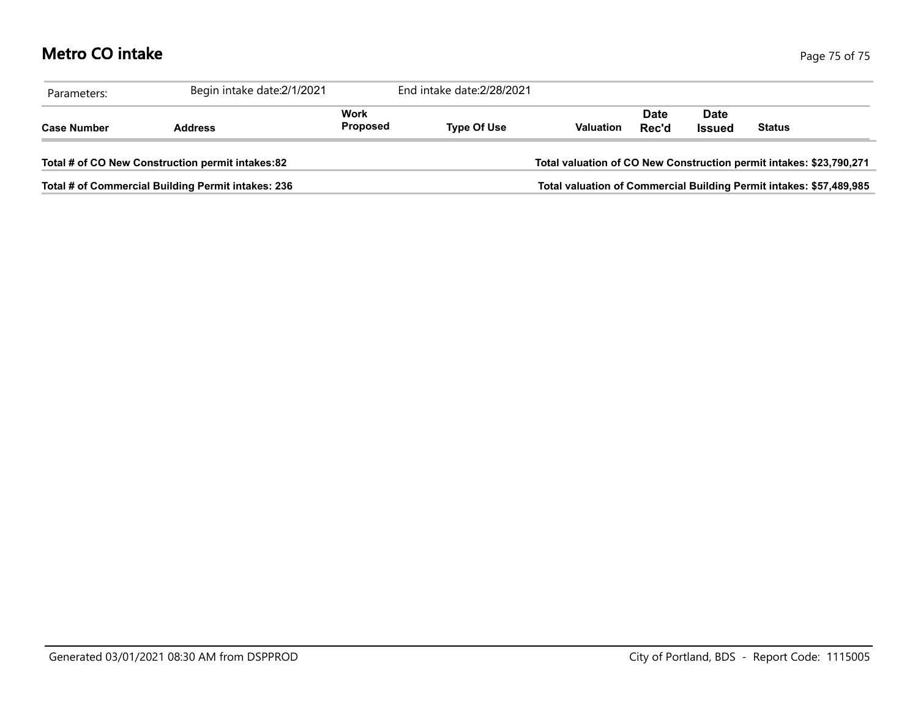# Metro CO intake

Parameters: Begin intake date:2/1/2021 End intake date:2/28/2021

| Case Number | Address | Work Proposed | Type Of Use | Valuation | Date Rec'd | Date Issued | Status |
|---|---|---|---|---|---|---|---|

**Total # of CO New Construction permit intakes:82**

**Total valuation of CO New Construction permit intakes: $23,790,271**

**Total # of Commercial Building Permit intakes: 236**

**Total valuation of Commercial Building Permit intakes: $57,489,985**

Generated 03/01/2021 08:30 AM from DSPPROD

City of Portland, BDS - Report Code: 1115005